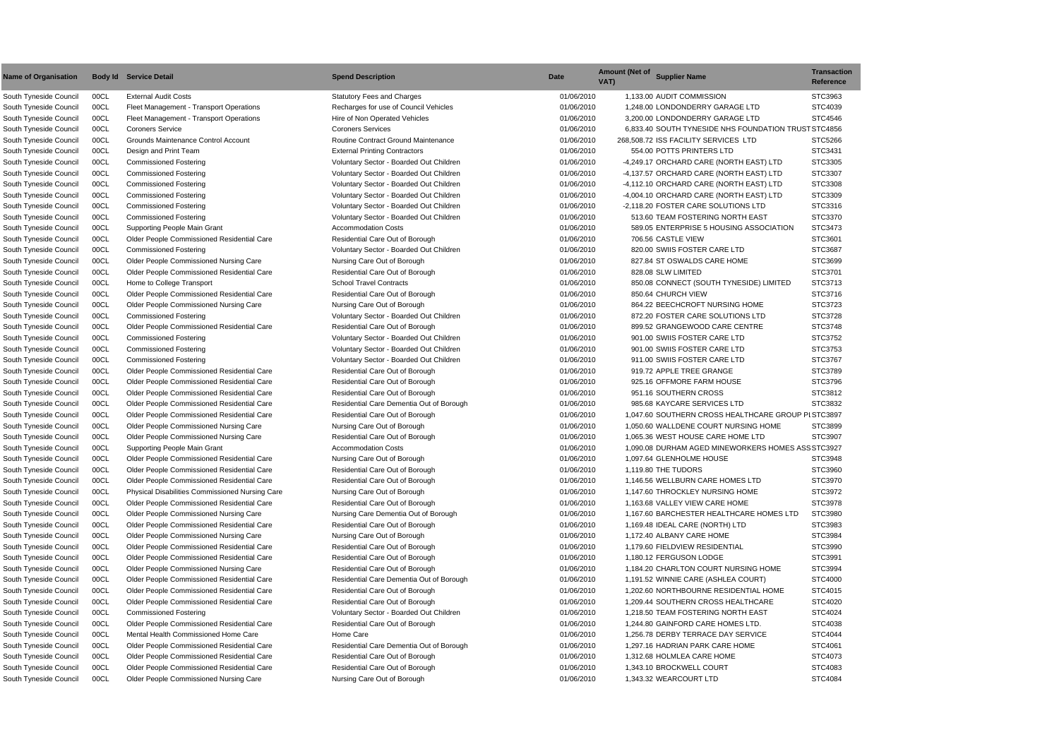| Name of Organisation | Body Id | Service Detail | Spend Description | Date | Amount (Net of VAT) | Supplier Name | Transaction Reference |
|---|---|---|---|---|---|---|---|
| South Tyneside Council | 00CL | External Audit Costs | Statutory Fees and Charges | 01/06/2010 | 1,133.00 | AUDIT COMMISSION | STC3963 |
| South Tyneside Council | 00CL | Fleet Management - Transport Operations | Recharges for use of Council Vehicles | 01/06/2010 | 1,248.00 | LONDONDERRY GARAGE LTD | STC4039 |
| South Tyneside Council | 00CL | Fleet Management - Transport Operations | Hire of Non Operated Vehicles | 01/06/2010 | 3,200.00 | LONDONDERRY GARAGE LTD | STC4546 |
| South Tyneside Council | 00CL | Coroners Service | Coroners Services | 01/06/2010 | 6,833.40 | SOUTH TYNESIDE NHS FOUNDATION TRUST | STC4856 |
| South Tyneside Council | 00CL | Grounds Maintenance Control Account | Routine Contract Ground Maintenance | 01/06/2010 | 268,508.72 | ISS FACILITY SERVICES LTD | STC5266 |
| South Tyneside Council | 00CL | Design and Print Team | External Printing Contractors | 01/06/2010 | 554.00 | POTTS PRINTERS LTD | STC3431 |
| South Tyneside Council | 00CL | Commissioned Fostering | Voluntary Sector - Boarded Out Children | 01/06/2010 | -4,249.17 | ORCHARD CARE (NORTH EAST) LTD | STC3305 |
| South Tyneside Council | 00CL | Commissioned Fostering | Voluntary Sector - Boarded Out Children | 01/06/2010 | -4,137.57 | ORCHARD CARE (NORTH EAST) LTD | STC3307 |
| South Tyneside Council | 00CL | Commissioned Fostering | Voluntary Sector - Boarded Out Children | 01/06/2010 | -4,112.10 | ORCHARD CARE (NORTH EAST) LTD | STC3308 |
| South Tyneside Council | 00CL | Commissioned Fostering | Voluntary Sector - Boarded Out Children | 01/06/2010 | -4,004.10 | ORCHARD CARE (NORTH EAST) LTD | STC3309 |
| South Tyneside Council | 00CL | Commissioned Fostering | Voluntary Sector - Boarded Out Children | 01/06/2010 | -2,118.20 | FOSTER CARE SOLUTIONS LTD | STC3316 |
| South Tyneside Council | 00CL | Commissioned Fostering | Voluntary Sector - Boarded Out Children | 01/06/2010 | 513.60 | TEAM FOSTERING NORTH EAST | STC3370 |
| South Tyneside Council | 00CL | Supporting People Main Grant | Accommodation Costs | 01/06/2010 | 589.05 | ENTERPRISE 5 HOUSING ASSOCIATION | STC3473 |
| South Tyneside Council | 00CL | Older People Commissioned Residential Care | Residential Care Out of Borough | 01/06/2010 | 706.56 | CASTLE VIEW | STC3601 |
| South Tyneside Council | 00CL | Commissioned Fostering | Voluntary Sector - Boarded Out Children | 01/06/2010 | 820.00 | SWIIS FOSTER CARE LTD | STC3687 |
| South Tyneside Council | 00CL | Older People Commissioned Nursing Care | Nursing Care Out of Borough | 01/06/2010 | 827.84 | ST OSWALDS CARE HOME | STC3699 |
| South Tyneside Council | 00CL | Older People Commissioned Residential Care | Residential Care Out of Borough | 01/06/2010 | 828.08 | SLW LIMITED | STC3701 |
| South Tyneside Council | 00CL | Home to College Transport | School Travel Contracts | 01/06/2010 | 850.08 | CONNECT (SOUTH TYNESIDE) LIMITED | STC3713 |
| South Tyneside Council | 00CL | Older People Commissioned Residential Care | Residential Care Out of Borough | 01/06/2010 | 850.64 | CHURCH VIEW | STC3716 |
| South Tyneside Council | 00CL | Older People Commissioned Nursing Care | Nursing Care Out of Borough | 01/06/2010 | 864.22 | BEECHCROFT NURSING HOME | STC3723 |
| South Tyneside Council | 00CL | Commissioned Fostering | Voluntary Sector - Boarded Out Children | 01/06/2010 | 872.20 | FOSTER CARE SOLUTIONS LTD | STC3728 |
| South Tyneside Council | 00CL | Older People Commissioned Residential Care | Residential Care Out of Borough | 01/06/2010 | 899.52 | GRANGEWOOD CARE CENTRE | STC3748 |
| South Tyneside Council | 00CL | Commissioned Fostering | Voluntary Sector - Boarded Out Children | 01/06/2010 | 901.00 | SWIIS FOSTER CARE LTD | STC3752 |
| South Tyneside Council | 00CL | Commissioned Fostering | Voluntary Sector - Boarded Out Children | 01/06/2010 | 901.00 | SWIIS FOSTER CARE LTD | STC3753 |
| South Tyneside Council | 00CL | Commissioned Fostering | Voluntary Sector - Boarded Out Children | 01/06/2010 | 911.00 | SWIIS FOSTER CARE LTD | STC3767 |
| South Tyneside Council | 00CL | Older People Commissioned Residential Care | Residential Care Out of Borough | 01/06/2010 | 919.72 | APPLE TREE GRANGE | STC3789 |
| South Tyneside Council | 00CL | Older People Commissioned Residential Care | Residential Care Out of Borough | 01/06/2010 | 925.16 | OFFMORE FARM HOUSE | STC3796 |
| South Tyneside Council | 00CL | Older People Commissioned Residential Care | Residential Care Out of Borough | 01/06/2010 | 951.16 | SOUTHERN CROSS | STC3812 |
| South Tyneside Council | 00CL | Older People Commissioned Residential Care | Residential Care Dementia Out of Borough | 01/06/2010 | 985.68 | KAYCARE SERVICES LTD | STC3832 |
| South Tyneside Council | 00CL | Older People Commissioned Residential Care | Residential Care Out of Borough | 01/06/2010 | 1,047.60 | SOUTHERN CROSS HEALTHCARE GROUP PL | STC3897 |
| South Tyneside Council | 00CL | Older People Commissioned Nursing Care | Nursing Care Out of Borough | 01/06/2010 | 1,050.60 | WALLDENE COURT NURSING HOME | STC3899 |
| South Tyneside Council | 00CL | Older People Commissioned Nursing Care | Residential Care Out of Borough | 01/06/2010 | 1,065.36 | WEST HOUSE CARE HOME LTD | STC3907 |
| South Tyneside Council | 00CL | Supporting People Main Grant | Accommodation Costs | 01/06/2010 | 1,090.08 | DURHAM AGED MINEWORKERS HOMES ASS | STC3927 |
| South Tyneside Council | 00CL | Older People Commissioned Residential Care | Nursing Care Out of Borough | 01/06/2010 | 1,097.64 | GLENHOLME HOUSE | STC3948 |
| South Tyneside Council | 00CL | Older People Commissioned Residential Care | Residential Care Out of Borough | 01/06/2010 | 1,119.80 | THE TUDORS | STC3960 |
| South Tyneside Council | 00CL | Older People Commissioned Residential Care | Residential Care Out of Borough | 01/06/2010 | 1,146.56 | WELLBURN CARE HOMES LTD | STC3970 |
| South Tyneside Council | 00CL | Physical Disabilities Commissioned Nursing Care | Nursing Care Out of Borough | 01/06/2010 | 1,147.60 | THROCKLEY NURSING HOME | STC3972 |
| South Tyneside Council | 00CL | Older People Commissioned Residential Care | Residential Care Out of Borough | 01/06/2010 | 1,163.68 | VALLEY VIEW CARE HOME | STC3978 |
| South Tyneside Council | 00CL | Older People Commissioned Nursing Care | Nursing Care Dementia Out of Borough | 01/06/2010 | 1,167.60 | BARCHESTER HEALTHCARE HOMES LTD | STC3980 |
| South Tyneside Council | 00CL | Older People Commissioned Residential Care | Residential Care Out of Borough | 01/06/2010 | 1,169.48 | IDEAL CARE (NORTH) LTD | STC3983 |
| South Tyneside Council | 00CL | Older People Commissioned Nursing Care | Nursing Care Out of Borough | 01/06/2010 | 1,172.40 | ALBANY CARE HOME | STC3984 |
| South Tyneside Council | 00CL | Older People Commissioned Residential Care | Residential Care Out of Borough | 01/06/2010 | 1,179.60 | FIELDVIEW RESIDENTIAL | STC3990 |
| South Tyneside Council | 00CL | Older People Commissioned Residential Care | Residential Care Out of Borough | 01/06/2010 | 1,180.12 | FERGUSON LODGE | STC3991 |
| South Tyneside Council | 00CL | Older People Commissioned Nursing Care | Residential Care Out of Borough | 01/06/2010 | 1,184.20 | CHARLTON COURT NURSING HOME | STC3994 |
| South Tyneside Council | 00CL | Older People Commissioned Residential Care | Residential Care Dementia Out of Borough | 01/06/2010 | 1,191.52 | WINNIE CARE (ASHLEA COURT) | STC4000 |
| South Tyneside Council | 00CL | Older People Commissioned Residential Care | Residential Care Out of Borough | 01/06/2010 | 1,202.60 | NORTHBOURNE RESIDENTIAL HOME | STC4015 |
| South Tyneside Council | 00CL | Older People Commissioned Residential Care | Residential Care Out of Borough | 01/06/2010 | 1,209.44 | SOUTHERN CROSS HEALTHCARE | STC4020 |
| South Tyneside Council | 00CL | Commissioned Fostering | Voluntary Sector - Boarded Out Children | 01/06/2010 | 1,218.50 | TEAM FOSTERING NORTH EAST | STC4024 |
| South Tyneside Council | 00CL | Older People Commissioned Residential Care | Residential Care Out of Borough | 01/06/2010 | 1,244.80 | GAINFORD CARE HOMES LTD. | STC4038 |
| South Tyneside Council | 00CL | Mental Health Commissioned Home Care | Home Care | 01/06/2010 | 1,256.78 | DERBY TERRACE DAY SERVICE | STC4044 |
| South Tyneside Council | 00CL | Older People Commissioned Residential Care | Residential Care Dementia Out of Borough | 01/06/2010 | 1,297.16 | HADRIAN PARK CARE HOME | STC4061 |
| South Tyneside Council | 00CL | Older People Commissioned Residential Care | Residential Care Out of Borough | 01/06/2010 | 1,312.68 | HOLMLEA CARE HOME | STC4073 |
| South Tyneside Council | 00CL | Older People Commissioned Residential Care | Residential Care Out of Borough | 01/06/2010 | 1,343.10 | BROCKWELL COURT | STC4083 |
| South Tyneside Council | 00CL | Older People Commissioned Nursing Care | Nursing Care Out of Borough | 01/06/2010 | 1,343.32 | WEARCOURT LTD | STC4084 |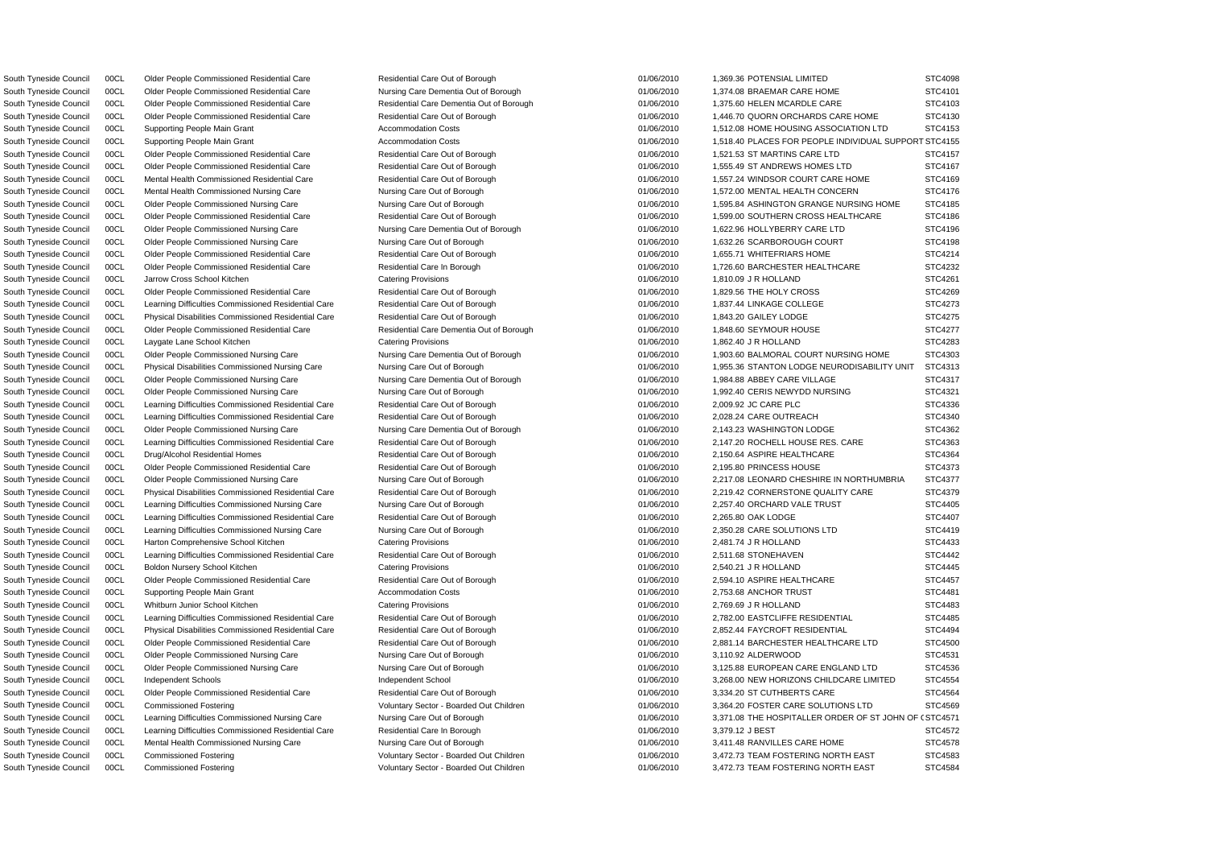| | | | | | | | |
|---|---|---|---|---|---|---|---|
| South Tyneside Council | 00CL | Older People Commissioned Residential Care | Residential Care Out of Borough | 01/06/2010 | 1,369.36 | POTENSIAL LIMITED | STC4098 |
| South Tyneside Council | 00CL | Older People Commissioned Residential Care | Nursing Care Dementia Out of Borough | 01/06/2010 | 1,374.08 | BRAEMAR CARE HOME | STC4101 |
| South Tyneside Council | 00CL | Older People Commissioned Residential Care | Residential Care Dementia Out of Borough | 01/06/2010 | 1,375.60 | HELEN MCARDLE CARE | STC4103 |
| South Tyneside Council | 00CL | Older People Commissioned Residential Care | Residential Care Out of Borough | 01/06/2010 | 1,446.70 | QUORN ORCHARDS CARE HOME | STC4130 |
| South Tyneside Council | 00CL | Supporting People Main Grant | Accommodation Costs | 01/06/2010 | 1,512.08 | HOME HOUSING ASSOCIATION LTD | STC4153 |
| South Tyneside Council | 00CL | Supporting People Main Grant | Accommodation Costs | 01/06/2010 | 1,518.40 | PLACES FOR PEOPLE INDIVIDUAL SUPPORT | STC4155 |
| South Tyneside Council | 00CL | Older People Commissioned Residential Care | Residential Care Out of Borough | 01/06/2010 | 1,521.53 | ST MARTINS CARE LTD | STC4157 |
| South Tyneside Council | 00CL | Older People Commissioned Residential Care | Residential Care Out of Borough | 01/06/2010 | 1,555.49 | ST ANDREWS HOMES LTD | STC4167 |
| South Tyneside Council | 00CL | Mental Health Commissioned Residential Care | Residential Care Out of Borough | 01/06/2010 | 1,557.24 | WINDSOR COURT CARE HOME | STC4169 |
| South Tyneside Council | 00CL | Mental Health Commissioned Nursing Care | Nursing Care Out of Borough | 01/06/2010 | 1,572.00 | MENTAL HEALTH CONCERN | STC4176 |
| South Tyneside Council | 00CL | Older People Commissioned Nursing Care | Nursing Care Out of Borough | 01/06/2010 | 1,595.84 | ASHINGTON GRANGE NURSING HOME | STC4185 |
| South Tyneside Council | 00CL | Older People Commissioned Residential Care | Residential Care Out of Borough | 01/06/2010 | 1,599.00 | SOUTHERN CROSS HEALTHCARE | STC4186 |
| South Tyneside Council | 00CL | Older People Commissioned Nursing Care | Nursing Care Dementia Out of Borough | 01/06/2010 | 1,622.96 | HOLLYBERRY CARE LTD | STC4196 |
| South Tyneside Council | 00CL | Older People Commissioned Nursing Care | Nursing Care Out of Borough | 01/06/2010 | 1,632.26 | SCARBOROUGH COURT | STC4198 |
| South Tyneside Council | 00CL | Older People Commissioned Residential Care | Residential Care Out of Borough | 01/06/2010 | 1,655.71 | WHITEFRIARS HOME | STC4214 |
| South Tyneside Council | 00CL | Older People Commissioned Residential Care | Residential Care In Borough | 01/06/2010 | 1,726.60 | BARCHESTER HEALTHCARE | STC4232 |
| South Tyneside Council | 00CL | Jarrow Cross School Kitchen | Catering Provisions | 01/06/2010 | 1,810.09 | J R HOLLAND | STC4261 |
| South Tyneside Council | 00CL | Older People Commissioned Residential Care | Residential Care Out of Borough | 01/06/2010 | 1,829.56 | THE HOLY CROSS | STC4269 |
| South Tyneside Council | 00CL | Learning Difficulties Commissioned Residential Care | Residential Care Out of Borough | 01/06/2010 | 1,837.44 | LINKAGE COLLEGE | STC4273 |
| South Tyneside Council | 00CL | Physical Disabilities Commissioned Residential Care | Residential Care Out of Borough | 01/06/2010 | 1,843.20 | GAILEY LODGE | STC4275 |
| South Tyneside Council | 00CL | Older People Commissioned Residential Care | Residential Care Dementia Out of Borough | 01/06/2010 | 1,848.60 | SEYMOUR HOUSE | STC4277 |
| South Tyneside Council | 00CL | Laygate Lane School Kitchen | Catering Provisions | 01/06/2010 | 1,862.40 | J R HOLLAND | STC4283 |
| South Tyneside Council | 00CL | Older People Commissioned Nursing Care | Nursing Care Dementia Out of Borough | 01/06/2010 | 1,903.60 | BALMORAL COURT NURSING HOME | STC4303 |
| South Tyneside Council | 00CL | Physical Disabilities Commissioned Nursing Care | Nursing Care Out of Borough | 01/06/2010 | 1,955.36 | STANTON LODGE NEURODISABILITY UNIT | STC4313 |
| South Tyneside Council | 00CL | Older People Commissioned Nursing Care | Nursing Care Dementia Out of Borough | 01/06/2010 | 1,984.88 | ABBEY CARE VILLAGE | STC4317 |
| South Tyneside Council | 00CL | Older People Commissioned Nursing Care | Nursing Care Out of Borough | 01/06/2010 | 1,992.40 | CERIS NEWYDD NURSING | STC4321 |
| South Tyneside Council | 00CL | Learning Difficulties Commissioned Residential Care | Residential Care Out of Borough | 01/06/2010 | 2,009.92 | JC CARE PLC | STC4336 |
| South Tyneside Council | 00CL | Learning Difficulties Commissioned Residential Care | Residential Care Out of Borough | 01/06/2010 | 2,028.24 | CARE OUTREACH | STC4340 |
| South Tyneside Council | 00CL | Older People Commissioned Nursing Care | Nursing Care Dementia Out of Borough | 01/06/2010 | 2,143.23 | WASHINGTON LODGE | STC4362 |
| South Tyneside Council | 00CL | Learning Difficulties Commissioned Residential Care | Residential Care Out of Borough | 01/06/2010 | 2,147.20 | ROCHELL HOUSE RES. CARE | STC4363 |
| South Tyneside Council | 00CL | Drug/Alcohol Residential Homes | Residential Care Out of Borough | 01/06/2010 | 2,150.64 | ASPIRE HEALTHCARE | STC4364 |
| South Tyneside Council | 00CL | Older People Commissioned Residential Care | Residential Care Out of Borough | 01/06/2010 | 2,195.80 | PRINCESS HOUSE | STC4373 |
| South Tyneside Council | 00CL | Older People Commissioned Nursing Care | Nursing Care Out of Borough | 01/06/2010 | 2,217.08 | LEONARD CHESHIRE IN NORTHUMBRIA | STC4377 |
| South Tyneside Council | 00CL | Physical Disabilities Commissioned Residential Care | Residential Care Out of Borough | 01/06/2010 | 2,219.42 | CORNERSTONE QUALITY CARE | STC4379 |
| South Tyneside Council | 00CL | Learning Difficulties Commissioned Nursing Care | Nursing Care Out of Borough | 01/06/2010 | 2,257.40 | ORCHARD VALE TRUST | STC4405 |
| South Tyneside Council | 00CL | Learning Difficulties Commissioned Residential Care | Residential Care Out of Borough | 01/06/2010 | 2,265.80 | OAK LODGE | STC4407 |
| South Tyneside Council | 00CL | Learning Difficulties Commissioned Nursing Care | Nursing Care Out of Borough | 01/06/2010 | 2,350.28 | CARE SOLUTIONS LTD | STC4419 |
| South Tyneside Council | 00CL | Harton Comprehensive School Kitchen | Catering Provisions | 01/06/2010 | 2,481.74 | J R HOLLAND | STC4433 |
| South Tyneside Council | 00CL | Learning Difficulties Commissioned Residential Care | Residential Care Out of Borough | 01/06/2010 | 2,511.68 | STONEHAVEN | STC4442 |
| South Tyneside Council | 00CL | Boldon Nursery School Kitchen | Catering Provisions | 01/06/2010 | 2,540.21 | J R HOLLAND | STC4445 |
| South Tyneside Council | 00CL | Older People Commissioned Residential Care | Residential Care Out of Borough | 01/06/2010 | 2,594.10 | ASPIRE HEALTHCARE | STC4457 |
| South Tyneside Council | 00CL | Supporting People Main Grant | Accommodation Costs | 01/06/2010 | 2,753.68 | ANCHOR TRUST | STC4481 |
| South Tyneside Council | 00CL | Whitburn Junior School Kitchen | Catering Provisions | 01/06/2010 | 2,769.69 | J R HOLLAND | STC4483 |
| South Tyneside Council | 00CL | Learning Difficulties Commissioned Residential Care | Residential Care Out of Borough | 01/06/2010 | 2,782.00 | EASTCLIFFE RESIDENTIAL | STC4485 |
| South Tyneside Council | 00CL | Physical Disabilities Commissioned Residential Care | Residential Care Out of Borough | 01/06/2010 | 2,852.44 | FAYCROFT RESIDENTIAL | STC4494 |
| South Tyneside Council | 00CL | Older People Commissioned Residential Care | Residential Care Out of Borough | 01/06/2010 | 2,881.14 | BARCHESTER HEALTHCARE LTD | STC4500 |
| South Tyneside Council | 00CL | Older People Commissioned Nursing Care | Nursing Care Out of Borough | 01/06/2010 | 3,110.92 | ALDERWOOD | STC4531 |
| South Tyneside Council | 00CL | Older People Commissioned Nursing Care | Nursing Care Out of Borough | 01/06/2010 | 3,125.88 | EUROPEAN CARE ENGLAND LTD | STC4536 |
| South Tyneside Council | 00CL | Independent Schools | Independent School | 01/06/2010 | 3,268.00 | NEW HORIZONS CHILDCARE LIMITED | STC4554 |
| South Tyneside Council | 00CL | Older People Commissioned Residential Care | Residential Care Out of Borough | 01/06/2010 | 3,334.20 | ST CUTHBERTS CARE | STC4564 |
| South Tyneside Council | 00CL | Commissioned Fostering | Voluntary Sector - Boarded Out Children | 01/06/2010 | 3,364.20 | FOSTER CARE SOLUTIONS LTD | STC4569 |
| South Tyneside Council | 00CL | Learning Difficulties Commissioned Nursing Care | Nursing Care Out of Borough | 01/06/2010 | 3,371.08 | THE HOSPITALLER ORDER OF ST JOHN OF ( | STC4571 |
| South Tyneside Council | 00CL | Learning Difficulties Commissioned Residential Care | Residential Care In Borough | 01/06/2010 | 3,379.12 | J BEST | STC4572 |
| South Tyneside Council | 00CL | Mental Health Commissioned Nursing Care | Nursing Care Out of Borough | 01/06/2010 | 3,411.48 | RANVILLES CARE HOME | STC4578 |
| South Tyneside Council | 00CL | Commissioned Fostering | Voluntary Sector - Boarded Out Children | 01/06/2010 | 3,472.73 | TEAM FOSTERING NORTH EAST | STC4583 |
| South Tyneside Council | 00CL | Commissioned Fostering | Voluntary Sector - Boarded Out Children | 01/06/2010 | 3,472.73 | TEAM FOSTERING NORTH EAST | STC4584 |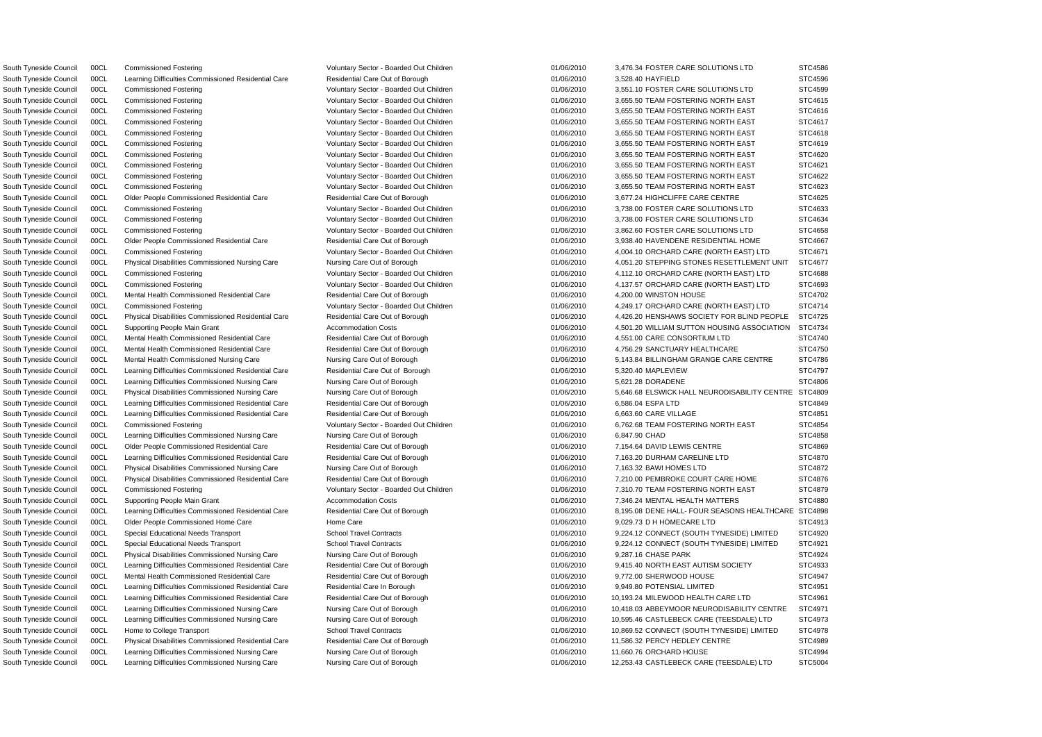| | | | | | | | |
|---|---|---|---|---|---|---|---|
| South Tyneside Council | 00CL | Commissioned Fostering | Voluntary Sector - Boarded Out Children | 01/06/2010 | 3,476.34 | FOSTER CARE SOLUTIONS LTD | STC4586 |
| South Tyneside Council | 00CL | Learning Difficulties Commissioned Residential Care | Residential Care Out of Borough | 01/06/2010 | 3,528.40 | HAYFIELD | STC4596 |
| South Tyneside Council | 00CL | Commissioned Fostering | Voluntary Sector - Boarded Out Children | 01/06/2010 | 3,551.10 | FOSTER CARE SOLUTIONS LTD | STC4599 |
| South Tyneside Council | 00CL | Commissioned Fostering | Voluntary Sector - Boarded Out Children | 01/06/2010 | 3,655.50 | TEAM FOSTERING NORTH EAST | STC4615 |
| South Tyneside Council | 00CL | Commissioned Fostering | Voluntary Sector - Boarded Out Children | 01/06/2010 | 3,655.50 | TEAM FOSTERING NORTH EAST | STC4616 |
| South Tyneside Council | 00CL | Commissioned Fostering | Voluntary Sector - Boarded Out Children | 01/06/2010 | 3,655.50 | TEAM FOSTERING NORTH EAST | STC4617 |
| South Tyneside Council | 00CL | Commissioned Fostering | Voluntary Sector - Boarded Out Children | 01/06/2010 | 3,655.50 | TEAM FOSTERING NORTH EAST | STC4618 |
| South Tyneside Council | 00CL | Commissioned Fostering | Voluntary Sector - Boarded Out Children | 01/06/2010 | 3,655.50 | TEAM FOSTERING NORTH EAST | STC4619 |
| South Tyneside Council | 00CL | Commissioned Fostering | Voluntary Sector - Boarded Out Children | 01/06/2010 | 3,655.50 | TEAM FOSTERING NORTH EAST | STC4620 |
| South Tyneside Council | 00CL | Commissioned Fostering | Voluntary Sector - Boarded Out Children | 01/06/2010 | 3,655.50 | TEAM FOSTERING NORTH EAST | STC4621 |
| South Tyneside Council | 00CL | Commissioned Fostering | Voluntary Sector - Boarded Out Children | 01/06/2010 | 3,655.50 | TEAM FOSTERING NORTH EAST | STC4622 |
| South Tyneside Council | 00CL | Commissioned Fostering | Voluntary Sector - Boarded Out Children | 01/06/2010 | 3,655.50 | TEAM FOSTERING NORTH EAST | STC4623 |
| South Tyneside Council | 00CL | Older People Commissioned Residential Care | Residential Care Out of Borough | 01/06/2010 | 3,677.24 | HIGHCLIFFE CARE CENTRE | STC4625 |
| South Tyneside Council | 00CL | Commissioned Fostering | Voluntary Sector - Boarded Out Children | 01/06/2010 | 3,738.00 | FOSTER CARE SOLUTIONS LTD | STC4633 |
| South Tyneside Council | 00CL | Commissioned Fostering | Voluntary Sector - Boarded Out Children | 01/06/2010 | 3,738.00 | FOSTER CARE SOLUTIONS LTD | STC4634 |
| South Tyneside Council | 00CL | Commissioned Fostering | Voluntary Sector - Boarded Out Children | 01/06/2010 | 3,862.60 | FOSTER CARE SOLUTIONS LTD | STC4658 |
| South Tyneside Council | 00CL | Older People Commissioned Residential Care | Residential Care Out of Borough | 01/06/2010 | 3,938.40 | HAVENDENE RESIDENTIAL HOME | STC4667 |
| South Tyneside Council | 00CL | Commissioned Fostering | Voluntary Sector - Boarded Out Children | 01/06/2010 | 4,004.10 | ORCHARD CARE (NORTH EAST) LTD | STC4671 |
| South Tyneside Council | 00CL | Physical Disabilities Commissioned Nursing Care | Nursing Care Out of Borough | 01/06/2010 | 4,051.20 | STEPPING STONES RESETTLEMENT UNIT | STC4677 |
| South Tyneside Council | 00CL | Commissioned Fostering | Voluntary Sector - Boarded Out Children | 01/06/2010 | 4,112.10 | ORCHARD CARE (NORTH EAST) LTD | STC4688 |
| South Tyneside Council | 00CL | Commissioned Fostering | Voluntary Sector - Boarded Out Children | 01/06/2010 | 4,137.57 | ORCHARD CARE (NORTH EAST) LTD | STC4693 |
| South Tyneside Council | 00CL | Mental Health Commissioned Residential Care | Residential Care Out of Borough | 01/06/2010 | 4,200.00 | WINSTON HOUSE | STC4702 |
| South Tyneside Council | 00CL | Commissioned Fostering | Voluntary Sector - Boarded Out Children | 01/06/2010 | 4,249.17 | ORCHARD CARE (NORTH EAST) LTD | STC4714 |
| South Tyneside Council | 00CL | Physical Disabilities Commissioned Residential Care | Residential Care Out of Borough | 01/06/2010 | 4,426.20 | HENSHAWS SOCIETY FOR BLIND PEOPLE | STC4725 |
| South Tyneside Council | 00CL | Supporting People Main Grant | Accommodation Costs | 01/06/2010 | 4,501.20 | WILLIAM SUTTON HOUSING ASSOCIATION | STC4734 |
| South Tyneside Council | 00CL | Mental Health Commissioned Residential Care | Residential Care Out of Borough | 01/06/2010 | 4,551.00 | CARE CONSORTIUM LTD | STC4740 |
| South Tyneside Council | 00CL | Mental Health Commissioned Residential Care | Residential Care Out of Borough | 01/06/2010 | 4,756.29 | SANCTUARY HEALTHCARE | STC4750 |
| South Tyneside Council | 00CL | Mental Health Commissioned Nursing Care | Nursing Care Out of Borough | 01/06/2010 | 5,143.84 | BILLINGHAM GRANGE CARE CENTRE | STC4786 |
| South Tyneside Council | 00CL | Learning Difficulties Commissioned Residential Care | Residential Care Out of Borough | 01/06/2010 | 5,320.40 | MAPLEVIEW | STC4797 |
| South Tyneside Council | 00CL | Learning Difficulties Commissioned Nursing Care | Nursing Care Out of Borough | 01/06/2010 | 5,621.28 | DORADENE | STC4806 |
| South Tyneside Council | 00CL | Physical Disabilities Commissioned Nursing Care | Nursing Care Out of Borough | 01/06/2010 | 5,646.68 | ELSWICK HALL NEURODISABILITY CENTRE | STC4809 |
| South Tyneside Council | 00CL | Learning Difficulties Commissioned Residential Care | Residential Care Out of Borough | 01/06/2010 | 6,586.04 | ESPA LTD | STC4849 |
| South Tyneside Council | 00CL | Learning Difficulties Commissioned Residential Care | Residential Care Out of Borough | 01/06/2010 | 6,663.60 | CARE VILLAGE | STC4851 |
| South Tyneside Council | 00CL | Commissioned Fostering | Voluntary Sector - Boarded Out Children | 01/06/2010 | 6,762.68 | TEAM FOSTERING NORTH EAST | STC4854 |
| South Tyneside Council | 00CL | Learning Difficulties Commissioned Nursing Care | Nursing Care Out of Borough | 01/06/2010 | 6,847.90 | CHAD | STC4858 |
| South Tyneside Council | 00CL | Older People Commissioned Residential Care | Residential Care Out of Borough | 01/06/2010 | 7,154.64 | DAVID LEWIS CENTRE | STC4869 |
| South Tyneside Council | 00CL | Learning Difficulties Commissioned Residential Care | Residential Care Out of Borough | 01/06/2010 | 7,163.20 | DURHAM CARELINE LTD | STC4870 |
| South Tyneside Council | 00CL | Physical Disabilities Commissioned Nursing Care | Nursing Care Out of Borough | 01/06/2010 | 7,163.32 | BAWI HOMES LTD | STC4872 |
| South Tyneside Council | 00CL | Physical Disabilities Commissioned Residential Care | Residential Care Out of Borough | 01/06/2010 | 7,210.00 | PEMBROKE COURT CARE HOME | STC4876 |
| South Tyneside Council | 00CL | Commissioned Fostering | Voluntary Sector - Boarded Out Children | 01/06/2010 | 7,310.70 | TEAM FOSTERING NORTH EAST | STC4879 |
| South Tyneside Council | 00CL | Supporting People Main Grant | Accommodation Costs | 01/06/2010 | 7,346.24 | MENTAL HEALTH MATTERS | STC4880 |
| South Tyneside Council | 00CL | Learning Difficulties Commissioned Residential Care | Residential Care Out of Borough | 01/06/2010 | 8,195.08 | DENE HALL- FOUR SEASONS HEALTHCARE | STC4898 |
| South Tyneside Council | 00CL | Older People Commissioned Home Care | Home Care | 01/06/2010 | 9,029.73 | D H HOMECARE LTD | STC4913 |
| South Tyneside Council | 00CL | Special Educational Needs Transport | School Travel Contracts | 01/06/2010 | 9,224.12 | CONNECT (SOUTH TYNESIDE) LIMITED | STC4920 |
| South Tyneside Council | 00CL | Special Educational Needs Transport | School Travel Contracts | 01/06/2010 | 9,224.12 | CONNECT (SOUTH TYNESIDE) LIMITED | STC4921 |
| South Tyneside Council | 00CL | Physical Disabilities Commissioned Nursing Care | Nursing Care Out of Borough | 01/06/2010 | 9,287.16 | CHASE PARK | STC4924 |
| South Tyneside Council | 00CL | Learning Difficulties Commissioned Residential Care | Residential Care Out of Borough | 01/06/2010 | 9,415.40 | NORTH EAST AUTISM SOCIETY | STC4933 |
| South Tyneside Council | 00CL | Mental Health Commissioned Residential Care | Residential Care Out of Borough | 01/06/2010 | 9,772.00 | SHERWOOD HOUSE | STC4947 |
| South Tyneside Council | 00CL | Learning Difficulties Commissioned Residential Care | Residential Care In Borough | 01/06/2010 | 9,949.80 | POTENSIAL LIMITED | STC4951 |
| South Tyneside Council | 00CL | Learning Difficulties Commissioned Residential Care | Residential Care Out of Borough | 01/06/2010 | 10,193.24 | MILEWOOD HEALTH CARE LTD | STC4961 |
| South Tyneside Council | 00CL | Learning Difficulties Commissioned Nursing Care | Nursing Care Out of Borough | 01/06/2010 | 10,418.03 | ABBEYMOOR NEURODISABILITY CENTRE | STC4971 |
| South Tyneside Council | 00CL | Learning Difficulties Commissioned Nursing Care | Nursing Care Out of Borough | 01/06/2010 | 10,595.46 | CASTLEBECK CARE (TEESDALE) LTD | STC4973 |
| South Tyneside Council | 00CL | Home to College Transport | School Travel Contracts | 01/06/2010 | 10,869.52 | CONNECT (SOUTH TYNESIDE) LIMITED | STC4978 |
| South Tyneside Council | 00CL | Physical Disabilities Commissioned Residential Care | Residential Care Out of Borough | 01/06/2010 | 11,586.32 | PERCY HEDLEY CENTRE | STC4989 |
| South Tyneside Council | 00CL | Learning Difficulties Commissioned Nursing Care | Nursing Care Out of Borough | 01/06/2010 | 11,660.76 | ORCHARD HOUSE | STC4994 |
| South Tyneside Council | 00CL | Learning Difficulties Commissioned Nursing Care | Nursing Care Out of Borough | 01/06/2010 | 12,253.43 | CASTLEBECK CARE (TEESDALE) LTD | STC5004 |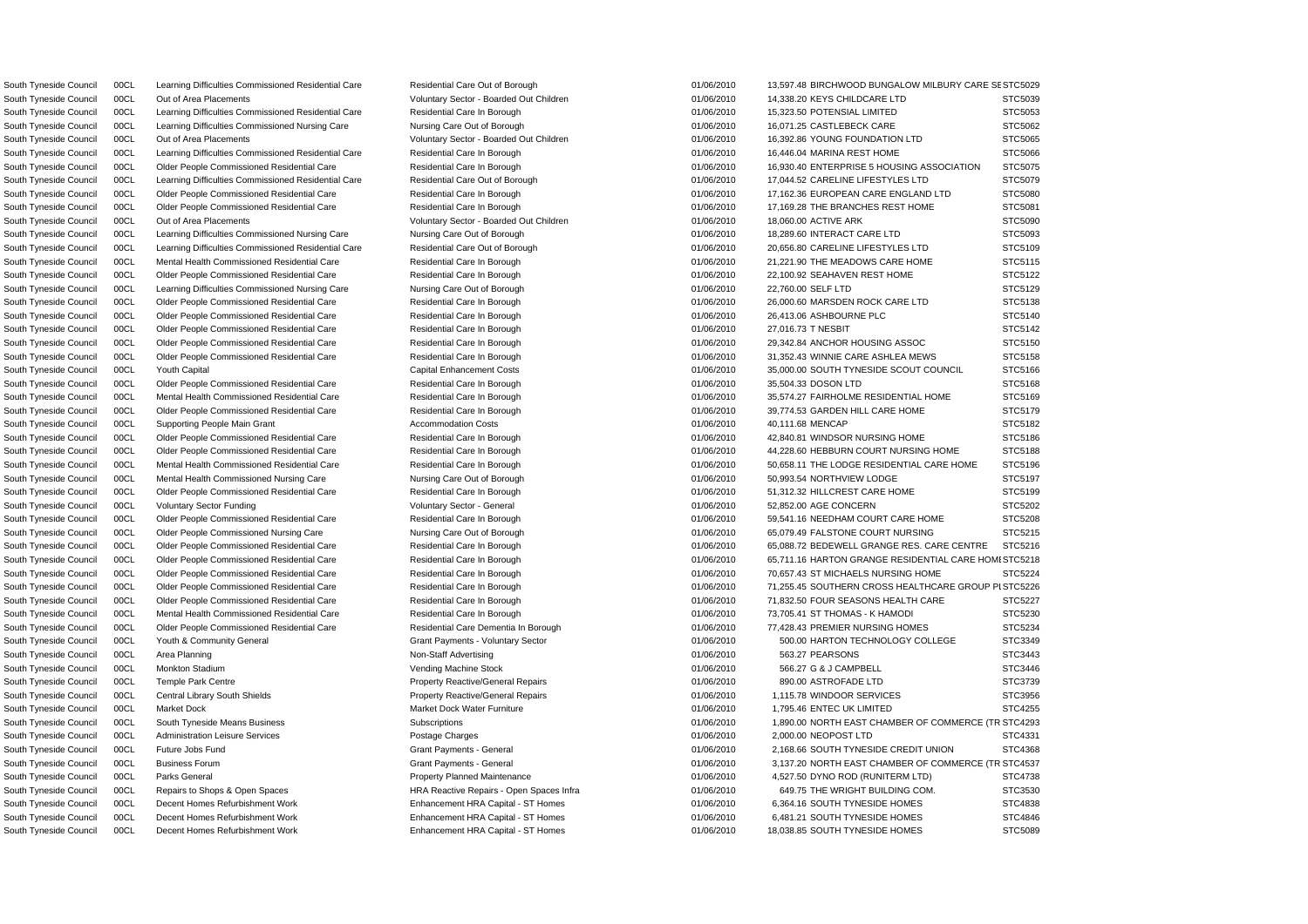| | | | | | | | |
|---|---|---|---|---|---|---|---|
| South Tyneside Council | 00CL | Learning Difficulties Commissioned Residential Care | Residential Care Out of Borough | 01/06/2010 | 13,597.48 | BIRCHWOOD BUNGALOW MILBURY CARE SE | STC5029 |
| South Tyneside Council | 00CL | Out of Area Placements | Voluntary Sector - Boarded Out Children | 01/06/2010 | 14,338.20 | KEYS CHILDCARE LTD | STC5039 |
| South Tyneside Council | 00CL | Learning Difficulties Commissioned Residential Care | Residential Care In Borough | 01/06/2010 | 15,323.50 | POTENSIAL LIMITED | STC5053 |
| South Tyneside Council | 00CL | Learning Difficulties Commissioned Nursing Care | Nursing Care Out of Borough | 01/06/2010 | 16,071.25 | CASTLEBECK CARE | STC5062 |
| South Tyneside Council | 00CL | Out of Area Placements | Voluntary Sector - Boarded Out Children | 01/06/2010 | 16,392.86 | YOUNG FOUNDATION LTD | STC5065 |
| South Tyneside Council | 00CL | Learning Difficulties Commissioned Residential Care | Residential Care In Borough | 01/06/2010 | 16,446.04 | MARINA REST HOME | STC5066 |
| South Tyneside Council | 00CL | Older People Commissioned Residential Care | Residential Care In Borough | 01/06/2010 | 16,930.40 | ENTERPRISE 5 HOUSING ASSOCIATION | STC5075 |
| South Tyneside Council | 00CL | Learning Difficulties Commissioned Residential Care | Residential Care Out of Borough | 01/06/2010 | 17,044.52 | CARELINE LIFESTYLES LTD | STC5079 |
| South Tyneside Council | 00CL | Older People Commissioned Residential Care | Residential Care In Borough | 01/06/2010 | 17,162.36 | EUROPEAN CARE ENGLAND LTD | STC5080 |
| South Tyneside Council | 00CL | Older People Commissioned Residential Care | Residential Care In Borough | 01/06/2010 | 17,169.28 | THE BRANCHES REST HOME | STC5081 |
| South Tyneside Council | 00CL | Out of Area Placements | Voluntary Sector - Boarded Out Children | 01/06/2010 | 18,060.00 | ACTIVE ARK | STC5090 |
| South Tyneside Council | 00CL | Learning Difficulties Commissioned Nursing Care | Nursing Care Out of Borough | 01/06/2010 | 18,289.60 | INTERACT CARE LTD | STC5093 |
| South Tyneside Council | 00CL | Learning Difficulties Commissioned Residential Care | Residential Care Out of Borough | 01/06/2010 | 20,656.80 | CARELINE LIFESTYLES LTD | STC5109 |
| South Tyneside Council | 00CL | Mental Health Commissioned Residential Care | Residential Care In Borough | 01/06/2010 | 21,221.90 | THE MEADOWS CARE HOME | STC5115 |
| South Tyneside Council | 00CL | Older People Commissioned Residential Care | Residential Care In Borough | 01/06/2010 | 22,100.92 | SEAHAVEN REST HOME | STC5122 |
| South Tyneside Council | 00CL | Learning Difficulties Commissioned Nursing Care | Nursing Care Out of Borough | 01/06/2010 | 22,760.00 | SELF LTD | STC5129 |
| South Tyneside Council | 00CL | Older People Commissioned Residential Care | Residential Care In Borough | 01/06/2010 | 26,000.60 | MARSDEN ROCK CARE LTD | STC5138 |
| South Tyneside Council | 00CL | Older People Commissioned Residential Care | Residential Care In Borough | 01/06/2010 | 26,413.06 | ASHBOURNE PLC | STC5140 |
| South Tyneside Council | 00CL | Older People Commissioned Residential Care | Residential Care In Borough | 01/06/2010 | 27,016.73 | T NESBIT | STC5142 |
| South Tyneside Council | 00CL | Older People Commissioned Residential Care | Residential Care In Borough | 01/06/2010 | 29,342.84 | ANCHOR HOUSING ASSOC | STC5150 |
| South Tyneside Council | 00CL | Older People Commissioned Residential Care | Residential Care In Borough | 01/06/2010 | 31,352.43 | WINNIE CARE ASHLEA MEWS | STC5158 |
| South Tyneside Council | 00CL | Youth Capital | Capital Enhancement Costs | 01/06/2010 | 35,000.00 | SOUTH TYNESIDE SCOUT COUNCIL | STC5166 |
| South Tyneside Council | 00CL | Older People Commissioned Residential Care | Residential Care In Borough | 01/06/2010 | 35,504.33 | DOSON LTD | STC5168 |
| South Tyneside Council | 00CL | Mental Health Commissioned Residential Care | Residential Care In Borough | 01/06/2010 | 35,574.27 | FAIRHOLME RESIDENTIAL HOME | STC5169 |
| South Tyneside Council | 00CL | Older People Commissioned Residential Care | Residential Care In Borough | 01/06/2010 | 39,774.53 | GARDEN HILL CARE HOME | STC5179 |
| South Tyneside Council | 00CL | Supporting People Main Grant | Accommodation Costs | 01/06/2010 | 40,111.68 | MENCAP | STC5182 |
| South Tyneside Council | 00CL | Older People Commissioned Residential Care | Residential Care In Borough | 01/06/2010 | 42,840.81 | WINDSOR NURSING HOME | STC5186 |
| South Tyneside Council | 00CL | Older People Commissioned Residential Care | Residential Care In Borough | 01/06/2010 | 44,228.60 | HEBBURN COURT NURSING HOME | STC5188 |
| South Tyneside Council | 00CL | Mental Health Commissioned Residential Care | Residential Care In Borough | 01/06/2010 | 50,658.11 | THE LODGE RESIDENTIAL CARE HOME | STC5196 |
| South Tyneside Council | 00CL | Mental Health Commissioned Nursing Care | Nursing Care Out of Borough | 01/06/2010 | 50,993.54 | NORTHVIEW LODGE | STC5197 |
| South Tyneside Council | 00CL | Older People Commissioned Residential Care | Residential Care In Borough | 01/06/2010 | 51,312.32 | HILLCREST CARE HOME | STC5199 |
| South Tyneside Council | 00CL | Voluntary Sector Funding | Voluntary Sector - General | 01/06/2010 | 52,852.00 | AGE CONCERN | STC5202 |
| South Tyneside Council | 00CL | Older People Commissioned Residential Care | Residential Care In Borough | 01/06/2010 | 59,541.16 | NEEDHAM COURT CARE HOME | STC5208 |
| South Tyneside Council | 00CL | Older People Commissioned Nursing Care | Nursing Care Out of Borough | 01/06/2010 | 65,079.49 | FALSTONE COURT NURSING | STC5215 |
| South Tyneside Council | 00CL | Older People Commissioned Residential Care | Residential Care In Borough | 01/06/2010 | 65,088.72 | BEDEWELL GRANGE RES. CARE CENTRE | STC5216 |
| South Tyneside Council | 00CL | Older People Commissioned Residential Care | Residential Care In Borough | 01/06/2010 | 65,711.16 | HARTON GRANGE RESIDENTIAL CARE HOME | STC5218 |
| South Tyneside Council | 00CL | Older People Commissioned Residential Care | Residential Care In Borough | 01/06/2010 | 70,657.43 | ST MICHAELS NURSING HOME | STC5224 |
| South Tyneside Council | 00CL | Older People Commissioned Residential Care | Residential Care In Borough | 01/06/2010 | 71,255.45 | SOUTHERN CROSS HEALTHCARE GROUP PL | STC5226 |
| South Tyneside Council | 00CL | Older People Commissioned Residential Care | Residential Care In Borough | 01/06/2010 | 71,832.50 | FOUR SEASONS HEALTH CARE | STC5227 |
| South Tyneside Council | 00CL | Mental Health Commissioned Residential Care | Residential Care In Borough | 01/06/2010 | 73,705.41 | ST THOMAS - K HAMODI | STC5230 |
| South Tyneside Council | 00CL | Older People Commissioned Residential Care | Residential Care Dementia In Borough | 01/06/2010 | 77,428.43 | PREMIER NURSING HOMES | STC5234 |
| South Tyneside Council | 00CL | Youth & Community General | Grant Payments - Voluntary Sector | 01/06/2010 | 500.00 | HARTON TECHNOLOGY COLLEGE | STC3349 |
| South Tyneside Council | 00CL | Area Planning | Non-Staff Advertising | 01/06/2010 | 563.27 | PEARSONS | STC3443 |
| South Tyneside Council | 00CL | Monkton Stadium | Vending Machine Stock | 01/06/2010 | 566.27 | G & J CAMPBELL | STC3446 |
| South Tyneside Council | 00CL | Temple Park Centre | Property Reactive/General Repairs | 01/06/2010 | 890.00 | ASTROFADE LTD | STC3739 |
| South Tyneside Council | 00CL | Central Library South Shields | Property Reactive/General Repairs | 01/06/2010 | 1,115.78 | WINDOOR SERVICES | STC3956 |
| South Tyneside Council | 00CL | Market Dock | Market Dock Water Furniture | 01/06/2010 | 1,795.46 | ENTEC UK LIMITED | STC4255 |
| South Tyneside Council | 00CL | South Tyneside Means Business | Subscriptions | 01/06/2010 | 1,890.00 | NORTH EAST CHAMBER OF COMMERCE (TR | STC4293 |
| South Tyneside Council | 00CL | Administration Leisure Services | Postage Charges | 01/06/2010 | 2,000.00 | NEOPOST LTD | STC4331 |
| South Tyneside Council | 00CL | Future Jobs Fund | Grant Payments - General | 01/06/2010 | 2,168.66 | SOUTH TYNESIDE CREDIT UNION | STC4368 |
| South Tyneside Council | 00CL | Business Forum | Grant Payments - General | 01/06/2010 | 3,137.20 | NORTH EAST CHAMBER OF COMMERCE (TR | STC4537 |
| South Tyneside Council | 00CL | Parks General | Property Planned Maintenance | 01/06/2010 | 4,527.50 | DYNO ROD (RUNITERM LTD) | STC4738 |
| South Tyneside Council | 00CL | Repairs to Shops & Open Spaces | HRA Reactive Repairs - Open Spaces Infra | 01/06/2010 | 649.75 | THE WRIGHT BUILDING COM. | STC3530 |
| South Tyneside Council | 00CL | Decent Homes Refurbishment Work | Enhancement HRA Capital - ST Homes | 01/06/2010 | 6,364.16 | SOUTH TYNESIDE HOMES | STC4838 |
| South Tyneside Council | 00CL | Decent Homes Refurbishment Work | Enhancement HRA Capital - ST Homes | 01/06/2010 | 6,481.21 | SOUTH TYNESIDE HOMES | STC4846 |
| South Tyneside Council | 00CL | Decent Homes Refurbishment Work | Enhancement HRA Capital - ST Homes | 01/06/2010 | 18,038.85 | SOUTH TYNESIDE HOMES | STC5089 |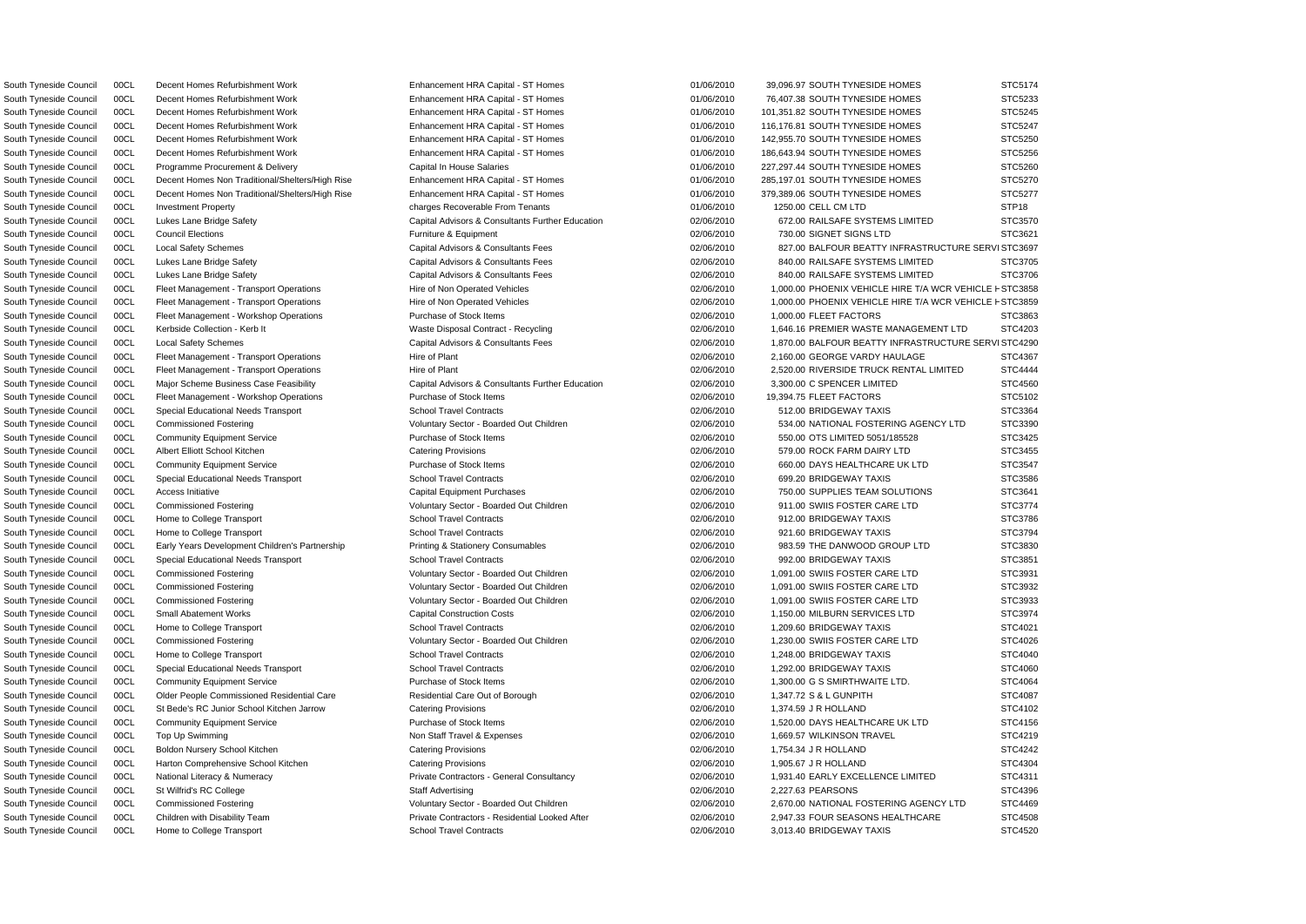| | | | | | | | |
|---|---|---|---|---|---|---|---|
| South Tyneside Council | 00CL | Decent Homes Refurbishment Work | Enhancement HRA Capital - ST Homes | 01/06/2010 | 39,096.97 | SOUTH TYNESIDE HOMES | STC5174 |
| South Tyneside Council | 00CL | Decent Homes Refurbishment Work | Enhancement HRA Capital - ST Homes | 01/06/2010 | 76,407.38 | SOUTH TYNESIDE HOMES | STC5233 |
| South Tyneside Council | 00CL | Decent Homes Refurbishment Work | Enhancement HRA Capital - ST Homes | 01/06/2010 | 101,351.82 | SOUTH TYNESIDE HOMES | STC5245 |
| South Tyneside Council | 00CL | Decent Homes Refurbishment Work | Enhancement HRA Capital - ST Homes | 01/06/2010 | 116,176.81 | SOUTH TYNESIDE HOMES | STC5247 |
| South Tyneside Council | 00CL | Decent Homes Refurbishment Work | Enhancement HRA Capital - ST Homes | 01/06/2010 | 142,955.70 | SOUTH TYNESIDE HOMES | STC5250 |
| South Tyneside Council | 00CL | Decent Homes Refurbishment Work | Enhancement HRA Capital - ST Homes | 01/06/2010 | 186,643.94 | SOUTH TYNESIDE HOMES | STC5256 |
| South Tyneside Council | 00CL | Programme Procurement & Delivery | Capital In House Salaries | 01/06/2010 | 227,297.44 | SOUTH TYNESIDE HOMES | STC5260 |
| South Tyneside Council | 00CL | Decent Homes Non Traditional/Shelters/High Rise | Enhancement HRA Capital - ST Homes | 01/06/2010 | 285,197.01 | SOUTH TYNESIDE HOMES | STC5270 |
| South Tyneside Council | 00CL | Decent Homes Non Traditional/Shelters/High Rise | Enhancement HRA Capital - ST Homes | 01/06/2010 | 379,389.06 | SOUTH TYNESIDE HOMES | STC5277 |
| South Tyneside Council | 00CL | Investment Property | charges Recoverable From Tenants | 01/06/2010 | 1250.00 | CELL CM LTD | STP18 |
| South Tyneside Council | 00CL | Lukes Lane Bridge Safety | Capital Advisors & Consultants Further Education | 02/06/2010 | 672.00 | RAILSAFE SYSTEMS LIMITED | STC3570 |
| South Tyneside Council | 00CL | Council Elections | Furniture & Equipment | 02/06/2010 | 730.00 | SIGNET SIGNS LTD | STC3621 |
| South Tyneside Council | 00CL | Local Safety Schemes | Capital Advisors & Consultants Fees | 02/06/2010 | 827.00 | BALFOUR BEATTY INFRASTRUCTURE SERVI | STC3697 |
| South Tyneside Council | 00CL | Lukes Lane Bridge Safety | Capital Advisors & Consultants Fees | 02/06/2010 | 840.00 | RAILSAFE SYSTEMS LIMITED | STC3705 |
| South Tyneside Council | 00CL | Lukes Lane Bridge Safety | Capital Advisors & Consultants Fees | 02/06/2010 | 840.00 | RAILSAFE SYSTEMS LIMITED | STC3706 |
| South Tyneside Council | 00CL | Fleet Management - Transport Operations | Hire of Non Operated Vehicles | 02/06/2010 | 1,000.00 | PHOENIX VEHICLE HIRE T/A WCR VEHICLE H | STC3858 |
| South Tyneside Council | 00CL | Fleet Management - Transport Operations | Hire of Non Operated Vehicles | 02/06/2010 | 1,000.00 | PHOENIX VEHICLE HIRE T/A WCR VEHICLE H | STC3859 |
| South Tyneside Council | 00CL | Fleet Management - Workshop Operations | Purchase of Stock Items | 02/06/2010 | 1,000.00 | FLEET FACTORS | STC3863 |
| South Tyneside Council | 00CL | Kerbside Collection - Kerb It | Waste Disposal Contract - Recycling | 02/06/2010 | 1,646.16 | PREMIER WASTE MANAGEMENT LTD | STC4203 |
| South Tyneside Council | 00CL | Local Safety Schemes | Capital Advisors & Consultants Fees | 02/06/2010 | 1,870.00 | BALFOUR BEATTY INFRASTRUCTURE SERVI | STC4290 |
| South Tyneside Council | 00CL | Fleet Management - Transport Operations | Hire of Plant | 02/06/2010 | 2,160.00 | GEORGE VARDY HAULAGE | STC4367 |
| South Tyneside Council | 00CL | Fleet Management - Transport Operations | Hire of Plant | 02/06/2010 | 2,520.00 | RIVERSIDE TRUCK RENTAL LIMITED | STC4444 |
| South Tyneside Council | 00CL | Major Scheme Business Case Feasibility | Capital Advisors & Consultants Further Education | 02/06/2010 | 3,300.00 | C SPENCER LIMITED | STC4560 |
| South Tyneside Council | 00CL | Fleet Management - Workshop Operations | Purchase of Stock Items | 02/06/2010 | 19,394.75 | FLEET FACTORS | STC5102 |
| South Tyneside Council | 00CL | Special Educational Needs Transport | School Travel Contracts | 02/06/2010 | 512.00 | BRIDGEWAY TAXIS | STC3364 |
| South Tyneside Council | 00CL | Commissioned Fostering | Voluntary Sector - Boarded Out Children | 02/06/2010 | 534.00 | NATIONAL FOSTERING AGENCY LTD | STC3390 |
| South Tyneside Council | 00CL | Community Equipment Service | Purchase of Stock Items | 02/06/2010 | 550.00 | OTS LIMITED 5051/185528 | STC3425 |
| South Tyneside Council | 00CL | Albert Elliott School Kitchen | Catering Provisions | 02/06/2010 | 579.00 | ROCK FARM DAIRY LTD | STC3455 |
| South Tyneside Council | 00CL | Community Equipment Service | Purchase of Stock Items | 02/06/2010 | 660.00 | DAYS HEALTHCARE UK LTD | STC3547 |
| South Tyneside Council | 00CL | Special Educational Needs Transport | School Travel Contracts | 02/06/2010 | 699.20 | BRIDGEWAY TAXIS | STC3586 |
| South Tyneside Council | 00CL | Access Initiative | Capital Equipment Purchases | 02/06/2010 | 750.00 | SUPPLIES TEAM SOLUTIONS | STC3641 |
| South Tyneside Council | 00CL | Commissioned Fostering | Voluntary Sector - Boarded Out Children | 02/06/2010 | 911.00 | SWIIS FOSTER CARE LTD | STC3774 |
| South Tyneside Council | 00CL | Home to College Transport | School Travel Contracts | 02/06/2010 | 912.00 | BRIDGEWAY TAXIS | STC3786 |
| South Tyneside Council | 00CL | Home to College Transport | School Travel Contracts | 02/06/2010 | 921.60 | BRIDGEWAY TAXIS | STC3794 |
| South Tyneside Council | 00CL | Early Years Development Children's Partnership | Printing & Stationery Consumables | 02/06/2010 | 983.59 | THE DANWOOD GROUP LTD | STC3830 |
| South Tyneside Council | 00CL | Special Educational Needs Transport | School Travel Contracts | 02/06/2010 | 992.00 | BRIDGEWAY TAXIS | STC3851 |
| South Tyneside Council | 00CL | Commissioned Fostering | Voluntary Sector - Boarded Out Children | 02/06/2010 | 1,091.00 | SWIIS FOSTER CARE LTD | STC3931 |
| South Tyneside Council | 00CL | Commissioned Fostering | Voluntary Sector - Boarded Out Children | 02/06/2010 | 1,091.00 | SWIIS FOSTER CARE LTD | STC3932 |
| South Tyneside Council | 00CL | Commissioned Fostering | Voluntary Sector - Boarded Out Children | 02/06/2010 | 1,091.00 | SWIIS FOSTER CARE LTD | STC3933 |
| South Tyneside Council | 00CL | Small Abatement Works | Capital Construction Costs | 02/06/2010 | 1,150.00 | MILBURN SERVICES LTD | STC3974 |
| South Tyneside Council | 00CL | Home to College Transport | School Travel Contracts | 02/06/2010 | 1,209.60 | BRIDGEWAY TAXIS | STC4021 |
| South Tyneside Council | 00CL | Commissioned Fostering | Voluntary Sector - Boarded Out Children | 02/06/2010 | 1,230.00 | SWIIS FOSTER CARE LTD | STC4026 |
| South Tyneside Council | 00CL | Home to College Transport | School Travel Contracts | 02/06/2010 | 1,248.00 | BRIDGEWAY TAXIS | STC4040 |
| South Tyneside Council | 00CL | Special Educational Needs Transport | School Travel Contracts | 02/06/2010 | 1,292.00 | BRIDGEWAY TAXIS | STC4060 |
| South Tyneside Council | 00CL | Community Equipment Service | Purchase of Stock Items | 02/06/2010 | 1,300.00 | G S SMIRTHWAITE LTD. | STC4064 |
| South Tyneside Council | 00CL | Older People Commissioned Residential Care | Residential Care Out of Borough | 02/06/2010 | 1,347.72 | S & L GUNPITH | STC4087 |
| South Tyneside Council | 00CL | St Bede's RC Junior School Kitchen Jarrow | Catering Provisions | 02/06/2010 | 1,374.59 | J R HOLLAND | STC4102 |
| South Tyneside Council | 00CL | Community Equipment Service | Purchase of Stock Items | 02/06/2010 | 1,520.00 | DAYS HEALTHCARE UK LTD | STC4156 |
| South Tyneside Council | 00CL | Top Up Swimming | Non Staff Travel & Expenses | 02/06/2010 | 1,669.57 | WILKINSON TRAVEL | STC4219 |
| South Tyneside Council | 00CL | Boldon Nursery School Kitchen | Catering Provisions | 02/06/2010 | 1,754.34 | J R HOLLAND | STC4242 |
| South Tyneside Council | 00CL | Harton Comprehensive School Kitchen | Catering Provisions | 02/06/2010 | 1,905.67 | J R HOLLAND | STC4304 |
| South Tyneside Council | 00CL | National Literacy & Numeracy | Private Contractors - General Consultancy | 02/06/2010 | 1,931.40 | EARLY EXCELLENCE LIMITED | STC4311 |
| South Tyneside Council | 00CL | St Wilfrid's RC College | Staff Advertising | 02/06/2010 | 2,227.63 | PEARSONS | STC4396 |
| South Tyneside Council | 00CL | Commissioned Fostering | Voluntary Sector - Boarded Out Children | 02/06/2010 | 2,670.00 | NATIONAL FOSTERING AGENCY LTD | STC4469 |
| South Tyneside Council | 00CL | Children with Disability Team | Private Contractors - Residential Looked After | 02/06/2010 | 2,947.33 | FOUR SEASONS HEALTHCARE | STC4508 |
| South Tyneside Council | 00CL | Home to College Transport | School Travel Contracts | 02/06/2010 | 3,013.40 | BRIDGEWAY TAXIS | STC4520 |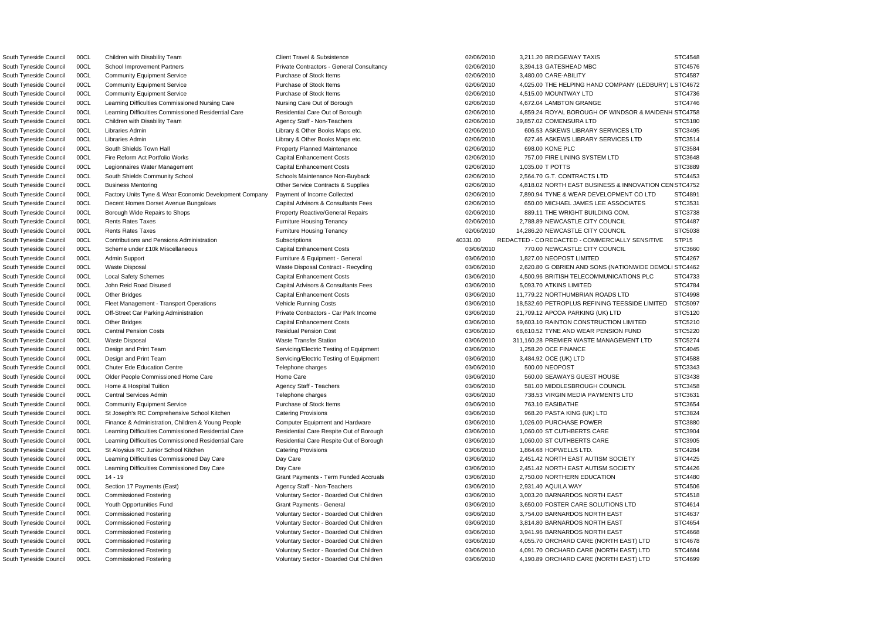| | | | | | | | |
|---|---|---|---|---|---|---|---|
| South Tyneside Council | 00CL | Children with Disability Team | Client Travel & Subsistence | 02/06/2010 | 3,211.20 | BRIDGEWAY TAXIS | STC4548 |
| South Tyneside Council | 00CL | School Improvement Partners | Private Contractors - General Consultancy | 02/06/2010 | 3,394.13 | GATESHEAD MBC | STC4576 |
| South Tyneside Council | 00CL | Community Equipment Service | Purchase of Stock Items | 02/06/2010 | 3,480.00 | CARE-ABILITY | STC4587 |
| South Tyneside Council | 00CL | Community Equipment Service | Purchase of Stock Items | 02/06/2010 | 4,025.00 | THE HELPING HAND COMPANY (LEDBURY) L | STC4672 |
| South Tyneside Council | 00CL | Community Equipment Service | Purchase of Stock Items | 02/06/2010 | 4,515.00 | MOUNTWAY LTD | STC4736 |
| South Tyneside Council | 00CL | Learning Difficulties Commissioned Nursing Care | Nursing Care Out of Borough | 02/06/2010 | 4,672.04 | LAMBTON GRANGE | STC4746 |
| South Tyneside Council | 00CL | Learning Difficulties Commissioned Residential Care | Residential Care Out of Borough | 02/06/2010 | 4,859.24 | ROYAL BOROUGH OF WINDSOR & MAIDENH | STC4758 |
| South Tyneside Council | 00CL | Children with Disability Team | Agency Staff - Non-Teachers | 02/06/2010 | 39,857.02 | COMENSURA LTD | STC5180 |
| South Tyneside Council | 00CL | Libraries Admin | Library & Other Books Maps etc. | 02/06/2010 | 606.53 | ASKEWS LIBRARY SERVICES LTD | STC3495 |
| South Tyneside Council | 00CL | Libraries Admin | Library & Other Books Maps etc. | 02/06/2010 | 627.46 | ASKEWS LIBRARY SERVICES LTD | STC3514 |
| South Tyneside Council | 00CL | South Shields Town Hall | Property Planned Maintenance | 02/06/2010 | 698.00 | KONE PLC | STC3584 |
| South Tyneside Council | 00CL | Fire Reform Act Portfolio Works | Capital Enhancement Costs | 02/06/2010 | 757.00 | FIRE LINING SYSTEM LTD | STC3648 |
| South Tyneside Council | 00CL | Legionnaires Water Management | Capital Enhancement Costs | 02/06/2010 | 1,035.00 | T POTTS | STC3889 |
| South Tyneside Council | 00CL | South Shields Community School | Schools Maintenance Non-Buyback | 02/06/2010 | 2,564.70 | G.T. CONTRACTS LTD | STC4453 |
| South Tyneside Council | 00CL | Business Mentoring | Other Service Contracts & Supplies | 02/06/2010 | 4,818.02 | NORTH EAST BUSINESS & INNOVATION CEN | STC4752 |
| South Tyneside Council | 00CL | Factory Units Tyne & Wear Economic Development Company | Payment of Income Collected | 02/06/2010 | 7,890.94 | TYNE & WEAR DEVELOPMENT CO LTD | STC4891 |
| South Tyneside Council | 00CL | Decent Homes Dorset Avenue Bungalows | Capital Advisors & Consultants Fees | 02/06/2010 | 650.00 | MICHAEL JAMES LEE ASSOCIATES | STC3531 |
| South Tyneside Council | 00CL | Borough Wide Repairs to Shops | Property Reactive/General Repairs | 02/06/2010 | 889.11 | THE WRIGHT BUILDING COM. | STC3738 |
| South Tyneside Council | 00CL | Rents Rates Taxes | Furniture Housing Tenancy | 02/06/2010 | 2,788.89 | NEWCASTLE CITY COUNCIL | STC4487 |
| South Tyneside Council | 00CL | Rents Rates Taxes | Furniture Housing Tenancy | 02/06/2010 | 14,286.20 | NEWCASTLE CITY COUNCIL | STC5038 |
| South Tyneside Council | 00CL | Contributions and Pensions Administration | Subscriptions | 40331.00 | REDACTED - CO | REDACTED - COMMERCIALLY SENSITIVE | STP15 |
| South Tyneside Council | 00CL | Scheme under £10k Miscellaneous | Capital Enhancement Costs | 03/06/2010 | 770.00 | NEWCASTLE CITY COUNCIL | STC3660 |
| South Tyneside Council | 00CL | Admin Support | Furniture & Equipment - General | 03/06/2010 | 1,827.00 | NEOPOST LIMITED | STC4267 |
| South Tyneside Council | 00CL | Waste Disposal | Waste Disposal Contract - Recycling | 03/06/2010 | 2,620.80 | G OBRIEN AND SONS (NATIONWIDE DEMOLI | STC4462 |
| South Tyneside Council | 00CL | Local Safety Schemes | Capital Enhancement Costs | 03/06/2010 | 4,500.96 | BRITISH TELECOMMUNICATIONS PLC | STC4733 |
| South Tyneside Council | 00CL | John Reid Road Disused | Capital Advisors & Consultants Fees | 03/06/2010 | 5,093.70 | ATKINS LIMITED | STC4784 |
| South Tyneside Council | 00CL | Other Bridges | Capital Enhancement Costs | 03/06/2010 | 11,779.22 | NORTHUMBRIAN ROADS LTD | STC4998 |
| South Tyneside Council | 00CL | Fleet Management - Transport Operations | Vehicle Running Costs | 03/06/2010 | 18,532.60 | PETROPLUS REFINING TEESSIDE LIMITED | STC5097 |
| South Tyneside Council | 00CL | Off-Street Car Parking Administration | Private Contractors - Car Park Income | 03/06/2010 | 21,709.12 | APCOA PARKING (UK) LTD | STC5120 |
| South Tyneside Council | 00CL | Other Bridges | Capital Enhancement Costs | 03/06/2010 | 59,603.10 | RAINTON CONSTRUCTION LIMITED | STC5210 |
| South Tyneside Council | 00CL | Central Pension Costs | Residual Pension Cost | 03/06/2010 | 68,610.52 | TYNE AND WEAR PENSION FUND | STC5220 |
| South Tyneside Council | 00CL | Waste Disposal | Waste Transfer Station | 03/06/2010 | 311,160.28 | PREMIER WASTE MANAGEMENT LTD | STC5274 |
| South Tyneside Council | 00CL | Design and Print Team | Servicing/Electric Testing of Equipment | 03/06/2010 | 1,258.20 | OCE FINANCE | STC4045 |
| South Tyneside Council | 00CL | Design and Print Team | Servicing/Electric Testing of Equipment | 03/06/2010 | 3,484.92 | OCE (UK) LTD | STC4588 |
| South Tyneside Council | 00CL | Chuter Ede Education Centre | Telephone charges | 03/06/2010 | 500.00 | NEOPOST | STC3343 |
| South Tyneside Council | 00CL | Older People Commissioned Home Care | Home Care | 03/06/2010 | 560.00 | SEAWAYS GUEST HOUSE | STC3438 |
| South Tyneside Council | 00CL | Home & Hospital Tuition | Agency Staff - Teachers | 03/06/2010 | 581.00 | MIDDLESBROUGH COUNCIL | STC3458 |
| South Tyneside Council | 00CL | Central Services Admin | Telephone charges | 03/06/2010 | 738.53 | VIRGIN MEDIA PAYMENTS LTD | STC3631 |
| South Tyneside Council | 00CL | Community Equipment Service | Purchase of Stock Items | 03/06/2010 | 763.10 | EASIBATHE | STC3654 |
| South Tyneside Council | 00CL | St Joseph's RC Comprehensive School Kitchen | Catering Provisions | 03/06/2010 | 968.20 | PASTA KING (UK) LTD | STC3824 |
| South Tyneside Council | 00CL | Finance & Administration, Children & Young People | Computer Equipment and Hardware | 03/06/2010 | 1,026.00 | PURCHASE POWER | STC3880 |
| South Tyneside Council | 00CL | Learning Difficulties Commissioned Residential Care | Residential Care Respite Out of Borough | 03/06/2010 | 1,060.00 | ST CUTHBERTS CARE | STC3904 |
| South Tyneside Council | 00CL | Learning Difficulties Commissioned Residential Care | Residential Care Respite Out of Borough | 03/06/2010 | 1,060.00 | ST CUTHBERTS CARE | STC3905 |
| South Tyneside Council | 00CL | St Aloysius RC Junior School Kitchen | Catering Provisions | 03/06/2010 | 1,864.68 | HOPWELLS LTD. | STC4284 |
| South Tyneside Council | 00CL | Learning Difficulties Commissioned Day Care | Day Care | 03/06/2010 | 2,451.42 | NORTH EAST AUTISM SOCIETY | STC4425 |
| South Tyneside Council | 00CL | Learning Difficulties Commissioned Day Care | Day Care | 03/06/2010 | 2,451.42 | NORTH EAST AUTISM SOCIETY | STC4426 |
| South Tyneside Council | 00CL | 14 - 19 | Grant Payments - Term Funded Accruals | 03/06/2010 | 2,750.00 | NORTHERN EDUCATION | STC4480 |
| South Tyneside Council | 00CL | Section 17 Payments (East) | Agency Staff - Non-Teachers | 03/06/2010 | 2,931.40 | AQUILA WAY | STC4506 |
| South Tyneside Council | 00CL | Commissioned Fostering | Voluntary Sector - Boarded Out Children | 03/06/2010 | 3,003.20 | BARNARDOS NORTH EAST | STC4518 |
| South Tyneside Council | 00CL | Youth Opportunities Fund | Grant Payments - General | 03/06/2010 | 3,650.00 | FOSTER CARE SOLUTIONS LTD | STC4614 |
| South Tyneside Council | 00CL | Commissioned Fostering | Voluntary Sector - Boarded Out Children | 03/06/2010 | 3,754.00 | BARNARDOS NORTH EAST | STC4637 |
| South Tyneside Council | 00CL | Commissioned Fostering | Voluntary Sector - Boarded Out Children | 03/06/2010 | 3,814.80 | BARNARDOS NORTH EAST | STC4654 |
| South Tyneside Council | 00CL | Commissioned Fostering | Voluntary Sector - Boarded Out Children | 03/06/2010 | 3,941.96 | BARNARDOS NORTH EAST | STC4668 |
| South Tyneside Council | 00CL | Commissioned Fostering | Voluntary Sector - Boarded Out Children | 03/06/2010 | 4,055.70 | ORCHARD CARE (NORTH EAST) LTD | STC4678 |
| South Tyneside Council | 00CL | Commissioned Fostering | Voluntary Sector - Boarded Out Children | 03/06/2010 | 4,091.70 | ORCHARD CARE (NORTH EAST) LTD | STC4684 |
| South Tyneside Council | 00CL | Commissioned Fostering | Voluntary Sector - Boarded Out Children | 03/06/2010 | 4,190.89 | ORCHARD CARE (NORTH EAST) LTD | STC4699 |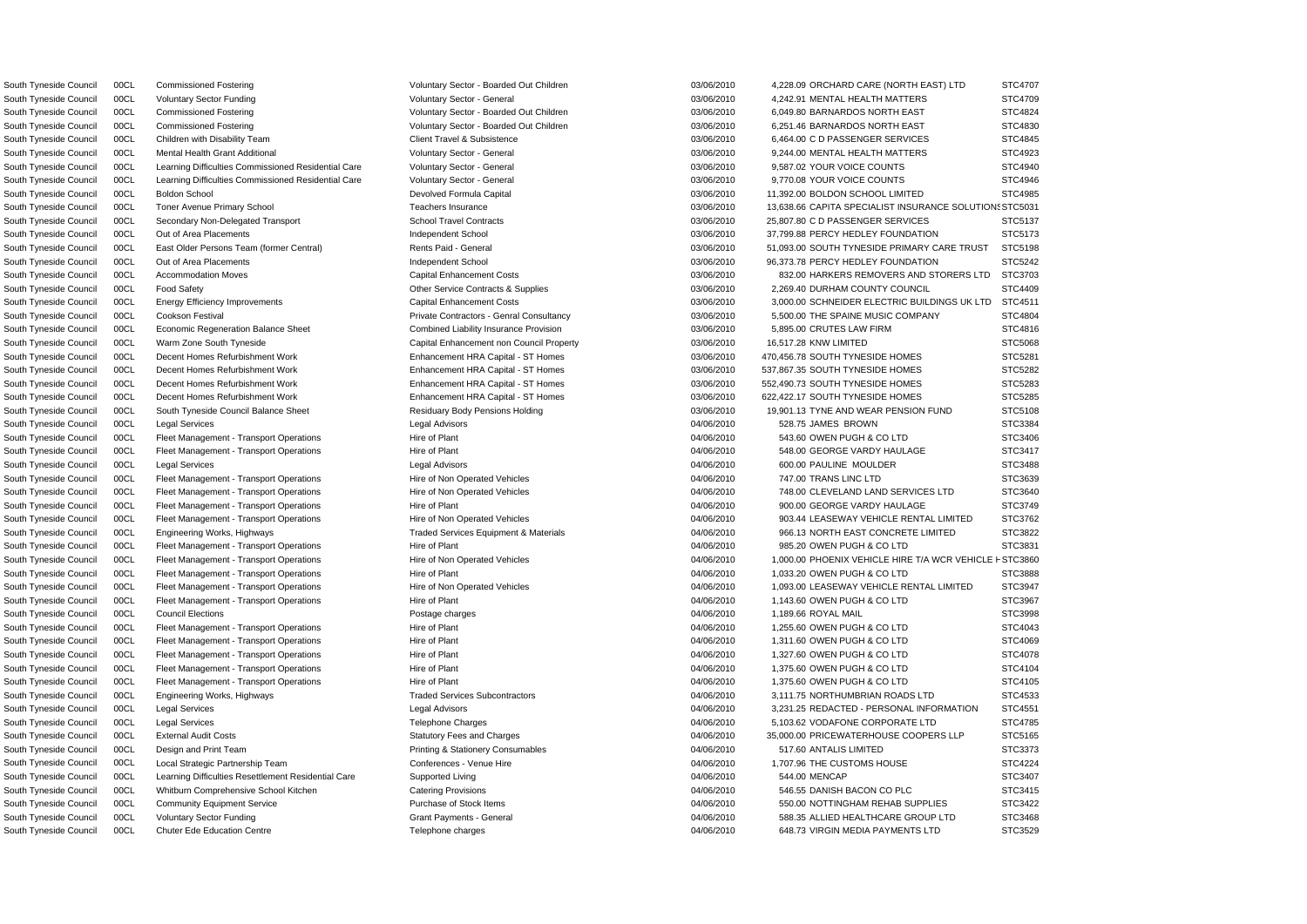| | | | | | | | |
|---|---|---|---|---|---|---|---|
| South Tyneside Council | 00CL | Commissioned Fostering | Voluntary Sector - Boarded Out Children | 03/06/2010 | 4,228.09 | ORCHARD CARE (NORTH EAST) LTD | STC4707 |
| South Tyneside Council | 00CL | Voluntary Sector Funding | Voluntary Sector - General | 03/06/2010 | 4,242.91 | MENTAL HEALTH MATTERS | STC4709 |
| South Tyneside Council | 00CL | Commissioned Fostering | Voluntary Sector - Boarded Out Children | 03/06/2010 | 6,049.80 | BARNARDOS NORTH EAST | STC4824 |
| South Tyneside Council | 00CL | Commissioned Fostering | Voluntary Sector - Boarded Out Children | 03/06/2010 | 6,251.46 | BARNARDOS NORTH EAST | STC4830 |
| South Tyneside Council | 00CL | Children with Disability Team | Client Travel & Subsistence | 03/06/2010 | 6,464.00 | C D PASSENGER SERVICES | STC4845 |
| South Tyneside Council | 00CL | Mental Health Grant Additional | Voluntary Sector - General | 03/06/2010 | 9,244.00 | MENTAL HEALTH MATTERS | STC4923 |
| South Tyneside Council | 00CL | Learning Difficulties Commissioned Residential Care | Voluntary Sector - General | 03/06/2010 | 9,587.02 | YOUR VOICE COUNTS | STC4940 |
| South Tyneside Council | 00CL | Learning Difficulties Commissioned Residential Care | Voluntary Sector - General | 03/06/2010 | 9,770.08 | YOUR VOICE COUNTS | STC4946 |
| South Tyneside Council | 00CL | Boldon School | Devolved Formula Capital | 03/06/2010 | 11,392.00 | BOLDON SCHOOL LIMITED | STC4985 |
| South Tyneside Council | 00CL | Toner Avenue Primary School | Teachers Insurance | 03/06/2010 | 13,638.66 | CAPITA SPECIALIST INSURANCE SOLUTIONS | STC5031 |
| South Tyneside Council | 00CL | Secondary Non-Delegated Transport | School Travel Contracts | 03/06/2010 | 25,807.80 | C D PASSENGER SERVICES | STC5137 |
| South Tyneside Council | 00CL | Out of Area Placements | Independent School | 03/06/2010 | 37,799.88 | PERCY HEDLEY FOUNDATION | STC5173 |
| South Tyneside Council | 00CL | East Older Persons Team (former Central) | Rents Paid - General | 03/06/2010 | 51,093.00 | SOUTH TYNESIDE PRIMARY CARE TRUST | STC5198 |
| South Tyneside Council | 00CL | Out of Area Placements | Independent School | 03/06/2010 | 96,373.78 | PERCY HEDLEY FOUNDATION | STC5242 |
| South Tyneside Council | 00CL | Accommodation Moves | Capital Enhancement Costs | 03/06/2010 | 832.00 | HARKERS REMOVERS AND STORERS LTD | STC3703 |
| South Tyneside Council | 00CL | Food Safety | Other Service Contracts & Supplies | 03/06/2010 | 2,269.40 | DURHAM COUNTY COUNCIL | STC4409 |
| South Tyneside Council | 00CL | Energy Efficiency Improvements | Capital Enhancement Costs | 03/06/2010 | 3,000.00 | SCHNEIDER ELECTRIC BUILDINGS UK LTD | STC4511 |
| South Tyneside Council | 00CL | Cookson Festival | Private Contractors - Genral Consultancy | 03/06/2010 | 5,500.00 | THE SPAINE MUSIC COMPANY | STC4804 |
| South Tyneside Council | 00CL | Economic Regeneration Balance Sheet | Combined Liability Insurance Provision | 03/06/2010 | 5,895.00 | CRUTES LAW FIRM | STC4816 |
| South Tyneside Council | 00CL | Warm Zone South Tyneside | Capital Enhancement non Council Property | 03/06/2010 | 16,517.28 | KNW LIMITED | STC5068 |
| South Tyneside Council | 00CL | Decent Homes Refurbishment Work | Enhancement HRA Capital - ST Homes | 03/06/2010 | 470,456.78 | SOUTH TYNESIDE HOMES | STC5281 |
| South Tyneside Council | 00CL | Decent Homes Refurbishment Work | Enhancement HRA Capital - ST Homes | 03/06/2010 | 537,867.35 | SOUTH TYNESIDE HOMES | STC5282 |
| South Tyneside Council | 00CL | Decent Homes Refurbishment Work | Enhancement HRA Capital - ST Homes | 03/06/2010 | 552,490.73 | SOUTH TYNESIDE HOMES | STC5283 |
| South Tyneside Council | 00CL | Decent Homes Refurbishment Work | Enhancement HRA Capital - ST Homes | 03/06/2010 | 622,422.17 | SOUTH TYNESIDE HOMES | STC5285 |
| South Tyneside Council | 00CL | South Tyneside Council Balance Sheet | Residuary Body Pensions Holding | 03/06/2010 | 19,901.13 | TYNE AND WEAR PENSION FUND | STC5108 |
| South Tyneside Council | 00CL | Legal Services | Legal Advisors | 04/06/2010 | 528.75 | JAMES BROWN | STC3384 |
| South Tyneside Council | 00CL | Fleet Management - Transport Operations | Hire of Plant | 04/06/2010 | 543.60 | OWEN PUGH & CO LTD | STC3406 |
| South Tyneside Council | 00CL | Fleet Management - Transport Operations | Hire of Plant | 04/06/2010 | 548.00 | GEORGE VARDY HAULAGE | STC3417 |
| South Tyneside Council | 00CL | Legal Services | Legal Advisors | 04/06/2010 | 600.00 | PAULINE MOULDER | STC3488 |
| South Tyneside Council | 00CL | Fleet Management - Transport Operations | Hire of Non Operated Vehicles | 04/06/2010 | 747.00 | TRANS LINC LTD | STC3639 |
| South Tyneside Council | 00CL | Fleet Management - Transport Operations | Hire of Non Operated Vehicles | 04/06/2010 | 748.00 | CLEVELAND LAND SERVICES LTD | STC3640 |
| South Tyneside Council | 00CL | Fleet Management - Transport Operations | Hire of Plant | 04/06/2010 | 900.00 | GEORGE VARDY HAULAGE | STC3749 |
| South Tyneside Council | 00CL | Fleet Management - Transport Operations | Hire of Non Operated Vehicles | 04/06/2010 | 903.44 | LEASEWAY VEHICLE RENTAL LIMITED | STC3762 |
| South Tyneside Council | 00CL | Engineering Works, Highways | Traded Services Equipment & Materials | 04/06/2010 | 966.13 | NORTH EAST CONCRETE LIMITED | STC3822 |
| South Tyneside Council | 00CL | Fleet Management - Transport Operations | Hire of Plant | 04/06/2010 | 985.20 | OWEN PUGH & CO LTD | STC3831 |
| South Tyneside Council | 00CL | Fleet Management - Transport Operations | Hire of Non Operated Vehicles | 04/06/2010 | 1,000.00 | PHOENIX VEHICLE HIRE T/A WCR VEHICLE H | STC3860 |
| South Tyneside Council | 00CL | Fleet Management - Transport Operations | Hire of Plant | 04/06/2010 | 1,033.20 | OWEN PUGH & CO LTD | STC3888 |
| South Tyneside Council | 00CL | Fleet Management - Transport Operations | Hire of Non Operated Vehicles | 04/06/2010 | 1,093.00 | LEASEWAY VEHICLE RENTAL LIMITED | STC3947 |
| South Tyneside Council | 00CL | Fleet Management - Transport Operations | Hire of Plant | 04/06/2010 | 1,143.60 | OWEN PUGH & CO LTD | STC3967 |
| South Tyneside Council | 00CL | Council Elections | Postage charges | 04/06/2010 | 1,189.66 | ROYAL MAIL | STC3998 |
| South Tyneside Council | 00CL | Fleet Management - Transport Operations | Hire of Plant | 04/06/2010 | 1,255.60 | OWEN PUGH & CO LTD | STC4043 |
| South Tyneside Council | 00CL | Fleet Management - Transport Operations | Hire of Plant | 04/06/2010 | 1,311.60 | OWEN PUGH & CO LTD | STC4069 |
| South Tyneside Council | 00CL | Fleet Management - Transport Operations | Hire of Plant | 04/06/2010 | 1,327.60 | OWEN PUGH & CO LTD | STC4078 |
| South Tyneside Council | 00CL | Fleet Management - Transport Operations | Hire of Plant | 04/06/2010 | 1,375.60 | OWEN PUGH & CO LTD | STC4104 |
| South Tyneside Council | 00CL | Fleet Management - Transport Operations | Hire of Plant | 04/06/2010 | 1,375.60 | OWEN PUGH & CO LTD | STC4105 |
| South Tyneside Council | 00CL | Engineering Works, Highways | Traded Services Subcontractors | 04/06/2010 | 3,111.75 | NORTHUMBRIAN ROADS LTD | STC4533 |
| South Tyneside Council | 00CL | Legal Services | Legal Advisors | 04/06/2010 | 3,231.25 | REDACTED - PERSONAL INFORMATION | STC4551 |
| South Tyneside Council | 00CL | Legal Services | Telephone Charges | 04/06/2010 | 5,103.62 | VODAFONE CORPORATE LTD | STC4785 |
| South Tyneside Council | 00CL | External Audit Costs | Statutory Fees and Charges | 04/06/2010 | 35,000.00 | PRICEWATERHOUSE COOPERS LLP | STC5165 |
| South Tyneside Council | 00CL | Design and Print Team | Printing & Stationery Consumables | 04/06/2010 | 517.60 | ANTALIS LIMITED | STC3373 |
| South Tyneside Council | 00CL | Local Strategic Partnership Team | Conferences - Venue Hire | 04/06/2010 | 1,707.96 | THE CUSTOMS HOUSE | STC4224 |
| South Tyneside Council | 00CL | Learning Difficulties Resettlement Residential Care | Supported Living | 04/06/2010 | 544.00 | MENCAP | STC3407 |
| South Tyneside Council | 00CL | Whitburn Comprehensive School Kitchen | Catering Provisions | 04/06/2010 | 546.55 | DANISH BACON CO PLC | STC3415 |
| South Tyneside Council | 00CL | Community Equipment Service | Purchase of Stock Items | 04/06/2010 | 550.00 | NOTTINGHAM REHAB SUPPLIES | STC3422 |
| South Tyneside Council | 00CL | Voluntary Sector Funding | Grant Payments - General | 04/06/2010 | 588.35 | ALLIED HEALTHCARE GROUP LTD | STC3468 |
| South Tyneside Council | 00CL | Chuter Ede Education Centre | Telephone charges | 04/06/2010 | 648.73 | VIRGIN MEDIA PAYMENTS LTD | STC3529 |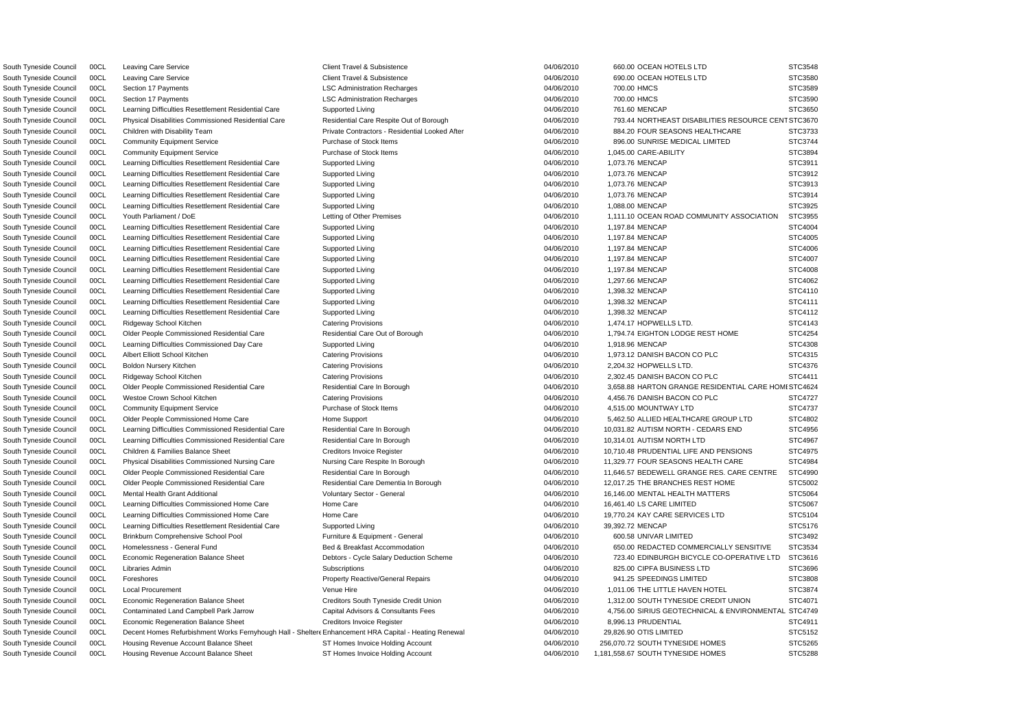| | | | | | | |
|---|---|---|---|---|---|---|
| South Tyneside Council | 00CL | Leaving Care Service | Client Travel & Subsistence | 04/06/2010 | 660.00 OCEAN HOTELS LTD | STC3548 |
| South Tyneside Council | 00CL | Leaving Care Service | Client Travel & Subsistence | 04/06/2010 | 690.00 OCEAN HOTELS LTD | STC3580 |
| South Tyneside Council | 00CL | Section 17 Payments | LSC Administration Recharges | 04/06/2010 | 700.00 HMCS | STC3589 |
| South Tyneside Council | 00CL | Section 17 Payments | LSC Administration Recharges | 04/06/2010 | 700.00 HMCS | STC3590 |
| South Tyneside Council | 00CL | Learning Difficulties Resettlement Residential Care | Supported Living | 04/06/2010 | 761.60 MENCAP | STC3650 |
| South Tyneside Council | 00CL | Physical Disabilities Commissioned Residential Care | Residential Care Respite Out of Borough | 04/06/2010 | 793.44 NORTHEAST DISABILITIES RESOURCE CENT | STC3670 |
| South Tyneside Council | 00CL | Children with Disability Team | Private Contractors - Residential Looked After | 04/06/2010 | 884.20 FOUR SEASONS HEALTHCARE | STC3733 |
| South Tyneside Council | 00CL | Community Equipment Service | Purchase of Stock Items | 04/06/2010 | 896.00 SUNRISE MEDICAL LIMITED | STC3744 |
| South Tyneside Council | 00CL | Community Equipment Service | Purchase of Stock Items | 04/06/2010 | 1,045.00 CARE-ABILITY | STC3894 |
| South Tyneside Council | 00CL | Learning Difficulties Resettlement Residential Care | Supported Living | 04/06/2010 | 1,073.76 MENCAP | STC3911 |
| South Tyneside Council | 00CL | Learning Difficulties Resettlement Residential Care | Supported Living | 04/06/2010 | 1,073.76 MENCAP | STC3912 |
| South Tyneside Council | 00CL | Learning Difficulties Resettlement Residential Care | Supported Living | 04/06/2010 | 1,073.76 MENCAP | STC3913 |
| South Tyneside Council | 00CL | Learning Difficulties Resettlement Residential Care | Supported Living | 04/06/2010 | 1,073.76 MENCAP | STC3914 |
| South Tyneside Council | 00CL | Learning Difficulties Resettlement Residential Care | Supported Living | 04/06/2010 | 1,088.00 MENCAP | STC3925 |
| South Tyneside Council | 00CL | Youth Parliament / DoE | Letting of Other Premises | 04/06/2010 | 1,111.10 OCEAN ROAD COMMUNITY ASSOCIATION | STC3955 |
| South Tyneside Council | 00CL | Learning Difficulties Resettlement Residential Care | Supported Living | 04/06/2010 | 1,197.84 MENCAP | STC4004 |
| South Tyneside Council | 00CL | Learning Difficulties Resettlement Residential Care | Supported Living | 04/06/2010 | 1,197.84 MENCAP | STC4005 |
| South Tyneside Council | 00CL | Learning Difficulties Resettlement Residential Care | Supported Living | 04/06/2010 | 1,197.84 MENCAP | STC4006 |
| South Tyneside Council | 00CL | Learning Difficulties Resettlement Residential Care | Supported Living | 04/06/2010 | 1,197.84 MENCAP | STC4007 |
| South Tyneside Council | 00CL | Learning Difficulties Resettlement Residential Care | Supported Living | 04/06/2010 | 1,197.84 MENCAP | STC4008 |
| South Tyneside Council | 00CL | Learning Difficulties Resettlement Residential Care | Supported Living | 04/06/2010 | 1,297.66 MENCAP | STC4062 |
| South Tyneside Council | 00CL | Learning Difficulties Resettlement Residential Care | Supported Living | 04/06/2010 | 1,398.32 MENCAP | STC4110 |
| South Tyneside Council | 00CL | Learning Difficulties Resettlement Residential Care | Supported Living | 04/06/2010 | 1,398.32 MENCAP | STC4111 |
| South Tyneside Council | 00CL | Learning Difficulties Resettlement Residential Care | Supported Living | 04/06/2010 | 1,398.32 MENCAP | STC4112 |
| South Tyneside Council | 00CL | Ridgeway School Kitchen | Catering Provisions | 04/06/2010 | 1,474.17 HOPWELLS LTD. | STC4143 |
| South Tyneside Council | 00CL | Older People Commissioned Residential Care | Residential Care Out of Borough | 04/06/2010 | 1,794.74 EIGHTON LODGE REST HOME | STC4254 |
| South Tyneside Council | 00CL | Learning Difficulties Commissioned Day Care | Supported Living | 04/06/2010 | 1,918.96 MENCAP | STC4308 |
| South Tyneside Council | 00CL | Albert Elliott School Kitchen | Catering Provisions | 04/06/2010 | 1,973.12 DANISH BACON CO PLC | STC4315 |
| South Tyneside Council | 00CL | Boldon Nursery Kitchen | Catering Provisions | 04/06/2010 | 2,204.32 HOPWELLS LTD. | STC4376 |
| South Tyneside Council | 00CL | Ridgeway School Kitchen | Catering Provisions | 04/06/2010 | 2,302.45 DANISH BACON CO PLC | STC4411 |
| South Tyneside Council | 00CL | Older People Commissioned Residential Care | Residential Care In Borough | 04/06/2010 | 3,658.88 HARTON GRANGE RESIDENTIAL CARE HOMI | STC4624 |
| South Tyneside Council | 00CL | Westoe Crown School Kitchen | Catering Provisions | 04/06/2010 | 4,456.76 DANISH BACON CO PLC | STC4727 |
| South Tyneside Council | 00CL | Community Equipment Service | Purchase of Stock Items | 04/06/2010 | 4,515.00 MOUNTWAY LTD | STC4737 |
| South Tyneside Council | 00CL | Older People Commissioned Home Care | Home Support | 04/06/2010 | 5,462.50 ALLIED HEALTHCARE GROUP LTD | STC4802 |
| South Tyneside Council | 00CL | Learning Difficulties Commissioned Residential Care | Residential Care In Borough | 04/06/2010 | 10,031.82 AUTISM NORTH - CEDARS END | STC4956 |
| South Tyneside Council | 00CL | Learning Difficulties Commissioned Residential Care | Residential Care In Borough | 04/06/2010 | 10,314.01 AUTISM NORTH LTD | STC4967 |
| South Tyneside Council | 00CL | Children & Families Balance Sheet | Creditors Invoice Register | 04/06/2010 | 10,710.48 PRUDENTIAL LIFE AND PENSIONS | STC4975 |
| South Tyneside Council | 00CL | Physical Disabilities Commissioned Nursing Care | Nursing Care Respite In Borough | 04/06/2010 | 11,329.77 FOUR SEASONS HEALTH CARE | STC4984 |
| South Tyneside Council | 00CL | Older People Commissioned Residential Care | Residential Care In Borough | 04/06/2010 | 11,646.57 BEDEWELL GRANGE RES. CARE CENTRE | STC4990 |
| South Tyneside Council | 00CL | Older People Commissioned Residential Care | Residential Care Dementia In Borough | 04/06/2010 | 12,017.25 THE BRANCHES REST HOME | STC5002 |
| South Tyneside Council | 00CL | Mental Health Grant Additional | Voluntary Sector - General | 04/06/2010 | 16,146.00 MENTAL HEALTH MATTERS | STC5064 |
| South Tyneside Council | 00CL | Learning Difficulties Commissioned Home Care | Home Care | 04/06/2010 | 16,461.40 LS CARE LIMITED | STC5067 |
| South Tyneside Council | 00CL | Learning Difficulties Commissioned Home Care | Home Care | 04/06/2010 | 19,770.24 KAY CARE SERVICES LTD | STC5104 |
| South Tyneside Council | 00CL | Learning Difficulties Resettlement Residential Care | Supported Living | 04/06/2010 | 39,392.72 MENCAP | STC5176 |
| South Tyneside Council | 00CL | Brinkburn Comprehensive School Pool | Furniture & Equipment - General | 04/06/2010 | 600.58 UNIVAR LIMITED | STC3492 |
| South Tyneside Council | 00CL | Homelessness - General Fund | Bed & Breakfast Accommodation | 04/06/2010 | 650.00 REDACTED COMMERCIALLY SENSITIVE | STC3534 |
| South Tyneside Council | 00CL | Economic Regeneration Balance Sheet | Debtors - Cycle Salary Deduction Scheme | 04/06/2010 | 723.40 EDINBURGH BICYCLE CO-OPERATIVE LTD | STC3616 |
| South Tyneside Council | 00CL | Libraries Admin | Subscriptions | 04/06/2010 | 825.00 CIPFA BUSINESS LTD | STC3696 |
| South Tyneside Council | 00CL | Foreshores | Property Reactive/General Repairs | 04/06/2010 | 941.25 SPEEDINGS LIMITED | STC3808 |
| South Tyneside Council | 00CL | Local Procurement | Venue Hire | 04/06/2010 | 1,011.06 THE LITTLE HAVEN HOTEL | STC3874 |
| South Tyneside Council | 00CL | Economic Regeneration Balance Sheet | Creditors South Tyneside Credit Union | 04/06/2010 | 1,312.00 SOUTH TYNESIDE CREDIT UNION | STC4071 |
| South Tyneside Council | 00CL | Contaminated Land Campbell Park Jarrow | Capital Advisors & Consultants Fees | 04/06/2010 | 4,756.00 SIRIUS GEOTECHNICAL & ENVIRONMENTAL | STC4749 |
| South Tyneside Council | 00CL | Economic Regeneration Balance Sheet | Creditors Invoice Register | 04/06/2010 | 8,996.13 PRUDENTIAL | STC4911 |
| South Tyneside Council | 00CL | Decent Homes Refurbishment Works Fernyhough Hall - Sheltere | Enhancement HRA Capital - Heating Renewal | 04/06/2010 | 29,826.90 OTIS LIMITED | STC5152 |
| South Tyneside Council | 00CL | Housing Revenue Account Balance Sheet | ST Homes Invoice Holding Account | 04/06/2010 | 256,070.72 SOUTH TYNESIDE HOMES | STC5265 |
| South Tyneside Council | 00CL | Housing Revenue Account Balance Sheet | ST Homes Invoice Holding Account | 04/06/2010 | 1,181,558.67 SOUTH TYNESIDE HOMES | STC5288 |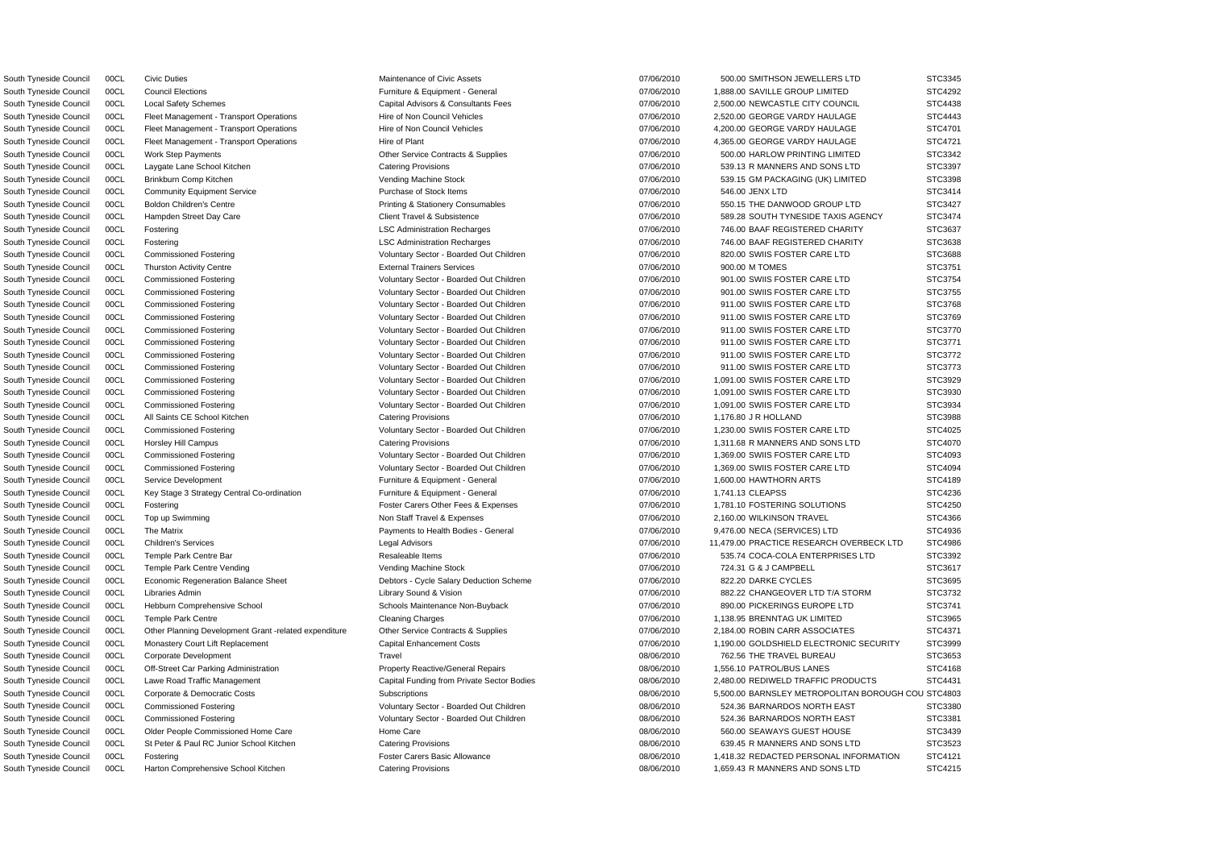| | | | | | | |
|---|---|---|---|---|---|---|
| South Tyneside Council | 00CL | Civic Duties | Maintenance of Civic Assets | 07/06/2010 | 500.00 SMITHSON JEWELLERS LTD | STC3345 |
| South Tyneside Council | 00CL | Council Elections | Furniture & Equipment - General | 07/06/2010 | 1,888.00 SAVILLE GROUP LIMITED | STC4292 |
| South Tyneside Council | 00CL | Local Safety Schemes | Capital Advisors & Consultants Fees | 07/06/2010 | 2,500.00 NEWCASTLE CITY COUNCIL | STC4438 |
| South Tyneside Council | 00CL | Fleet Management - Transport Operations | Hire of Non Council Vehicles | 07/06/2010 | 2,520.00 GEORGE VARDY HAULAGE | STC4443 |
| South Tyneside Council | 00CL | Fleet Management - Transport Operations | Hire of Non Council Vehicles | 07/06/2010 | 4,200.00 GEORGE VARDY HAULAGE | STC4701 |
| South Tyneside Council | 00CL | Fleet Management - Transport Operations | Hire of Plant | 07/06/2010 | 4,365.00 GEORGE VARDY HAULAGE | STC4721 |
| South Tyneside Council | 00CL | Work Step Payments | Other Service Contracts & Supplies | 07/06/2010 | 500.00 HARLOW PRINTING LIMITED | STC3342 |
| South Tyneside Council | 00CL | Laygate Lane School Kitchen | Catering Provisions | 07/06/2010 | 539.13 R MANNERS AND SONS LTD | STC3397 |
| South Tyneside Council | 00CL | Brinkburn Comp Kitchen | Vending Machine Stock | 07/06/2010 | 539.15 GM PACKAGING (UK) LIMITED | STC3398 |
| South Tyneside Council | 00CL | Community Equipment Service | Purchase of Stock Items | 07/06/2010 | 546.00 JENX LTD | STC3414 |
| South Tyneside Council | 00CL | Boldon Children's Centre | Printing & Stationery Consumables | 07/06/2010 | 550.15 THE DANWOOD GROUP LTD | STC3427 |
| South Tyneside Council | 00CL | Hampden Street Day Care | Client Travel & Subsistence | 07/06/2010 | 589.28 SOUTH TYNESIDE TAXIS AGENCY | STC3474 |
| South Tyneside Council | 00CL | Fostering | LSC Administration Recharges | 07/06/2010 | 746.00 BAAF REGISTERED CHARITY | STC3637 |
| South Tyneside Council | 00CL | Fostering | LSC Administration Recharges | 07/06/2010 | 746.00 BAAF REGISTERED CHARITY | STC3638 |
| South Tyneside Council | 00CL | Commissioned Fostering | Voluntary Sector - Boarded Out Children | 07/06/2010 | 820.00 SWIIS FOSTER CARE LTD | STC3688 |
| South Tyneside Council | 00CL | Thurston Activity Centre | External Trainers Services | 07/06/2010 | 900.00 M TOMES | STC3751 |
| South Tyneside Council | 00CL | Commissioned Fostering | Voluntary Sector - Boarded Out Children | 07/06/2010 | 901.00 SWIIS FOSTER CARE LTD | STC3754 |
| South Tyneside Council | 00CL | Commissioned Fostering | Voluntary Sector - Boarded Out Children | 07/06/2010 | 901.00 SWIIS FOSTER CARE LTD | STC3755 |
| South Tyneside Council | 00CL | Commissioned Fostering | Voluntary Sector - Boarded Out Children | 07/06/2010 | 911.00 SWIIS FOSTER CARE LTD | STC3768 |
| South Tyneside Council | 00CL | Commissioned Fostering | Voluntary Sector - Boarded Out Children | 07/06/2010 | 911.00 SWIIS FOSTER CARE LTD | STC3769 |
| South Tyneside Council | 00CL | Commissioned Fostering | Voluntary Sector - Boarded Out Children | 07/06/2010 | 911.00 SWIIS FOSTER CARE LTD | STC3770 |
| South Tyneside Council | 00CL | Commissioned Fostering | Voluntary Sector - Boarded Out Children | 07/06/2010 | 911.00 SWIIS FOSTER CARE LTD | STC3771 |
| South Tyneside Council | 00CL | Commissioned Fostering | Voluntary Sector - Boarded Out Children | 07/06/2010 | 911.00 SWIIS FOSTER CARE LTD | STC3772 |
| South Tyneside Council | 00CL | Commissioned Fostering | Voluntary Sector - Boarded Out Children | 07/06/2010 | 911.00 SWIIS FOSTER CARE LTD | STC3773 |
| South Tyneside Council | 00CL | Commissioned Fostering | Voluntary Sector - Boarded Out Children | 07/06/2010 | 1,091.00 SWIIS FOSTER CARE LTD | STC3929 |
| South Tyneside Council | 00CL | Commissioned Fostering | Voluntary Sector - Boarded Out Children | 07/06/2010 | 1,091.00 SWIIS FOSTER CARE LTD | STC3930 |
| South Tyneside Council | 00CL | Commissioned Fostering | Voluntary Sector - Boarded Out Children | 07/06/2010 | 1,091.00 SWIIS FOSTER CARE LTD | STC3934 |
| South Tyneside Council | 00CL | All Saints CE School Kitchen | Catering Provisions | 07/06/2010 | 1,176.80 J R HOLLAND | STC3988 |
| South Tyneside Council | 00CL | Commissioned Fostering | Voluntary Sector - Boarded Out Children | 07/06/2010 | 1,230.00 SWIIS FOSTER CARE LTD | STC4025 |
| South Tyneside Council | 00CL | Horsley Hill Campus | Catering Provisions | 07/06/2010 | 1,311.68 R MANNERS AND SONS LTD | STC4070 |
| South Tyneside Council | 00CL | Commissioned Fostering | Voluntary Sector - Boarded Out Children | 07/06/2010 | 1,369.00 SWIIS FOSTER CARE LTD | STC4093 |
| South Tyneside Council | 00CL | Commissioned Fostering | Voluntary Sector - Boarded Out Children | 07/06/2010 | 1,369.00 SWIIS FOSTER CARE LTD | STC4094 |
| South Tyneside Council | 00CL | Service Development | Furniture & Equipment - General | 07/06/2010 | 1,600.00 HAWTHORN ARTS | STC4189 |
| South Tyneside Council | 00CL | Key Stage 3 Strategy Central Co-ordination | Furniture & Equipment - General | 07/06/2010 | 1,741.13 CLEAPSS | STC4236 |
| South Tyneside Council | 00CL | Fostering | Foster Carers Other Fees & Expenses | 07/06/2010 | 1,781.10 FOSTERING SOLUTIONS | STC4250 |
| South Tyneside Council | 00CL | Top up Swimming | Non Staff Travel & Expenses | 07/06/2010 | 2,160.00 WILKINSON TRAVEL | STC4366 |
| South Tyneside Council | 00CL | The Matrix | Payments to Health Bodies - General | 07/06/2010 | 9,476.00 NECA (SERVICES) LTD | STC4936 |
| South Tyneside Council | 00CL | Children's Services | Legal Advisors | 07/06/2010 | 11,479.00 PRACTICE RESEARCH OVERBECK LTD | STC4986 |
| South Tyneside Council | 00CL | Temple Park Centre Bar | Resaleable Items | 07/06/2010 | 535.74 COCA-COLA ENTERPRISES LTD | STC3392 |
| South Tyneside Council | 00CL | Temple Park Centre Vending | Vending Machine Stock | 07/06/2010 | 724.31 G & J CAMPBELL | STC3617 |
| South Tyneside Council | 00CL | Economic Regeneration Balance Sheet | Debtors - Cycle Salary Deduction Scheme | 07/06/2010 | 822.20 DARKE CYCLES | STC3695 |
| South Tyneside Council | 00CL | Libraries Admin | Library Sound & Vision | 07/06/2010 | 882.22 CHANGEOVER LTD T/A STORM | STC3732 |
| South Tyneside Council | 00CL | Hebburn Comprehensive School | Schools Maintenance Non-Buyback | 07/06/2010 | 890.00 PICKERINGS EUROPE LTD | STC3741 |
| South Tyneside Council | 00CL | Temple Park Centre | Cleaning Charges | 07/06/2010 | 1,138.95 BRENNTAG UK LIMITED | STC3965 |
| South Tyneside Council | 00CL | Other Planning Development Grant -related expenditure | Other Service Contracts & Supplies | 07/06/2010 | 2,184.00 ROBIN CARR ASSOCIATES | STC4371 |
| South Tyneside Council | 00CL | Monastery Court Lift Replacement | Capital Enhancement Costs | 07/06/2010 | 1,190.00 GOLDSHIELD ELECTRONIC SECURITY | STC3999 |
| South Tyneside Council | 00CL | Corporate Development | Travel | 08/06/2010 | 762.56 THE TRAVEL BUREAU | STC3653 |
| South Tyneside Council | 00CL | Off-Street Car Parking Administration | Property Reactive/General Repairs | 08/06/2010 | 1,556.10 PATROL/BUS LANES | STC4168 |
| South Tyneside Council | 00CL | Lawe Road Traffic Management | Capital Funding from Private Sector Bodies | 08/06/2010 | 2,480.00 REDIWELD TRAFFIC PRODUCTS | STC4431 |
| South Tyneside Council | 00CL | Corporate & Democratic Costs | Subscriptions | 08/06/2010 | 5,500.00 BARNSLEY METROPOLITAN BOROUGH COU | STC4803 |
| South Tyneside Council | 00CL | Commissioned Fostering | Voluntary Sector - Boarded Out Children | 08/06/2010 | 524.36 BARNARDOS NORTH EAST | STC3380 |
| South Tyneside Council | 00CL | Commissioned Fostering | Voluntary Sector - Boarded Out Children | 08/06/2010 | 524.36 BARNARDOS NORTH EAST | STC3381 |
| South Tyneside Council | 00CL | Older People Commissioned Home Care | Home Care | 08/06/2010 | 560.00 SEAWAYS GUEST HOUSE | STC3439 |
| South Tyneside Council | 00CL | St Peter & Paul RC Junior School Kitchen | Catering Provisions | 08/06/2010 | 639.45 R MANNERS AND SONS LTD | STC3523 |
| South Tyneside Council | 00CL | Fostering | Foster Carers Basic Allowance | 08/06/2010 | 1,418.32 REDACTED PERSONAL INFORMATION | STC4121 |
| South Tyneside Council | 00CL | Harton Comprehensive School Kitchen | Catering Provisions | 08/06/2010 | 1,659.43 R MANNERS AND SONS LTD | STC4215 |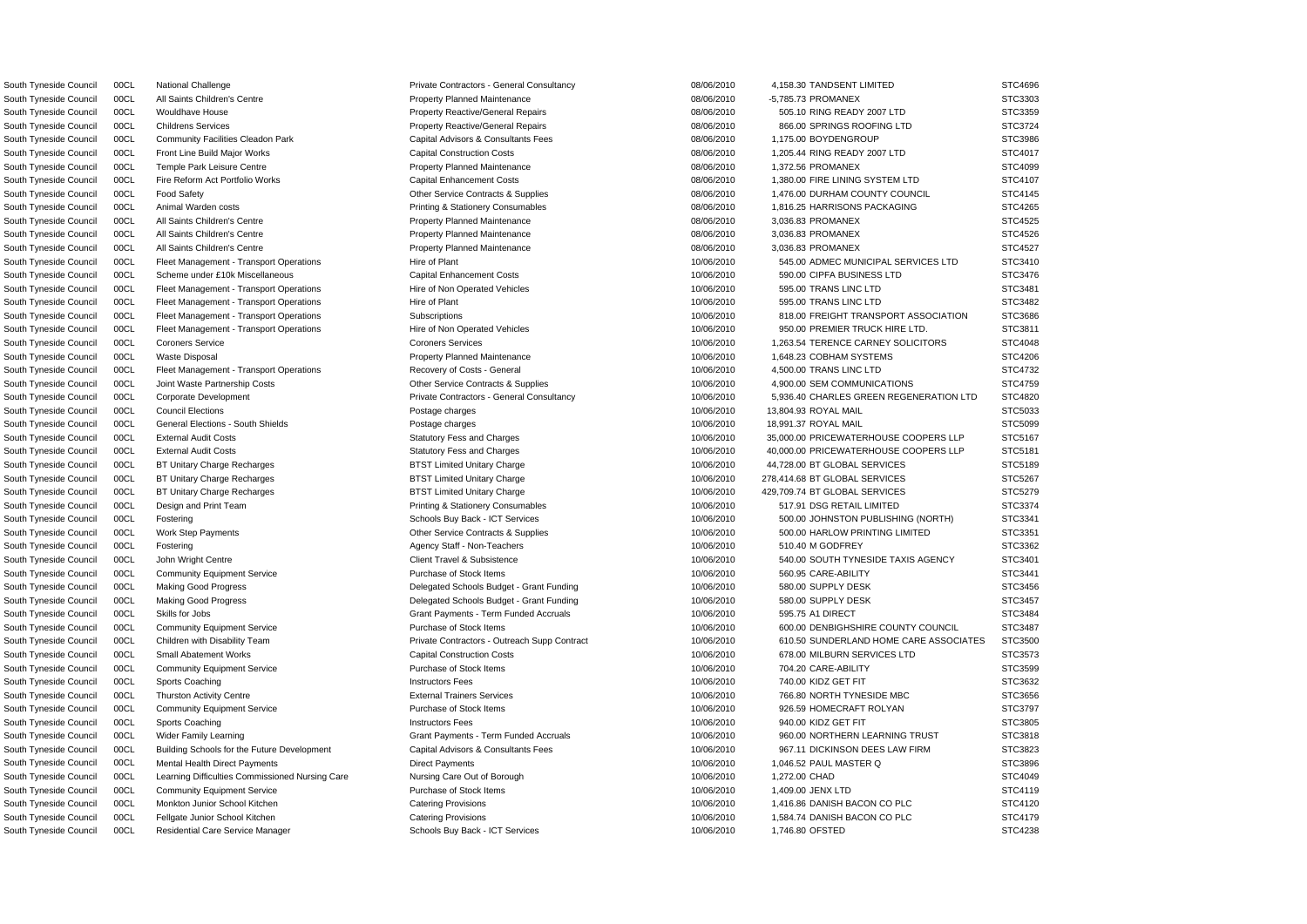| | | | | | | | |
|---|---|---|---|---|---|---|---|
| South Tyneside Council | 00CL | National Challenge | Private Contractors - General Consultancy | 08/06/2010 | 4,158.30 | TANDSENT LIMITED | STC4696 |
| South Tyneside Council | 00CL | All Saints Children's Centre | Property Planned Maintenance | 08/06/2010 | -5,785.73 | PROMANEX | STC3303 |
| South Tyneside Council | 00CL | Wouldhave House | Property Reactive/General Repairs | 08/06/2010 | 505.10 | RING READY 2007 LTD | STC3359 |
| South Tyneside Council | 00CL | Childrens Services | Property Reactive/General Repairs | 08/06/2010 | 866.00 | SPRINGS ROOFING LTD | STC3724 |
| South Tyneside Council | 00CL | Community Facilities Cleadon Park | Capital Advisors & Consultants Fees | 08/06/2010 | 1,175.00 | BOYDENGROUP | STC3986 |
| South Tyneside Council | 00CL | Front Line Build Major Works | Capital Construction Costs | 08/06/2010 | 1,205.44 | RING READY 2007 LTD | STC4017 |
| South Tyneside Council | 00CL | Temple Park Leisure Centre | Property Planned Maintenance | 08/06/2010 | 1,372.56 | PROMANEX | STC4099 |
| South Tyneside Council | 00CL | Fire Reform Act Portfolio Works | Capital Enhancement Costs | 08/06/2010 | 1,380.00 | FIRE LINING SYSTEM LTD | STC4107 |
| South Tyneside Council | 00CL | Food Safety | Other Service Contracts & Supplies | 08/06/2010 | 1,476.00 | DURHAM COUNTY COUNCIL | STC4145 |
| South Tyneside Council | 00CL | Animal Warden costs | Printing & Stationery Consumables | 08/06/2010 | 1,816.25 | HARRISONS PACKAGING | STC4265 |
| South Tyneside Council | 00CL | All Saints Children's Centre | Property Planned Maintenance | 08/06/2010 | 3,036.83 | PROMANEX | STC4525 |
| South Tyneside Council | 00CL | All Saints Children's Centre | Property Planned Maintenance | 08/06/2010 | 3,036.83 | PROMANEX | STC4526 |
| South Tyneside Council | 00CL | All Saints Children's Centre | Property Planned Maintenance | 08/06/2010 | 3,036.83 | PROMANEX | STC4527 |
| South Tyneside Council | 00CL | Fleet Management - Transport Operations | Hire of Plant | 10/06/2010 | 545.00 | ADMEC MUNICIPAL SERVICES LTD | STC3410 |
| South Tyneside Council | 00CL | Scheme under £10k Miscellaneous | Capital Enhancement Costs | 10/06/2010 | 590.00 | CIPFA BUSINESS LTD | STC3476 |
| South Tyneside Council | 00CL | Fleet Management - Transport Operations | Hire of Non Operated Vehicles | 10/06/2010 | 595.00 | TRANS LINC LTD | STC3481 |
| South Tyneside Council | 00CL | Fleet Management - Transport Operations | Hire of Plant | 10/06/2010 | 595.00 | TRANS LINC LTD | STC3482 |
| South Tyneside Council | 00CL | Fleet Management - Transport Operations | Subscriptions | 10/06/2010 | 818.00 | FREIGHT TRANSPORT ASSOCIATION | STC3686 |
| South Tyneside Council | 00CL | Fleet Management - Transport Operations | Hire of Non Operated Vehicles | 10/06/2010 | 950.00 | PREMIER TRUCK HIRE LTD. | STC3811 |
| South Tyneside Council | 00CL | Coroners Service | Coroners Services | 10/06/2010 | 1,263.54 | TERENCE CARNEY SOLICITORS | STC4048 |
| South Tyneside Council | 00CL | Waste Disposal | Property Planned Maintenance | 10/06/2010 | 1,648.23 | COBHAM SYSTEMS | STC4206 |
| South Tyneside Council | 00CL | Fleet Management - Transport Operations | Recovery of Costs - General | 10/06/2010 | 4,500.00 | TRANS LINC LTD | STC4732 |
| South Tyneside Council | 00CL | Joint Waste Partnership Costs | Other Service Contracts & Supplies | 10/06/2010 | 4,900.00 | SEM COMMUNICATIONS | STC4759 |
| South Tyneside Council | 00CL | Corporate Development | Private Contractors - General Consultancy | 10/06/2010 | 5,936.40 | CHARLES GREEN REGENERATION LTD | STC4820 |
| South Tyneside Council | 00CL | Council Elections | Postage charges | 10/06/2010 | 13,804.93 | ROYAL MAIL | STC5033 |
| South Tyneside Council | 00CL | General Elections - South Shields | Postage charges | 10/06/2010 | 18,991.37 | ROYAL MAIL | STC5099 |
| South Tyneside Council | 00CL | External Audit Costs | Statutory Fess and Charges | 10/06/2010 | 35,000.00 | PRICEWATERHOUSE COOPERS LLP | STC5167 |
| South Tyneside Council | 00CL | External Audit Costs | Statutory Fess and Charges | 10/06/2010 | 40,000.00 | PRICEWATERHOUSE COOPERS LLP | STC5181 |
| South Tyneside Council | 00CL | BT Unitary Charge Recharges | BTST Limited Unitary Charge | 10/06/2010 | 44,728.00 | BT GLOBAL SERVICES | STC5189 |
| South Tyneside Council | 00CL | BT Unitary Charge Recharges | BTST Limited Unitary Charge | 10/06/2010 | 278,414.68 | BT GLOBAL SERVICES | STC5267 |
| South Tyneside Council | 00CL | BT Unitary Charge Recharges | BTST Limited Unitary Charge | 10/06/2010 | 429,709.74 | BT GLOBAL SERVICES | STC5279 |
| South Tyneside Council | 00CL | Design and Print Team | Printing & Stationery Consumables | 10/06/2010 | 517.91 | DSG RETAIL LIMITED | STC3374 |
| South Tyneside Council | 00CL | Fostering | Schools Buy Back - ICT Services | 10/06/2010 | 500.00 | JOHNSTON PUBLISHING (NORTH) | STC3341 |
| South Tyneside Council | 00CL | Work Step Payments | Other Service Contracts & Supplies | 10/06/2010 | 500.00 | HARLOW PRINTING LIMITED | STC3351 |
| South Tyneside Council | 00CL | Fostering | Agency Staff - Non-Teachers | 10/06/2010 | 510.40 | M GODFREY | STC3362 |
| South Tyneside Council | 00CL | John Wright Centre | Client Travel & Subsistence | 10/06/2010 | 540.00 | SOUTH TYNESIDE TAXIS AGENCY | STC3401 |
| South Tyneside Council | 00CL | Community Equipment Service | Purchase of Stock Items | 10/06/2010 | 560.95 | CARE-ABILITY | STC3441 |
| South Tyneside Council | 00CL | Making Good Progress | Delegated Schools Budget - Grant Funding | 10/06/2010 | 580.00 | SUPPLY DESK | STC3456 |
| South Tyneside Council | 00CL | Making Good Progress | Delegated Schools Budget - Grant Funding | 10/06/2010 | 580.00 | SUPPLY DESK | STC3457 |
| South Tyneside Council | 00CL | Skills for Jobs | Grant Payments - Term Funded Accruals | 10/06/2010 | 595.75 | A1 DIRECT | STC3484 |
| South Tyneside Council | 00CL | Community Equipment Service | Purchase of Stock Items | 10/06/2010 | 600.00 | DENBIGHSHIRE COUNTY COUNCIL | STC3487 |
| South Tyneside Council | 00CL | Children with Disability Team | Private Contractors - Outreach Supp Contract | 10/06/2010 | 610.50 | SUNDERLAND HOME CARE ASSOCIATES | STC3500 |
| South Tyneside Council | 00CL | Small Abatement Works | Capital Construction Costs | 10/06/2010 | 678.00 | MILBURN SERVICES LTD | STC3573 |
| South Tyneside Council | 00CL | Community Equipment Service | Purchase of Stock Items | 10/06/2010 | 704.20 | CARE-ABILITY | STC3599 |
| South Tyneside Council | 00CL | Sports Coaching | Instructors Fees | 10/06/2010 | 740.00 | KIDZ GET FIT | STC3632 |
| South Tyneside Council | 00CL | Thurston Activity Centre | External Trainers Services | 10/06/2010 | 766.80 | NORTH TYNESIDE MBC | STC3656 |
| South Tyneside Council | 00CL | Community Equipment Service | Purchase of Stock Items | 10/06/2010 | 926.59 | HOMECRAFT ROLYAN | STC3797 |
| South Tyneside Council | 00CL | Sports Coaching | Instructors Fees | 10/06/2010 | 940.00 | KIDZ GET FIT | STC3805 |
| South Tyneside Council | 00CL | Wider Family Learning | Grant Payments - Term Funded Accruals | 10/06/2010 | 960.00 | NORTHERN LEARNING TRUST | STC3818 |
| South Tyneside Council | 00CL | Building Schools for the Future Development | Capital Advisors & Consultants Fees | 10/06/2010 | 967.11 | DICKINSON DEES LAW FIRM | STC3823 |
| South Tyneside Council | 00CL | Mental Health Direct Payments | Direct Payments | 10/06/2010 | 1,046.52 | PAUL MASTER Q | STC3896 |
| South Tyneside Council | 00CL | Learning Difficulties Commissioned Nursing Care | Nursing Care Out of Borough | 10/06/2010 | 1,272.00 | CHAD | STC4049 |
| South Tyneside Council | 00CL | Community Equipment Service | Purchase of Stock Items | 10/06/2010 | 1,409.00 | JENX LTD | STC4119 |
| South Tyneside Council | 00CL | Monkton Junior School Kitchen | Catering Provisions | 10/06/2010 | 1,416.86 | DANISH BACON CO PLC | STC4120 |
| South Tyneside Council | 00CL | Fellgate Junior School Kitchen | Catering Provisions | 10/06/2010 | 1,584.74 | DANISH BACON CO PLC | STC4179 |
| South Tyneside Council | 00CL | Residential Care Service Manager | Schools Buy Back - ICT Services | 10/06/2010 | 1,746.80 | OFSTED | STC4238 |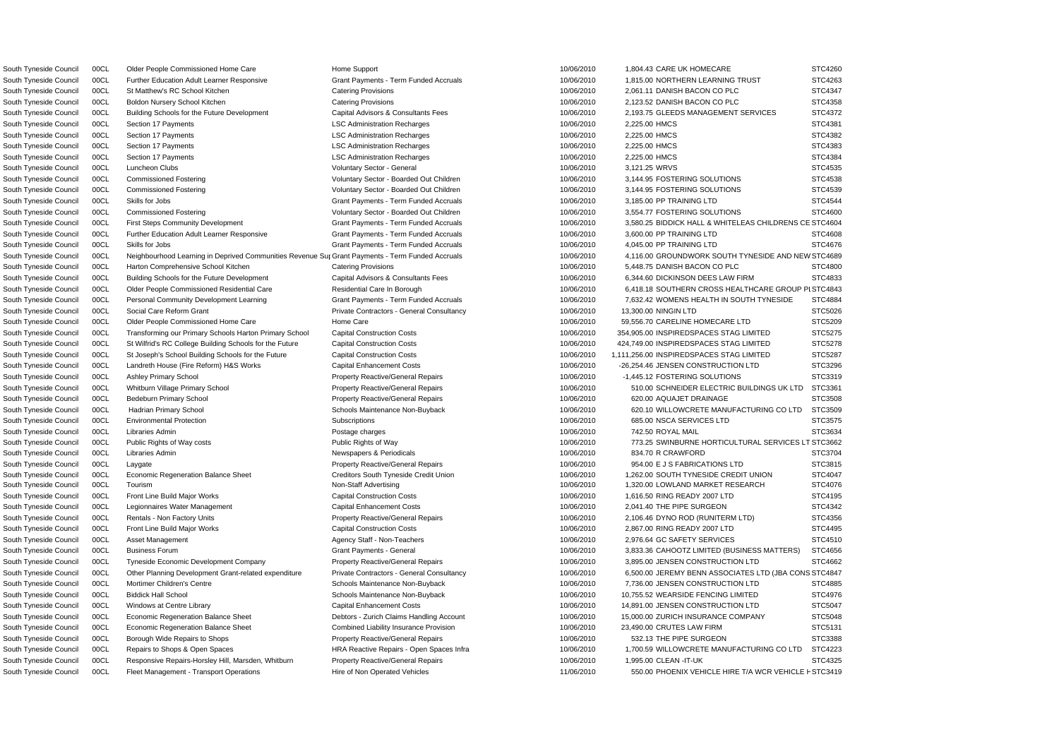| | | | | | | | |
|---|---|---|---|---|---|---|---|
| South Tyneside Council | 00CL | Older People Commissioned Home Care | Home Support | 10/06/2010 | 1,804.43 | CARE UK HOMECARE | STC4260 |
| South Tyneside Council | 00CL | Further Education Adult Learner Responsive | Grant Payments - Term Funded Accruals | 10/06/2010 | 1,815.00 | NORTHERN LEARNING TRUST | STC4263 |
| South Tyneside Council | 00CL | St Matthew's RC School Kitchen | Catering Provisions | 10/06/2010 | 2,061.11 | DANISH BACON CO PLC | STC4347 |
| South Tyneside Council | 00CL | Boldon Nursery School Kitchen | Catering Provisions | 10/06/2010 | 2,123.52 | DANISH BACON CO PLC | STC4358 |
| South Tyneside Council | 00CL | Building Schools for the Future Development | Capital Advisors & Consultants Fees | 10/06/2010 | 2,193.75 | GLEEDS MANAGEMENT SERVICES | STC4372 |
| South Tyneside Council | 00CL | Section 17 Payments | LSC Administration Recharges | 10/06/2010 | 2,225.00 | HMCS | STC4381 |
| South Tyneside Council | 00CL | Section 17 Payments | LSC Administration Recharges | 10/06/2010 | 2,225.00 | HMCS | STC4382 |
| South Tyneside Council | 00CL | Section 17 Payments | LSC Administration Recharges | 10/06/2010 | 2,225.00 | HMCS | STC4383 |
| South Tyneside Council | 00CL | Section 17 Payments | LSC Administration Recharges | 10/06/2010 | 2,225.00 | HMCS | STC4384 |
| South Tyneside Council | 00CL | Luncheon Clubs | Voluntary Sector - General | 10/06/2010 | 3,121.25 | WRVS | STC4535 |
| South Tyneside Council | 00CL | Commissioned Fostering | Voluntary Sector - Boarded Out Children | 10/06/2010 | 3,144.95 | FOSTERING SOLUTIONS | STC4538 |
| South Tyneside Council | 00CL | Commissioned Fostering | Voluntary Sector - Boarded Out Children | 10/06/2010 | 3,144.95 | FOSTERING SOLUTIONS | STC4539 |
| South Tyneside Council | 00CL | Skills for Jobs | Grant Payments - Term Funded Accruals | 10/06/2010 | 3,185.00 | PP TRAINING LTD | STC4544 |
| South Tyneside Council | 00CL | Commissioned Fostering | Voluntary Sector - Boarded Out Children | 10/06/2010 | 3,554.77 | FOSTERING SOLUTIONS | STC4600 |
| South Tyneside Council | 00CL | First Steps Community Development | Grant Payments - Term Funded Accruals | 10/06/2010 | 3,580.25 | BIDDICK HALL & WHITELEAS CHILDRENS CE | STC4604 |
| South Tyneside Council | 00CL | Further Education Adult Learner Responsive | Grant Payments - Term Funded Accruals | 10/06/2010 | 3,600.00 | PP TRAINING LTD | STC4608 |
| South Tyneside Council | 00CL | Skills for Jobs | Grant Payments - Term Funded Accruals | 10/06/2010 | 4,045.00 | PP TRAINING LTD | STC4676 |
| South Tyneside Council | 00CL | Neighbourhood Learning in Deprived Communities Revenue Su | Grant Payments - Term Funded Accruals | 10/06/2010 | 4,116.00 | GROUNDWORK SOUTH TYNESIDE AND NEW | STC4689 |
| South Tyneside Council | 00CL | Harton Comprehensive School Kitchen | Catering Provisions | 10/06/2010 | 5,448.75 | DANISH BACON CO PLC | STC4800 |
| South Tyneside Council | 00CL | Building Schools for the Future Development | Capital Advisors & Consultants Fees | 10/06/2010 | 6,344.60 | DICKINSON DEES LAW FIRM | STC4833 |
| South Tyneside Council | 00CL | Older People Commissioned Residential Care | Residential Care In Borough | 10/06/2010 | 6,418.18 | SOUTHERN CROSS HEALTHCARE GROUP PL | STC4843 |
| South Tyneside Council | 00CL | Personal Community Development Learning | Grant Payments - Term Funded Accruals | 10/06/2010 | 7,632.42 | WOMENS HEALTH IN SOUTH TYNESIDE | STC4884 |
| South Tyneside Council | 00CL | Social Care Reform Grant | Private Contractors - General Consultancy | 10/06/2010 | 13,300.00 | NINGIN LTD | STC5026 |
| South Tyneside Council | 00CL | Older People Commissioned Home Care | Home Care | 10/06/2010 | 59,556.70 | CARELINE HOMECARE LTD | STC5209 |
| South Tyneside Council | 00CL | Transforming our Primary Schools Harton Primary School | Capital Construction Costs | 10/06/2010 | 354,905.00 | INSPIREDSPACES STAG LIMITED | STC5275 |
| South Tyneside Council | 00CL | St Wilfrid's RC College Building Schools for the Future | Capital Construction Costs | 10/06/2010 | 424,749.00 | INSPIREDSPACES STAG LIMITED | STC5278 |
| South Tyneside Council | 00CL | St Joseph's School Building Schools for the Future | Capital Construction Costs | 10/06/2010 | 1,111,256.00 | INSPIREDSPACES STAG LIMITED | STC5287 |
| South Tyneside Council | 00CL | Landreth House (Fire Reform) H&S Works | Capital Enhancement Costs | 10/06/2010 | -26,254.46 | JENSEN CONSTRUCTION LTD | STC3296 |
| South Tyneside Council | 00CL | Ashley Primary School | Property Reactive/General Repairs | 10/06/2010 | -1,445.12 | FOSTERING SOLUTIONS | STC3319 |
| South Tyneside Council | 00CL | Whitburn Village Primary School | Property Reactive/General Repairs | 10/06/2010 | 510.00 | SCHNEIDER ELECTRIC BUILDINGS UK LTD | STC3361 |
| South Tyneside Council | 00CL | Bedeburn Primary School | Property Reactive/General Repairs | 10/06/2010 | 620.00 | AQUAJET DRAINAGE | STC3508 |
| South Tyneside Council | 00CL | Hadrian Primary School | Schools Maintenance Non-Buyback | 10/06/2010 | 620.10 | WILLOWCRETE MANUFACTURING CO LTD | STC3509 |
| South Tyneside Council | 00CL | Environmental Protection | Subscriptions | 10/06/2010 | 685.00 | NSCA SERVICES LTD | STC3575 |
| South Tyneside Council | 00CL | Libraries Admin | Postage charges | 10/06/2010 | 742.50 | ROYAL MAIL | STC3634 |
| South Tyneside Council | 00CL | Public Rights of Way costs | Public Rights of Way | 10/06/2010 | 773.25 | SWINBURNE HORTICULTURAL SERVICES LT | STC3662 |
| South Tyneside Council | 00CL | Libraries Admin | Newspapers & Periodicals | 10/06/2010 | 834.70 | R CRAWFORD | STC3704 |
| South Tyneside Council | 00CL | Laygate | Property Reactive/General Repairs | 10/06/2010 | 954.00 | E J S FABRICATIONS LTD | STC3815 |
| South Tyneside Council | 00CL | Economic Regeneration Balance Sheet | Creditors South Tyneside Credit Union | 10/06/2010 | 1,262.00 | SOUTH TYNESIDE CREDIT UNION | STC4047 |
| South Tyneside Council | 00CL | Tourism | Non-Staff Advertising | 10/06/2010 | 1,320.00 | LOWLAND MARKET RESEARCH | STC4076 |
| South Tyneside Council | 00CL | Front Line Build Major Works | Capital Construction Costs | 10/06/2010 | 1,616.50 | RING READY 2007 LTD | STC4195 |
| South Tyneside Council | 00CL | Legionnaires Water Management | Capital Enhancement Costs | 10/06/2010 | 2,041.40 | THE PIPE SURGEON | STC4342 |
| South Tyneside Council | 00CL | Rentals - Non Factory Units | Property Reactive/General Repairs | 10/06/2010 | 2,106.46 | DYNO ROD (RUNITERM LTD) | STC4356 |
| South Tyneside Council | 00CL | Front Line Build Major Works | Capital Construction Costs | 10/06/2010 | 2,867.00 | RING READY 2007 LTD | STC4495 |
| South Tyneside Council | 00CL | Asset Management | Agency Staff - Non-Teachers | 10/06/2010 | 2,976.64 | GC SAFETY SERVICES | STC4510 |
| South Tyneside Council | 00CL | Business Forum | Grant Payments - General | 10/06/2010 | 3,833.36 | CAHOOTZ LIMITED (BUSINESS MATTERS) | STC4656 |
| South Tyneside Council | 00CL | Tyneside Economic Development Company | Property Reactive/General Repairs | 10/06/2010 | 3,895.00 | JENSEN CONSTRUCTION LTD | STC4662 |
| South Tyneside Council | 00CL | Other Planning Development Grant-related expenditure | Private Contractors - General Consultancy | 10/06/2010 | 6,500.00 | JEREMY BENN ASSOCIATES LTD (JBA CONS | STC4847 |
| South Tyneside Council | 00CL | Mortimer Children's Centre | Schools Maintenance Non-Buyback | 10/06/2010 | 7,736.00 | JENSEN CONSTRUCTION LTD | STC4885 |
| South Tyneside Council | 00CL | Biddick Hall School | Schools Maintenance Non-Buyback | 10/06/2010 | 10,755.52 | WEARSIDE FENCING LIMITED | STC4976 |
| South Tyneside Council | 00CL | Windows at Centre Library | Capital Enhancement Costs | 10/06/2010 | 14,891.00 | JENSEN CONSTRUCTION LTD | STC5047 |
| South Tyneside Council | 00CL | Economic Regeneration Balance Sheet | Debtors - Zurich Claims Handling Account | 10/06/2010 | 15,000.00 | ZURICH INSURANCE COMPANY | STC5048 |
| South Tyneside Council | 00CL | Economic Regeneration Balance Sheet | Combined Liability Insurance Provision | 10/06/2010 | 23,490.00 | CRUTES LAW FIRM | STC5131 |
| South Tyneside Council | 00CL | Borough Wide Repairs to Shops | Property Reactive/General Repairs | 10/06/2010 | 532.13 | THE PIPE SURGEON | STC3388 |
| South Tyneside Council | 00CL | Repairs to Shops & Open Spaces | HRA Reactive Repairs - Open Spaces Infra | 10/06/2010 | 1,700.59 | WILLOWCRETE MANUFACTURING CO LTD | STC4223 |
| South Tyneside Council | 00CL | Responsive Repairs-Horsley Hill, Marsden, Whitburn | Property Reactive/General Repairs | 10/06/2010 | 1,995.00 | CLEAN -IT-UK | STC4325 |
| South Tyneside Council | 00CL | Fleet Management - Transport Operations | Hire of Non Operated Vehicles | 11/06/2010 | 550.00 | PHOENIX VEHICLE HIRE T/A WCR VEHICLE H | STC3419 |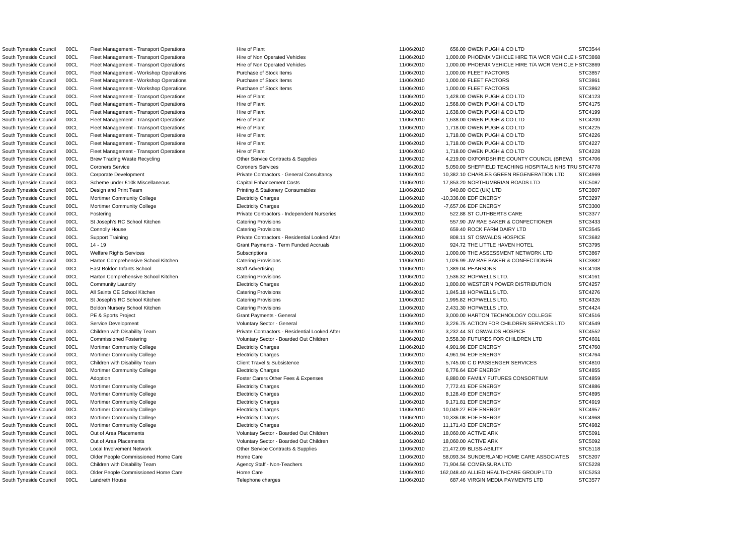| | | | | | | | |
|---|---|---|---|---|---|---|---|
| South Tyneside Council | 00CL | Fleet Management - Transport Operations | Hire of Plant | 11/06/2010 | 656.00 | OWEN PUGH & CO LTD | STC3544 |
| South Tyneside Council | 00CL | Fleet Management - Transport Operations | Hire of Non Operated Vehicles | 11/06/2010 | 1,000.00 | PHOENIX VEHICLE HIRE T/A WCR VEHICLE H | STC3868 |
| South Tyneside Council | 00CL | Fleet Management - Transport Operations | Hire of Non Operated Vehicles | 11/06/2010 | 1,000.00 | PHOENIX VEHICLE HIRE T/A WCR VEHICLE H | STC3869 |
| South Tyneside Council | 00CL | Fleet Management - Workshop Operations | Purchase of Stock Items | 11/06/2010 | 1,000.00 | FLEET FACTORS | STC3857 |
| South Tyneside Council | 00CL | Fleet Management - Workshop Operations | Purchase of Stock Items | 11/06/2010 | 1,000.00 | FLEET FACTORS | STC3861 |
| South Tyneside Council | 00CL | Fleet Management - Workshop Operations | Purchase of Stock Items | 11/06/2010 | 1,000.00 | FLEET FACTORS | STC3862 |
| South Tyneside Council | 00CL | Fleet Management - Transport Operations | Hire of Plant | 11/06/2010 | 1,428.00 | OWEN PUGH & CO LTD | STC4123 |
| South Tyneside Council | 00CL | Fleet Management - Transport Operations | Hire of Plant | 11/06/2010 | 1,568.00 | OWEN PUGH & CO LTD | STC4175 |
| South Tyneside Council | 00CL | Fleet Management - Transport Operations | Hire of Plant | 11/06/2010 | 1,638.00 | OWEN PUGH & CO LTD | STC4199 |
| South Tyneside Council | 00CL | Fleet Management - Transport Operations | Hire of Plant | 11/06/2010 | 1,638.00 | OWEN PUGH & CO LTD | STC4200 |
| South Tyneside Council | 00CL | Fleet Management - Transport Operations | Hire of Plant | 11/06/2010 | 1,718.00 | OWEN PUGH & CO LTD | STC4225 |
| South Tyneside Council | 00CL | Fleet Management - Transport Operations | Hire of Plant | 11/06/2010 | 1,718.00 | OWEN PUGH & CO LTD | STC4226 |
| South Tyneside Council | 00CL | Fleet Management - Transport Operations | Hire of Plant | 11/06/2010 | 1,718.00 | OWEN PUGH & CO LTD | STC4227 |
| South Tyneside Council | 00CL | Fleet Management - Transport Operations | Hire of Plant | 11/06/2010 | 1,718.00 | OWEN PUGH & CO LTD | STC4228 |
| South Tyneside Council | 00CL | Brew Trading Waste Recycling | Other Service Contracts & Supplies | 11/06/2010 | 4,219.00 | OXFORDSHIRE COUNTY COUNCIL (BREW) | STC4706 |
| South Tyneside Council | 00CL | Coroners Service | Coroners Services | 11/06/2010 | 5,050.00 | SHEFFIELD TEACHING HOSPITALS NHS TRU | STC4778 |
| South Tyneside Council | 00CL | Corporate Development | Private Contractors - General Consultancy | 11/06/2010 | 10,382.10 | CHARLES GREEN REGENERATION LTD | STC4969 |
| South Tyneside Council | 00CL | Scheme under £10k Miscellaneous | Capital Enhancement Costs | 11/06/2010 | 17,853.20 | NORTHUMBRIAN ROADS LTD | STC5087 |
| South Tyneside Council | 00CL | Design and Print Team | Printing & Stationery Consumables | 11/06/2010 | 940.80 | OCE (UK) LTD | STC3807 |
| South Tyneside Council | 00CL | Mortimer Community College | Electricity Charges | 11/06/2010 | -10,336.08 | EDF ENERGY | STC3297 |
| South Tyneside Council | 00CL | Mortimer Community College | Electricity Charges | 11/06/2010 | -7,657.06 | EDF ENERGY | STC3300 |
| South Tyneside Council | 00CL | Fostering | Private Contractors - Independent Nurseries | 11/06/2010 | 522.88 | ST CUTHBERTS CARE | STC3377 |
| South Tyneside Council | 00CL | St Joseph's RC School Kitchen | Catering Provisions | 11/06/2010 | 557.90 | JW RAE BAKER & CONFECTIONER | STC3433 |
| South Tyneside Council | 00CL | Connolly House | Catering Provisions | 11/06/2010 | 659.40 | ROCK FARM DAIRY LTD | STC3545 |
| South Tyneside Council | 00CL | Support Training | Private Contractors - Residential Looked After | 11/06/2010 | 808.11 | ST OSWALDS HOSPICE | STC3682 |
| South Tyneside Council | 00CL | 14 - 19 | Grant Payments - Term Funded Accruals | 11/06/2010 | 924.72 | THE LITTLE HAVEN HOTEL | STC3795 |
| South Tyneside Council | 00CL | Welfare Rights Services | Subscriptions | 11/06/2010 | 1,000.00 | THE ASSESSMENT NETWORK LTD | STC3867 |
| South Tyneside Council | 00CL | Harton Comprehensive School Kitchen | Catering Provisions | 11/06/2010 | 1,026.99 | JW RAE BAKER & CONFECTIONER | STC3882 |
| South Tyneside Council | 00CL | East Boldon Infants School | Staff Advertising | 11/06/2010 | 1,389.04 | PEARSONS | STC4108 |
| South Tyneside Council | 00CL | Harton Comprehensive School Kitchen | Catering Provisions | 11/06/2010 | 1,536.32 | HOPWELLS LTD. | STC4161 |
| South Tyneside Council | 00CL | Community Laundry | Electricity Charges | 11/06/2010 | 1,800.00 | WESTERN POWER DISTRIBUTION | STC4257 |
| South Tyneside Council | 00CL | All Saints CE School Kitchen | Catering Provisions | 11/06/2010 | 1,845.18 | HOPWELLS LTD. | STC4276 |
| South Tyneside Council | 00CL | St Joseph's RC School Kitchen | Catering Provisions | 11/06/2010 | 1,995.82 | HOPWELLS LTD. | STC4326 |
| South Tyneside Council | 00CL | Boldon Nursery School Kitchen | Catering Provisions | 11/06/2010 | 2,431.30 | HOPWELLS LTD. | STC4424 |
| South Tyneside Council | 00CL | PE & Sports Project | Grant Payments - General | 11/06/2010 | 3,000.00 | HARTON TECHNOLOGY COLLEGE | STC4516 |
| South Tyneside Council | 00CL | Service Development | Voluntary Sector - General | 11/06/2010 | 3,226.75 | ACTION FOR CHILDREN SERVICES LTD | STC4549 |
| South Tyneside Council | 00CL | Children with Disability Team | Private Contractors - Residential Looked After | 11/06/2010 | 3,232.44 | ST OSWALDS HOSPICE | STC4552 |
| South Tyneside Council | 00CL | Commissioned Fostering | Voluntary Sector - Boarded Out Children | 11/06/2010 | 3,558.30 | FUTURES FOR CHILDREN LTD | STC4601 |
| South Tyneside Council | 00CL | Mortimer Community College | Electricity Charges | 11/06/2010 | 4,901.96 | EDF ENERGY | STC4760 |
| South Tyneside Council | 00CL | Mortimer Community College | Electricity Charges | 11/06/2010 | 4,961.94 | EDF ENERGY | STC4764 |
| South Tyneside Council | 00CL | Children with Disability Team | Client Travel & Subsistence | 11/06/2010 | 5,745.00 | C D PASSENGER SERVICES | STC4810 |
| South Tyneside Council | 00CL | Mortimer Community College | Electricity Charges | 11/06/2010 | 6,776.64 | EDF ENERGY | STC4855 |
| South Tyneside Council | 00CL | Adoption | Foster Carers Other Fees & Expenses | 11/06/2010 | 6,880.00 | FAMILY FUTURES CONSORTIUM | STC4859 |
| South Tyneside Council | 00CL | Mortimer Community College | Electricity Charges | 11/06/2010 | 7,772.41 | EDF ENERGY | STC4886 |
| South Tyneside Council | 00CL | Mortimer Community College | Electricity Charges | 11/06/2010 | 8,128.49 | EDF ENERGY | STC4895 |
| South Tyneside Council | 00CL | Mortimer Community College | Electricity Charges | 11/06/2010 | 9,171.81 | EDF ENERGY | STC4919 |
| South Tyneside Council | 00CL | Mortimer Community College | Electricity Charges | 11/06/2010 | 10,049.27 | EDF ENERGY | STC4957 |
| South Tyneside Council | 00CL | Mortimer Community College | Electricity Charges | 11/06/2010 | 10,336.08 | EDF ENERGY | STC4968 |
| South Tyneside Council | 00CL | Mortimer Community College | Electricity Charges | 11/06/2010 | 11,171.43 | EDF ENERGY | STC4982 |
| South Tyneside Council | 00CL | Out of Area Placements | Voluntary Sector - Boarded Out Children | 11/06/2010 | 18,060.00 | ACTIVE ARK | STC5091 |
| South Tyneside Council | 00CL | Out of Area Placements | Voluntary Sector - Boarded Out Children | 11/06/2010 | 18,060.00 | ACTIVE ARK | STC5092 |
| South Tyneside Council | 00CL | Local Involvement Network | Other Service Contracts & Supplies | 11/06/2010 | 21,472.09 | BLISS-ABILITY | STC5118 |
| South Tyneside Council | 00CL | Older People Commissioned Home Care | Home Care | 11/06/2010 | 58,093.34 | SUNDERLAND HOME CARE ASSOCIATES | STC5207 |
| South Tyneside Council | 00CL | Children with Disability Team | Agency Staff - Non-Teachers | 11/06/2010 | 71,904.56 | COMENSURA LTD | STC5228 |
| South Tyneside Council | 00CL | Older People Commissioned Home Care | Home Care | 11/06/2010 | 162,048.40 | ALLIED HEALTHCARE GROUP LTD | STC5253 |
| South Tyneside Council | 00CL | Landreth House | Telephone charges | 11/06/2010 | 687.46 | VIRGIN MEDIA PAYMENTS LTD | STC3577 |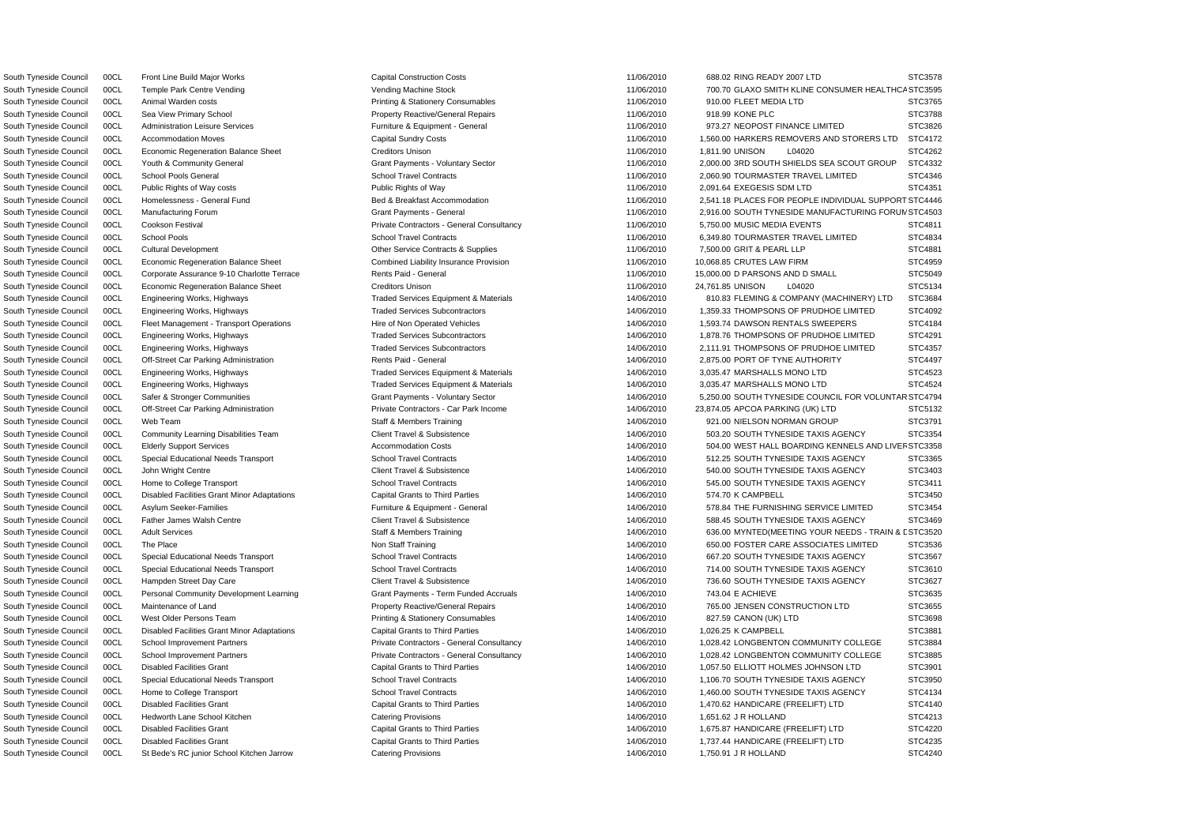| | | | | | | | |
|---|---|---|---|---|---|---|---|
| South Tyneside Council | 00CL | Front Line Build Major Works | Capital Construction Costs | 11/06/2010 | 688.02 | RING READY 2007 LTD | STC3578 |
| South Tyneside Council | 00CL | Temple Park Centre Vending | Vending Machine Stock | 11/06/2010 | 700.70 | GLAXO SMITH KLINE CONSUMER HEALTHCA | STC3595 |
| South Tyneside Council | 00CL | Animal Warden costs | Printing & Stationery Consumables | 11/06/2010 | 910.00 | FLEET MEDIA LTD | STC3765 |
| South Tyneside Council | 00CL | Sea View Primary School | Property Reactive/General Repairs | 11/06/2010 | 918.99 | KONE PLC | STC3788 |
| South Tyneside Council | 00CL | Administration Leisure Services | Furniture & Equipment - General | 11/06/2010 | 973.27 | NEOPOST FINANCE LIMITED | STC3826 |
| South Tyneside Council | 00CL | Accommodation Moves | Capital Sundry Costs | 11/06/2010 | 1,560.00 | HARKERS REMOVERS AND STORERS LTD | STC4172 |
| South Tyneside Council | 00CL | Economic Regeneration Balance Sheet | Creditors Unison | 11/06/2010 | 1,811.90 | UNISON L04020 | STC4262 |
| South Tyneside Council | 00CL | Youth & Community General | Grant Payments - Voluntary Sector | 11/06/2010 | 2,000.00 | 3RD SOUTH SHIELDS SEA SCOUT GROUP | STC4332 |
| South Tyneside Council | 00CL | School Pools General | School Travel Contracts | 11/06/2010 | 2,060.90 | TOURMASTER TRAVEL LIMITED | STC4346 |
| South Tyneside Council | 00CL | Public Rights of Way costs | Public Rights of Way | 11/06/2010 | 2,091.64 | EXEGESIS SDM LTD | STC4351 |
| South Tyneside Council | 00CL | Homelessness - General Fund | Bed & Breakfast Accommodation | 11/06/2010 | 2,541.18 | PLACES FOR PEOPLE INDIVIDUAL SUPPORT | STC4446 |
| South Tyneside Council | 00CL | Manufacturing Forum | Grant Payments - General | 11/06/2010 | 2,916.00 | SOUTH TYNESIDE MANUFACTURING FORUM | STC4503 |
| South Tyneside Council | 00CL | Cookson Festival | Private Contractors - General Consultancy | 11/06/2010 | 5,750.00 | MUSIC MEDIA EVENTS | STC4811 |
| South Tyneside Council | 00CL | School Pools | School Travel Contracts | 11/06/2010 | 6,349.80 | TOURMASTER TRAVEL LIMITED | STC4834 |
| South Tyneside Council | 00CL | Cultural Development | Other Service Contracts & Supplies | 11/06/2010 | 7,500.00 | GRIT & PEARL LLP | STC4881 |
| South Tyneside Council | 00CL | Economic Regeneration Balance Sheet | Combined Liability Insurance Provision | 11/06/2010 | 10,068.85 | CRUTES LAW FIRM | STC4959 |
| South Tyneside Council | 00CL | Corporate Assurance 9-10 Charlotte Terrace | Rents Paid - General | 11/06/2010 | 15,000.00 | D PARSONS AND D SMALL | STC5049 |
| South Tyneside Council | 00CL | Economic Regeneration Balance Sheet | Creditors Unison | 11/06/2010 | 24,761.85 | UNISON L04020 | STC5134 |
| South Tyneside Council | 00CL | Engineering Works, Highways | Traded Services Equipment & Materials | 14/06/2010 | 810.83 | FLEMING & COMPANY (MACHINERY) LTD | STC3684 |
| South Tyneside Council | 00CL | Engineering Works, Highways | Traded Services Subcontractors | 14/06/2010 | 1,359.33 | THOMPSONS OF PRUDHOE LIMITED | STC4092 |
| South Tyneside Council | 00CL | Fleet Management - Transport Operations | Hire of Non Operated Vehicles | 14/06/2010 | 1,593.74 | DAWSON RENTALS SWEEPERS | STC4184 |
| South Tyneside Council | 00CL | Engineering Works, Highways | Traded Services Subcontractors | 14/06/2010 | 1,878.76 | THOMPSONS OF PRUDHOE LIMITED | STC4291 |
| South Tyneside Council | 00CL | Engineering Works, Highways | Traded Services Subcontractors | 14/06/2010 | 2,111.91 | THOMPSONS OF PRUDHOE LIMITED | STC4357 |
| South Tyneside Council | 00CL | Off-Street Car Parking Administration | Rents Paid - General | 14/06/2010 | 2,875.00 | PORT OF TYNE AUTHORITY | STC4497 |
| South Tyneside Council | 00CL | Engineering Works, Highways | Traded Services Equipment & Materials | 14/06/2010 | 3,035.47 | MARSHALLS MONO LTD | STC4523 |
| South Tyneside Council | 00CL | Engineering Works, Highways | Traded Services Equipment & Materials | 14/06/2010 | 3,035.47 | MARSHALLS MONO LTD | STC4524 |
| South Tyneside Council | 00CL | Safer & Stronger Communities | Grant Payments - Voluntary Sector | 14/06/2010 | 5,250.00 | SOUTH TYNESIDE COUNCIL FOR VOLUNTAR | STC4794 |
| South Tyneside Council | 00CL | Off-Street Car Parking Administration | Private Contractors - Car Park Income | 14/06/2010 | 23,874.05 | APCOA PARKING (UK) LTD | STC5132 |
| South Tyneside Council | 00CL | Web Team | Staff & Members Training | 14/06/2010 | 921.00 | NIELSON NORMAN GROUP | STC3791 |
| South Tyneside Council | 00CL | Community Learning Disabilities Team | Client Travel & Subsistence | 14/06/2010 | 503.20 | SOUTH TYNESIDE TAXIS AGENCY | STC3354 |
| South Tyneside Council | 00CL | Elderly Support Services | Accommodation Costs | 14/06/2010 | 504.00 | WEST HALL BOARDING KENNELS AND LIVER | STC3358 |
| South Tyneside Council | 00CL | Special Educational Needs Transport | School Travel Contracts | 14/06/2010 | 512.25 | SOUTH TYNESIDE TAXIS AGENCY | STC3365 |
| South Tyneside Council | 00CL | John Wright Centre | Client Travel & Subsistence | 14/06/2010 | 540.00 | SOUTH TYNESIDE TAXIS AGENCY | STC3403 |
| South Tyneside Council | 00CL | Home to College Transport | School Travel Contracts | 14/06/2010 | 545.00 | SOUTH TYNESIDE TAXIS AGENCY | STC3411 |
| South Tyneside Council | 00CL | Disabled Facilities Grant Minor Adaptations | Capital Grants to Third Parties | 14/06/2010 | 574.70 | K CAMPBELL | STC3450 |
| South Tyneside Council | 00CL | Asylum Seeker-Families | Furniture & Equipment - General | 14/06/2010 | 578.84 | THE FURNISHING SERVICE LIMITED | STC3454 |
| South Tyneside Council | 00CL | Father James Walsh Centre | Client Travel & Subsistence | 14/06/2010 | 588.45 | SOUTH TYNESIDE TAXIS AGENCY | STC3469 |
| South Tyneside Council | 00CL | Adult Services | Staff & Members Training | 14/06/2010 | 636.00 | MYNTED(MEETING YOUR NEEDS - TRAIN & D | STC3520 |
| South Tyneside Council | 00CL | The Place | Non Staff Training | 14/06/2010 | 650.00 | FOSTER CARE ASSOCIATES LIMITED | STC3536 |
| South Tyneside Council | 00CL | Special Educational Needs Transport | School Travel Contracts | 14/06/2010 | 667.20 | SOUTH TYNESIDE TAXIS AGENCY | STC3567 |
| South Tyneside Council | 00CL | Special Educational Needs Transport | School Travel Contracts | 14/06/2010 | 714.00 | SOUTH TYNESIDE TAXIS AGENCY | STC3610 |
| South Tyneside Council | 00CL | Hampden Street Day Care | Client Travel & Subsistence | 14/06/2010 | 736.60 | SOUTH TYNESIDE TAXIS AGENCY | STC3627 |
| South Tyneside Council | 00CL | Personal Community Development Learning | Grant Payments - Term Funded Accruals | 14/06/2010 | 743.04 | E ACHIEVE | STC3635 |
| South Tyneside Council | 00CL | Maintenance of Land | Property Reactive/General Repairs | 14/06/2010 | 765.00 | JENSEN CONSTRUCTION LTD | STC3655 |
| South Tyneside Council | 00CL | West Older Persons Team | Printing & Stationery Consumables | 14/06/2010 | 827.59 | CANON (UK) LTD | STC3698 |
| South Tyneside Council | 00CL | Disabled Facilities Grant Minor Adaptations | Capital Grants to Third Parties | 14/06/2010 | 1,026.25 | K CAMPBELL | STC3881 |
| South Tyneside Council | 00CL | School Improvement Partners | Private Contractors - General Consultancy | 14/06/2010 | 1,028.42 | LONGBENTON COMMUNITY COLLEGE | STC3884 |
| South Tyneside Council | 00CL | School Improvement Partners | Private Contractors - General Consultancy | 14/06/2010 | 1,028.42 | LONGBENTON COMMUNITY COLLEGE | STC3885 |
| South Tyneside Council | 00CL | Disabled Facilities Grant | Capital Grants to Third Parties | 14/06/2010 | 1,057.50 | ELLIOTT HOLMES JOHNSON LTD | STC3901 |
| South Tyneside Council | 00CL | Special Educational Needs Transport | School Travel Contracts | 14/06/2010 | 1,106.70 | SOUTH TYNESIDE TAXIS AGENCY | STC3950 |
| South Tyneside Council | 00CL | Home to College Transport | School Travel Contracts | 14/06/2010 | 1,460.00 | SOUTH TYNESIDE TAXIS AGENCY | STC4134 |
| South Tyneside Council | 00CL | Disabled Facilities Grant | Capital Grants to Third Parties | 14/06/2010 | 1,470.62 | HANDICARE (FREELIFT) LTD | STC4140 |
| South Tyneside Council | 00CL | Hedworth Lane School Kitchen | Catering Provisions | 14/06/2010 | 1,651.62 | J R HOLLAND | STC4213 |
| South Tyneside Council | 00CL | Disabled Facilities Grant | Capital Grants to Third Parties | 14/06/2010 | 1,675.87 | HANDICARE (FREELIFT) LTD | STC4220 |
| South Tyneside Council | 00CL | Disabled Facilities Grant | Capital Grants to Third Parties | 14/06/2010 | 1,737.44 | HANDICARE (FREELIFT) LTD | STC4235 |
| South Tyneside Council | 00CL | St Bede's RC junior School Kitchen Jarrow | Catering Provisions | 14/06/2010 | 1,750.91 | J R HOLLAND | STC4240 |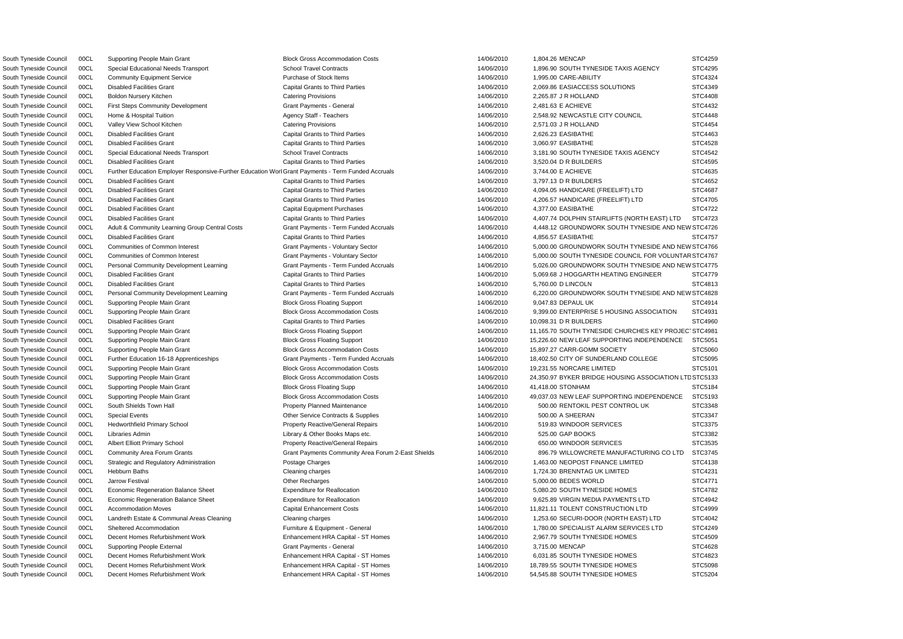| | | | | | | | |
|---|---|---|---|---|---|---|---|
| South Tyneside Council | 00CL | Supporting People Main Grant | Block Gross Accommodation Costs | 14/06/2010 | 1,804.26 | MENCAP | STC4259 |
| South Tyneside Council | 00CL | Special Educational Needs Transport | School Travel Contracts | 14/06/2010 | 1,896.90 | SOUTH TYNESIDE TAXIS AGENCY | STC4295 |
| South Tyneside Council | 00CL | Community Equipment Service | Purchase of Stock Items | 14/06/2010 | 1,995.00 | CARE-ABILITY | STC4324 |
| South Tyneside Council | 00CL | Disabled Facilities Grant | Capital Grants to Third Parties | 14/06/2010 | 2,069.86 | EASIACCESS SOLUTIONS | STC4349 |
| South Tyneside Council | 00CL | Boldon Nursery Kitchen | Catering Provisions | 14/06/2010 | 2,265.87 | J R HOLLAND | STC4408 |
| South Tyneside Council | 00CL | First Steps Community Development | Grant Payments - General | 14/06/2010 | 2,481.63 | E ACHIEVE | STC4432 |
| South Tyneside Council | 00CL | Home & Hospital Tuition | Agency Staff - Teachers | 14/06/2010 | 2,548.92 | NEWCASTLE CITY COUNCIL | STC4448 |
| South Tyneside Council | 00CL | Valley View School Kitchen | Catering Provisions | 14/06/2010 | 2,571.03 | J R HOLLAND | STC4454 |
| South Tyneside Council | 00CL | Disabled Facilities Grant | Capital Grants to Third Parties | 14/06/2010 | 2,626.23 | EASIBATHE | STC4463 |
| South Tyneside Council | 00CL | Disabled Facilities Grant | Capital Grants to Third Parties | 14/06/2010 | 3,060.97 | EASIBATHE | STC4528 |
| South Tyneside Council | 00CL | Special Educational Needs Transport | School Travel Contracts | 14/06/2010 | 3,181.90 | SOUTH TYNESIDE TAXIS AGENCY | STC4542 |
| South Tyneside Council | 00CL | Disabled Facilities Grant | Capital Grants to Third Parties | 14/06/2010 | 3,520.04 | D R BUILDERS | STC4595 |
| South Tyneside Council | 00CL | Further Education Employer Responsive-Further Education Worl | Grant Payments - Term Funded Accruals | 14/06/2010 | 3,744.00 | E ACHIEVE | STC4635 |
| South Tyneside Council | 00CL | Disabled Facilities Grant | Capital Grants to Third Parties | 14/06/2010 | 3,797.13 | D R BUILDERS | STC4652 |
| South Tyneside Council | 00CL | Disabled Facilities Grant | Capital Grants to Third Parties | 14/06/2010 | 4,094.05 | HANDICARE (FREELIFT) LTD | STC4687 |
| South Tyneside Council | 00CL | Disabled Facilities Grant | Capital Grants to Third Parties | 14/06/2010 | 4,206.57 | HANDICARE (FREELIFT) LTD | STC4705 |
| South Tyneside Council | 00CL | Disabled Facilities Grant | Capital Equipment Purchases | 14/06/2010 | 4,377.00 | EASIBATHE | STC4722 |
| South Tyneside Council | 00CL | Disabled Facilities Grant | Capital Grants to Third Parties | 14/06/2010 | 4,407.74 | DOLPHIN STAIRLIFTS (NORTH EAST) LTD | STC4723 |
| South Tyneside Council | 00CL | Adult & Community Learning Group Central Costs | Grant Payments - Term Funded Accruals | 14/06/2010 | 4,448.12 | GROUNDWORK SOUTH TYNESIDE AND NEW | STC4726 |
| South Tyneside Council | 00CL | Disabled Facilities Grant | Capital Grants to Third Parties | 14/06/2010 | 4,856.57 | EASIBATHE | STC4757 |
| South Tyneside Council | 00CL | Communities of Common Interest | Grant Payments - Voluntary Sector | 14/06/2010 | 5,000.00 | GROUNDWORK SOUTH TYNESIDE AND NEW | STC4766 |
| South Tyneside Council | 00CL | Communities of Common Interest | Grant Payments - Voluntary Sector | 14/06/2010 | 5,000.00 | SOUTH TYNESIDE COUNCIL FOR VOLUNTAR | STC4767 |
| South Tyneside Council | 00CL | Personal Community Development Learning | Grant Payments - Term Funded Accruals | 14/06/2010 | 5,026.00 | GROUNDWORK SOUTH TYNESIDE AND NEW | STC4775 |
| South Tyneside Council | 00CL | Disabled Facilities Grant | Capital Grants to Third Parties | 14/06/2010 | 5,069.68 | J HOGGARTH HEATING ENGINEER | STC4779 |
| South Tyneside Council | 00CL | Disabled Facilities Grant | Capital Grants to Third Parties | 14/06/2010 | 5,760.00 | D LINCOLN | STC4813 |
| South Tyneside Council | 00CL | Personal Community Development Learning | Grant Payments - Term Funded Accruals | 14/06/2010 | 6,220.00 | GROUNDWORK SOUTH TYNESIDE AND NEW | STC4828 |
| South Tyneside Council | 00CL | Supporting People Main Grant | Block Gross Floating Support | 14/06/2010 | 9,047.83 | DEPAUL UK | STC4914 |
| South Tyneside Council | 00CL | Supporting People Main Grant | Block Gross Accommodation Costs | 14/06/2010 | 9,399.00 | ENTERPRISE 5 HOUSING ASSOCIATION | STC4931 |
| South Tyneside Council | 00CL | Disabled Facilities Grant | Capital Grants to Third Parties | 14/06/2010 | 10,098.31 | D R BUILDERS | STC4960 |
| South Tyneside Council | 00CL | Supporting People Main Grant | Block Gross Floating Support | 14/06/2010 | 11,165.70 | SOUTH TYNESIDE CHURCHES KEY PROJEC | STC4981 |
| South Tyneside Council | 00CL | Supporting People Main Grant | Block Gross Floating Support | 14/06/2010 | 15,226.60 | NEW LEAF SUPPORTING INDEPENDENCE | STC5051 |
| South Tyneside Council | 00CL | Supporting People Main Grant | Block Gross Accommodation Costs | 14/06/2010 | 15,897.27 | CARR-GOMM SOCIETY | STC5060 |
| South Tyneside Council | 00CL | Further Education 16-18 Apprenticeships | Grant Payments - Term Funded Accruals | 14/06/2010 | 18,402.50 | CITY OF SUNDERLAND COLLEGE | STC5095 |
| South Tyneside Council | 00CL | Supporting People Main Grant | Block Gross Accommodation Costs | 14/06/2010 | 19,231.55 | NORCARE LIMITED | STC5101 |
| South Tyneside Council | 00CL | Supporting People Main Grant | Block Gross Accommodation Costs | 14/06/2010 | 24,350.97 | BYKER BRIDGE HOUSING ASSOCIATION LTD | STC5133 |
| South Tyneside Council | 00CL | Supporting People Main Grant | Block Gross Floating Supp | 14/06/2010 | 41,418.00 | STONHAM | STC5184 |
| South Tyneside Council | 00CL | Supporting People Main Grant | Block Gross Accommodation Costs | 14/06/2010 | 49,037.03 | NEW LEAF SUPPORTING INDEPENDENCE | STC5193 |
| South Tyneside Council | 00CL | South Shields Town Hall | Property Planned Maintenance | 14/06/2010 | 500.00 | RENTOKIL PEST CONTROL UK | STC3348 |
| South Tyneside Council | 00CL | Special Events | Other Service Contracts & Supplies | 14/06/2010 | 500.00 | A SHEERAN | STC3347 |
| South Tyneside Council | 00CL | Hedworthfield Primary School | Property Reactive/General Repairs | 14/06/2010 | 519.83 | WINDOOR SERVICES | STC3375 |
| South Tyneside Council | 00CL | Libraries Admin | Library & Other Books Maps etc. | 14/06/2010 | 525.00 | GAP BOOKS | STC3382 |
| South Tyneside Council | 00CL | Albert Elliott Primary School | Property Reactive/General Repairs | 14/06/2010 | 650.00 | WINDOOR SERVICES | STC3535 |
| South Tyneside Council | 00CL | Community Area Forum Grants | Grant Payments Community Area Forum 2-East Shields | 14/06/2010 | 896.79 | WILLOWCRETE MANUFACTURING CO LTD | STC3745 |
| South Tyneside Council | 00CL | Strategic and Regulatory Administration | Postage Charges | 14/06/2010 | 1,463.00 | NEOPOST FINANCE LIMITED | STC4138 |
| South Tyneside Council | 00CL | Hebburn Baths | Cleaning charges | 14/06/2010 | 1,724.30 | BRENNTAG UK LIMITED | STC4231 |
| South Tyneside Council | 00CL | Jarrow Festival | Other Recharges | 14/06/2010 | 5,000.00 | BEDES WORLD | STC4771 |
| South Tyneside Council | 00CL | Economic Regeneration Balance Sheet | Expenditure for Reallocation | 14/06/2010 | 5,080.20 | SOUTH TYNESIDE HOMES | STC4782 |
| South Tyneside Council | 00CL | Economic Regeneration Balance Sheet | Expenditure for Reallocation | 14/06/2010 | 9,625.89 | VIRGIN MEDIA PAYMENTS LTD | STC4942 |
| South Tyneside Council | 00CL | Accommodation Moves | Capital Enhancement Costs | 14/06/2010 | 11,821.11 | TOLENT CONSTRUCTION LTD | STC4999 |
| South Tyneside Council | 00CL | Landreth Estate & Communal Areas Cleaning | Cleaning charges | 14/06/2010 | 1,253.60 | SECURI-DOOR (NORTH EAST) LTD | STC4042 |
| South Tyneside Council | 00CL | Sheltered Accommodation | Furniture & Equipment - General | 14/06/2010 | 1,780.00 | SPECIALIST ALARM SERVICES LTD | STC4249 |
| South Tyneside Council | 00CL | Decent Homes Refurbishment Work | Enhancement HRA Capital - ST Homes | 14/06/2010 | 2,967.79 | SOUTH TYNESIDE HOMES | STC4509 |
| South Tyneside Council | 00CL | Supporting People External | Grant Payments - General | 14/06/2010 | 3,715.00 | MENCAP | STC4628 |
| South Tyneside Council | 00CL | Decent Homes Refurbishment Work | Enhancement HRA Capital - ST Homes | 14/06/2010 | 6,031.85 | SOUTH TYNESIDE HOMES | STC4823 |
| South Tyneside Council | 00CL | Decent Homes Refurbishment Work | Enhancement HRA Capital - ST Homes | 14/06/2010 | 18,789.55 | SOUTH TYNESIDE HOMES | STC5098 |
| South Tyneside Council | 00CL | Decent Homes Refurbishment Work | Enhancement HRA Capital - ST Homes | 14/06/2010 | 54,545.88 | SOUTH TYNESIDE HOMES | STC5204 |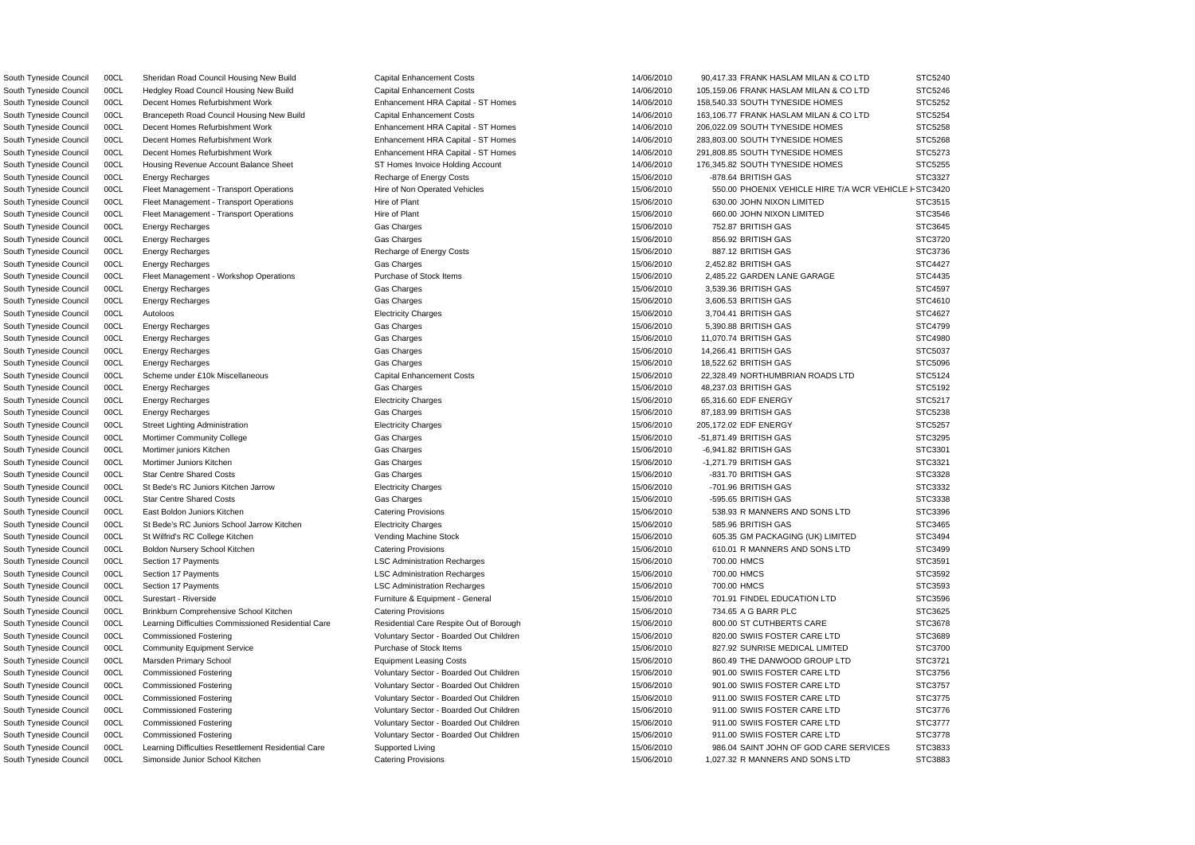| | | | | | | | |
|---|---|---|---|---|---|---|---|
| South Tyneside Council | 00CL | Sheridan Road Council Housing New Build | Capital Enhancement Costs | 14/06/2010 | 90,417.33 | FRANK HASLAM MILAN & CO LTD | STC5240 |
| South Tyneside Council | 00CL | Hedgley Road Council Housing New Build | Capital Enhancement Costs | 14/06/2010 | 105,159.06 | FRANK HASLAM MILAN & CO LTD | STC5246 |
| South Tyneside Council | 00CL | Decent Homes Refurbishment Work | Enhancement HRA Capital - ST Homes | 14/06/2010 | 158,540.33 | SOUTH TYNESIDE HOMES | STC5252 |
| South Tyneside Council | 00CL | Brancepeth Road Council Housing New Build | Capital Enhancement Costs | 14/06/2010 | 163,106.77 | FRANK HASLAM MILAN & CO LTD | STC5254 |
| South Tyneside Council | 00CL | Decent Homes Refurbishment Work | Enhancement HRA Capital - ST Homes | 14/06/2010 | 206,022.09 | SOUTH TYNESIDE HOMES | STC5258 |
| South Tyneside Council | 00CL | Decent Homes Refurbishment Work | Enhancement HRA Capital - ST Homes | 14/06/2010 | 283,803.00 | SOUTH TYNESIDE HOMES | STC5268 |
| South Tyneside Council | 00CL | Decent Homes Refurbishment Work | Enhancement HRA Capital - ST Homes | 14/06/2010 | 291,808.85 | SOUTH TYNESIDE HOMES | STC5273 |
| South Tyneside Council | 00CL | Housing Revenue Account Balance Sheet | ST Homes Invoice Holding Account | 14/06/2010 | 176,345.82 | SOUTH TYNESIDE HOMES | STC5255 |
| South Tyneside Council | 00CL | Energy Recharges | Recharge of Energy Costs | 15/06/2010 | -878.64 | BRITISH GAS | STC3327 |
| South Tyneside Council | 00CL | Fleet Management - Transport Operations | Hire of Non Operated Vehicles | 15/06/2010 | 550.00 | PHOENIX VEHICLE HIRE T/A WCR VEHICLE H | STC3420 |
| South Tyneside Council | 00CL | Fleet Management - Transport Operations | Hire of Plant | 15/06/2010 | 630.00 | JOHN NIXON LIMITED | STC3515 |
| South Tyneside Council | 00CL | Fleet Management - Transport Operations | Hire of Plant | 15/06/2010 | 660.00 | JOHN NIXON LIMITED | STC3546 |
| South Tyneside Council | 00CL | Energy Recharges | Gas Charges | 15/06/2010 | 752.87 | BRITISH GAS | STC3645 |
| South Tyneside Council | 00CL | Energy Recharges | Gas Charges | 15/06/2010 | 856.92 | BRITISH GAS | STC3720 |
| South Tyneside Council | 00CL | Energy Recharges | Recharge of Energy Costs | 15/06/2010 | 887.12 | BRITISH GAS | STC3736 |
| South Tyneside Council | 00CL | Energy Recharges | Gas Charges | 15/06/2010 | 2,452.82 | BRITISH GAS | STC4427 |
| South Tyneside Council | 00CL | Fleet Management - Workshop Operations | Purchase of Stock Items | 15/06/2010 | 2,485.22 | GARDEN LANE GARAGE | STC4435 |
| South Tyneside Council | 00CL | Energy Recharges | Gas Charges | 15/06/2010 | 3,539.36 | BRITISH GAS | STC4597 |
| South Tyneside Council | 00CL | Energy Recharges | Gas Charges | 15/06/2010 | 3,606.53 | BRITISH GAS | STC4610 |
| South Tyneside Council | 00CL | Autoloos | Electricity Charges | 15/06/2010 | 3,704.41 | BRITISH GAS | STC4627 |
| South Tyneside Council | 00CL | Energy Recharges | Gas Charges | 15/06/2010 | 5,390.88 | BRITISH GAS | STC4799 |
| South Tyneside Council | 00CL | Energy Recharges | Gas Charges | 15/06/2010 | 11,070.74 | BRITISH GAS | STC4980 |
| South Tyneside Council | 00CL | Energy Recharges | Gas Charges | 15/06/2010 | 14,266.41 | BRITISH GAS | STC5037 |
| South Tyneside Council | 00CL | Energy Recharges | Gas Charges | 15/06/2010 | 18,522.62 | BRITISH GAS | STC5096 |
| South Tyneside Council | 00CL | Scheme under £10k Miscellaneous | Capital Enhancement Costs | 15/06/2010 | 22,328.49 | NORTHUMBRIAN ROADS LTD | STC5124 |
| South Tyneside Council | 00CL | Energy Recharges | Gas Charges | 15/06/2010 | 48,237.03 | BRITISH GAS | STC5192 |
| South Tyneside Council | 00CL | Energy Recharges | Electricity Charges | 15/06/2010 | 65,316.60 | EDF ENERGY | STC5217 |
| South Tyneside Council | 00CL | Energy Recharges | Gas Charges | 15/06/2010 | 87,183.99 | BRITISH GAS | STC5238 |
| South Tyneside Council | 00CL | Street Lighting Administration | Electricity Charges | 15/06/2010 | 205,172.02 | EDF ENERGY | STC5257 |
| South Tyneside Council | 00CL | Mortimer Community College | Gas Charges | 15/06/2010 | -51,871.49 | BRITISH GAS | STC3295 |
| South Tyneside Council | 00CL | Mortimer juniors Kitchen | Gas Charges | 15/06/2010 | -6,941.82 | BRITISH GAS | STC3301 |
| South Tyneside Council | 00CL | Mortimer Juniors Kitchen | Gas Charges | 15/06/2010 | -1,271.79 | BRITISH GAS | STC3321 |
| South Tyneside Council | 00CL | Star Centre Shared Costs | Gas Charges | 15/06/2010 | -831.70 | BRITISH GAS | STC3328 |
| South Tyneside Council | 00CL | St Bede's RC Juniors Kitchen Jarrow | Electricity Charges | 15/06/2010 | -701.96 | BRITISH GAS | STC3332 |
| South Tyneside Council | 00CL | Star Centre Shared Costs | Gas Charges | 15/06/2010 | -595.65 | BRITISH GAS | STC3338 |
| South Tyneside Council | 00CL | East Boldon Juniors Kitchen | Catering Provisions | 15/06/2010 | 538.93 | R MANNERS AND SONS LTD | STC3396 |
| South Tyneside Council | 00CL | St Bede's RC Juniors School Jarrow Kitchen | Electricity Charges | 15/06/2010 | 585.96 | BRITISH GAS | STC3465 |
| South Tyneside Council | 00CL | St Wilfrid's RC College Kitchen | Vending Machine Stock | 15/06/2010 | 605.35 | GM PACKAGING (UK) LIMITED | STC3494 |
| South Tyneside Council | 00CL | Boldon Nursery School Kitchen | Catering Provisions | 15/06/2010 | 610.01 | R MANNERS AND SONS LTD | STC3499 |
| South Tyneside Council | 00CL | Section 17 Payments | LSC Administration Recharges | 15/06/2010 | 700.00 | HMCS | STC3591 |
| South Tyneside Council | 00CL | Section 17 Payments | LSC Administration Recharges | 15/06/2010 | 700.00 | HMCS | STC3592 |
| South Tyneside Council | 00CL | Section 17 Payments | LSC Administration Recharges | 15/06/2010 | 700.00 | HMCS | STC3593 |
| South Tyneside Council | 00CL | Surestart - Riverside | Furniture & Equipment - General | 15/06/2010 | 701.91 | FINDEL EDUCATION LTD | STC3596 |
| South Tyneside Council | 00CL | Brinkburn Comprehensive School Kitchen | Catering Provisions | 15/06/2010 | 734.65 | A G BARR PLC | STC3625 |
| South Tyneside Council | 00CL | Learning Difficulties Commissioned Residential Care | Residential Care Respite Out of Borough | 15/06/2010 | 800.00 | ST CUTHBERTS CARE | STC3678 |
| South Tyneside Council | 00CL | Commissioned Fostering | Voluntary Sector - Boarded Out Children | 15/06/2010 | 820.00 | SWIIS FOSTER CARE LTD | STC3689 |
| South Tyneside Council | 00CL | Community Equipment Service | Purchase of Stock Items | 15/06/2010 | 827.92 | SUNRISE MEDICAL LIMITED | STC3700 |
| South Tyneside Council | 00CL | Marsden Primary School | Equipment Leasing Costs | 15/06/2010 | 860.49 | THE DANWOOD GROUP LTD | STC3721 |
| South Tyneside Council | 00CL | Commissioned Fostering | Voluntary Sector - Boarded Out Children | 15/06/2010 | 901.00 | SWIIS FOSTER CARE LTD | STC3756 |
| South Tyneside Council | 00CL | Commissioned Fostering | Voluntary Sector - Boarded Out Children | 15/06/2010 | 901.00 | SWIIS FOSTER CARE LTD | STC3757 |
| South Tyneside Council | 00CL | Commissioned Fostering | Voluntary Sector - Boarded Out Children | 15/06/2010 | 911.00 | SWIIS FOSTER CARE LTD | STC3775 |
| South Tyneside Council | 00CL | Commissioned Fostering | Voluntary Sector - Boarded Out Children | 15/06/2010 | 911.00 | SWIIS FOSTER CARE LTD | STC3776 |
| South Tyneside Council | 00CL | Commissioned Fostering | Voluntary Sector - Boarded Out Children | 15/06/2010 | 911.00 | SWIIS FOSTER CARE LTD | STC3777 |
| South Tyneside Council | 00CL | Commissioned Fostering | Voluntary Sector - Boarded Out Children | 15/06/2010 | 911.00 | SWIIS FOSTER CARE LTD | STC3778 |
| South Tyneside Council | 00CL | Learning Difficulties Resettlement Residential Care | Supported Living | 15/06/2010 | 986.04 | SAINT JOHN OF GOD CARE SERVICES | STC3833 |
| South Tyneside Council | 00CL | Simonside Junior School Kitchen | Catering Provisions | 15/06/2010 | 1,027.32 | R MANNERS AND SONS LTD | STC3883 |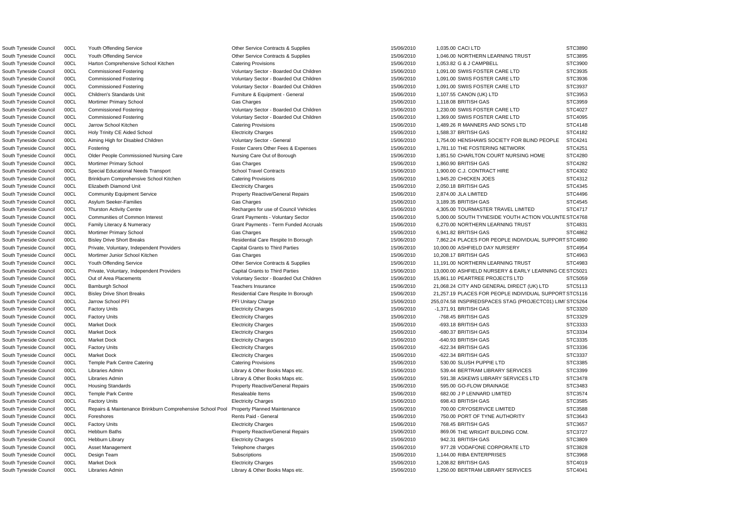| | | | | | | | |
|---|---|---|---|---|---|---|---|
| South Tyneside Council | 00CL | Youth Offending Service | Other Service Contracts & Supplies | 15/06/2010 | 1,035.00 | CACI LTD | STC3890 |
| South Tyneside Council | 00CL | Youth Offending Service | Other Service Contracts & Supplies | 15/06/2010 | 1,046.00 | NORTHERN LEARNING TRUST | STC3895 |
| South Tyneside Council | 00CL | Harton Comprehensive School Kitchen | Catering Provisions | 15/06/2010 | 1,053.82 | G & J CAMPBELL | STC3900 |
| South Tyneside Council | 00CL | Commissioned Fostering | Voluntary Sector - Boarded Out Children | 15/06/2010 | 1,091.00 | SWIIS FOSTER CARE LTD | STC3935 |
| South Tyneside Council | 00CL | Commissioned Fostering | Voluntary Sector - Boarded Out Children | 15/06/2010 | 1,091.00 | SWIIS FOSTER CARE LTD | STC3936 |
| South Tyneside Council | 00CL | Commissioned Fostering | Voluntary Sector - Boarded Out Children | 15/06/2010 | 1,091.00 | SWIIS FOSTER CARE LTD | STC3937 |
| South Tyneside Council | 00CL | Children's Standards Unit | Furniture & Equipment - General | 15/06/2010 | 1,107.55 | CANON (UK) LTD | STC3953 |
| South Tyneside Council | 00CL | Mortimer Primary School | Gas Charges | 15/06/2010 | 1,118.08 | BRITISH GAS | STC3959 |
| South Tyneside Council | 00CL | Commissioned Fostering | Voluntary Sector - Boarded Out Children | 15/06/2010 | 1,230.00 | SWIIS FOSTER CARE LTD | STC4027 |
| South Tyneside Council | 00CL | Commissioned Fostering | Voluntary Sector - Boarded Out Children | 15/06/2010 | 1,369.00 | SWIIS FOSTER CARE LTD | STC4095 |
| South Tyneside Council | 00CL | Jarrow School Kitchen | Catering Provisions | 15/06/2010 | 1,489.26 | R MANNERS AND SONS LTD | STC4148 |
| South Tyneside Council | 00CL | Holy Trinity CE Aided School | Electricity Charges | 15/06/2010 | 1,588.37 | BRITISH GAS | STC4182 |
| South Tyneside Council | 00CL | Aiming High for Disabled Children | Voluntary Sector - General | 15/06/2010 | 1,754.00 | HENSHAWS SOCIETY FOR BLIND PEOPLE | STC4241 |
| South Tyneside Council | 00CL | Fostering | Foster Carers Other Fees & Expenses | 15/06/2010 | 1,781.10 | THE FOSTERING NETWORK | STC4251 |
| South Tyneside Council | 00CL | Older People Commissioned Nursing Care | Nursing Care Out of Borough | 15/06/2010 | 1,851.50 | CHARLTON COURT NURSING HOME | STC4280 |
| South Tyneside Council | 00CL | Mortimer Primary School | Gas Charges | 15/06/2010 | 1,860.90 | BRITISH GAS | STC4282 |
| South Tyneside Council | 00CL | Special Educational Needs Transport | School Travel Contracts | 15/06/2010 | 1,900.00 | C.J. CONTRACT HIRE | STC4302 |
| South Tyneside Council | 00CL | Brinkburn Comprehensive School Kitchen | Catering Provisions | 15/06/2010 | 1,945.20 | CHICKEN JOES | STC4312 |
| South Tyneside Council | 00CL | Elizabeth Diamond Unit | Electricity Charges | 15/06/2010 | 2,050.18 | BRITISH GAS | STC4345 |
| South Tyneside Council | 00CL | Community Equipment Service | Property Reactive/General Repairs | 15/06/2010 | 2,874.00 | JLA LIMITED | STC4496 |
| South Tyneside Council | 00CL | Asylum Seeker-Families | Gas Charges | 15/06/2010 | 3,189.35 | BRITISH GAS | STC4545 |
| South Tyneside Council | 00CL | Thurston Activity Centre | Recharges for use of Council Vehicles | 15/06/2010 | 4,305.00 | TOURMASTER TRAVEL LIMITED | STC4717 |
| South Tyneside Council | 00CL | Communities of Common Interest | Grant Payments - Voluntary Sector | 15/06/2010 | 5,000.00 | SOUTH TYNESIDE YOUTH ACTION VOLUNTE | STC4768 |
| South Tyneside Council | 00CL | Family Literacy & Numeracy | Grant Payments - Term Funded Accruals | 15/06/2010 | 6,270.00 | NORTHERN LEARNING TRUST | STC4831 |
| South Tyneside Council | 00CL | Mortimer Primary School | Gas Charges | 15/06/2010 | 6,941.82 | BRITISH GAS | STC4862 |
| South Tyneside Council | 00CL | Bisley Drive Short Breaks | Residential Care Respite In Borough | 15/06/2010 | 7,862.24 | PLACES FOR PEOPLE INDIVIDUAL SUPPORT | STC4890 |
| South Tyneside Council | 00CL | Private, Voluntary, Independent Providers | Capital Grants to Third Parties | 15/06/2010 | 10,000.00 | ASHFIELD DAY NURSERY | STC4954 |
| South Tyneside Council | 00CL | Mortimer Junior School Kitchen | Gas Charges | 15/06/2010 | 10,208.17 | BRITISH GAS | STC4963 |
| South Tyneside Council | 00CL | Youth Offending Service | Other Service Contracts & Supplies | 15/06/2010 | 11,191.00 | NORTHERN LEARNING TRUST | STC4983 |
| South Tyneside Council | 00CL | Private, Voluntary, Independent Providers | Capital Grants to Third Parties | 15/06/2010 | 13,000.00 | ASHFIELD NURSERY & EARLY LEARNING CE | STC5021 |
| South Tyneside Council | 00CL | Out of Area Placements | Voluntary Sector - Boarded Out Children | 15/06/2010 | 15,861.10 | PEARTREE PROJECTS LTD | STC5059 |
| South Tyneside Council | 00CL | Bamburgh School | Teachers Insurance | 15/06/2010 | 21,068.24 | CITY AND GENERAL DIRECT (UK) LTD | STC5113 |
| South Tyneside Council | 00CL | Bisley Drive Short Breaks | Residential Care Respite In Borough | 15/06/2010 | 21,257.19 | PLACES FOR PEOPLE INDIVIDUAL SUPPORT | STC5116 |
| South Tyneside Council | 00CL | Jarrow School PFI | PFI Unitary Charge | 15/06/2010 | 255,074.58 | INSPIREDSPACES STAG (PROJECTC01) LIMI | STC5264 |
| South Tyneside Council | 00CL | Factory Units | Electricity Charges | 15/06/2010 | -1,371.91 | BRITISH GAS | STC3320 |
| South Tyneside Council | 00CL | Factory Units | Electricity Charges | 15/06/2010 | -768.45 | BRITISH GAS | STC3329 |
| South Tyneside Council | 00CL | Market Dock | Electricity Charges | 15/06/2010 | -693.18 | BRITISH GAS | STC3333 |
| South Tyneside Council | 00CL | Market Dock | Electricity Charges | 15/06/2010 | -680.37 | BRITISH GAS | STC3334 |
| South Tyneside Council | 00CL | Market Dock | Electricity Charges | 15/06/2010 | -640.93 | BRITISH GAS | STC3335 |
| South Tyneside Council | 00CL | Factory Units | Electricity Charges | 15/06/2010 | -622.34 | BRITISH GAS | STC3336 |
| South Tyneside Council | 00CL | Market Dock | Electricity Charges | 15/06/2010 | -622.34 | BRITISH GAS | STC3337 |
| South Tyneside Council | 00CL | Temple Park Centre Catering | Catering Provisions | 15/06/2010 | 530.00 | SLUSH PUPPIE LTD | STC3385 |
| South Tyneside Council | 00CL | Libraries Admin | Library & Other Books Maps etc. | 15/06/2010 | 539.44 | BERTRAM LIBRARY SERVICES | STC3399 |
| South Tyneside Council | 00CL | Libraries Admin | Library & Other Books Maps etc. | 15/06/2010 | 591.38 | ASKEWS LIBRARY SERVICES LTD | STC3478 |
| South Tyneside Council | 00CL | Housing Standards | Property Reactive/General Repairs | 15/06/2010 | 595.00 | GO-FLOW DRAINAGE | STC3483 |
| South Tyneside Council | 00CL | Temple Park Centre | Resaleable Items | 15/06/2010 | 682.00 | J P LENNARD LIMITED | STC3574 |
| South Tyneside Council | 00CL | Factory Units | Electricity Charges | 15/06/2010 | 698.43 | BRITISH GAS | STC3585 |
| South Tyneside Council | 00CL | Repairs & Maintenance Brinkburn Comprehensive School Pool | Property Planned Maintenance | 15/06/2010 | 700.00 | CRYOSERVICE LIMITED | STC3588 |
| South Tyneside Council | 00CL | Foreshores | Rents Paid - General | 15/06/2010 | 750.00 | PORT OF TYNE AUTHORITY | STC3643 |
| South Tyneside Council | 00CL | Factory Units | Electricity Charges | 15/06/2010 | 768.45 | BRITISH GAS | STC3657 |
| South Tyneside Council | 00CL | Hebburn Baths | Property Reactive/General Repairs | 15/06/2010 | 869.06 | THE WRIGHT BUILDING COM. | STC3727 |
| South Tyneside Council | 00CL | Hebburn Library | Electricity Charges | 15/06/2010 | 942.31 | BRITISH GAS | STC3809 |
| South Tyneside Council | 00CL | Asset Management | Telephone charges | 15/06/2010 | 977.28 | VODAFONE CORPORATE LTD | STC3828 |
| South Tyneside Council | 00CL | Design Team | Subscriptions | 15/06/2010 | 1,144.00 | RIBA ENTERPRISES | STC3968 |
| South Tyneside Council | 00CL | Market Dock | Electricity Charges | 15/06/2010 | 1,208.82 | BRITISH GAS | STC4019 |
| South Tyneside Council | 00CL | Libraries Admin | Library & Other Books Maps etc. | 15/06/2010 | 1,250.00 | BERTRAM LIBRARY SERVICES | STC4041 |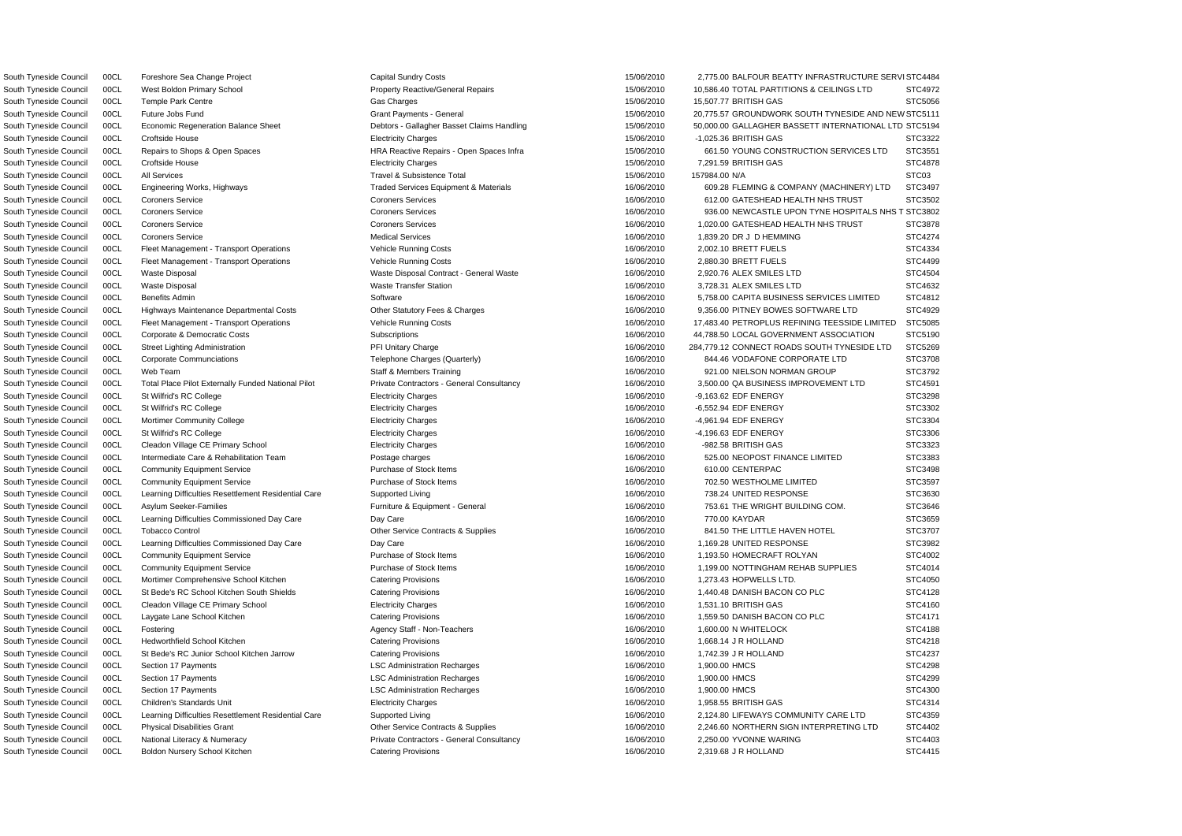| | | | | | | | |
|---|---|---|---|---|---|---|---|
| South Tyneside Council | 00CL | Foreshore Sea Change Project | Capital Sundry Costs | 15/06/2010 | 2,775.00 | BALFOUR BEATTY INFRASTRUCTURE SERVI | STC4484 |
| South Tyneside Council | 00CL | West Boldon Primary School | Property Reactive/General Repairs | 15/06/2010 | 10,586.40 | TOTAL PARTITIONS & CEILINGS LTD | STC4972 |
| South Tyneside Council | 00CL | Temple Park Centre | Gas Charges | 15/06/2010 | 15,507.77 | BRITISH GAS | STC5056 |
| South Tyneside Council | 00CL | Future Jobs Fund | Grant Payments - General | 15/06/2010 | 20,775.57 | GROUNDWORK SOUTH TYNESIDE AND NEW | STC5111 |
| South Tyneside Council | 00CL | Economic Regeneration Balance Sheet | Debtors - Gallagher Basset Claims Handling | 15/06/2010 | 50,000.00 | GALLAGHER BASSETT INTERNATIONAL LTD | STC5194 |
| South Tyneside Council | 00CL | Croftside House | Electricity Charges | 15/06/2010 | -1,025.36 | BRITISH GAS | STC3322 |
| South Tyneside Council | 00CL | Repairs to Shops & Open Spaces | HRA Reactive Repairs - Open Spaces Infra | 15/06/2010 | 661.50 | YOUNG CONSTRUCTION SERVICES LTD | STC3551 |
| South Tyneside Council | 00CL | Croftside House | Electricity Charges | 15/06/2010 | 7,291.59 | BRITISH GAS | STC4878 |
| South Tyneside Council | 00CL | All Services | Travel & Subsistence Total | 15/06/2010 | 157984.00 | N/A | STC03 |
| South Tyneside Council | 00CL | Engineering Works, Highways | Traded Services Equipment & Materials | 16/06/2010 | 609.28 | FLEMING & COMPANY (MACHINERY) LTD | STC3497 |
| South Tyneside Council | 00CL | Coroners Service | Coroners Services | 16/06/2010 | 612.00 | GATESHEAD HEALTH NHS TRUST | STC3502 |
| South Tyneside Council | 00CL | Coroners Service | Coroners Services | 16/06/2010 | 936.00 | NEWCASTLE UPON TYNE HOSPITALS NHS T | STC3802 |
| South Tyneside Council | 00CL | Coroners Service | Coroners Services | 16/06/2010 | 1,020.00 | GATESHEAD HEALTH NHS TRUST | STC3878 |
| South Tyneside Council | 00CL | Coroners Service | Medical Services | 16/06/2010 | 1,839.20 | DR J D HEMMING | STC4274 |
| South Tyneside Council | 00CL | Fleet Management - Transport Operations | Vehicle Running Costs | 16/06/2010 | 2,002.10 | BRETT FUELS | STC4334 |
| South Tyneside Council | 00CL | Fleet Management - Transport Operations | Vehicle Running Costs | 16/06/2010 | 2,880.30 | BRETT FUELS | STC4499 |
| South Tyneside Council | 00CL | Waste Disposal | Waste Disposal Contract - General Waste | 16/06/2010 | 2,920.76 | ALEX SMILES LTD | STC4504 |
| South Tyneside Council | 00CL | Waste Disposal | Waste Transfer Station | 16/06/2010 | 3,728.31 | ALEX SMILES LTD | STC4632 |
| South Tyneside Council | 00CL | Benefits Admin | Software | 16/06/2010 | 5,758.00 | CAPITA BUSINESS SERVICES LIMITED | STC4812 |
| South Tyneside Council | 00CL | Highways Maintenance Departmental Costs | Other Statutory Fees & Charges | 16/06/2010 | 9,356.00 | PITNEY BOWES SOFTWARE LTD | STC4929 |
| South Tyneside Council | 00CL | Fleet Management - Transport Operations | Vehicle Running Costs | 16/06/2010 | 17,483.40 | PETROPLUS REFINING TEESSIDE LIMITED | STC5085 |
| South Tyneside Council | 00CL | Corporate & Democratic Costs | Subscriptions | 16/06/2010 | 44,788.50 | LOCAL GOVERNMENT ASSOCIATION | STC5190 |
| South Tyneside Council | 00CL | Street Lighting Administration | PFI Unitary Charge | 16/06/2010 | 284,779.12 | CONNECT ROADS SOUTH TYNESIDE LTD | STC5269 |
| South Tyneside Council | 00CL | Corporate Communciations | Telephone Charges (Quarterly) | 16/06/2010 | 844.46 | VODAFONE CORPORATE LTD | STC3708 |
| South Tyneside Council | 00CL | Web Team | Staff & Members Training | 16/06/2010 | 921.00 | NIELSON NORMAN GROUP | STC3792 |
| South Tyneside Council | 00CL | Total Place Pilot Externally Funded National Pilot | Private Contractors - General Consultancy | 16/06/2010 | 3,500.00 | QA BUSINESS IMPROVEMENT LTD | STC4591 |
| South Tyneside Council | 00CL | St Wilfrid's RC College | Electricity Charges | 16/06/2010 | -9,163.62 | EDF ENERGY | STC3298 |
| South Tyneside Council | 00CL | St Wilfrid's RC College | Electricity Charges | 16/06/2010 | -6,552.94 | EDF ENERGY | STC3302 |
| South Tyneside Council | 00CL | Mortimer Community College | Electricity Charges | 16/06/2010 | -4,961.94 | EDF ENERGY | STC3304 |
| South Tyneside Council | 00CL | St Wilfrid's RC College | Electricity Charges | 16/06/2010 | -4,196.63 | EDF ENERGY | STC3306 |
| South Tyneside Council | 00CL | Cleadon Village CE Primary School | Electricity Charges | 16/06/2010 | -982.58 | BRITISH GAS | STC3323 |
| South Tyneside Council | 00CL | Intermediate Care & Rehabilitation Team | Postage charges | 16/06/2010 | 525.00 | NEOPOST FINANCE LIMITED | STC3383 |
| South Tyneside Council | 00CL | Community Equipment Service | Purchase of Stock Items | 16/06/2010 | 610.00 | CENTERPAC | STC3498 |
| South Tyneside Council | 00CL | Community Equipment Service | Purchase of Stock Items | 16/06/2010 | 702.50 | WESTHOLME LIMITED | STC3597 |
| South Tyneside Council | 00CL | Learning Difficulties Resettlement Residential Care | Supported Living | 16/06/2010 | 738.24 | UNITED RESPONSE | STC3630 |
| South Tyneside Council | 00CL | Asylum Seeker-Families | Furniture & Equipment - General | 16/06/2010 | 753.61 | THE WRIGHT BUILDING COM. | STC3646 |
| South Tyneside Council | 00CL | Learning Difficulties Commissioned Day Care | Day Care | 16/06/2010 | 770.00 | KAYDAR | STC3659 |
| South Tyneside Council | 00CL | Tobacco Control | Other Service Contracts & Supplies | 16/06/2010 | 841.50 | THE LITTLE HAVEN HOTEL | STC3707 |
| South Tyneside Council | 00CL | Learning Difficulties Commissioned Day Care | Day Care | 16/06/2010 | 1,169.28 | UNITED RESPONSE | STC3982 |
| South Tyneside Council | 00CL | Community Equipment Service | Purchase of Stock Items | 16/06/2010 | 1,193.50 | HOMECRAFT ROLYAN | STC4002 |
| South Tyneside Council | 00CL | Community Equipment Service | Purchase of Stock Items | 16/06/2010 | 1,199.00 | NOTTINGHAM REHAB SUPPLIES | STC4014 |
| South Tyneside Council | 00CL | Mortimer Comprehensive School Kitchen | Catering Provisions | 16/06/2010 | 1,273.43 | HOPWELLS LTD. | STC4050 |
| South Tyneside Council | 00CL | St Bede's RC School Kitchen South Shields | Catering Provisions | 16/06/2010 | 1,440.48 | DANISH BACON CO PLC | STC4128 |
| South Tyneside Council | 00CL | Cleadon Village CE Primary School | Electricity Charges | 16/06/2010 | 1,531.10 | BRITISH GAS | STC4160 |
| South Tyneside Council | 00CL | Laygate Lane School Kitchen | Catering Provisions | 16/06/2010 | 1,559.50 | DANISH BACON CO PLC | STC4171 |
| South Tyneside Council | 00CL | Fostering | Agency Staff - Non-Teachers | 16/06/2010 | 1,600.00 | N WHITELOCK | STC4188 |
| South Tyneside Council | 00CL | Hedworthfield School Kitchen | Catering Provisions | 16/06/2010 | 1,668.14 | J R HOLLAND | STC4218 |
| South Tyneside Council | 00CL | St Bede's RC Junior School Kitchen Jarrow | Catering Provisions | 16/06/2010 | 1,742.39 | J R HOLLAND | STC4237 |
| South Tyneside Council | 00CL | Section 17 Payments | LSC Administration Recharges | 16/06/2010 | 1,900.00 | HMCS | STC4298 |
| South Tyneside Council | 00CL | Section 17 Payments | LSC Administration Recharges | 16/06/2010 | 1,900.00 | HMCS | STC4299 |
| South Tyneside Council | 00CL | Section 17 Payments | LSC Administration Recharges | 16/06/2010 | 1,900.00 | HMCS | STC4300 |
| South Tyneside Council | 00CL | Children's Standards Unit | Electricity Charges | 16/06/2010 | 1,958.55 | BRITISH GAS | STC4314 |
| South Tyneside Council | 00CL | Learning Difficulties Resettlement Residential Care | Supported Living | 16/06/2010 | 2,124.80 | LIFEWAYS COMMUNITY CARE LTD | STC4359 |
| South Tyneside Council | 00CL | Physical Disabilities Grant | Other Service Contracts & Supplies | 16/06/2010 | 2,246.60 | NORTHERN SIGN INTERPRETING LTD | STC4402 |
| South Tyneside Council | 00CL | National Literacy & Numeracy | Private Contractors - General Consultancy | 16/06/2010 | 2,250.00 | YVONNE WARING | STC4403 |
| South Tyneside Council | 00CL | Boldon Nursery School Kitchen | Catering Provisions | 16/06/2010 | 2,319.68 | J R HOLLAND | STC4415 |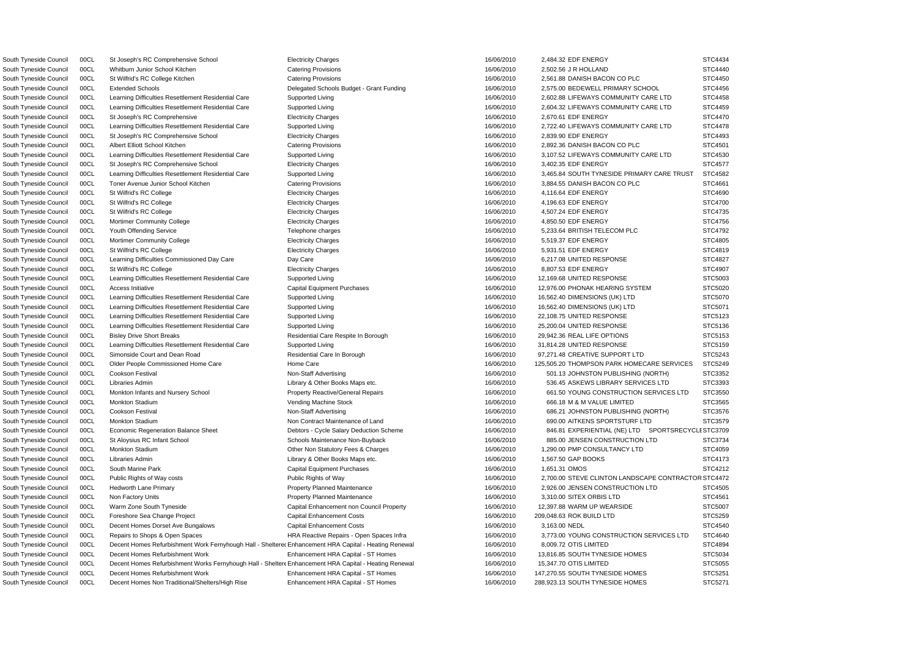| | | | | | | | |
|---|---|---|---|---|---|---|---|
| South Tyneside Council | 00CL | St Joseph's RC Comprehensive School | Electricity Charges | 16/06/2010 | 2,484.32 | EDF ENERGY | STC4434 |
| South Tyneside Council | 00CL | Whitburn Junior School Kitchen | Catering Provisions | 16/06/2010 | 2,502.56 | J R HOLLAND | STC4440 |
| South Tyneside Council | 00CL | St Wilfrid's RC College Kitchen | Catering Provisions | 16/06/2010 | 2,561.88 | DANISH BACON CO PLC | STC4450 |
| South Tyneside Council | 00CL | Extended Schools | Delegated Schools Budget - Grant Funding | 16/06/2010 | 2,575.00 | BEDEWELL PRIMARY SCHOOL | STC4456 |
| South Tyneside Council | 00CL | Learning Difficulties Resettlement Residential Care | Supported Living | 16/06/2010 | 2,602.88 | LIFEWAYS COMMUNITY CARE LTD | STC4458 |
| South Tyneside Council | 00CL | Learning Difficulties Resettlement Residential Care | Supported Living | 16/06/2010 | 2,604.32 | LIFEWAYS COMMUNITY CARE LTD | STC4459 |
| South Tyneside Council | 00CL | St Joseph's RC Comprehensive | Electricity Charges | 16/06/2010 | 2,670.61 | EDF ENERGY | STC4470 |
| South Tyneside Council | 00CL | Learning Difficulties Resettlement Residential Care | Supported Living | 16/06/2010 | 2,722.40 | LIFEWAYS COMMUNITY CARE LTD | STC4478 |
| South Tyneside Council | 00CL | St Joseph's RC Comprehensive School | Electricity Charges | 16/06/2010 | 2,839.90 | EDF ENERGY | STC4493 |
| South Tyneside Council | 00CL | Albert Elliott School Kitchen | Catering Provisions | 16/06/2010 | 2,892.36 | DANISH BACON CO PLC | STC4501 |
| South Tyneside Council | 00CL | Learning Difficulties Resettlement Residential Care | Supported Living | 16/06/2010 | 3,107.52 | LIFEWAYS COMMUNITY CARE LTD | STC4530 |
| South Tyneside Council | 00CL | St Joseph's RC Comprehensive School | Electricity Charges | 16/06/2010 | 3,402.35 | EDF ENERGY | STC4577 |
| South Tyneside Council | 00CL | Learning Difficulties Resettlement Residential Care | Supported Living | 16/06/2010 | 3,465.84 | SOUTH TYNESIDE PRIMARY CARE TRUST | STC4582 |
| South Tyneside Council | 00CL | Toner Avenue Junior School Kitchen | Catering Provisions | 16/06/2010 | 3,884.55 | DANISH BACON CO PLC | STC4661 |
| South Tyneside Council | 00CL | St Wilfrid's RC College | Electricity Charges | 16/06/2010 | 4,116.64 | EDF ENERGY | STC4690 |
| South Tyneside Council | 00CL | St Wilfrid's RC College | Electricity Charges | 16/06/2010 | 4,196.63 | EDF ENERGY | STC4700 |
| South Tyneside Council | 00CL | St Wilfrid's RC College | Electricity Charges | 16/06/2010 | 4,507.24 | EDF ENERGY | STC4735 |
| South Tyneside Council | 00CL | Mortimer Community College | Electricity Charges | 16/06/2010 | 4,850.50 | EDF ENERGY | STC4756 |
| South Tyneside Council | 00CL | Youth Offending Service | Telephone charges | 16/06/2010 | 5,233.64 | BRITISH TELECOM PLC | STC4792 |
| South Tyneside Council | 00CL | Mortimer Community College | Electricity Charges | 16/06/2010 | 5,519.37 | EDF ENERGY | STC4805 |
| South Tyneside Council | 00CL | St Wilfrid's RC College | Electricity Charges | 16/06/2010 | 5,931.51 | EDF ENERGY | STC4819 |
| South Tyneside Council | 00CL | Learning Difficulties Commissioned Day Care | Day Care | 16/06/2010 | 6,217.08 | UNITED RESPONSE | STC4827 |
| South Tyneside Council | 00CL | St Wilfrid's RC College | Electricity Charges | 16/06/2010 | 8,807.53 | EDF ENERGY | STC4907 |
| South Tyneside Council | 00CL | Learning Difficulties Resettlement Residential Care | Supported Living | 16/06/2010 | 12,169.68 | UNITED RESPONSE | STC5003 |
| South Tyneside Council | 00CL | Access Initiative | Capital Equipment Purchases | 16/06/2010 | 12,976.00 | PHONAK HEARING SYSTEM | STC5020 |
| South Tyneside Council | 00CL | Learning Difficulties Resettlement Residential Care | Supported Living | 16/06/2010 | 16,562.40 | DIMENSIONS (UK) LTD | STC5070 |
| South Tyneside Council | 00CL | Learning Difficulties Resettlement Residential Care | Supported Living | 16/06/2010 | 16,562.40 | DIMENSIONS (UK) LTD | STC5071 |
| South Tyneside Council | 00CL | Learning Difficulties Resettlement Residential Care | Supported Living | 16/06/2010 | 22,108.75 | UNITED RESPONSE | STC5123 |
| South Tyneside Council | 00CL | Learning Difficulties Resettlement Residential Care | Supported Living | 16/06/2010 | 25,200.04 | UNITED RESPONSE | STC5136 |
| South Tyneside Council | 00CL | Bisley Drive Short Breaks | Residential Care Respite In Borough | 16/06/2010 | 29,942.36 | REAL LIFE OPTIONS | STC5153 |
| South Tyneside Council | 00CL | Learning Difficulties Resettlement Residential Care | Supported Living | 16/06/2010 | 31,814.28 | UNITED RESPONSE | STC5159 |
| South Tyneside Council | 00CL | Simonside Court and Dean Road | Residential Care In Borough | 16/06/2010 | 97,271.48 | CREATIVE SUPPORT LTD | STC5243 |
| South Tyneside Council | 00CL | Older People Commissioned Home Care | Home Care | 16/06/2010 | 125,505.20 | THOMPSON PARK HOMECARE SERVICES | STC5249 |
| South Tyneside Council | 00CL | Cookson Festival | Non-Staff Advertising | 16/06/2010 | 501.13 | JOHNSTON PUBLISHING (NORTH) | STC3352 |
| South Tyneside Council | 00CL | Libraries Admin | Library & Other Books Maps etc. | 16/06/2010 | 536.45 | ASKEWS LIBRARY SERVICES LTD | STC3393 |
| South Tyneside Council | 00CL | Monkton Infants and Nursery School | Property Reactive/General Repairs | 16/06/2010 | 661.50 | YOUNG CONSTRUCTION SERVICES LTD | STC3550 |
| South Tyneside Council | 00CL | Monkton Stadium | Vending Machine Stock | 16/06/2010 | 666.18 | M & M VALUE LIMITED | STC3565 |
| South Tyneside Council | 00CL | Cookson Festival | Non-Staff Advertising | 16/06/2010 | 686.21 | JOHNSTON PUBLISHING (NORTH) | STC3576 |
| South Tyneside Council | 00CL | Monkton Stadium | Non Contract Maintenance of Land | 16/06/2010 | 690.00 | AITKENS SPORTSTURF LTD | STC3579 |
| South Tyneside Council | 00CL | Economic Regeneration Balance Sheet | Debtors - Cycle Salary Deduction Scheme | 16/06/2010 | 846.81 | EXPERIENTIAL (NE) LTD SPORTSRECYCLE | STC3709 |
| South Tyneside Council | 00CL | St Aloysius RC Infant School | Schools Maintenance Non-Buyback | 16/06/2010 | 885.00 | JENSEN CONSTRUCTION LTD | STC3734 |
| South Tyneside Council | 00CL | Monkton Stadium | Other Non Statutory Fees & Charges | 16/06/2010 | 1,290.00 | PMP CONSULTANCY LTD | STC4059 |
| South Tyneside Council | 00CL | Libraries Admin | Library & Other Books Maps etc. | 16/06/2010 | 1,567.50 | GAP BOOKS | STC4173 |
| South Tyneside Council | 00CL | South Marine Park | Capital Equipment Purchases | 16/06/2010 | 1,651.31 | OMOS | STC4212 |
| South Tyneside Council | 00CL | Public Rights of Way costs | Public Rights of Way | 16/06/2010 | 2,700.00 | STEVE CLINTON LANDSCAPE CONTRACTOR | STC4472 |
| South Tyneside Council | 00CL | Hedworth Lane Primary | Property Planned Maintenance | 16/06/2010 | 2,926.00 | JENSEN CONSTRUCTION LTD | STC4505 |
| South Tyneside Council | 00CL | Non Factory Units | Property Planned Maintenance | 16/06/2010 | 3,310.00 | SITEX ORBIS LTD | STC4561 |
| South Tyneside Council | 00CL | Warm Zone South Tyneside | Capital Enhancement non Council Property | 16/06/2010 | 12,397.88 | WARM UP WEARSIDE | STC5007 |
| South Tyneside Council | 00CL | Foreshore Sea Change Project | Capital Enhancement Costs | 16/06/2010 | 209,048.63 | ROK BUILD LTD | STC5259 |
| South Tyneside Council | 00CL | Decent Homes Dorset Ave Bungalows | Capital Enhancement Costs | 16/06/2010 | 3,163.00 | NEDL | STC4540 |
| South Tyneside Council | 00CL | Repairs to Shops & Open Spaces | HRA Reactive Repairs - Open Spaces Infra | 16/06/2010 | 3,773.00 | YOUNG CONSTRUCTION SERVICES LTD | STC4640 |
| South Tyneside Council | 00CL | Decent Homes Refurbishment Work Fernyhough Hall - Sheltered | Enhancement HRA Capital - Heating Renewal | 16/06/2010 | 8,009.72 | OTIS LIMITED | STC4894 |
| South Tyneside Council | 00CL | Decent Homes Refurbishment Work | Enhancement HRA Capital - ST Homes | 16/06/2010 | 13,816.85 | SOUTH TYNESIDE HOMES | STC5034 |
| South Tyneside Council | 00CL | Decent Homes Refurbishment Works Fernyhough Hall - Sheltere | Enhancement HRA Capital - Heating Renewal | 16/06/2010 | 15,347.70 | OTIS LIMITED | STC5055 |
| South Tyneside Council | 00CL | Decent Homes Refurbishment Work | Enhancement HRA Capital - ST Homes | 16/06/2010 | 147,270.55 | SOUTH TYNESIDE HOMES | STC5251 |
| South Tyneside Council | 00CL | Decent Homes Non Traditional/Shelters/High Rise | Enhancement HRA Capital - ST Homes | 16/06/2010 | 288,923.13 | SOUTH TYNESIDE HOMES | STC5271 |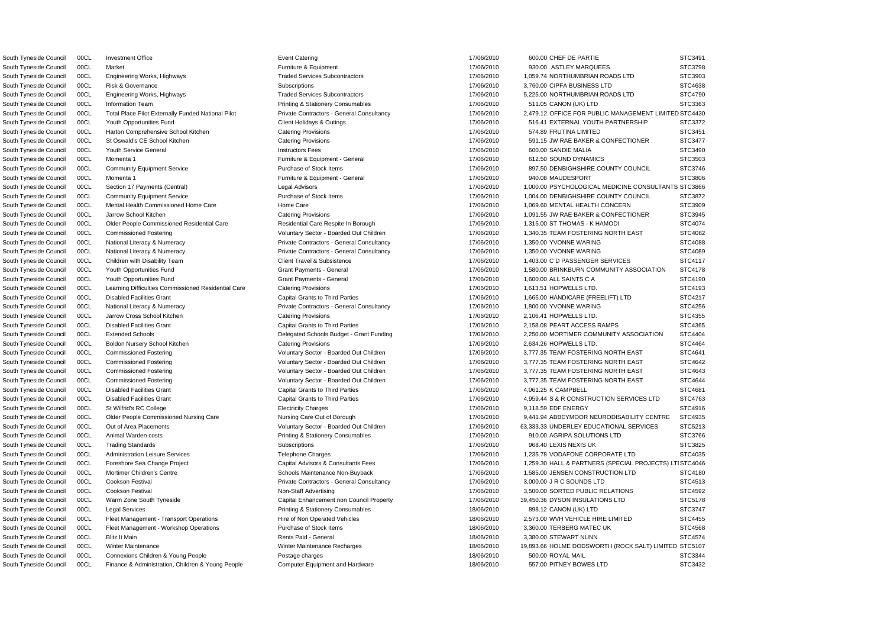| | | | | | | | |
|---|---|---|---|---|---|---|---|
| South Tyneside Council | 00CL | Investment Office | Event Catering | 17/06/2010 | 600.00 | CHEF DE PARTIE | STC3491 |
| South Tyneside Council | 00CL | Market | Furniture & Equipment | 17/06/2010 | 930.00 | ASTLEY MARQUEES | STC3798 |
| South Tyneside Council | 00CL | Engineering Works, Highways | Traded Services Subcontractors | 17/06/2010 | 1,059.74 | NORTHUMBRIAN ROADS LTD | STC3903 |
| South Tyneside Council | 00CL | Risk & Governance | Subscriptions | 17/06/2010 | 3,760.00 | CIPFA BUSINESS LTD | STC4638 |
| South Tyneside Council | 00CL | Engineering Works, Highways | Traded Services Subcontractors | 17/06/2010 | 5,225.00 | NORTHUMBRIAN ROADS LTD | STC4790 |
| South Tyneside Council | 00CL | Information Team | Printing & Stationery Consumables | 17/06/2010 | 511.05 | CANON (UK) LTD | STC3363 |
| South Tyneside Council | 00CL | Total Place Pilot Externally Funded National Pilot | Private Contractors - General Consultancy | 17/06/2010 | 2,479.12 | OFFICE FOR PUBLIC MANAGEMENT LIMITED | STC4430 |
| South Tyneside Council | 00CL | Youth Opportunities Fund | Client Holidays & Outings | 17/06/2010 | 516.41 | EXTERNAL YOUTH PARTNERSHIP | STC3372 |
| South Tyneside Council | 00CL | Harton Comprehensive School Kitchen | Catering Provisions | 17/06/2010 | 574.89 | FRUTINA LIMITED | STC3451 |
| South Tyneside Council | 00CL | St Oswald's CE School Kitchen | Catering Provisions | 17/06/2010 | 591.15 | JW RAE BAKER & CONFECTIONER | STC3477 |
| South Tyneside Council | 00CL | Youth Service General | Instructors Fees | 17/06/2010 | 600.00 | SANDIE MALIA | STC3490 |
| South Tyneside Council | 00CL | Momenta 1 | Furniture & Equipment - General | 17/06/2010 | 612.50 | SOUND DYNAMICS | STC3503 |
| South Tyneside Council | 00CL | Community Equipment Service | Purchase of Stock Items | 17/06/2010 | 897.50 | DENBIGHSHIRE COUNTY COUNCIL | STC3746 |
| South Tyneside Council | 00CL | Momenta 1 | Furniture & Equipment - General | 17/06/2010 | 940.08 | MAUDESPORT | STC3806 |
| South Tyneside Council | 00CL | Section 17 Payments (Central) | Legal Advisors | 17/06/2010 | 1,000.00 | PSYCHOLOGICAL MEDICINE CONSULTANTS | STC3866 |
| South Tyneside Council | 00CL | Community Equipment Service | Purchase of Stock Items | 17/06/2010 | 1,004.00 | DENBIGHSHIRE COUNTY COUNCIL | STC3872 |
| South Tyneside Council | 00CL | Mental Health Commissioned Home Care | Home Care | 17/06/2010 | 1,069.60 | MENTAL HEALTH CONCERN | STC3909 |
| South Tyneside Council | 00CL | Jarrow School Kitchen | Catering Provisions | 17/06/2010 | 1,091.55 | JW RAE BAKER & CONFECTIONER | STC3945 |
| South Tyneside Council | 00CL | Older People Commissioned Residential Care | Residential Care Respite In Borough | 17/06/2010 | 1,315.00 | ST THOMAS - K HAMODI | STC4074 |
| South Tyneside Council | 00CL | Commissioned Fostering | Voluntary Sector - Boarded Out Children | 17/06/2010 | 1,340.35 | TEAM FOSTERING NORTH EAST | STC4082 |
| South Tyneside Council | 00CL | National Literacy & Numeracy | Private Contractors - General Consultancy | 17/06/2010 | 1,350.00 | YVONNE WARING | STC4088 |
| South Tyneside Council | 00CL | National Literacy & Numeracy | Private Contractors - General Consultancy | 17/06/2010 | 1,350.00 | YVONNE WARING | STC4089 |
| South Tyneside Council | 00CL | Children with Disability Team | Client Travel & Subsistence | 17/06/2010 | 1,403.00 | C D PASSENGER SERVICES | STC4117 |
| South Tyneside Council | 00CL | Youth Opportunities Fund | Grant Payments - General | 17/06/2010 | 1,580.00 | BRINKBURN COMMUNITY ASSOCIATION | STC4178 |
| South Tyneside Council | 00CL | Youth Opportunities Fund | Grant Payments - General | 17/06/2010 | 1,600.00 | ALL SAINTS C A | STC4190 |
| South Tyneside Council | 00CL | Learning Difficulties Commissioned Residential Care | Catering Provisions | 17/06/2010 | 1,613.51 | HOPWELLS LTD. | STC4193 |
| South Tyneside Council | 00CL | Disabled Facilities Grant | Capital Grants to Third Parties | 17/06/2010 | 1,665.00 | HANDICARE (FREELIFT) LTD | STC4217 |
| South Tyneside Council | 00CL | National Literacy & Numeracy | Private Contractors - General Consultancy | 17/06/2010 | 1,800.00 | YVONNE WARING | STC4256 |
| South Tyneside Council | 00CL | Jarrow Cross School Kitchen | Catering Provisions | 17/06/2010 | 2,106.41 | HOPWELLS LTD. | STC4355 |
| South Tyneside Council | 00CL | Disabled Facilities Grant | Capital Grants to Third Parties | 17/06/2010 | 2,158.08 | PEART ACCESS RAMPS | STC4365 |
| South Tyneside Council | 00CL | Extended Schools | Delegated Schools Budget - Grant Funding | 17/06/2010 | 2,250.00 | MORTIMER COMMUNITY ASSOCIATION | STC4404 |
| South Tyneside Council | 00CL | Boldon Nursery School Kitchen | Catering Provisions | 17/06/2010 | 2,634.26 | HOPWELLS LTD. | STC4464 |
| South Tyneside Council | 00CL | Commissioned Fostering | Voluntary Sector - Boarded Out Children | 17/06/2010 | 3,777.35 | TEAM FOSTERING NORTH EAST | STC4641 |
| South Tyneside Council | 00CL | Commissioned Fostering | Voluntary Sector - Boarded Out Children | 17/06/2010 | 3,777.35 | TEAM FOSTERING NORTH EAST | STC4642 |
| South Tyneside Council | 00CL | Commissioned Fostering | Voluntary Sector - Boarded Out Children | 17/06/2010 | 3,777.35 | TEAM FOSTERING NORTH EAST | STC4643 |
| South Tyneside Council | 00CL | Commissioned Fostering | Voluntary Sector - Boarded Out Children | 17/06/2010 | 3,777.35 | TEAM FOSTERING NORTH EAST | STC4644 |
| South Tyneside Council | 00CL | Disabled Facilities Grant | Capital Grants to Third Parties | 17/06/2010 | 4,061.25 | K CAMPBELL | STC4681 |
| South Tyneside Council | 00CL | Disabled Facilities Grant | Capital Grants to Third Parties | 17/06/2010 | 4,959.44 | S & R CONSTRUCTION SERVICES LTD | STC4763 |
| South Tyneside Council | 00CL | St Wilfrid's RC College | Electricity Charges | 17/06/2010 | 9,118.59 | EDF ENERGY | STC4916 |
| South Tyneside Council | 00CL | Older People Commissioned Nursing Care | Nursing Care Out of Borough | 17/06/2010 | 9,441.94 | ABBEYMOOR NEURODISABILITY CENTRE | STC4935 |
| South Tyneside Council | 00CL | Out of Area Placements | Voluntary Sector - Boarded Out Children | 17/06/2010 | 63,333.33 | UNDERLEY EDUCATIONAL SERVICES | STC5213 |
| South Tyneside Council | 00CL | Animal Warden costs | Printing & Stationery Consumables | 17/06/2010 | 910.00 | AGRIPA SOLUTIONS LTD | STC3766 |
| South Tyneside Council | 00CL | Trading Standards | Subscriptions | 17/06/2010 | 968.40 | LEXIS NEXIS UK | STC3825 |
| South Tyneside Council | 00CL | Administration Leisure Services | Telephone Charges | 17/06/2010 | 1,235.78 | VODAFONE CORPORATE LTD | STC4035 |
| South Tyneside Council | 00CL | Foreshore Sea Change Project | Capital Advisors & Consultants Fees | 17/06/2010 | 1,259.30 | HALL & PARTNERS (SPECIAL PROJECTS) LTI | STC4046 |
| South Tyneside Council | 00CL | Mortimer Children's Centre | Schools Maintenance Non-Buyback | 17/06/2010 | 1,585.00 | JENSEN CONSTRUCTION LTD | STC4180 |
| South Tyneside Council | 00CL | Cookson Festival | Private Contractors - General Consultancy | 17/06/2010 | 3,000.00 | J R C SOUNDS LTD | STC4513 |
| South Tyneside Council | 00CL | Cookson Festival | Non-Staff Advertising | 17/06/2010 | 3,500.00 | SORTED PUBLIC RELATIONS | STC4592 |
| South Tyneside Council | 00CL | Warm Zone South Tyneside | Capital Enhancement non Council Property | 17/06/2010 | 39,450.36 | DYSON INSULATIONS LTD | STC5178 |
| South Tyneside Council | 00CL | Legal Services | Printing & Stationery Consumables | 18/06/2010 | 898.12 | CANON (UK) LTD | STC3747 |
| South Tyneside Council | 00CL | Fleet Management - Transport Operations | Hire of Non Operated Vehicles | 18/06/2010 | 2,573.00 | WVH VEHICLE HIRE LIMITED | STC4455 |
| South Tyneside Council | 00CL | Fleet Management - Workshop Operations | Purchase of Stock Items | 18/06/2010 | 3,360.00 | TERBERG MATEC UK | STC4568 |
| South Tyneside Council | 00CL | Blitz It Main | Rents Paid - General | 18/06/2010 | 3,380.00 | STEWART NUNN | STC4574 |
| South Tyneside Council | 00CL | Winter Maintenance | Winter Maintenance Recharges | 18/06/2010 | 19,893.66 | HOLME DODSWORTH (ROCK SALT) LIMITED | STC5107 |
| South Tyneside Council | 00CL | Connexions Children & Young People | Postage charges | 18/06/2010 | 500.00 | ROYAL MAIL | STC3344 |
| South Tyneside Council | 00CL | Finance & Administration, Children & Young People | Computer Equipment and Hardware | 18/06/2010 | 557.00 | PITNEY BOWES LTD | STC3432 |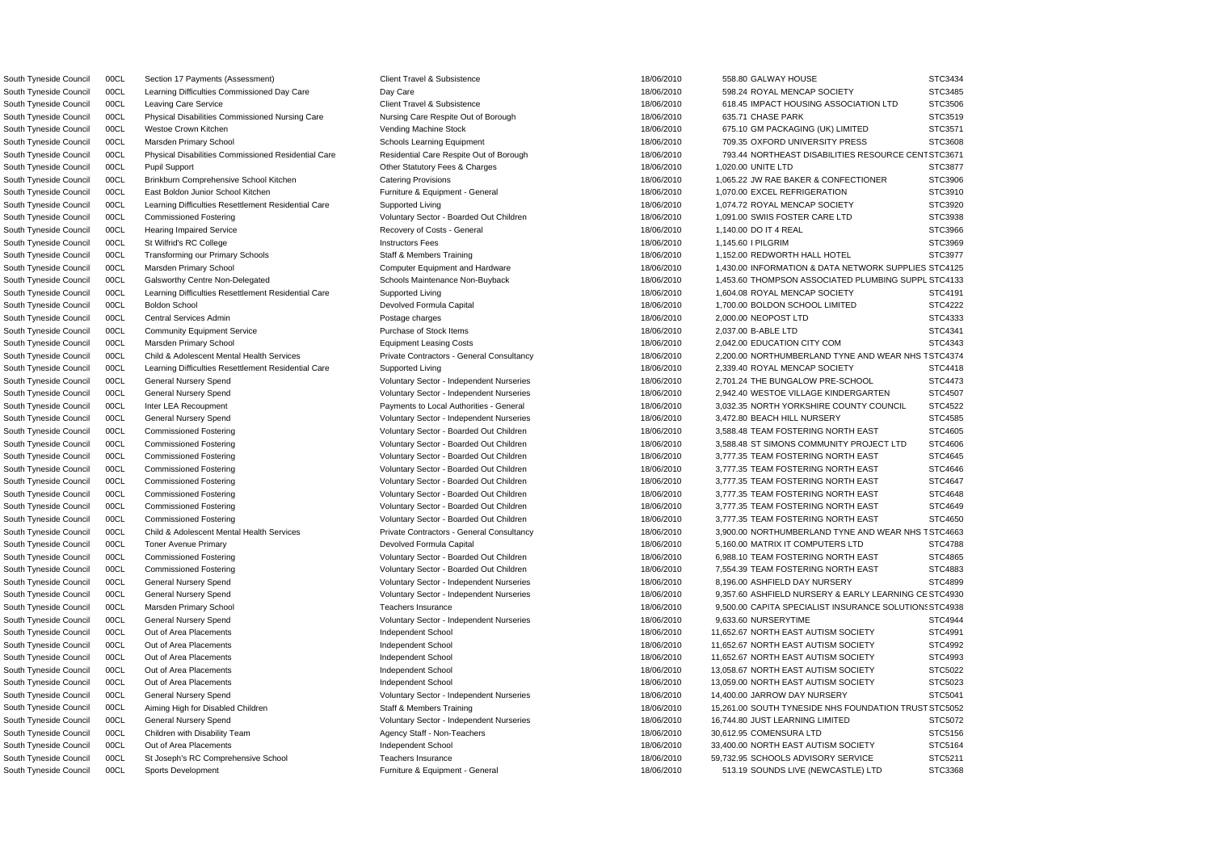| South Tyneside Council | 00CL | Section 17 Payments (Assessment) | Client Travel & Subsistence | 18/06/2010 | 558.80 | GALWAY HOUSE | STC3434 |
|---|---|---|---|---|---|---|---|
| South Tyneside Council | 00CL | Learning Difficulties Commissioned Day Care | Day Care | 18/06/2010 | 598.24 | ROYAL MENCAP SOCIETY | STC3485 |
| South Tyneside Council | 00CL | Leaving Care Service | Client Travel & Subsistence | 18/06/2010 | 618.45 | IMPACT HOUSING ASSOCIATION LTD | STC3506 |
| South Tyneside Council | 00CL | Physical Disabilities Commissioned Nursing Care | Nursing Care Respite Out of Borough | 18/06/2010 | 635.71 | CHASE PARK | STC3519 |
| South Tyneside Council | 00CL | Westoe Crown Kitchen | Vending Machine Stock | 18/06/2010 | 675.10 | GM PACKAGING (UK) LIMITED | STC3571 |
| South Tyneside Council | 00CL | Marsden Primary School | Schools Learning Equipment | 18/06/2010 | 709.35 | OXFORD UNIVERSITY PRESS | STC3608 |
| South Tyneside Council | 00CL | Physical Disabilities Commissioned Residential Care | Residential Care Respite Out of Borough | 18/06/2010 | 793.44 | NORTHEAST DISABILITIES RESOURCE CENT | STC3671 |
| South Tyneside Council | 00CL | Pupil Support | Other Statutory Fees & Charges | 18/06/2010 | 1,020.00 | UNITE LTD | STC3877 |
| South Tyneside Council | 00CL | Brinkburn Comprehensive School Kitchen | Catering Provisions | 18/06/2010 | 1,065.22 | JW RAE BAKER & CONFECTIONER | STC3906 |
| South Tyneside Council | 00CL | East Boldon Junior School Kitchen | Furniture & Equipment - General | 18/06/2010 | 1,070.00 | EXCEL REFRIGERATION | STC3910 |
| South Tyneside Council | 00CL | Learning Difficulties Resettlement Residential Care | Supported Living | 18/06/2010 | 1,074.72 | ROYAL MENCAP SOCIETY | STC3920 |
| South Tyneside Council | 00CL | Commissioned Fostering | Voluntary Sector - Boarded Out Children | 18/06/2010 | 1,091.00 | SWIIS FOSTER CARE LTD | STC3938 |
| South Tyneside Council | 00CL | Hearing Impaired Service | Recovery of Costs - General | 18/06/2010 | 1,140.00 | DO IT 4 REAL | STC3966 |
| South Tyneside Council | 00CL | St Wilfrid's RC College | Instructors Fees | 18/06/2010 | 1,145.60 | I PILGRIM | STC3969 |
| South Tyneside Council | 00CL | Transforming our Primary Schools | Staff & Members Training | 18/06/2010 | 1,152.00 | REDWORTH HALL HOTEL | STC3977 |
| South Tyneside Council | 00CL | Marsden Primary School | Computer Equipment and Hardware | 18/06/2010 | 1,430.00 | INFORMATION & DATA NETWORK SUPPLIES | STC4125 |
| South Tyneside Council | 00CL | Galsworthy Centre Non-Delegated | Schools Maintenance Non-Buyback | 18/06/2010 | 1,453.60 | THOMPSON ASSOCIATED PLUMBING SUPPL | STC4133 |
| South Tyneside Council | 00CL | Learning Difficulties Resettlement Residential Care | Supported Living | 18/06/2010 | 1,604.08 | ROYAL MENCAP SOCIETY | STC4191 |
| South Tyneside Council | 00CL | Boldon School | Devolved Formula Capital | 18/06/2010 | 1,700.00 | BOLDON SCHOOL LIMITED | STC4222 |
| South Tyneside Council | 00CL | Central Services Admin | Postage charges | 18/06/2010 | 2,000.00 | NEOPOST LTD | STC4333 |
| South Tyneside Council | 00CL | Community Equipment Service | Purchase of Stock Items | 18/06/2010 | 2,037.00 | B-ABLE LTD | STC4341 |
| South Tyneside Council | 00CL | Marsden Primary School | Equipment Leasing Costs | 18/06/2010 | 2,042.00 | EDUCATION CITY COM | STC4343 |
| South Tyneside Council | 00CL | Child & Adolescent Mental Health Services | Private Contractors - General Consultancy | 18/06/2010 | 2,200.00 | NORTHUMBERLAND TYNE AND WEAR NHS T | STC4374 |
| South Tyneside Council | 00CL | Learning Difficulties Resettlement Residential Care | Supported Living | 18/06/2010 | 2,339.40 | ROYAL MENCAP SOCIETY | STC4418 |
| South Tyneside Council | 00CL | General Nursery Spend | Voluntary Sector - Independent Nurseries | 18/06/2010 | 2,701.24 | THE BUNGALOW PRE-SCHOOL | STC4473 |
| South Tyneside Council | 00CL | General Nursery Spend | Voluntary Sector - Independent Nurseries | 18/06/2010 | 2,942.40 | WESTOE VILLAGE KINDERGARTEN | STC4507 |
| South Tyneside Council | 00CL | Inter LEA Recoupment | Payments to Local Authorities - General | 18/06/2010 | 3,032.35 | NORTH YORKSHIRE COUNTY COUNCIL | STC4522 |
| South Tyneside Council | 00CL | General Nursery Spend | Voluntary Sector - Independent Nurseries | 18/06/2010 | 3,472.80 | BEACH HILL NURSERY | STC4585 |
| South Tyneside Council | 00CL | Commissioned Fostering | Voluntary Sector - Boarded Out Children | 18/06/2010 | 3,588.48 | TEAM FOSTERING NORTH EAST | STC4605 |
| South Tyneside Council | 00CL | Commissioned Fostering | Voluntary Sector - Boarded Out Children | 18/06/2010 | 3,588.48 | ST SIMONS COMMUNITY PROJECT LTD | STC4606 |
| South Tyneside Council | 00CL | Commissioned Fostering | Voluntary Sector - Boarded Out Children | 18/06/2010 | 3,777.35 | TEAM FOSTERING NORTH EAST | STC4645 |
| South Tyneside Council | 00CL | Commissioned Fostering | Voluntary Sector - Boarded Out Children | 18/06/2010 | 3,777.35 | TEAM FOSTERING NORTH EAST | STC4646 |
| South Tyneside Council | 00CL | Commissioned Fostering | Voluntary Sector - Boarded Out Children | 18/06/2010 | 3,777.35 | TEAM FOSTERING NORTH EAST | STC4647 |
| South Tyneside Council | 00CL | Commissioned Fostering | Voluntary Sector - Boarded Out Children | 18/06/2010 | 3,777.35 | TEAM FOSTERING NORTH EAST | STC4648 |
| South Tyneside Council | 00CL | Commissioned Fostering | Voluntary Sector - Boarded Out Children | 18/06/2010 | 3,777.35 | TEAM FOSTERING NORTH EAST | STC4649 |
| South Tyneside Council | 00CL | Commissioned Fostering | Voluntary Sector - Boarded Out Children | 18/06/2010 | 3,777.35 | TEAM FOSTERING NORTH EAST | STC4650 |
| South Tyneside Council | 00CL | Child & Adolescent Mental Health Services | Private Contractors - General Consultancy | 18/06/2010 | 3,900.00 | NORTHUMBERLAND TYNE AND WEAR NHS T | STC4663 |
| South Tyneside Council | 00CL | Toner Avenue Primary | Devolved Formula Capital | 18/06/2010 | 5,160.00 | MATRIX IT COMPUTERS LTD | STC4788 |
| South Tyneside Council | 00CL | Commissioned Fostering | Voluntary Sector - Boarded Out Children | 18/06/2010 | 6,988.10 | TEAM FOSTERING NORTH EAST | STC4865 |
| South Tyneside Council | 00CL | Commissioned Fostering | Voluntary Sector - Boarded Out Children | 18/06/2010 | 7,554.39 | TEAM FOSTERING NORTH EAST | STC4883 |
| South Tyneside Council | 00CL | General Nursery Spend | Voluntary Sector - Independent Nurseries | 18/06/2010 | 8,196.00 | ASHFIELD DAY NURSERY | STC4899 |
| South Tyneside Council | 00CL | General Nursery Spend | Voluntary Sector - Independent Nurseries | 18/06/2010 | 9,357.60 | ASHFIELD NURSERY & EARLY LEARNING CE | STC4930 |
| South Tyneside Council | 00CL | Marsden Primary School | Teachers Insurance | 18/06/2010 | 9,500.00 | CAPITA SPECIALIST INSURANCE SOLUTIONS | STC4938 |
| South Tyneside Council | 00CL | General Nursery Spend | Voluntary Sector - Independent Nurseries | 18/06/2010 | 9,633.60 | NURSERYTIME | STC4944 |
| South Tyneside Council | 00CL | Out of Area Placements | Independent School | 18/06/2010 | 11,652.67 | NORTH EAST AUTISM SOCIETY | STC4991 |
| South Tyneside Council | 00CL | Out of Area Placements | Independent School | 18/06/2010 | 11,652.67 | NORTH EAST AUTISM SOCIETY | STC4992 |
| South Tyneside Council | 00CL | Out of Area Placements | Independent School | 18/06/2010 | 11,652.67 | NORTH EAST AUTISM SOCIETY | STC4993 |
| South Tyneside Council | 00CL | Out of Area Placements | Independent School | 18/06/2010 | 13,058.67 | NORTH EAST AUTISM SOCIETY | STC5022 |
| South Tyneside Council | 00CL | Out of Area Placements | Independent School | 18/06/2010 | 13,059.00 | NORTH EAST AUTISM SOCIETY | STC5023 |
| South Tyneside Council | 00CL | General Nursery Spend | Voluntary Sector - Independent Nurseries | 18/06/2010 | 14,400.00 | JARROW DAY NURSERY | STC5041 |
| South Tyneside Council | 00CL | Aiming High for Disabled Children | Staff & Members Training | 18/06/2010 | 15,261.00 | SOUTH TYNESIDE NHS FOUNDATION TRUST | STC5052 |
| South Tyneside Council | 00CL | General Nursery Spend | Voluntary Sector - Independent Nurseries | 18/06/2010 | 16,744.80 | JUST LEARNING LIMITED | STC5072 |
| South Tyneside Council | 00CL | Children with Disability Team | Agency Staff - Non-Teachers | 18/06/2010 | 30,612.95 | COMENSURA LTD | STC5156 |
| South Tyneside Council | 00CL | Out of Area Placements | Independent School | 18/06/2010 | 33,400.00 | NORTH EAST AUTISM SOCIETY | STC5164 |
| South Tyneside Council | 00CL | St Joseph's RC Comprehensive School | Teachers Insurance | 18/06/2010 | 59,732.95 | SCHOOLS ADVISORY SERVICE | STC5211 |
| South Tyneside Council | 00CL | Sports Development | Furniture & Equipment - General | 18/06/2010 | 513.19 | SOUNDS LIVE (NEWCASTLE) LTD | STC3368 |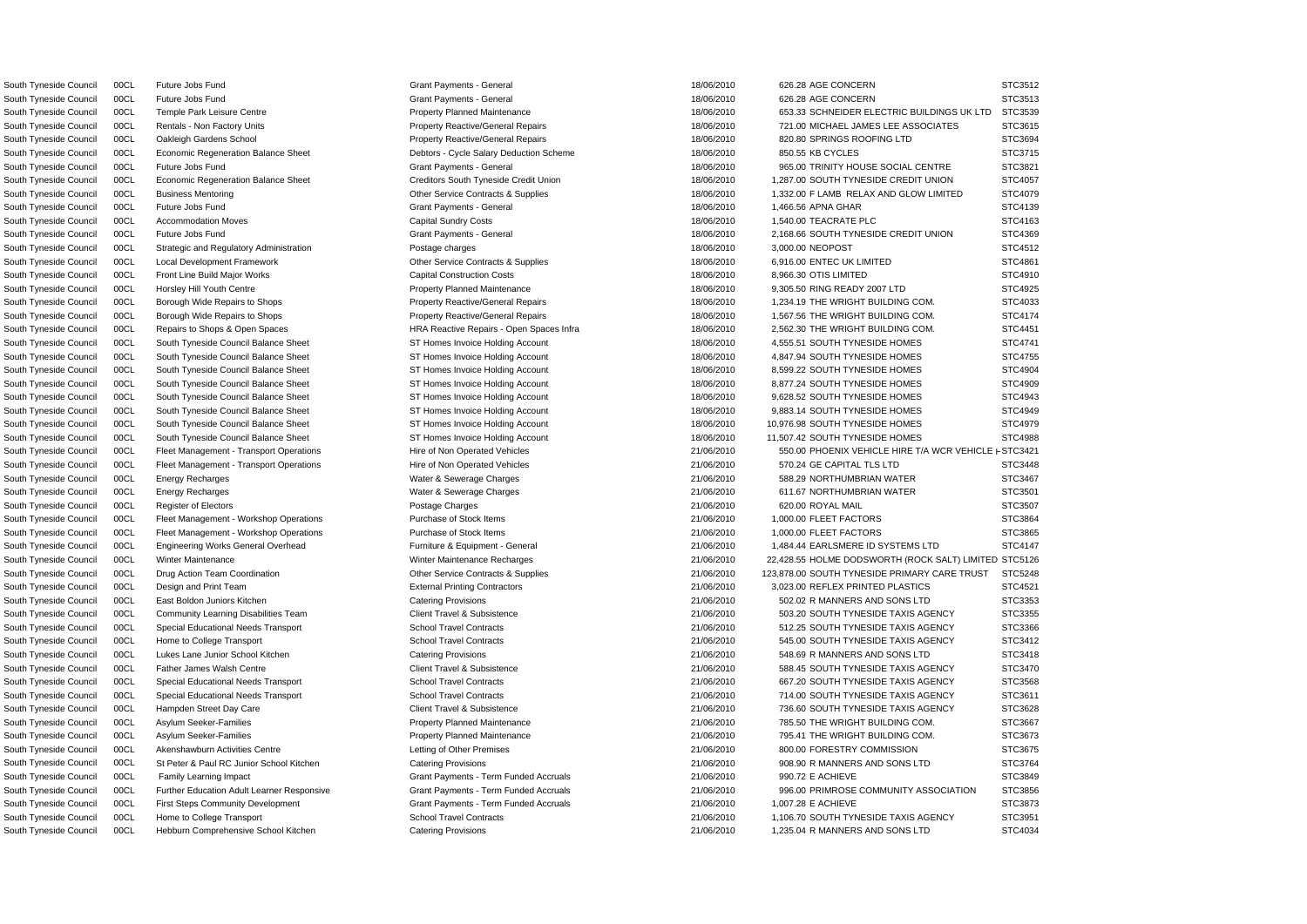| | | | | | | |
|---|---|---|---|---|---|---|
| South Tyneside Council | 00CL | Future Jobs Fund | Grant Payments - General | 18/06/2010 | 626.28 AGE CONCERN | STC3512 |
| South Tyneside Council | 00CL | Future Jobs Fund | Grant Payments - General | 18/06/2010 | 626.28 AGE CONCERN | STC3513 |
| South Tyneside Council | 00CL | Temple Park Leisure Centre | Property Planned Maintenance | 18/06/2010 | 653.33 SCHNEIDER ELECTRIC BUILDINGS UK LTD | STC3539 |
| South Tyneside Council | 00CL | Rentals - Non Factory Units | Property Reactive/General Repairs | 18/06/2010 | 721.00 MICHAEL JAMES LEE ASSOCIATES | STC3615 |
| South Tyneside Council | 00CL | Oakleigh Gardens School | Property Reactive/General Repairs | 18/06/2010 | 820.80 SPRINGS ROOFING LTD | STC3694 |
| South Tyneside Council | 00CL | Economic Regeneration Balance Sheet | Debtors - Cycle Salary Deduction Scheme | 18/06/2010 | 850.55 KB CYCLES | STC3715 |
| South Tyneside Council | 00CL | Future Jobs Fund | Grant Payments - General | 18/06/2010 | 965.00 TRINITY HOUSE SOCIAL CENTRE | STC3821 |
| South Tyneside Council | 00CL | Economic Regeneration Balance Sheet | Creditors South Tyneside Credit Union | 18/06/2010 | 1,287.00 SOUTH TYNESIDE CREDIT UNION | STC4057 |
| South Tyneside Council | 00CL | Business Mentoring | Other Service Contracts & Supplies | 18/06/2010 | 1,332.00 F LAMB RELAX AND GLOW LIMITED | STC4079 |
| South Tyneside Council | 00CL | Future Jobs Fund | Grant Payments - General | 18/06/2010 | 1,466.56 APNA GHAR | STC4139 |
| South Tyneside Council | 00CL | Accommodation Moves | Capital Sundry Costs | 18/06/2010 | 1,540.00 TEACRATE PLC | STC4163 |
| South Tyneside Council | 00CL | Future Jobs Fund | Grant Payments - General | 18/06/2010 | 2,168.66 SOUTH TYNESIDE CREDIT UNION | STC4369 |
| South Tyneside Council | 00CL | Strategic and Regulatory Administration | Postage charges | 18/06/2010 | 3,000.00 NEOPOST | STC4512 |
| South Tyneside Council | 00CL | Local Development Framework | Other Service Contracts & Supplies | 18/06/2010 | 6,916.00 ENTEC UK LIMITED | STC4861 |
| South Tyneside Council | 00CL | Front Line Build Major Works | Capital Construction Costs | 18/06/2010 | 8,966.30 OTIS LIMITED | STC4910 |
| South Tyneside Council | 00CL | Horsley Hill Youth Centre | Property Planned Maintenance | 18/06/2010 | 9,305.50 RING READY 2007 LTD | STC4925 |
| South Tyneside Council | 00CL | Borough Wide Repairs to Shops | Property Reactive/General Repairs | 18/06/2010 | 1,234.19 THE WRIGHT BUILDING COM. | STC4033 |
| South Tyneside Council | 00CL | Borough Wide Repairs to Shops | Property Reactive/General Repairs | 18/06/2010 | 1,567.56 THE WRIGHT BUILDING COM. | STC4174 |
| South Tyneside Council | 00CL | Repairs to Shops & Open Spaces | HRA Reactive Repairs - Open Spaces Infra | 18/06/2010 | 2,562.30 THE WRIGHT BUILDING COM. | STC4451 |
| South Tyneside Council | 00CL | South Tyneside Council Balance Sheet | ST Homes Invoice Holding Account | 18/06/2010 | 4,555.51 SOUTH TYNESIDE HOMES | STC4741 |
| South Tyneside Council | 00CL | South Tyneside Council Balance Sheet | ST Homes Invoice Holding Account | 18/06/2010 | 4,847.94 SOUTH TYNESIDE HOMES | STC4755 |
| South Tyneside Council | 00CL | South Tyneside Council Balance Sheet | ST Homes Invoice Holding Account | 18/06/2010 | 8,599.22 SOUTH TYNESIDE HOMES | STC4904 |
| South Tyneside Council | 00CL | South Tyneside Council Balance Sheet | ST Homes Invoice Holding Account | 18/06/2010 | 8,877.24 SOUTH TYNESIDE HOMES | STC4909 |
| South Tyneside Council | 00CL | South Tyneside Council Balance Sheet | ST Homes Invoice Holding Account | 18/06/2010 | 9,628.52 SOUTH TYNESIDE HOMES | STC4943 |
| South Tyneside Council | 00CL | South Tyneside Council Balance Sheet | ST Homes Invoice Holding Account | 18/06/2010 | 9,883.14 SOUTH TYNESIDE HOMES | STC4949 |
| South Tyneside Council | 00CL | South Tyneside Council Balance Sheet | ST Homes Invoice Holding Account | 18/06/2010 | 10,976.98 SOUTH TYNESIDE HOMES | STC4979 |
| South Tyneside Council | 00CL | South Tyneside Council Balance Sheet | ST Homes Invoice Holding Account | 18/06/2010 | 11,507.42 SOUTH TYNESIDE HOMES | STC4988 |
| South Tyneside Council | 00CL | Fleet Management - Transport Operations | Hire of Non Operated Vehicles | 21/06/2010 | 550.00 PHOENIX VEHICLE HIRE T/A WCR VEHICLE H | STC3421 |
| South Tyneside Council | 00CL | Fleet Management - Transport Operations | Hire of Non Operated Vehicles | 21/06/2010 | 570.24 GE CAPITAL TLS LTD | STC3448 |
| South Tyneside Council | 00CL | Energy Recharges | Water & Sewerage Charges | 21/06/2010 | 588.29 NORTHUMBRIAN WATER | STC3467 |
| South Tyneside Council | 00CL | Energy Recharges | Water & Sewerage Charges | 21/06/2010 | 611.67 NORTHUMBRIAN WATER | STC3501 |
| South Tyneside Council | 00CL | Register of Electors | Postage Charges | 21/06/2010 | 620.00 ROYAL MAIL | STC3507 |
| South Tyneside Council | 00CL | Fleet Management - Workshop Operations | Purchase of Stock Items | 21/06/2010 | 1,000.00 FLEET FACTORS | STC3864 |
| South Tyneside Council | 00CL | Fleet Management - Workshop Operations | Purchase of Stock Items | 21/06/2010 | 1,000.00 FLEET FACTORS | STC3865 |
| South Tyneside Council | 00CL | Engineering Works General Overhead | Furniture & Equipment - General | 21/06/2010 | 1,484.44 EARLSMERE ID SYSTEMS LTD | STC4147 |
| South Tyneside Council | 00CL | Winter Maintenance | Winter Maintenance Recharges | 21/06/2010 | 22,428.55 HOLME DODSWORTH (ROCK SALT) LIMITED | STC5126 |
| South Tyneside Council | 00CL | Drug Action Team Coordination | Other Service Contracts & Supplies | 21/06/2010 | 123,878.00 SOUTH TYNESIDE PRIMARY CARE TRUST | STC5248 |
| South Tyneside Council | 00CL | Design and Print Team | External Printing Contractors | 21/06/2010 | 3,023.00 REFLEX PRINTED PLASTICS | STC4521 |
| South Tyneside Council | 00CL | East Boldon Juniors Kitchen | Catering Provisions | 21/06/2010 | 502.02 R MANNERS AND SONS LTD | STC3353 |
| South Tyneside Council | 00CL | Community Learning Disabilities Team | Client Travel & Subsistence | 21/06/2010 | 503.20 SOUTH TYNESIDE TAXIS AGENCY | STC3355 |
| South Tyneside Council | 00CL | Special Educational Needs Transport | School Travel Contracts | 21/06/2010 | 512.25 SOUTH TYNESIDE TAXIS AGENCY | STC3366 |
| South Tyneside Council | 00CL | Home to College Transport | School Travel Contracts | 21/06/2010 | 545.00 SOUTH TYNESIDE TAXIS AGENCY | STC3412 |
| South Tyneside Council | 00CL | Lukes Lane Junior School Kitchen | Catering Provisions | 21/06/2010 | 548.69 R MANNERS AND SONS LTD | STC3418 |
| South Tyneside Council | 00CL | Father James Walsh Centre | Client Travel & Subsistence | 21/06/2010 | 588.45 SOUTH TYNESIDE TAXIS AGENCY | STC3470 |
| South Tyneside Council | 00CL | Special Educational Needs Transport | School Travel Contracts | 21/06/2010 | 667.20 SOUTH TYNESIDE TAXIS AGENCY | STC3568 |
| South Tyneside Council | 00CL | Special Educational Needs Transport | School Travel Contracts | 21/06/2010 | 714.00 SOUTH TYNESIDE TAXIS AGENCY | STC3611 |
| South Tyneside Council | 00CL | Hampden Street Day Care | Client Travel & Subsistence | 21/06/2010 | 736.60 SOUTH TYNESIDE TAXIS AGENCY | STC3628 |
| South Tyneside Council | 00CL | Asylum Seeker-Families | Property Planned Maintenance | 21/06/2010 | 785.50 THE WRIGHT BUILDING COM. | STC3667 |
| South Tyneside Council | 00CL | Asylum Seeker-Families | Property Planned Maintenance | 21/06/2010 | 795.41 THE WRIGHT BUILDING COM. | STC3673 |
| South Tyneside Council | 00CL | Akenshawburn Activities Centre | Letting of Other Premises | 21/06/2010 | 800.00 FORESTRY COMMISSION | STC3675 |
| South Tyneside Council | 00CL | St Peter & Paul RC Junior School Kitchen | Catering Provisions | 21/06/2010 | 908.90 R MANNERS AND SONS LTD | STC3764 |
| South Tyneside Council | 00CL | Family Learning Impact | Grant Payments - Term Funded Accruals | 21/06/2010 | 990.72 E ACHIEVE | STC3849 |
| South Tyneside Council | 00CL | Further Education Adult Learner Responsive | Grant Payments - Term Funded Accruals | 21/06/2010 | 996.00 PRIMROSE COMMUNITY ASSOCIATION | STC3856 |
| South Tyneside Council | 00CL | First Steps Community Development | Grant Payments - Term Funded Accruals | 21/06/2010 | 1,007.28 E ACHIEVE | STC3873 |
| South Tyneside Council | 00CL | Home to College Transport | School Travel Contracts | 21/06/2010 | 1,106.70 SOUTH TYNESIDE TAXIS AGENCY | STC3951 |
| South Tyneside Council | 00CL | Hebburn Comprehensive School Kitchen | Catering Provisions | 21/06/2010 | 1,235.04 R MANNERS AND SONS LTD | STC4034 |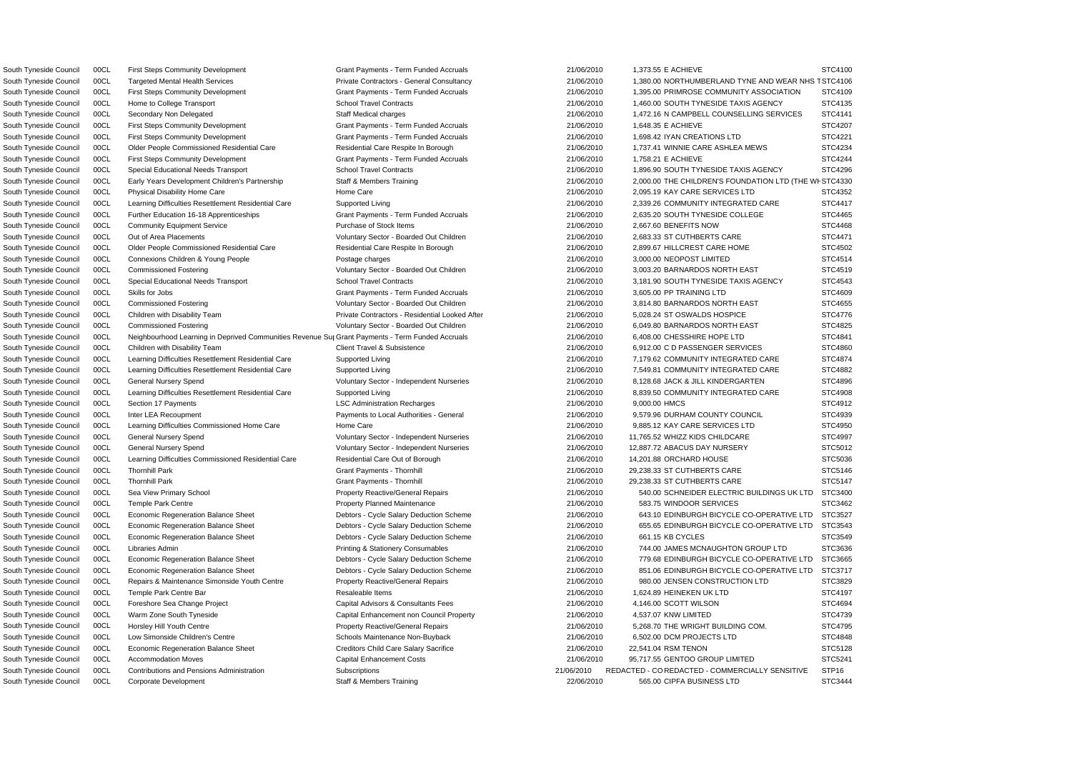| | | | | | | | |
|---|---|---|---|---|---|---|---|
| South Tyneside Council | 00CL | First Steps Community Development | Grant Payments - Term Funded Accruals | 21/06/2010 | 1,373.55 | E ACHIEVE | STC4100 |
| South Tyneside Council | 00CL | Targeted Mental Health Services | Private Contractors - General Consultancy | 21/06/2010 | 1,380.00 | NORTHUMBERLAND TYNE AND WEAR NHS T | STC4106 |
| South Tyneside Council | 00CL | First Steps Community Development | Grant Payments - Term Funded Accruals | 21/06/2010 | 1,395.00 | PRIMROSE COMMUNITY ASSOCIATION | STC4109 |
| South Tyneside Council | 00CL | Home to College Transport | School Travel Contracts | 21/06/2010 | 1,460.00 | SOUTH TYNESIDE TAXIS AGENCY | STC4135 |
| South Tyneside Council | 00CL | Secondary Non Delegated | Staff Medical charges | 21/06/2010 | 1,472.16 | N CAMPBELL COUNSELLING SERVICES | STC4141 |
| South Tyneside Council | 00CL | First Steps Community Development | Grant Payments - Term Funded Accruals | 21/06/2010 | 1,648.35 | E ACHIEVE | STC4207 |
| South Tyneside Council | 00CL | First Steps Community Development | Grant Payments - Term Funded Accruals | 21/06/2010 | 1,698.42 | IYAN CREATIONS LTD | STC4221 |
| South Tyneside Council | 00CL | Older People Commissioned Residential Care | Residential Care Respite In Borough | 21/06/2010 | 1,737.41 | WINNIE CARE ASHLEA MEWS | STC4234 |
| South Tyneside Council | 00CL | First Steps Community Development | Grant Payments - Term Funded Accruals | 21/06/2010 | 1,758.21 | E ACHIEVE | STC4244 |
| South Tyneside Council | 00CL | Special Educational Needs Transport | School Travel Contracts | 21/06/2010 | 1,896.90 | SOUTH TYNESIDE TAXIS AGENCY | STC4296 |
| South Tyneside Council | 00CL | Early Years Development Children's Partnership | Staff & Members Training | 21/06/2010 | 2,000.00 | THE CHILDREN'S FOUNDATION LTD (THE WH | STC4330 |
| South Tyneside Council | 00CL | Physical Disability Home Care | Home Care | 21/06/2010 | 2,095.19 | KAY CARE SERVICES LTD | STC4352 |
| South Tyneside Council | 00CL | Learning Difficulties Resettlement Residential Care | Supported Living | 21/06/2010 | 2,339.26 | COMMUNITY INTEGRATED CARE | STC4417 |
| South Tyneside Council | 00CL | Further Education 16-18 Apprenticeships | Grant Payments - Term Funded Accruals | 21/06/2010 | 2,635.20 | SOUTH TYNESIDE COLLEGE | STC4465 |
| South Tyneside Council | 00CL | Community Equipment Service | Purchase of Stock Items | 21/06/2010 | 2,667.60 | BENEFITS NOW | STC4468 |
| South Tyneside Council | 00CL | Out of Area Placements | Voluntary Sector - Boarded Out Children | 21/06/2010 | 2,683.33 | ST CUTHBERTS CARE | STC4471 |
| South Tyneside Council | 00CL | Older People Commissioned Residential Care | Residential Care Respite In Borough | 21/06/2010 | 2,899.67 | HILLCREST CARE HOME | STC4502 |
| South Tyneside Council | 00CL | Connexions Children & Young People | Postage charges | 21/06/2010 | 3,000.00 | NEOPOST LIMITED | STC4514 |
| South Tyneside Council | 00CL | Commissioned Fostering | Voluntary Sector - Boarded Out Children | 21/06/2010 | 3,003.20 | BARNARDOS NORTH EAST | STC4519 |
| South Tyneside Council | 00CL | Special Educational Needs Transport | School Travel Contracts | 21/06/2010 | 3,181.90 | SOUTH TYNESIDE TAXIS AGENCY | STC4543 |
| South Tyneside Council | 00CL | Skills for Jobs | Grant Payments - Term Funded Accruals | 21/06/2010 | 3,605.00 | PP TRAINING LTD | STC4609 |
| South Tyneside Council | 00CL | Commissioned Fostering | Voluntary Sector - Boarded Out Children | 21/06/2010 | 3,814.80 | BARNARDOS NORTH EAST | STC4655 |
| South Tyneside Council | 00CL | Children with Disability Team | Private Contractors - Residential Looked After | 21/06/2010 | 5,028.24 | ST OSWALDS HOSPICE | STC4776 |
| South Tyneside Council | 00CL | Commissioned Fostering | Voluntary Sector - Boarded Out Children | 21/06/2010 | 6,049.80 | BARNARDOS NORTH EAST | STC4825 |
| South Tyneside Council | 00CL | Neighbourhood Learning in Deprived Communities Revenue Sup | Grant Payments - Term Funded Accruals | 21/06/2010 | 6,408.00 | CHESSHIRE HOPE LTD | STC4841 |
| South Tyneside Council | 00CL | Children with Disability Team | Client Travel & Subsistence | 21/06/2010 | 6,912.00 | C D PASSENGER SERVICES | STC4860 |
| South Tyneside Council | 00CL | Learning Difficulties Resettlement Residential Care | Supported Living | 21/06/2010 | 7,179.62 | COMMUNITY INTEGRATED CARE | STC4874 |
| South Tyneside Council | 00CL | Learning Difficulties Resettlement Residential Care | Supported Living | 21/06/2010 | 7,549.81 | COMMUNITY INTEGRATED CARE | STC4882 |
| South Tyneside Council | 00CL | General Nursery Spend | Voluntary Sector - Independent Nurseries | 21/06/2010 | 8,128.68 | JACK & JILL KINDERGARTEN | STC4896 |
| South Tyneside Council | 00CL | Learning Difficulties Resettlement Residential Care | Supported Living | 21/06/2010 | 8,839.50 | COMMUNITY INTEGRATED CARE | STC4908 |
| South Tyneside Council | 00CL | Section 17 Payments | LSC Administration Recharges | 21/06/2010 | 9,000.00 | HMCS | STC4912 |
| South Tyneside Council | 00CL | Inter LEA Recoupment | Payments to Local Authorities - General | 21/06/2010 | 9,579.96 | DURHAM COUNTY COUNCIL | STC4939 |
| South Tyneside Council | 00CL | Learning Difficulties Commissioned Home Care | Home Care | 21/06/2010 | 9,885.12 | KAY CARE SERVICES LTD | STC4950 |
| South Tyneside Council | 00CL | General Nursery Spend | Voluntary Sector - Independent Nurseries | 21/06/2010 | 11,765.52 | WHIZZ KIDS CHILDCARE | STC4997 |
| South Tyneside Council | 00CL | General Nursery Spend | Voluntary Sector - Independent Nurseries | 21/06/2010 | 12,887.72 | ABACUS DAY NURSERY | STC5012 |
| South Tyneside Council | 00CL | Learning Difficulties Commissioned Residential Care | Residential Care Out of Borough | 21/06/2010 | 14,201.88 | ORCHARD HOUSE | STC5036 |
| South Tyneside Council | 00CL | Thornhill Park | Grant Payments - Thornhill | 21/06/2010 | 29,238.33 | ST CUTHBERTS CARE | STC5146 |
| South Tyneside Council | 00CL | Thornhill Park | Grant Payments - Thornhill | 21/06/2010 | 29,238.33 | ST CUTHBERTS CARE | STC5147 |
| South Tyneside Council | 00CL | Sea View Primary School | Property Reactive/General Repairs | 21/06/2010 | 540.00 | SCHNEIDER ELECTRIC BUILDINGS UK LTD | STC3400 |
| South Tyneside Council | 00CL | Temple Park Centre | Property Planned Maintenance | 21/06/2010 | 583.75 | WINDOOR SERVICES | STC3462 |
| South Tyneside Council | 00CL | Economic Regeneration Balance Sheet | Debtors - Cycle Salary Deduction Scheme | 21/06/2010 | 643.10 | EDINBURGH BICYCLE CO-OPERATIVE LTD | STC3527 |
| South Tyneside Council | 00CL | Economic Regeneration Balance Sheet | Debtors - Cycle Salary Deduction Scheme | 21/06/2010 | 655.65 | EDINBURGH BICYCLE CO-OPERATIVE LTD | STC3543 |
| South Tyneside Council | 00CL | Economic Regeneration Balance Sheet | Debtors - Cycle Salary Deduction Scheme | 21/06/2010 | 661.15 | KB CYCLES | STC3549 |
| South Tyneside Council | 00CL | Libraries Admin | Printing & Stationery Consumables | 21/06/2010 | 744.00 | JAMES MCNAUGHTON GROUP LTD | STC3636 |
| South Tyneside Council | 00CL | Economic Regeneration Balance Sheet | Debtors - Cycle Salary Deduction Scheme | 21/06/2010 | 779.68 | EDINBURGH BICYCLE CO-OPERATIVE LTD | STC3665 |
| South Tyneside Council | 00CL | Economic Regeneration Balance Sheet | Debtors - Cycle Salary Deduction Scheme | 21/06/2010 | 851.06 | EDINBURGH BICYCLE CO-OPERATIVE LTD | STC3717 |
| South Tyneside Council | 00CL | Repairs & Maintenance Simonside Youth Centre | Property Reactive/General Repairs | 21/06/2010 | 980.00 | JENSEN CONSTRUCTION LTD | STC3829 |
| South Tyneside Council | 00CL | Temple Park Centre Bar | Resaleable Items | 21/06/2010 | 1,624.89 | HEINEKEN UK LTD | STC4197 |
| South Tyneside Council | 00CL | Foreshore Sea Change Project | Capital Advisors & Consultants Fees | 21/06/2010 | 4,146.00 | SCOTT WILSON | STC4694 |
| South Tyneside Council | 00CL | Warm Zone South Tyneside | Capital Enhancement non Council Property | 21/06/2010 | 4,537.07 | KNW LIMITED | STC4739 |
| South Tyneside Council | 00CL | Horsley Hill Youth Centre | Property Reactive/General Repairs | 21/06/2010 | 5,268.70 | THE WRIGHT BUILDING COM. | STC4795 |
| South Tyneside Council | 00CL | Low Simonside Children's Centre | Schools Maintenance Non-Buyback | 21/06/2010 | 6,502.00 | DCM PROJECTS LTD | STC4848 |
| South Tyneside Council | 00CL | Economic Regeneration Balance Sheet | Creditors Child Care Salary Sacrifice | 21/06/2010 | 22,541.04 | RSM TENON | STC5128 |
| South Tyneside Council | 00CL | Accommodation Moves | Capital Enhancement Costs | 21/06/2010 | 95,717.55 | GENTOO GROUP LIMITED | STC5241 |
| South Tyneside Council | 00CL | Contributions and Pensions Administration | Subscriptions | 21/06/2010 | REDACTED - CO | REDACTED - COMMERCIALLY SENSITIVE | STP16 |
| South Tyneside Council | 00CL | Corporate Development | Staff & Members Training | 22/06/2010 | 565.00 | CIPFA BUSINESS LTD | STC3444 |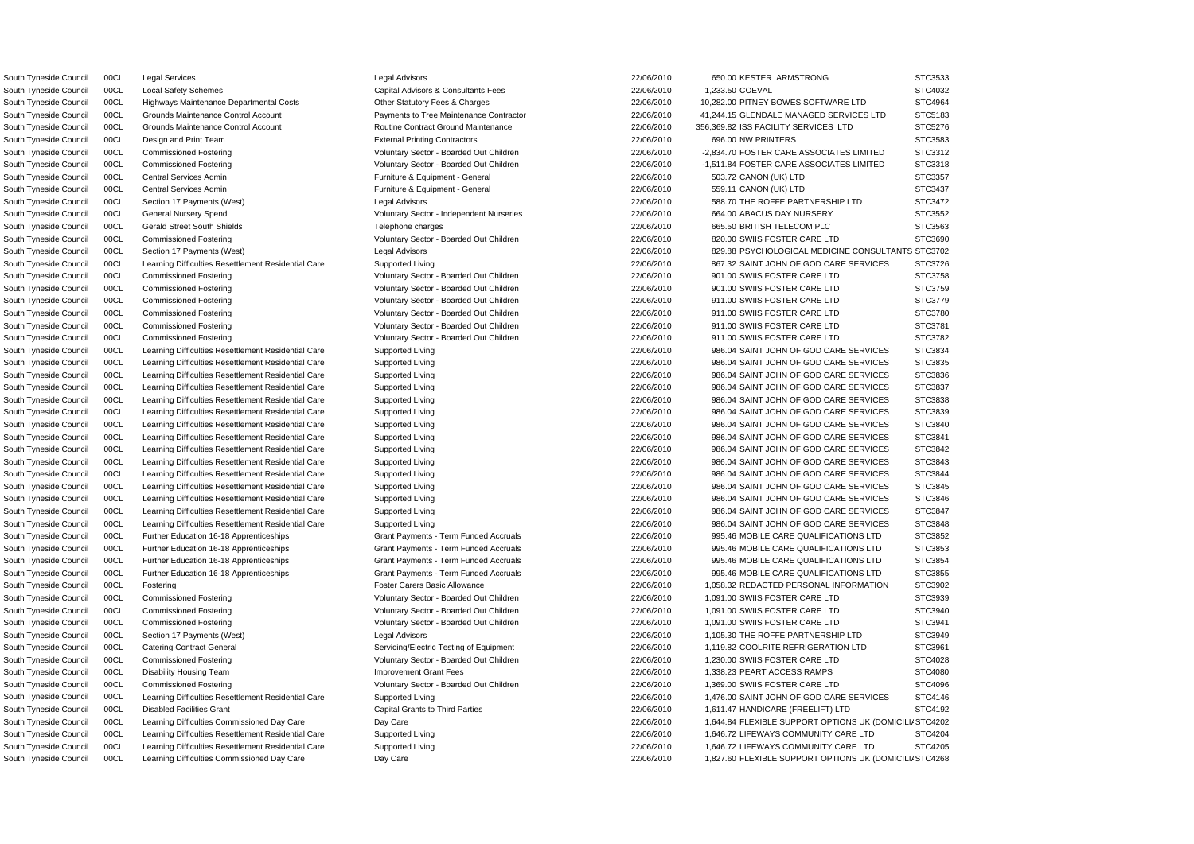| | | | | | | | |
|---|---|---|---|---|---|---|---|
| South Tyneside Council | 00CL | Legal Services | Legal Advisors | 22/06/2010 | 650.00 | KESTER ARMSTRONG | STC3533 |
| South Tyneside Council | 00CL | Local Safety Schemes | Capital Advisors & Consultants Fees | 22/06/2010 | 1,233.50 | COEVAL | STC4032 |
| South Tyneside Council | 00CL | Highways Maintenance Departmental Costs | Other Statutory Fees & Charges | 22/06/2010 | 10,282.00 | PITNEY BOWES SOFTWARE LTD | STC4964 |
| South Tyneside Council | 00CL | Grounds Maintenance Control Account | Payments to Tree Maintenance Contractor | 22/06/2010 | 41,244.15 | GLENDALE MANAGED SERVICES LTD | STC5183 |
| South Tyneside Council | 00CL | Grounds Maintenance Control Account | Routine Contract Ground Maintenance | 22/06/2010 | 356,369.82 | ISS FACILITY SERVICES LTD | STC5276 |
| South Tyneside Council | 00CL | Design and Print Team | External Printing Contractors | 22/06/2010 | 696.00 | NW PRINTERS | STC3583 |
| South Tyneside Council | 00CL | Commissioned Fostering | Voluntary Sector - Boarded Out Children | 22/06/2010 | -2,834.70 | FOSTER CARE ASSOCIATES LIMITED | STC3312 |
| South Tyneside Council | 00CL | Commissioned Fostering | Voluntary Sector - Boarded Out Children | 22/06/2010 | -1,511.84 | FOSTER CARE ASSOCIATES LIMITED | STC3318 |
| South Tyneside Council | 00CL | Central Services Admin | Furniture & Equipment - General | 22/06/2010 | 503.72 | CANON (UK) LTD | STC3357 |
| South Tyneside Council | 00CL | Central Services Admin | Furniture & Equipment - General | 22/06/2010 | 559.11 | CANON (UK) LTD | STC3437 |
| South Tyneside Council | 00CL | Section 17 Payments (West) | Legal Advisors | 22/06/2010 | 588.70 | THE ROFFE PARTNERSHIP LTD | STC3472 |
| South Tyneside Council | 00CL | General Nursery Spend | Voluntary Sector - Independent Nurseries | 22/06/2010 | 664.00 | ABACUS DAY NURSERY | STC3552 |
| South Tyneside Council | 00CL | Gerald Street South Shields | Telephone charges | 22/06/2010 | 665.50 | BRITISH TELECOM PLC | STC3563 |
| South Tyneside Council | 00CL | Commissioned Fostering | Voluntary Sector - Boarded Out Children | 22/06/2010 | 820.00 | SWIIS FOSTER CARE LTD | STC3690 |
| South Tyneside Council | 00CL | Section 17 Payments (West) | Legal Advisors | 22/06/2010 | 829.88 | PSYCHOLOGICAL MEDICINE CONSULTANTS | STC3702 |
| South Tyneside Council | 00CL | Learning Difficulties Resettlement Residential Care | Supported Living | 22/06/2010 | 867.32 | SAINT JOHN OF GOD CARE SERVICES | STC3726 |
| South Tyneside Council | 00CL | Commissioned Fostering | Voluntary Sector - Boarded Out Children | 22/06/2010 | 901.00 | SWIIS FOSTER CARE LTD | STC3758 |
| South Tyneside Council | 00CL | Commissioned Fostering | Voluntary Sector - Boarded Out Children | 22/06/2010 | 901.00 | SWIIS FOSTER CARE LTD | STC3759 |
| South Tyneside Council | 00CL | Commissioned Fostering | Voluntary Sector - Boarded Out Children | 22/06/2010 | 911.00 | SWIIS FOSTER CARE LTD | STC3779 |
| South Tyneside Council | 00CL | Commissioned Fostering | Voluntary Sector - Boarded Out Children | 22/06/2010 | 911.00 | SWIIS FOSTER CARE LTD | STC3780 |
| South Tyneside Council | 00CL | Commissioned Fostering | Voluntary Sector - Boarded Out Children | 22/06/2010 | 911.00 | SWIIS FOSTER CARE LTD | STC3781 |
| South Tyneside Council | 00CL | Commissioned Fostering | Voluntary Sector - Boarded Out Children | 22/06/2010 | 911.00 | SWIIS FOSTER CARE LTD | STC3782 |
| South Tyneside Council | 00CL | Learning Difficulties Resettlement Residential Care | Supported Living | 22/06/2010 | 986.04 | SAINT JOHN OF GOD CARE SERVICES | STC3834 |
| South Tyneside Council | 00CL | Learning Difficulties Resettlement Residential Care | Supported Living | 22/06/2010 | 986.04 | SAINT JOHN OF GOD CARE SERVICES | STC3835 |
| South Tyneside Council | 00CL | Learning Difficulties Resettlement Residential Care | Supported Living | 22/06/2010 | 986.04 | SAINT JOHN OF GOD CARE SERVICES | STC3836 |
| South Tyneside Council | 00CL | Learning Difficulties Resettlement Residential Care | Supported Living | 22/06/2010 | 986.04 | SAINT JOHN OF GOD CARE SERVICES | STC3837 |
| South Tyneside Council | 00CL | Learning Difficulties Resettlement Residential Care | Supported Living | 22/06/2010 | 986.04 | SAINT JOHN OF GOD CARE SERVICES | STC3838 |
| South Tyneside Council | 00CL | Learning Difficulties Resettlement Residential Care | Supported Living | 22/06/2010 | 986.04 | SAINT JOHN OF GOD CARE SERVICES | STC3839 |
| South Tyneside Council | 00CL | Learning Difficulties Resettlement Residential Care | Supported Living | 22/06/2010 | 986.04 | SAINT JOHN OF GOD CARE SERVICES | STC3840 |
| South Tyneside Council | 00CL | Learning Difficulties Resettlement Residential Care | Supported Living | 22/06/2010 | 986.04 | SAINT JOHN OF GOD CARE SERVICES | STC3841 |
| South Tyneside Council | 00CL | Learning Difficulties Resettlement Residential Care | Supported Living | 22/06/2010 | 986.04 | SAINT JOHN OF GOD CARE SERVICES | STC3842 |
| South Tyneside Council | 00CL | Learning Difficulties Resettlement Residential Care | Supported Living | 22/06/2010 | 986.04 | SAINT JOHN OF GOD CARE SERVICES | STC3843 |
| South Tyneside Council | 00CL | Learning Difficulties Resettlement Residential Care | Supported Living | 22/06/2010 | 986.04 | SAINT JOHN OF GOD CARE SERVICES | STC3844 |
| South Tyneside Council | 00CL | Learning Difficulties Resettlement Residential Care | Supported Living | 22/06/2010 | 986.04 | SAINT JOHN OF GOD CARE SERVICES | STC3845 |
| South Tyneside Council | 00CL | Learning Difficulties Resettlement Residential Care | Supported Living | 22/06/2010 | 986.04 | SAINT JOHN OF GOD CARE SERVICES | STC3846 |
| South Tyneside Council | 00CL | Learning Difficulties Resettlement Residential Care | Supported Living | 22/06/2010 | 986.04 | SAINT JOHN OF GOD CARE SERVICES | STC3847 |
| South Tyneside Council | 00CL | Learning Difficulties Resettlement Residential Care | Supported Living | 22/06/2010 | 986.04 | SAINT JOHN OF GOD CARE SERVICES | STC3848 |
| South Tyneside Council | 00CL | Further Education 16-18 Apprenticeships | Grant Payments - Term Funded Accruals | 22/06/2010 | 995.46 | MOBILE CARE QUALIFICATIONS LTD | STC3852 |
| South Tyneside Council | 00CL | Further Education 16-18 Apprenticeships | Grant Payments - Term Funded Accruals | 22/06/2010 | 995.46 | MOBILE CARE QUALIFICATIONS LTD | STC3853 |
| South Tyneside Council | 00CL | Further Education 16-18 Apprenticeships | Grant Payments - Term Funded Accruals | 22/06/2010 | 995.46 | MOBILE CARE QUALIFICATIONS LTD | STC3854 |
| South Tyneside Council | 00CL | Further Education 16-18 Apprenticeships | Grant Payments - Term Funded Accruals | 22/06/2010 | 995.46 | MOBILE CARE QUALIFICATIONS LTD | STC3855 |
| South Tyneside Council | 00CL | Fostering | Foster Carers Basic Allowance | 22/06/2010 | 1,058.32 | REDACTED PERSONAL INFORMATION | STC3902 |
| South Tyneside Council | 00CL | Commissioned Fostering | Voluntary Sector - Boarded Out Children | 22/06/2010 | 1,091.00 | SWIIS FOSTER CARE LTD | STC3939 |
| South Tyneside Council | 00CL | Commissioned Fostering | Voluntary Sector - Boarded Out Children | 22/06/2010 | 1,091.00 | SWIIS FOSTER CARE LTD | STC3940 |
| South Tyneside Council | 00CL | Commissioned Fostering | Voluntary Sector - Boarded Out Children | 22/06/2010 | 1,091.00 | SWIIS FOSTER CARE LTD | STC3941 |
| South Tyneside Council | 00CL | Section 17 Payments (West) | Legal Advisors | 22/06/2010 | 1,105.30 | THE ROFFE PARTNERSHIP LTD | STC3949 |
| South Tyneside Council | 00CL | Catering Contract General | Servicing/Electric Testing of Equipment | 22/06/2010 | 1,119.82 | COOLRITE REFRIGERATION LTD | STC3961 |
| South Tyneside Council | 00CL | Commissioned Fostering | Voluntary Sector - Boarded Out Children | 22/06/2010 | 1,230.00 | SWIIS FOSTER CARE LTD | STC4028 |
| South Tyneside Council | 00CL | Disability Housing Team | Improvement Grant Fees | 22/06/2010 | 1,338.23 | PEART ACCESS RAMPS | STC4080 |
| South Tyneside Council | 00CL | Commissioned Fostering | Voluntary Sector - Boarded Out Children | 22/06/2010 | 1,369.00 | SWIIS FOSTER CARE LTD | STC4096 |
| South Tyneside Council | 00CL | Learning Difficulties Resettlement Residential Care | Supported Living | 22/06/2010 | 1,476.00 | SAINT JOHN OF GOD CARE SERVICES | STC4146 |
| South Tyneside Council | 00CL | Disabled Facilities Grant | Capital Grants to Third Parties | 22/06/2010 | 1,611.47 | HANDICARE (FREELIFT) LTD | STC4192 |
| South Tyneside Council | 00CL | Learning Difficulties Commissioned Day Care | Day Care | 22/06/2010 | 1,644.84 | FLEXIBLE SUPPORT OPTIONS UK (DOMICILIA | STC4202 |
| South Tyneside Council | 00CL | Learning Difficulties Resettlement Residential Care | Supported Living | 22/06/2010 | 1,646.72 | LIFEWAYS COMMUNITY CARE LTD | STC4204 |
| South Tyneside Council | 00CL | Learning Difficulties Resettlement Residential Care | Supported Living | 22/06/2010 | 1,646.72 | LIFEWAYS COMMUNITY CARE LTD | STC4205 |
| South Tyneside Council | 00CL | Learning Difficulties Commissioned Day Care | Day Care | 22/06/2010 | 1,827.60 | FLEXIBLE SUPPORT OPTIONS UK (DOMICILIA | STC4268 |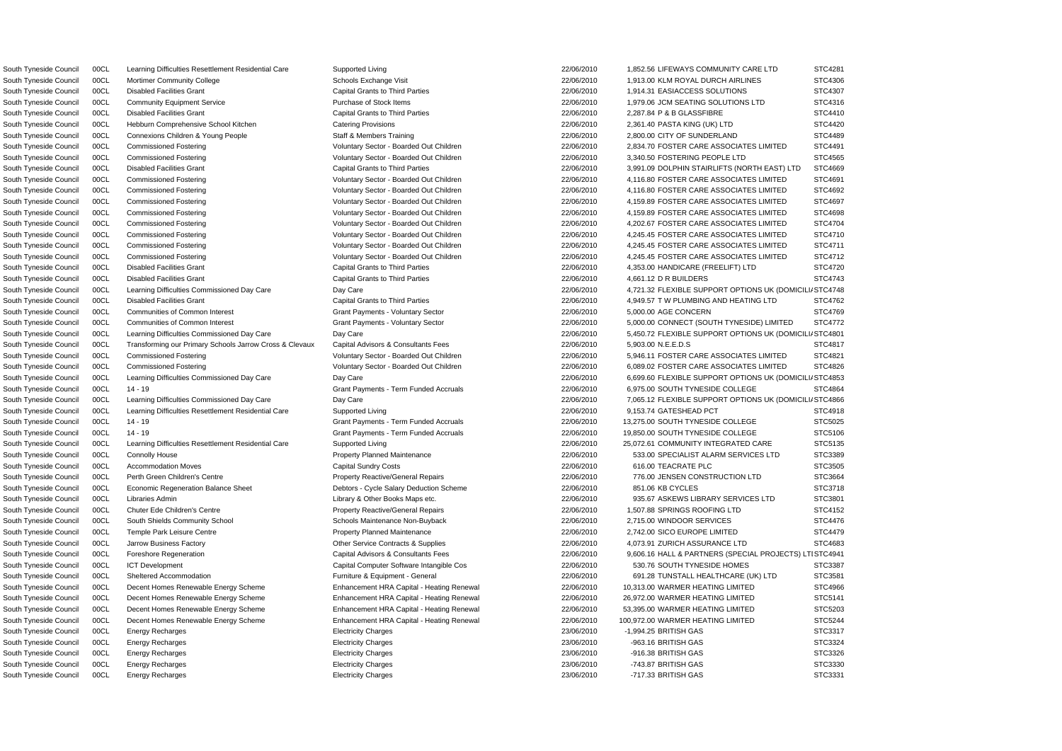| | | | | | | | |
|---|---|---|---|---|---|---|---|
| South Tyneside Council | 00CL | Learning Difficulties Resettlement Residential Care | Supported Living | 22/06/2010 | 1,852.56 | LIFEWAYS COMMUNITY CARE LTD | STC4281 |
| South Tyneside Council | 00CL | Mortimer Community College | Schools Exchange Visit | 22/06/2010 | 1,913.00 | KLM ROYAL DURCH AIRLINES | STC4306 |
| South Tyneside Council | 00CL | Disabled Facilities Grant | Capital Grants to Third Parties | 22/06/2010 | 1,914.31 | EASIACCESS SOLUTIONS | STC4307 |
| South Tyneside Council | 00CL | Community Equipment Service | Purchase of Stock Items | 22/06/2010 | 1,979.06 | JCM SEATING SOLUTIONS LTD | STC4316 |
| South Tyneside Council | 00CL | Disabled Facilities Grant | Capital Grants to Third Parties | 22/06/2010 | 2,287.84 | P & B GLASSFIBRE | STC4410 |
| South Tyneside Council | 00CL | Hebburn Comprehensive School Kitchen | Catering Provisions | 22/06/2010 | 2,361.40 | PASTA KING (UK) LTD | STC4420 |
| South Tyneside Council | 00CL | Connexions Children & Young People | Staff & Members Training | 22/06/2010 | 2,800.00 | CITY OF SUNDERLAND | STC4489 |
| South Tyneside Council | 00CL | Commissioned Fostering | Voluntary Sector - Boarded Out Children | 22/06/2010 | 2,834.70 | FOSTER CARE ASSOCIATES LIMITED | STC4491 |
| South Tyneside Council | 00CL | Commissioned Fostering | Voluntary Sector - Boarded Out Children | 22/06/2010 | 3,340.50 | FOSTERING PEOPLE LTD | STC4565 |
| South Tyneside Council | 00CL | Disabled Facilities Grant | Capital Grants to Third Parties | 22/06/2010 | 3,991.09 | DOLPHIN STAIRLIFTS (NORTH EAST) LTD | STC4669 |
| South Tyneside Council | 00CL | Commissioned Fostering | Voluntary Sector - Boarded Out Children | 22/06/2010 | 4,116.80 | FOSTER CARE ASSOCIATES LIMITED | STC4691 |
| South Tyneside Council | 00CL | Commissioned Fostering | Voluntary Sector - Boarded Out Children | 22/06/2010 | 4,116.80 | FOSTER CARE ASSOCIATES LIMITED | STC4692 |
| South Tyneside Council | 00CL | Commissioned Fostering | Voluntary Sector - Boarded Out Children | 22/06/2010 | 4,159.89 | FOSTER CARE ASSOCIATES LIMITED | STC4697 |
| South Tyneside Council | 00CL | Commissioned Fostering | Voluntary Sector - Boarded Out Children | 22/06/2010 | 4,159.89 | FOSTER CARE ASSOCIATES LIMITED | STC4698 |
| South Tyneside Council | 00CL | Commissioned Fostering | Voluntary Sector - Boarded Out Children | 22/06/2010 | 4,202.67 | FOSTER CARE ASSOCIATES LIMITED | STC4704 |
| South Tyneside Council | 00CL | Commissioned Fostering | Voluntary Sector - Boarded Out Children | 22/06/2010 | 4,245.45 | FOSTER CARE ASSOCIATES LIMITED | STC4710 |
| South Tyneside Council | 00CL | Commissioned Fostering | Voluntary Sector - Boarded Out Children | 22/06/2010 | 4,245.45 | FOSTER CARE ASSOCIATES LIMITED | STC4711 |
| South Tyneside Council | 00CL | Commissioned Fostering | Voluntary Sector - Boarded Out Children | 22/06/2010 | 4,245.45 | FOSTER CARE ASSOCIATES LIMITED | STC4712 |
| South Tyneside Council | 00CL | Disabled Facilities Grant | Capital Grants to Third Parties | 22/06/2010 | 4,353.00 | HANDICARE (FREELIFT) LTD | STC4720 |
| South Tyneside Council | 00CL | Disabled Facilities Grant | Capital Grants to Third Parties | 22/06/2010 | 4,661.12 | D R BUILDERS | STC4743 |
| South Tyneside Council | 00CL | Learning Difficulties Commissioned Day Care | Day Care | 22/06/2010 | 4,721.32 | FLEXIBLE SUPPORT OPTIONS UK (DOMICILIA | STC4748 |
| South Tyneside Council | 00CL | Disabled Facilities Grant | Capital Grants to Third Parties | 22/06/2010 | 4,949.57 | T W PLUMBING AND HEATING LTD | STC4762 |
| South Tyneside Council | 00CL | Communities of Common Interest | Grant Payments - Voluntary Sector | 22/06/2010 | 5,000.00 | AGE CONCERN | STC4769 |
| South Tyneside Council | 00CL | Communities of Common Interest | Grant Payments - Voluntary Sector | 22/06/2010 | 5,000.00 | CONNECT (SOUTH TYNESIDE) LIMITED | STC4772 |
| South Tyneside Council | 00CL | Learning Difficulties Commissioned Day Care | Day Care | 22/06/2010 | 5,450.72 | FLEXIBLE SUPPORT OPTIONS UK (DOMICILIA | STC4801 |
| South Tyneside Council | 00CL | Transforming our Primary Schools Jarrow Cross & Clevaux | Capital Advisors & Consultants Fees | 22/06/2010 | 5,903.00 | N.E.E.D.S | STC4817 |
| South Tyneside Council | 00CL | Commissioned Fostering | Voluntary Sector - Boarded Out Children | 22/06/2010 | 5,946.11 | FOSTER CARE ASSOCIATES LIMITED | STC4821 |
| South Tyneside Council | 00CL | Commissioned Fostering | Voluntary Sector - Boarded Out Children | 22/06/2010 | 6,089.02 | FOSTER CARE ASSOCIATES LIMITED | STC4826 |
| South Tyneside Council | 00CL | Learning Difficulties Commissioned Day Care | Day Care | 22/06/2010 | 6,699.60 | FLEXIBLE SUPPORT OPTIONS UK (DOMICILIA | STC4853 |
| South Tyneside Council | 00CL | 14 - 19 | Grant Payments - Term Funded Accruals | 22/06/2010 | 6,975.00 | SOUTH TYNESIDE COLLEGE | STC4864 |
| South Tyneside Council | 00CL | Learning Difficulties Commissioned Day Care | Day Care | 22/06/2010 | 7,065.12 | FLEXIBLE SUPPORT OPTIONS UK (DOMICILIA | STC4866 |
| South Tyneside Council | 00CL | Learning Difficulties Resettlement Residential Care | Supported Living | 22/06/2010 | 9,153.74 | GATESHEAD PCT | STC4918 |
| South Tyneside Council | 00CL | 14 - 19 | Grant Payments - Term Funded Accruals | 22/06/2010 | 13,275.00 | SOUTH TYNESIDE COLLEGE | STC5025 |
| South Tyneside Council | 00CL | 14 - 19 | Grant Payments - Term Funded Accruals | 22/06/2010 | 19,850.00 | SOUTH TYNESIDE COLLEGE | STC5106 |
| South Tyneside Council | 00CL | Learning Difficulties Resettlement Residential Care | Supported Living | 22/06/2010 | 25,072.61 | COMMUNITY INTEGRATED CARE | STC5135 |
| South Tyneside Council | 00CL | Connolly House | Property Planned Maintenance | 22/06/2010 | 533.00 | SPECIALIST ALARM SERVICES LTD | STC3389 |
| South Tyneside Council | 00CL | Accommodation Moves | Capital Sundry Costs | 22/06/2010 | 616.00 | TEACRATE PLC | STC3505 |
| South Tyneside Council | 00CL | Perth Green Children's Centre | Property Reactive/General Repairs | 22/06/2010 | 776.00 | JENSEN CONSTRUCTION LTD | STC3664 |
| South Tyneside Council | 00CL | Economic Regeneration Balance Sheet | Debtors - Cycle Salary Deduction Scheme | 22/06/2010 | 851.06 | KB CYCLES | STC3718 |
| South Tyneside Council | 00CL | Libraries Admin | Library & Other Books Maps etc. | 22/06/2010 | 935.67 | ASKEWS LIBRARY SERVICES LTD | STC3801 |
| South Tyneside Council | 00CL | Chuter Ede Children's Centre | Property Reactive/General Repairs | 22/06/2010 | 1,507.88 | SPRINGS ROOFING LTD | STC4152 |
| South Tyneside Council | 00CL | South Shields Community School | Schools Maintenance Non-Buyback | 22/06/2010 | 2,715.00 | WINDOOR SERVICES | STC4476 |
| South Tyneside Council | 00CL | Temple Park Leisure Centre | Property Planned Maintenance | 22/06/2010 | 2,742.00 | SICO EUROPE LIMITED | STC4479 |
| South Tyneside Council | 00CL | Jarrow Business Factory | Other Service Contracts & Supplies | 22/06/2010 | 4,073.91 | ZURICH ASSURANCE LTD | STC4683 |
| South Tyneside Council | 00CL | Foreshore Regeneration | Capital Advisors & Consultants Fees | 22/06/2010 | 9,606.16 | HALL & PARTNERS (SPECIAL PROJECTS) LTI | STC4941 |
| South Tyneside Council | 00CL | ICT Development | Capital Computer Software Intangible Cos | 22/06/2010 | 530.76 | SOUTH TYNESIDE HOMES | STC3387 |
| South Tyneside Council | 00CL | Sheltered Accommodation | Furniture & Equipment - General | 22/06/2010 | 691.28 | TUNSTALL HEALTHCARE (UK) LTD | STC3581 |
| South Tyneside Council | 00CL | Decent Homes Renewable Energy Scheme | Enhancement HRA Capital - Heating Renewal | 22/06/2010 | 10,313.00 | WARMER HEATING LIMITED | STC4966 |
| South Tyneside Council | 00CL | Decent Homes Renewable Energy Scheme | Enhancement HRA Capital - Heating Renewal | 22/06/2010 | 26,972.00 | WARMER HEATING LIMITED | STC5141 |
| South Tyneside Council | 00CL | Decent Homes Renewable Energy Scheme | Enhancement HRA Capital - Heating Renewal | 22/06/2010 | 53,395.00 | WARMER HEATING LIMITED | STC5203 |
| South Tyneside Council | 00CL | Decent Homes Renewable Energy Scheme | Enhancement HRA Capital - Heating Renewal | 22/06/2010 | 100,972.00 | WARMER HEATING LIMITED | STC5244 |
| South Tyneside Council | 00CL | Energy Recharges | Electricity Charges | 23/06/2010 | -1,994.25 | BRITISH GAS | STC3317 |
| South Tyneside Council | 00CL | Energy Recharges | Electricity Charges | 23/06/2010 | -963.16 | BRITISH GAS | STC3324 |
| South Tyneside Council | 00CL | Energy Recharges | Electricity Charges | 23/06/2010 | -916.38 | BRITISH GAS | STC3326 |
| South Tyneside Council | 00CL | Energy Recharges | Electricity Charges | 23/06/2010 | -743.87 | BRITISH GAS | STC3330 |
| South Tyneside Council | 00CL | Energy Recharges | Electricity Charges | 23/06/2010 | -717.33 | BRITISH GAS | STC3331 |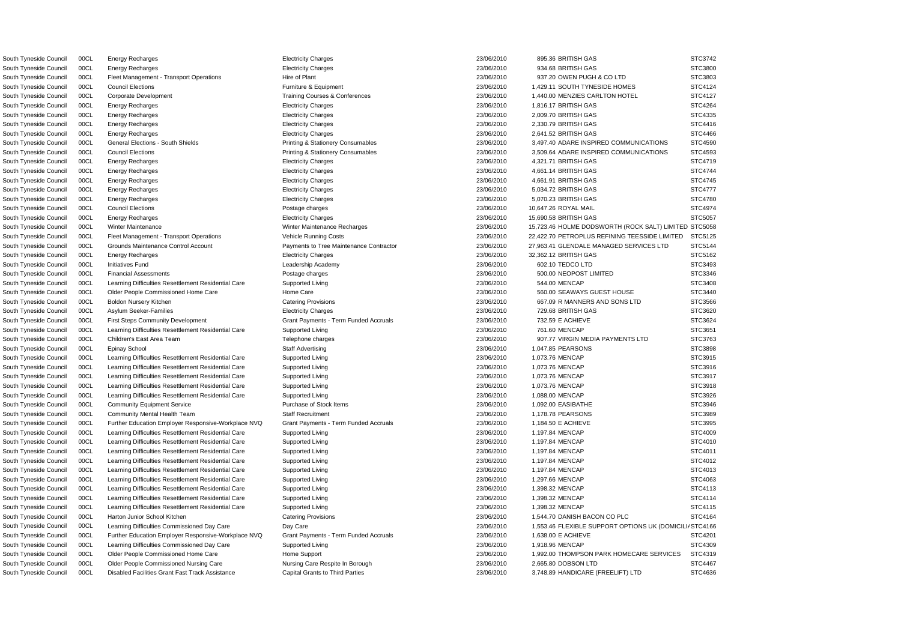| | | | | | | | |
|---|---|---|---|---|---|---|---|
| South Tyneside Council | 00CL | Energy Recharges | Electricity Charges | 23/06/2010 | 895.36 | BRITISH GAS | STC3742 |
| South Tyneside Council | 00CL | Energy Recharges | Electricity Charges | 23/06/2010 | 934.68 | BRITISH GAS | STC3800 |
| South Tyneside Council | 00CL | Fleet Management - Transport Operations | Hire of Plant | 23/06/2010 | 937.20 | OWEN PUGH & CO LTD | STC3803 |
| South Tyneside Council | 00CL | Council Elections | Furniture & Equipment | 23/06/2010 | 1,429.11 | SOUTH TYNESIDE HOMES | STC4124 |
| South Tyneside Council | 00CL | Corporate Development | Training Courses & Conferences | 23/06/2010 | 1,440.00 | MENZIES CARLTON HOTEL | STC4127 |
| South Tyneside Council | 00CL | Energy Recharges | Electricity Charges | 23/06/2010 | 1,816.17 | BRITISH GAS | STC4264 |
| South Tyneside Council | 00CL | Energy Recharges | Electricity Charges | 23/06/2010 | 2,009.70 | BRITISH GAS | STC4335 |
| South Tyneside Council | 00CL | Energy Recharges | Electricity Charges | 23/06/2010 | 2,330.79 | BRITISH GAS | STC4416 |
| South Tyneside Council | 00CL | Energy Recharges | Electricity Charges | 23/06/2010 | 2,641.52 | BRITISH GAS | STC4466 |
| South Tyneside Council | 00CL | General Elections - South Shields | Printing & Stationery Consumables | 23/06/2010 | 3,497.40 | ADARE INSPIRED COMMUNICATIONS | STC4590 |
| South Tyneside Council | 00CL | Council Elections | Printing & Stationery Consumables | 23/06/2010 | 3,509.64 | ADARE INSPIRED COMMUNICATIONS | STC4593 |
| South Tyneside Council | 00CL | Energy Recharges | Electricity Charges | 23/06/2010 | 4,321.71 | BRITISH GAS | STC4719 |
| South Tyneside Council | 00CL | Energy Recharges | Electricity Charges | 23/06/2010 | 4,661.14 | BRITISH GAS | STC4744 |
| South Tyneside Council | 00CL | Energy Recharges | Electricity Charges | 23/06/2010 | 4,661.91 | BRITISH GAS | STC4745 |
| South Tyneside Council | 00CL | Energy Recharges | Electricity Charges | 23/06/2010 | 5,034.72 | BRITISH GAS | STC4777 |
| South Tyneside Council | 00CL | Energy Recharges | Electricity Charges | 23/06/2010 | 5,070.23 | BRITISH GAS | STC4780 |
| South Tyneside Council | 00CL | Council Elections | Postage charges | 23/06/2010 | 10,647.26 | ROYAL MAIL | STC4974 |
| South Tyneside Council | 00CL | Energy Recharges | Electricity Charges | 23/06/2010 | 15,690.58 | BRITISH GAS | STC5057 |
| South Tyneside Council | 00CL | Winter Maintenance | Winter Maintenance Recharges | 23/06/2010 | 15,723.46 | HOLME DODSWORTH (ROCK SALT) LIMITED | STC5058 |
| South Tyneside Council | 00CL | Fleet Management - Transport Operations | Vehicle Running Costs | 23/06/2010 | 22,422.70 | PETROPLUS REFINING TEESSIDE LIMITED | STC5125 |
| South Tyneside Council | 00CL | Grounds Maintenance Control Account | Payments to Tree Maintenance Contractor | 23/06/2010 | 27,963.41 | GLENDALE MANAGED SERVICES LTD | STC5144 |
| South Tyneside Council | 00CL | Energy Recharges | Electricity Charges | 23/06/2010 | 32,362.12 | BRITISH GAS | STC5162 |
| South Tyneside Council | 00CL | Initiatives Fund | Leadership Academy | 23/06/2010 | 602.10 | TEDCO LTD | STC3493 |
| South Tyneside Council | 00CL | Financial Assessments | Postage charges | 23/06/2010 | 500.00 | NEOPOST LIMITED | STC3346 |
| South Tyneside Council | 00CL | Learning Difficulties Resettlement Residential Care | Supported Living | 23/06/2010 | 544.00 | MENCAP | STC3408 |
| South Tyneside Council | 00CL | Older People Commissioned Home Care | Home Care | 23/06/2010 | 560.00 | SEAWAYS GUEST HOUSE | STC3440 |
| South Tyneside Council | 00CL | Boldon Nursery Kitchen | Catering Provisions | 23/06/2010 | 667.09 | R MANNERS AND SONS LTD | STC3566 |
| South Tyneside Council | 00CL | Asylum Seeker-Families | Electricity Charges | 23/06/2010 | 729.68 | BRITISH GAS | STC3620 |
| South Tyneside Council | 00CL | First Steps Community Development | Grant Payments - Term Funded Accruals | 23/06/2010 | 732.59 | E ACHIEVE | STC3624 |
| South Tyneside Council | 00CL | Learning Difficulties Resettlement Residential Care | Supported Living | 23/06/2010 | 761.60 | MENCAP | STC3651 |
| South Tyneside Council | 00CL | Children's East Area Team | Telephone charges | 23/06/2010 | 907.77 | VIRGIN MEDIA PAYMENTS LTD | STC3763 |
| South Tyneside Council | 00CL | Epinay School | Staff Advertising | 23/06/2010 | 1,047.85 | PEARSONS | STC3898 |
| South Tyneside Council | 00CL | Learning Difficulties Resettlement Residential Care | Supported Living | 23/06/2010 | 1,073.76 | MENCAP | STC3915 |
| South Tyneside Council | 00CL | Learning Difficulties Resettlement Residential Care | Supported Living | 23/06/2010 | 1,073.76 | MENCAP | STC3916 |
| South Tyneside Council | 00CL | Learning Difficulties Resettlement Residential Care | Supported Living | 23/06/2010 | 1,073.76 | MENCAP | STC3917 |
| South Tyneside Council | 00CL | Learning Difficulties Resettlement Residential Care | Supported Living | 23/06/2010 | 1,073.76 | MENCAP | STC3918 |
| South Tyneside Council | 00CL | Learning Difficulties Resettlement Residential Care | Supported Living | 23/06/2010 | 1,088.00 | MENCAP | STC3926 |
| South Tyneside Council | 00CL | Community Equipment Service | Purchase of Stock Items | 23/06/2010 | 1,092.00 | EASIBATHE | STC3946 |
| South Tyneside Council | 00CL | Community Mental Health Team | Staff Recruitment | 23/06/2010 | 1,178.78 | PEARSONS | STC3989 |
| South Tyneside Council | 00CL | Further Education Employer Responsive-Workplace NVQ | Grant Payments - Term Funded Accruals | 23/06/2010 | 1,184.50 | E ACHIEVE | STC3995 |
| South Tyneside Council | 00CL | Learning Difficulties Resettlement Residential Care | Supported Living | 23/06/2010 | 1,197.84 | MENCAP | STC4009 |
| South Tyneside Council | 00CL | Learning Difficulties Resettlement Residential Care | Supported Living | 23/06/2010 | 1,197.84 | MENCAP | STC4010 |
| South Tyneside Council | 00CL | Learning Difficulties Resettlement Residential Care | Supported Living | 23/06/2010 | 1,197.84 | MENCAP | STC4011 |
| South Tyneside Council | 00CL | Learning Difficulties Resettlement Residential Care | Supported Living | 23/06/2010 | 1,197.84 | MENCAP | STC4012 |
| South Tyneside Council | 00CL | Learning Difficulties Resettlement Residential Care | Supported Living | 23/06/2010 | 1,197.84 | MENCAP | STC4013 |
| South Tyneside Council | 00CL | Learning Difficulties Resettlement Residential Care | Supported Living | 23/06/2010 | 1,297.66 | MENCAP | STC4063 |
| South Tyneside Council | 00CL | Learning Difficulties Resettlement Residential Care | Supported Living | 23/06/2010 | 1,398.32 | MENCAP | STC4113 |
| South Tyneside Council | 00CL | Learning Difficulties Resettlement Residential Care | Supported Living | 23/06/2010 | 1,398.32 | MENCAP | STC4114 |
| South Tyneside Council | 00CL | Learning Difficulties Resettlement Residential Care | Supported Living | 23/06/2010 | 1,398.32 | MENCAP | STC4115 |
| South Tyneside Council | 00CL | Harton Junior School Kitchen | Catering Provisions | 23/06/2010 | 1,544.70 | DANISH BACON CO PLC | STC4164 |
| South Tyneside Council | 00CL | Learning Difficulties Commissioned Day Care | Day Care | 23/06/2010 | 1,553.46 | FLEXIBLE SUPPORT OPTIONS UK (DOMICILI/ | STC4166 |
| South Tyneside Council | 00CL | Further Education Employer Responsive-Workplace NVQ | Grant Payments - Term Funded Accruals | 23/06/2010 | 1,638.00 | E ACHIEVE | STC4201 |
| South Tyneside Council | 00CL | Learning Difficulties Commissioned Day Care | Supported Living | 23/06/2010 | 1,918.96 | MENCAP | STC4309 |
| South Tyneside Council | 00CL | Older People Commissioned Home Care | Home Support | 23/06/2010 | 1,992.00 | THOMPSON PARK HOMECARE SERVICES | STC4319 |
| South Tyneside Council | 00CL | Older People Commissioned Nursing Care | Nursing Care Respite In Borough | 23/06/2010 | 2,665.80 | DOBSON LTD | STC4467 |
| South Tyneside Council | 00CL | Disabled Facilities Grant Fast Track Assistance | Capital Grants to Third Parties | 23/06/2010 | 3,748.89 | HANDICARE (FREELIFT) LTD | STC4636 |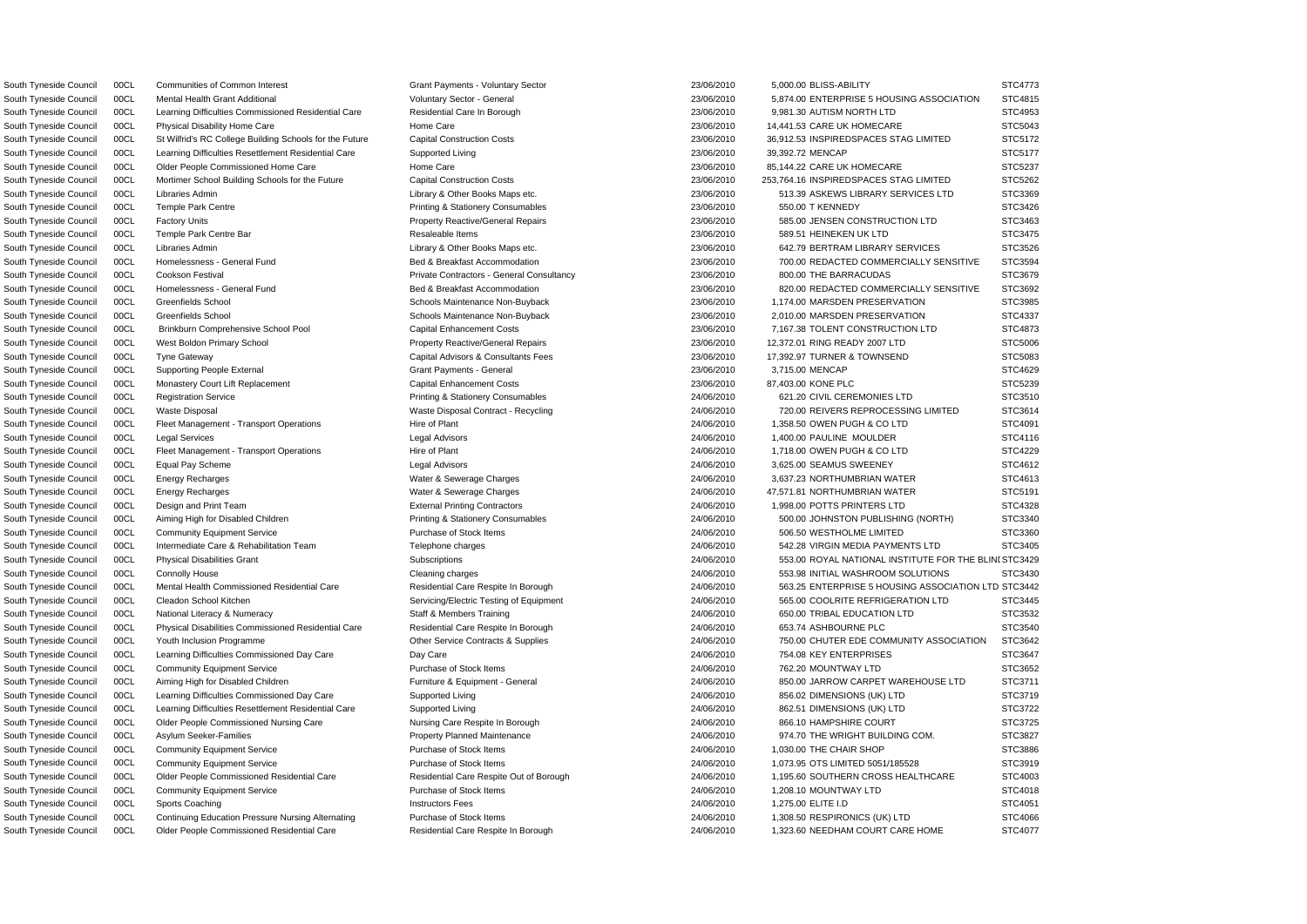| | | | | | | | |
|---|---|---|---|---|---|---|---|
| South Tyneside Council | 00CL | Communities of Common Interest | Grant Payments - Voluntary Sector | 23/06/2010 | 5,000.00 | BLISS-ABILITY | STC4773 |
| South Tyneside Council | 00CL | Mental Health Grant Additional | Voluntary Sector - General | 23/06/2010 | 5,874.00 | ENTERPRISE 5 HOUSING ASSOCIATION | STC4815 |
| South Tyneside Council | 00CL | Learning Difficulties Commissioned Residential Care | Residential Care In Borough | 23/06/2010 | 9,981.30 | AUTISM NORTH LTD | STC4953 |
| South Tyneside Council | 00CL | Physical Disability Home Care | Home Care | 23/06/2010 | 14,441.53 | CARE UK HOMECARE | STC5043 |
| South Tyneside Council | 00CL | St Wilfrid's RC College Building Schools for the Future | Capital Construction Costs | 23/06/2010 | 36,912.53 | INSPIREDSPACES STAG LIMITED | STC5172 |
| South Tyneside Council | 00CL | Learning Difficulties Resettlement Residential Care | Supported Living | 23/06/2010 | 39,392.72 | MENCAP | STC5177 |
| South Tyneside Council | 00CL | Older People Commissioned Home Care | Home Care | 23/06/2010 | 85,144.22 | CARE UK HOMECARE | STC5237 |
| South Tyneside Council | 00CL | Mortimer School Building Schools for the Future | Capital Construction Costs | 23/06/2010 | 253,764.16 | INSPIREDSPACES STAG LIMITED | STC5262 |
| South Tyneside Council | 00CL | Libraries Admin | Library & Other Books Maps etc. | 23/06/2010 | 513.39 | ASKEWS LIBRARY SERVICES LTD | STC3369 |
| South Tyneside Council | 00CL | Temple Park Centre | Printing & Stationery Consumables | 23/06/2010 | 550.00 | T KENNEDY | STC3426 |
| South Tyneside Council | 00CL | Factory Units | Property Reactive/General Repairs | 23/06/2010 | 585.00 | JENSEN CONSTRUCTION LTD | STC3463 |
| South Tyneside Council | 00CL | Temple Park Centre Bar | Resaleable Items | 23/06/2010 | 589.51 | HEINEKEN UK LTD | STC3475 |
| South Tyneside Council | 00CL | Libraries Admin | Library & Other Books Maps etc. | 23/06/2010 | 642.79 | BERTRAM LIBRARY SERVICES | STC3526 |
| South Tyneside Council | 00CL | Homelessness - General Fund | Bed & Breakfast Accommodation | 23/06/2010 | 700.00 | REDACTED COMMERCIALLY SENSITIVE | STC3594 |
| South Tyneside Council | 00CL | Cookson Festival | Private Contractors - General Consultancy | 23/06/2010 | 800.00 | THE BARRACUDAS | STC3679 |
| South Tyneside Council | 00CL | Homelessness - General Fund | Bed & Breakfast Accommodation | 23/06/2010 | 820.00 | REDACTED COMMERCIALLY SENSITIVE | STC3692 |
| South Tyneside Council | 00CL | Greenfields School | Schools Maintenance Non-Buyback | 23/06/2010 | 1,174.00 | MARSDEN PRESERVATION | STC3985 |
| South Tyneside Council | 00CL | Greenfields School | Schools Maintenance Non-Buyback | 23/06/2010 | 2,010.00 | MARSDEN PRESERVATION | STC4337 |
| South Tyneside Council | 00CL | Brinkburn Comprehensive School Pool | Capital Enhancement Costs | 23/06/2010 | 7,167.38 | TOLENT CONSTRUCTION LTD | STC4873 |
| South Tyneside Council | 00CL | West Boldon Primary School | Property Reactive/General Repairs | 23/06/2010 | 12,372.01 | RING READY 2007 LTD | STC5006 |
| South Tyneside Council | 00CL | Tyne Gateway | Capital Advisors & Consultants Fees | 23/06/2010 | 17,392.97 | TURNER & TOWNSEND | STC5083 |
| South Tyneside Council | 00CL | Supporting People External | Grant Payments - General | 23/06/2010 | 3,715.00 | MENCAP | STC4629 |
| South Tyneside Council | 00CL | Monastery Court Lift Replacement | Capital Enhancement Costs | 23/06/2010 | 87,403.00 | KONE PLC | STC5239 |
| South Tyneside Council | 00CL | Registration Service | Printing & Stationery Consumables | 24/06/2010 | 621.20 | CIVIL CEREMONIES LTD | STC3510 |
| South Tyneside Council | 00CL | Waste Disposal | Waste Disposal Contract - Recycling | 24/06/2010 | 720.00 | REIVERS REPROCESSING LIMITED | STC3614 |
| South Tyneside Council | 00CL | Fleet Management - Transport Operations | Hire of Plant | 24/06/2010 | 1,358.50 | OWEN PUGH & CO LTD | STC4091 |
| South Tyneside Council | 00CL | Legal Services | Legal Advisors | 24/06/2010 | 1,400.00 | PAULINE MOULDER | STC4116 |
| South Tyneside Council | 00CL | Fleet Management - Transport Operations | Hire of Plant | 24/06/2010 | 1,718.00 | OWEN PUGH & CO LTD | STC4229 |
| South Tyneside Council | 00CL | Equal Pay Scheme | Legal Advisors | 24/06/2010 | 3,625.00 | SEAMUS SWEENEY | STC4612 |
| South Tyneside Council | 00CL | Energy Recharges | Water & Sewerage Charges | 24/06/2010 | 3,637.23 | NORTHUMBRIAN WATER | STC4613 |
| South Tyneside Council | 00CL | Energy Recharges | Water & Sewerage Charges | 24/06/2010 | 47,571.81 | NORTHUMBRIAN WATER | STC5191 |
| South Tyneside Council | 00CL | Design and Print Team | External Printing Contractors | 24/06/2010 | 1,998.00 | POTTS PRINTERS LTD | STC4328 |
| South Tyneside Council | 00CL | Aiming High for Disabled Children | Printing & Stationery Consumables | 24/06/2010 | 500.00 | JOHNSTON PUBLISHING (NORTH) | STC3340 |
| South Tyneside Council | 00CL | Community Equipment Service | Purchase of Stock Items | 24/06/2010 | 506.50 | WESTHOLME LIMITED | STC3360 |
| South Tyneside Council | 00CL | Intermediate Care & Rehabilitation Team | Telephone charges | 24/06/2010 | 542.28 | VIRGIN MEDIA PAYMENTS LTD | STC3405 |
| South Tyneside Council | 00CL | Physical Disabilities Grant | Subscriptions | 24/06/2010 | 553.00 | ROYAL NATIONAL INSTITUTE FOR THE BLINI | STC3429 |
| South Tyneside Council | 00CL | Connolly House | Cleaning charges | 24/06/2010 | 553.98 | INITIAL WASHROOM SOLUTIONS | STC3430 |
| South Tyneside Council | 00CL | Mental Health Commissioned Residential Care | Residential Care Respite In Borough | 24/06/2010 | 563.25 | ENTERPRISE 5 HOUSING ASSOCIATION LTD | STC3442 |
| South Tyneside Council | 00CL | Cleadon School Kitchen | Servicing/Electric Testing of Equipment | 24/06/2010 | 565.00 | COOLRITE REFRIGERATION LTD | STC3445 |
| South Tyneside Council | 00CL | National Literacy & Numeracy | Staff & Members Training | 24/06/2010 | 650.00 | TRIBAL EDUCATION LTD | STC3532 |
| South Tyneside Council | 00CL | Physical Disabilities Commissioned Residential Care | Residential Care Respite In Borough | 24/06/2010 | 653.74 | ASHBOURNE PLC | STC3540 |
| South Tyneside Council | 00CL | Youth Inclusion Programme | Other Service Contracts & Supplies | 24/06/2010 | 750.00 | CHUTER EDE COMMUNITY ASSOCIATION | STC3642 |
| South Tyneside Council | 00CL | Learning Difficulties Commissioned Day Care | Day Care | 24/06/2010 | 754.08 | KEY ENTERPRISES | STC3647 |
| South Tyneside Council | 00CL | Community Equipment Service | Purchase of Stock Items | 24/06/2010 | 762.20 | MOUNTWAY LTD | STC3652 |
| South Tyneside Council | 00CL | Aiming High for Disabled Children | Furniture & Equipment - General | 24/06/2010 | 850.00 | JARROW CARPET WAREHOUSE LTD | STC3711 |
| South Tyneside Council | 00CL | Learning Difficulties Commissioned Day Care | Supported Living | 24/06/2010 | 856.02 | DIMENSIONS (UK) LTD | STC3719 |
| South Tyneside Council | 00CL | Learning Difficulties Resettlement Residential Care | Supported Living | 24/06/2010 | 862.51 | DIMENSIONS (UK) LTD | STC3722 |
| South Tyneside Council | 00CL | Older People Commissioned Nursing Care | Nursing Care Respite In Borough | 24/06/2010 | 866.10 | HAMPSHIRE COURT | STC3725 |
| South Tyneside Council | 00CL | Asylum Seeker-Families | Property Planned Maintenance | 24/06/2010 | 974.70 | THE WRIGHT BUILDING COM. | STC3827 |
| South Tyneside Council | 00CL | Community Equipment Service | Purchase of Stock Items | 24/06/2010 | 1,030.00 | THE CHAIR SHOP | STC3886 |
| South Tyneside Council | 00CL | Community Equipment Service | Purchase of Stock Items | 24/06/2010 | 1,073.95 | OTS LIMITED 5051/185528 | STC3919 |
| South Tyneside Council | 00CL | Older People Commissioned Residential Care | Residential Care Respite Out of Borough | 24/06/2010 | 1,195.60 | SOUTHERN CROSS HEALTHCARE | STC4003 |
| South Tyneside Council | 00CL | Community Equipment Service | Purchase of Stock Items | 24/06/2010 | 1,208.10 | MOUNTWAY LTD | STC4018 |
| South Tyneside Council | 00CL | Sports Coaching | Instructors Fees | 24/06/2010 | 1,275.00 | ELITE I.D | STC4051 |
| South Tyneside Council | 00CL | Continuing Education Pressure Nursing Alternating | Purchase of Stock Items | 24/06/2010 | 1,308.50 | RESPIRONICS (UK) LTD | STC4066 |
| South Tyneside Council | 00CL | Older People Commissioned Residential Care | Residential Care Respite In Borough | 24/06/2010 | 1,323.60 | NEEDHAM COURT CARE HOME | STC4077 |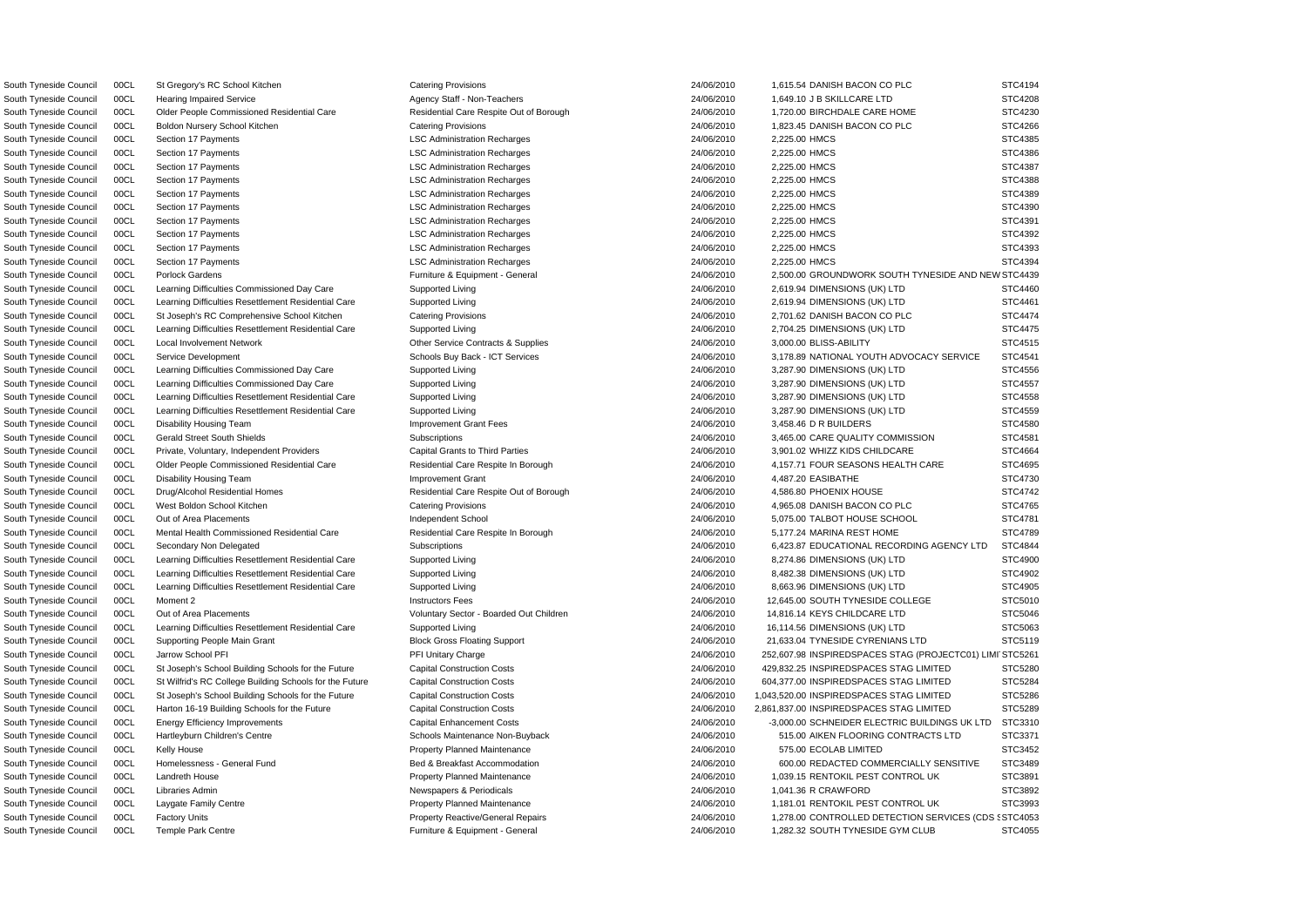| | | | | | | | |
|---|---|---|---|---|---|---|---|
| South Tyneside Council | 00CL | St Gregory's RC School Kitchen | Catering Provisions | 24/06/2010 | 1,615.54 | DANISH BACON CO PLC | STC4194 |
| South Tyneside Council | 00CL | Hearing Impaired Service | Agency Staff - Non-Teachers | 24/06/2010 | 1,649.10 | J B SKILLCARE LTD | STC4208 |
| South Tyneside Council | 00CL | Older People Commissioned Residential Care | Residential Care Respite Out of Borough | 24/06/2010 | 1,720.00 | BIRCHDALE CARE HOME | STC4230 |
| South Tyneside Council | 00CL | Boldon Nursery School Kitchen | Catering Provisions | 24/06/2010 | 1,823.45 | DANISH BACON CO PLC | STC4266 |
| South Tyneside Council | 00CL | Section 17 Payments | LSC Administration Recharges | 24/06/2010 | 2,225.00 | HMCS | STC4385 |
| South Tyneside Council | 00CL | Section 17 Payments | LSC Administration Recharges | 24/06/2010 | 2,225.00 | HMCS | STC4386 |
| South Tyneside Council | 00CL | Section 17 Payments | LSC Administration Recharges | 24/06/2010 | 2,225.00 | HMCS | STC4387 |
| South Tyneside Council | 00CL | Section 17 Payments | LSC Administration Recharges | 24/06/2010 | 2,225.00 | HMCS | STC4388 |
| South Tyneside Council | 00CL | Section 17 Payments | LSC Administration Recharges | 24/06/2010 | 2,225.00 | HMCS | STC4389 |
| South Tyneside Council | 00CL | Section 17 Payments | LSC Administration Recharges | 24/06/2010 | 2,225.00 | HMCS | STC4390 |
| South Tyneside Council | 00CL | Section 17 Payments | LSC Administration Recharges | 24/06/2010 | 2,225.00 | HMCS | STC4391 |
| South Tyneside Council | 00CL | Section 17 Payments | LSC Administration Recharges | 24/06/2010 | 2,225.00 | HMCS | STC4392 |
| South Tyneside Council | 00CL | Section 17 Payments | LSC Administration Recharges | 24/06/2010 | 2,225.00 | HMCS | STC4393 |
| South Tyneside Council | 00CL | Section 17 Payments | LSC Administration Recharges | 24/06/2010 | 2,225.00 | HMCS | STC4394 |
| South Tyneside Council | 00CL | Porlock Gardens | Furniture & Equipment - General | 24/06/2010 | 2,500.00 | GROUNDWORK SOUTH TYNESIDE AND NEW | STC4439 |
| South Tyneside Council | 00CL | Learning Difficulties Commissioned Day Care | Supported Living | 24/06/2010 | 2,619.94 | DIMENSIONS (UK) LTD | STC4460 |
| South Tyneside Council | 00CL | Learning Difficulties Resettlement Residential Care | Supported Living | 24/06/2010 | 2,619.94 | DIMENSIONS (UK) LTD | STC4461 |
| South Tyneside Council | 00CL | St Joseph's RC Comprehensive School Kitchen | Catering Provisions | 24/06/2010 | 2,701.62 | DANISH BACON CO PLC | STC4474 |
| South Tyneside Council | 00CL | Learning Difficulties Resettlement Residential Care | Supported Living | 24/06/2010 | 2,704.25 | DIMENSIONS (UK) LTD | STC4475 |
| South Tyneside Council | 00CL | Local Involvement Network | Other Service Contracts & Supplies | 24/06/2010 | 3,000.00 | BLISS-ABILITY | STC4515 |
| South Tyneside Council | 00CL | Service Development | Schools Buy Back - ICT Services | 24/06/2010 | 3,178.89 | NATIONAL YOUTH ADVOCACY SERVICE | STC4541 |
| South Tyneside Council | 00CL | Learning Difficulties Commissioned Day Care | Supported Living | 24/06/2010 | 3,287.90 | DIMENSIONS (UK) LTD | STC4556 |
| South Tyneside Council | 00CL | Learning Difficulties Commissioned Day Care | Supported Living | 24/06/2010 | 3,287.90 | DIMENSIONS (UK) LTD | STC4557 |
| South Tyneside Council | 00CL | Learning Difficulties Resettlement Residential Care | Supported Living | 24/06/2010 | 3,287.90 | DIMENSIONS (UK) LTD | STC4558 |
| South Tyneside Council | 00CL | Learning Difficulties Resettlement Residential Care | Supported Living | 24/06/2010 | 3,287.90 | DIMENSIONS (UK) LTD | STC4559 |
| South Tyneside Council | 00CL | Disability Housing Team | Improvement Grant Fees | 24/06/2010 | 3,458.46 | D R BUILDERS | STC4580 |
| South Tyneside Council | 00CL | Gerald Street South Shields | Subscriptions | 24/06/2010 | 3,465.00 | CARE QUALITY COMMISSION | STC4581 |
| South Tyneside Council | 00CL | Private, Voluntary, Independent Providers | Capital Grants to Third Parties | 24/06/2010 | 3,901.02 | WHIZZ KIDS CHILDCARE | STC4664 |
| South Tyneside Council | 00CL | Older People Commissioned Residential Care | Residential Care Respite In Borough | 24/06/2010 | 4,157.71 | FOUR SEASONS HEALTH CARE | STC4695 |
| South Tyneside Council | 00CL | Disability Housing Team | Improvement Grant | 24/06/2010 | 4,487.20 | EASIBATHE | STC4730 |
| South Tyneside Council | 00CL | Drug/Alcohol Residential Homes | Residential Care Respite Out of Borough | 24/06/2010 | 4,586.80 | PHOENIX HOUSE | STC4742 |
| South Tyneside Council | 00CL | West Boldon School Kitchen | Catering Provisions | 24/06/2010 | 4,965.08 | DANISH BACON CO PLC | STC4765 |
| South Tyneside Council | 00CL | Out of Area Placements | Independent School | 24/06/2010 | 5,075.00 | TALBOT HOUSE SCHOOL | STC4781 |
| South Tyneside Council | 00CL | Mental Health Commissioned Residential Care | Residential Care Respite In Borough | 24/06/2010 | 5,177.24 | MARINA REST HOME | STC4789 |
| South Tyneside Council | 00CL | Secondary Non Delegated | Subscriptions | 24/06/2010 | 6,423.87 | EDUCATIONAL RECORDING AGENCY LTD | STC4844 |
| South Tyneside Council | 00CL | Learning Difficulties Resettlement Residential Care | Supported Living | 24/06/2010 | 8,274.86 | DIMENSIONS (UK) LTD | STC4900 |
| South Tyneside Council | 00CL | Learning Difficulties Resettlement Residential Care | Supported Living | 24/06/2010 | 8,482.38 | DIMENSIONS (UK) LTD | STC4902 |
| South Tyneside Council | 00CL | Learning Difficulties Resettlement Residential Care | Supported Living | 24/06/2010 | 8,663.96 | DIMENSIONS (UK) LTD | STC4905 |
| South Tyneside Council | 00CL | Moment 2 | Instructors Fees | 24/06/2010 | 12,645.00 | SOUTH TYNESIDE COLLEGE | STC5010 |
| South Tyneside Council | 00CL | Out of Area Placements | Voluntary Sector - Boarded Out Children | 24/06/2010 | 14,816.14 | KEYS CHILDCARE LTD | STC5046 |
| South Tyneside Council | 00CL | Learning Difficulties Resettlement Residential Care | Supported Living | 24/06/2010 | 16,114.56 | DIMENSIONS (UK) LTD | STC5063 |
| South Tyneside Council | 00CL | Supporting People Main Grant | Block Gross Floating Support | 24/06/2010 | 21,633.04 | TYNESIDE CYRENIANS LTD | STC5119 |
| South Tyneside Council | 00CL | Jarrow School PFI | PFI Unitary Charge | 24/06/2010 | 252,607.98 | INSPIREDSPACES STAG (PROJECTC01) LIMI | STC5261 |
| South Tyneside Council | 00CL | St Joseph's School Building Schools for the Future | Capital Construction Costs | 24/06/2010 | 429,832.25 | INSPIREDSPACES STAG LIMITED | STC5280 |
| South Tyneside Council | 00CL | St Wilfrid's RC College Building Schools for the Future | Capital Construction Costs | 24/06/2010 | 604,377.00 | INSPIREDSPACES STAG LIMITED | STC5284 |
| South Tyneside Council | 00CL | St Joseph's School Building Schools for the Future | Capital Construction Costs | 24/06/2010 | 1,043,520.00 | INSPIREDSPACES STAG LIMITED | STC5286 |
| South Tyneside Council | 00CL | Harton 16-19 Building Schools for the Future | Capital Construction Costs | 24/06/2010 | 2,861,837.00 | INSPIREDSPACES STAG LIMITED | STC5289 |
| South Tyneside Council | 00CL | Energy Efficiency Improvements | Capital Enhancement Costs | 24/06/2010 | -3,000.00 | SCHNEIDER ELECTRIC BUILDINGS UK LTD | STC3310 |
| South Tyneside Council | 00CL | Hartleyburn Children's Centre | Schools Maintenance Non-Buyback | 24/06/2010 | 515.00 | AIKEN FLOORING CONTRACTS LTD | STC3371 |
| South Tyneside Council | 00CL | Kelly House | Property Planned Maintenance | 24/06/2010 | 575.00 | ECOLAB LIMITED | STC3452 |
| South Tyneside Council | 00CL | Homelessness - General Fund | Bed & Breakfast Accommodation | 24/06/2010 | 600.00 | REDACTED COMMERCIALLY SENSITIVE | STC3489 |
| South Tyneside Council | 00CL | Landreth House | Property Planned Maintenance | 24/06/2010 | 1,039.15 | RENTOKIL PEST CONTROL UK | STC3891 |
| South Tyneside Council | 00CL | Libraries Admin | Newspapers & Periodicals | 24/06/2010 | 1,041.36 | R CRAWFORD | STC3892 |
| South Tyneside Council | 00CL | Laygate Family Centre | Property Planned Maintenance | 24/06/2010 | 1,181.01 | RENTOKIL PEST CONTROL UK | STC3993 |
| South Tyneside Council | 00CL | Factory Units | Property Reactive/General Repairs | 24/06/2010 | 1,278.00 | CONTROLLED DETECTION SERVICES (CDS S | STC4053 |
| South Tyneside Council | 00CL | Temple Park Centre | Furniture & Equipment - General | 24/06/2010 | 1,282.32 | SOUTH TYNESIDE GYM CLUB | STC4055 |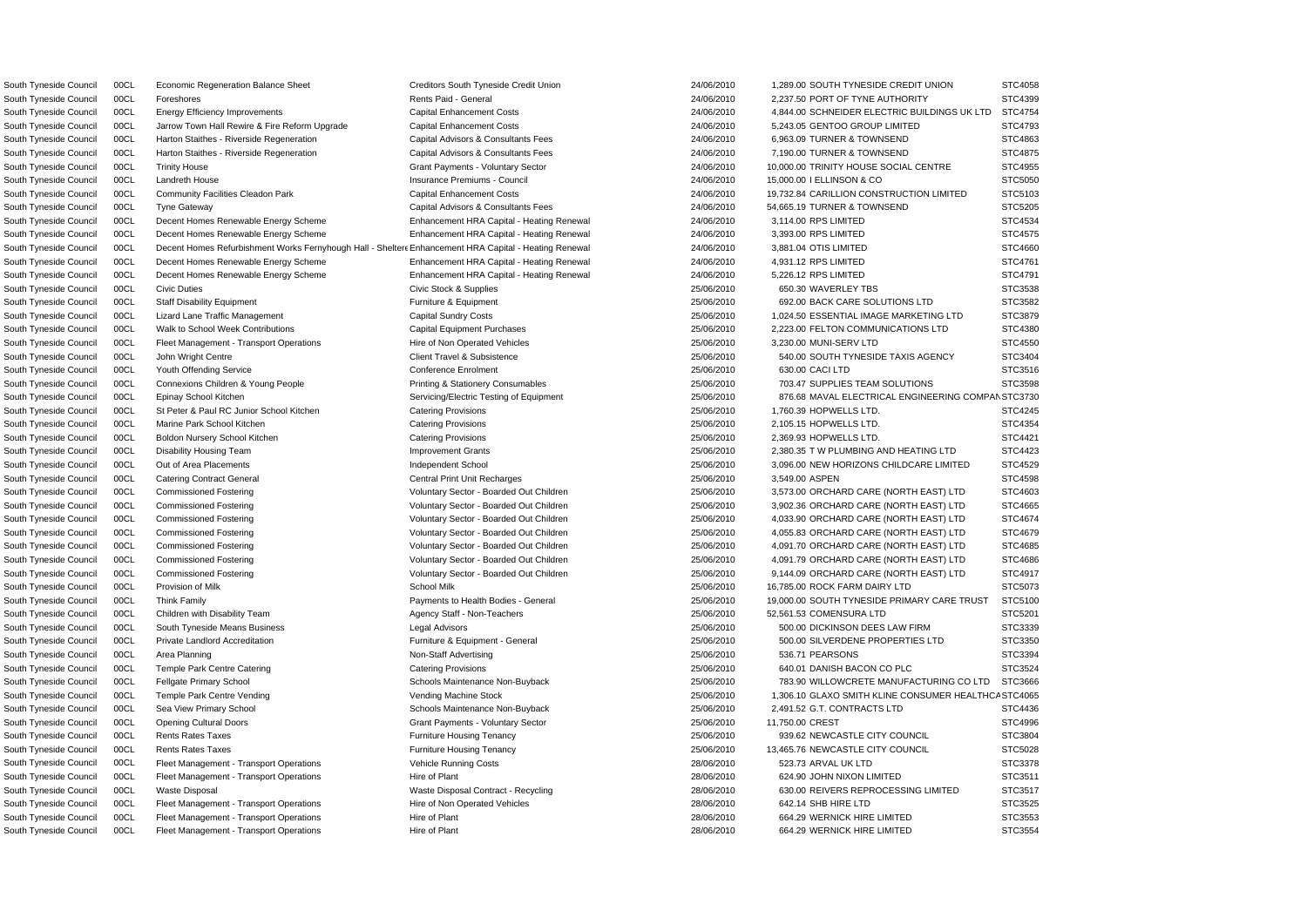| | | | | | | | |
|---|---|---|---|---|---|---|---|
| South Tyneside Council | 00CL | Economic Regeneration Balance Sheet | Creditors South Tyneside Credit Union | 24/06/2010 | 1,289.00 | SOUTH TYNESIDE CREDIT UNION | STC4058 |
| South Tyneside Council | 00CL | Foreshores | Rents Paid - General | 24/06/2010 | 2,237.50 | PORT OF TYNE AUTHORITY | STC4399 |
| South Tyneside Council | 00CL | Energy Efficiency Improvements | Capital Enhancement Costs | 24/06/2010 | 4,844.00 | SCHNEIDER ELECTRIC BUILDINGS UK LTD | STC4754 |
| South Tyneside Council | 00CL | Jarrow Town Hall Rewire & Fire Reform Upgrade | Capital Enhancement Costs | 24/06/2010 | 5,243.05 | GENTOO GROUP LIMITED | STC4793 |
| South Tyneside Council | 00CL | Harton Staithes - Riverside Regeneration | Capital Advisors & Consultants Fees | 24/06/2010 | 6,963.09 | TURNER & TOWNSEND | STC4863 |
| South Tyneside Council | 00CL | Harton Staithes - Riverside Regeneration | Capital Advisors & Consultants Fees | 24/06/2010 | 7,190.00 | TURNER & TOWNSEND | STC4875 |
| South Tyneside Council | 00CL | Trinity House | Grant Payments - Voluntary Sector | 24/06/2010 | 10,000.00 | TRINITY HOUSE SOCIAL CENTRE | STC4955 |
| South Tyneside Council | 00CL | Landreth House | Insurance Premiums - Council | 24/06/2010 | 15,000.00 | I ELLINSON & CO | STC5050 |
| South Tyneside Council | 00CL | Community Facilities Cleadon Park | Capital Enhancement Costs | 24/06/2010 | 19,732.84 | CARILLION CONSTRUCTION LIMITED | STC5103 |
| South Tyneside Council | 00CL | Tyne Gateway | Capital Advisors & Consultants Fees | 24/06/2010 | 54,665.19 | TURNER & TOWNSEND | STC5205 |
| South Tyneside Council | 00CL | Decent Homes Renewable Energy Scheme | Enhancement HRA Capital - Heating Renewal | 24/06/2010 | 3,114.00 | RPS LIMITED | STC4534 |
| South Tyneside Council | 00CL | Decent Homes Renewable Energy Scheme | Enhancement HRA Capital - Heating Renewal | 24/06/2010 | 3,393.00 | RPS LIMITED | STC4575 |
| South Tyneside Council | 00CL | Decent Homes Refurbishment Works Fernyhough Hall - Shelterd | Enhancement HRA Capital - Heating Renewal | 24/06/2010 | 3,881.04 | OTIS LIMITED | STC4660 |
| South Tyneside Council | 00CL | Decent Homes Renewable Energy Scheme | Enhancement HRA Capital - Heating Renewal | 24/06/2010 | 4,931.12 | RPS LIMITED | STC4761 |
| South Tyneside Council | 00CL | Decent Homes Renewable Energy Scheme | Enhancement HRA Capital - Heating Renewal | 24/06/2010 | 5,226.12 | RPS LIMITED | STC4791 |
| South Tyneside Council | 00CL | Civic Duties | Civic Stock & Supplies | 25/06/2010 | 650.30 | WAVERLEY TBS | STC3538 |
| South Tyneside Council | 00CL | Staff Disability Equipment | Furniture & Equipment | 25/06/2010 | 692.00 | BACK CARE SOLUTIONS LTD | STC3582 |
| South Tyneside Council | 00CL | Lizard Lane Traffic Management | Capital Sundry Costs | 25/06/2010 | 1,024.50 | ESSENTIAL IMAGE MARKETING LTD | STC3879 |
| South Tyneside Council | 00CL | Walk to School Week Contributions | Capital Equipment Purchases | 25/06/2010 | 2,223.00 | FELTON COMMUNICATIONS LTD | STC4380 |
| South Tyneside Council | 00CL | Fleet Management - Transport Operations | Hire of Non Operated Vehicles | 25/06/2010 | 3,230.00 | MUNI-SERV LTD | STC4550 |
| South Tyneside Council | 00CL | John Wright Centre | Client Travel & Subsistence | 25/06/2010 | 540.00 | SOUTH TYNESIDE TAXIS AGENCY | STC3404 |
| South Tyneside Council | 00CL | Youth Offending Service | Conference Enrolment | 25/06/2010 | 630.00 | CACI LTD | STC3516 |
| South Tyneside Council | 00CL | Connexions Children & Young People | Printing & Stationery Consumables | 25/06/2010 | 703.47 | SUPPLIES TEAM SOLUTIONS | STC3598 |
| South Tyneside Council | 00CL | Epinay School Kitchen | Servicing/Electric Testing of Equipment | 25/06/2010 | 876.68 | MAVAL ELECTRICAL ENGINEERING COMPAN | STC3730 |
| South Tyneside Council | 00CL | St Peter & Paul RC Junior School Kitchen | Catering Provisions | 25/06/2010 | 1,760.39 | HOPWELLS LTD. | STC4245 |
| South Tyneside Council | 00CL | Marine Park School Kitchen | Catering Provisions | 25/06/2010 | 2,105.15 | HOPWELLS LTD. | STC4354 |
| South Tyneside Council | 00CL | Boldon Nursery School Kitchen | Catering Provisions | 25/06/2010 | 2,369.93 | HOPWELLS LTD. | STC4421 |
| South Tyneside Council | 00CL | Disability Housing Team | Improvement Grants | 25/06/2010 | 2,380.35 | T W PLUMBING AND HEATING LTD | STC4423 |
| South Tyneside Council | 00CL | Out of Area Placements | Independent School | 25/06/2010 | 3,096.00 | NEW HORIZONS CHILDCARE LIMITED | STC4529 |
| South Tyneside Council | 00CL | Catering Contract General | Central Print Unit Recharges | 25/06/2010 | 3,549.00 | ASPEN | STC4598 |
| South Tyneside Council | 00CL | Commissioned Fostering | Voluntary Sector - Boarded Out Children | 25/06/2010 | 3,573.00 | ORCHARD CARE (NORTH EAST) LTD | STC4603 |
| South Tyneside Council | 00CL | Commissioned Fostering | Voluntary Sector - Boarded Out Children | 25/06/2010 | 3,902.36 | ORCHARD CARE (NORTH EAST) LTD | STC4665 |
| South Tyneside Council | 00CL | Commissioned Fostering | Voluntary Sector - Boarded Out Children | 25/06/2010 | 4,033.90 | ORCHARD CARE (NORTH EAST) LTD | STC4674 |
| South Tyneside Council | 00CL | Commissioned Fostering | Voluntary Sector - Boarded Out Children | 25/06/2010 | 4,055.83 | ORCHARD CARE (NORTH EAST) LTD | STC4679 |
| South Tyneside Council | 00CL | Commissioned Fostering | Voluntary Sector - Boarded Out Children | 25/06/2010 | 4,091.70 | ORCHARD CARE (NORTH EAST) LTD | STC4685 |
| South Tyneside Council | 00CL | Commissioned Fostering | Voluntary Sector - Boarded Out Children | 25/06/2010 | 4,091.79 | ORCHARD CARE (NORTH EAST) LTD | STC4686 |
| South Tyneside Council | 00CL | Commissioned Fostering | Voluntary Sector - Boarded Out Children | 25/06/2010 | 9,144.09 | ORCHARD CARE (NORTH EAST) LTD | STC4917 |
| South Tyneside Council | 00CL | Provision of Milk | School Milk | 25/06/2010 | 16,785.00 | ROCK FARM DAIRY LTD | STC5073 |
| South Tyneside Council | 00CL | Think Family | Payments to Health Bodies - General | 25/06/2010 | 19,000.00 | SOUTH TYNESIDE PRIMARY CARE TRUST | STC5100 |
| South Tyneside Council | 00CL | Children with Disability Team | Agency Staff - Non-Teachers | 25/06/2010 | 52,561.53 | COMENSURA LTD | STC5201 |
| South Tyneside Council | 00CL | South Tyneside Means Business | Legal Advisors | 25/06/2010 | 500.00 | DICKINSON DEES LAW FIRM | STC3339 |
| South Tyneside Council | 00CL | Private Landlord Accreditation | Furniture & Equipment - General | 25/06/2010 | 500.00 | SILVERDENE PROPERTIES LTD | STC3350 |
| South Tyneside Council | 00CL | Area Planning | Non-Staff Advertising | 25/06/2010 | 536.71 | PEARSONS | STC3394 |
| South Tyneside Council | 00CL | Temple Park Centre Catering | Catering Provisions | 25/06/2010 | 640.01 | DANISH BACON CO PLC | STC3524 |
| South Tyneside Council | 00CL | Fellgate Primary School | Schools Maintenance Non-Buyback | 25/06/2010 | 783.90 | WILLOWCRETE MANUFACTURING CO LTD | STC3666 |
| South Tyneside Council | 00CL | Temple Park Centre Vending | Vending Machine Stock | 25/06/2010 | 1,306.10 | GLAXO SMITH KLINE CONSUMER HEALTHCA | STC4065 |
| South Tyneside Council | 00CL | Sea View Primary School | Schools Maintenance Non-Buyback | 25/06/2010 | 2,491.52 | G.T. CONTRACTS LTD | STC4436 |
| South Tyneside Council | 00CL | Opening Cultural Doors | Grant Payments - Voluntary Sector | 25/06/2010 | 11,750.00 | CREST | STC4996 |
| South Tyneside Council | 00CL | Rents Rates Taxes | Furniture Housing Tenancy | 25/06/2010 | 939.62 | NEWCASTLE CITY COUNCIL | STC3804 |
| South Tyneside Council | 00CL | Rents Rates Taxes | Furniture Housing Tenancy | 25/06/2010 | 13,465.76 | NEWCASTLE CITY COUNCIL | STC5028 |
| South Tyneside Council | 00CL | Fleet Management - Transport Operations | Vehicle Running Costs | 28/06/2010 | 523.73 | ARVAL UK LTD | STC3378 |
| South Tyneside Council | 00CL | Fleet Management - Transport Operations | Hire of Plant | 28/06/2010 | 624.90 | JOHN NIXON LIMITED | STC3511 |
| South Tyneside Council | 00CL | Waste Disposal | Waste Disposal Contract - Recycling | 28/06/2010 | 630.00 | REIVERS REPROCESSING LIMITED | STC3517 |
| South Tyneside Council | 00CL | Fleet Management - Transport Operations | Hire of Non Operated Vehicles | 28/06/2010 | 642.14 | SHB HIRE LTD | STC3525 |
| South Tyneside Council | 00CL | Fleet Management - Transport Operations | Hire of Plant | 28/06/2010 | 664.29 | WERNICK HIRE LIMITED | STC3553 |
| South Tyneside Council | 00CL | Fleet Management - Transport Operations | Hire of Plant | 28/06/2010 | 664.29 | WERNICK HIRE LIMITED | STC3554 |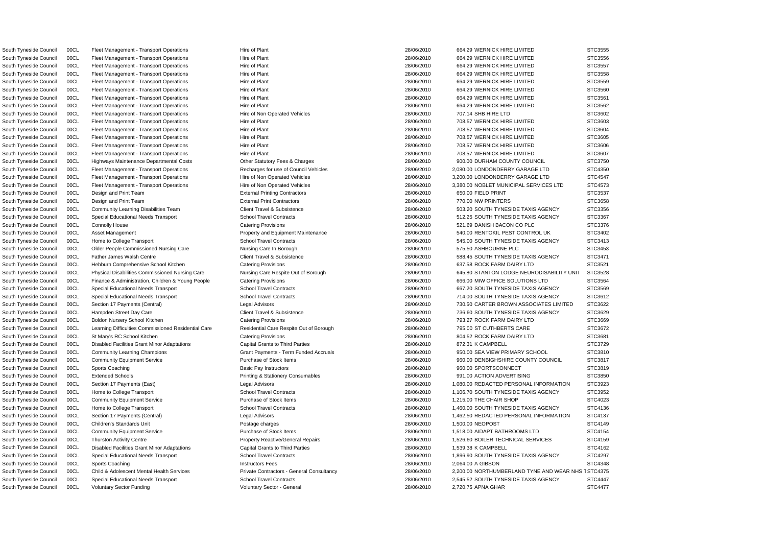| | | | | | | | |
|---|---|---|---|---|---|---|---|
| South Tyneside Council | 00CL | Fleet Management - Transport Operations | Hire of Plant | 28/06/2010 | 664.29 | WERNICK HIRE LIMITED | STC3555 |
| South Tyneside Council | 00CL | Fleet Management - Transport Operations | Hire of Plant | 28/06/2010 | 664.29 | WERNICK HIRE LIMITED | STC3556 |
| South Tyneside Council | 00CL | Fleet Management - Transport Operations | Hire of Plant | 28/06/2010 | 664.29 | WERNICK HIRE LIMITED | STC3557 |
| South Tyneside Council | 00CL | Fleet Management - Transport Operations | Hire of Plant | 28/06/2010 | 664.29 | WERNICK HIRE LIMITED | STC3558 |
| South Tyneside Council | 00CL | Fleet Management - Transport Operations | Hire of Plant | 28/06/2010 | 664.29 | WERNICK HIRE LIMITED | STC3559 |
| South Tyneside Council | 00CL | Fleet Management - Transport Operations | Hire of Plant | 28/06/2010 | 664.29 | WERNICK HIRE LIMITED | STC3560 |
| South Tyneside Council | 00CL | Fleet Management - Transport Operations | Hire of Plant | 28/06/2010 | 664.29 | WERNICK HIRE LIMITED | STC3561 |
| South Tyneside Council | 00CL | Fleet Management - Transport Operations | Hire of Plant | 28/06/2010 | 664.29 | WERNICK HIRE LIMITED | STC3562 |
| South Tyneside Council | 00CL | Fleet Management - Transport Operations | Hire of Non Operated Vehicles | 28/06/2010 | 707.14 | SHB HIRE LTD | STC3602 |
| South Tyneside Council | 00CL | Fleet Management - Transport Operations | Hire of Plant | 28/06/2010 | 708.57 | WERNICK HIRE LIMITED | STC3603 |
| South Tyneside Council | 00CL | Fleet Management - Transport Operations | Hire of Plant | 28/06/2010 | 708.57 | WERNICK HIRE LIMITED | STC3604 |
| South Tyneside Council | 00CL | Fleet Management - Transport Operations | Hire of Plant | 28/06/2010 | 708.57 | WERNICK HIRE LIMITED | STC3605 |
| South Tyneside Council | 00CL | Fleet Management - Transport Operations | Hire of Plant | 28/06/2010 | 708.57 | WERNICK HIRE LIMITED | STC3606 |
| South Tyneside Council | 00CL | Fleet Management - Transport Operations | Hire of Plant | 28/06/2010 | 708.57 | WERNICK HIRE LIMITED | STC3607 |
| South Tyneside Council | 00CL | Highways Maintenance Departmental Costs | Other Statutory Fees & Charges | 28/06/2010 | 900.00 | DURHAM COUNTY COUNCIL | STC3750 |
| South Tyneside Council | 00CL | Fleet Management - Transport Operations | Recharges for use of Council Vehicles | 28/06/2010 | 2,080.00 | LONDONDERRY GARAGE LTD | STC4350 |
| South Tyneside Council | 00CL | Fleet Management - Transport Operations | Hire of Non Operated Vehicles | 28/06/2010 | 3,200.00 | LONDONDERRY GARAGE LTD | STC4547 |
| South Tyneside Council | 00CL | Fleet Management - Transport Operations | Hire of Non Operated Vehicles | 28/06/2010 | 3,380.00 | NOBLET MUNICIPAL SERVICES LTD | STC4573 |
| South Tyneside Council | 00CL | Design and Print Team | External Printing Contractors | 28/06/2010 | 650.00 | FIELD PRINT | STC3537 |
| South Tyneside Council | 00CL | Design and Print Team | External Print Contractors | 28/06/2010 | 770.00 | NW PRINTERS | STC3658 |
| South Tyneside Council | 00CL | Community Learning Disabilities Team | Client Travel & Subsistence | 28/06/2010 | 503.20 | SOUTH TYNESIDE TAXIS AGENCY | STC3356 |
| South Tyneside Council | 00CL | Special Educational Needs Transport | School Travel Contracts | 28/06/2010 | 512.25 | SOUTH TYNESIDE TAXIS AGENCY | STC3367 |
| South Tyneside Council | 00CL | Connolly House | Catering Provisions | 28/06/2010 | 521.69 | DANISH BACON CO PLC | STC3376 |
| South Tyneside Council | 00CL | Asset Management | Property and Equipment Maintenance | 28/06/2010 | 540.00 | RENTOKIL PEST CONTROL UK | STC3402 |
| South Tyneside Council | 00CL | Home to College Transport | School Travel Contracts | 28/06/2010 | 545.00 | SOUTH TYNESIDE TAXIS AGENCY | STC3413 |
| South Tyneside Council | 00CL | Older People Commissioned Nursing Care | Nursing Care In Borough | 28/06/2010 | 575.50 | ASHBOURNE PLC | STC3453 |
| South Tyneside Council | 00CL | Father James Walsh Centre | Client Travel & Subsistence | 28/06/2010 | 588.45 | SOUTH TYNESIDE TAXIS AGENCY | STC3471 |
| South Tyneside Council | 00CL | Hebburn Comprehensive School Kitchen | Catering Provisions | 28/06/2010 | 637.58 | ROCK FARM DAIRY LTD | STC3521 |
| South Tyneside Council | 00CL | Physical Disabilities Commissioned Nursing Care | Nursing Care Respite Out of Borough | 28/06/2010 | 645.80 | STANTON LODGE NEURODISABILITY UNIT | STC3528 |
| South Tyneside Council | 00CL | Finance & Administration, Children & Young People | Catering Provisions | 28/06/2010 | 666.00 | MIW OFFICE SOLUTIONS LTD | STC3564 |
| South Tyneside Council | 00CL | Special Educational Needs Transport | School Travel Contracts | 28/06/2010 | 667.20 | SOUTH TYNESIDE TAXIS AGENCY | STC3569 |
| South Tyneside Council | 00CL | Special Educational Needs Transport | School Travel Contracts | 28/06/2010 | 714.00 | SOUTH TYNESIDE TAXIS AGENCY | STC3612 |
| South Tyneside Council | 00CL | Section 17 Payments (Central) | Legal Advisors | 28/06/2010 | 730.50 | CARTER BROWN ASSOCIATES LIMITED | STC3622 |
| South Tyneside Council | 00CL | Hampden Street Day Care | Client Travel & Subsistence | 28/06/2010 | 736.60 | SOUTH TYNESIDE TAXIS AGENCY | STC3629 |
| South Tyneside Council | 00CL | Boldon Nursery School Kitchen | Catering Provisions | 28/06/2010 | 793.27 | ROCK FARM DAIRY LTD | STC3669 |
| South Tyneside Council | 00CL | Learning Difficulties Commissioned Residential Care | Residential Care Respite Out of Borough | 28/06/2010 | 795.00 | ST CUTHBERTS CARE | STC3672 |
| South Tyneside Council | 00CL | St Mary's RC School Kitchen | Catering Provisions | 28/06/2010 | 804.52 | ROCK FARM DAIRY LTD | STC3681 |
| South Tyneside Council | 00CL | Disabled Facilities Grant Minor Adaptations | Capital Grants to Third Parties | 28/06/2010 | 872.31 | K CAMPBELL | STC3729 |
| South Tyneside Council | 00CL | Community Learning Champions | Grant Payments - Term Funded Accruals | 28/06/2010 | 950.00 | SEA VIEW PRIMARY SCHOOL | STC3810 |
| South Tyneside Council | 00CL | Community Equipment Service | Purchase of Stock Items | 28/06/2010 | 960.00 | DENBIGHSHIRE COUNTY COUNCIL | STC3817 |
| South Tyneside Council | 00CL | Sports Coaching | Basic Pay Instructors | 28/06/2010 | 960.00 | SPORTSCONNECT | STC3819 |
| South Tyneside Council | 00CL | Extended Schools | Printing & Stationery Consumables | 28/06/2010 | 991.00 | ACTION ADVERTISING | STC3850 |
| South Tyneside Council | 00CL | Section 17 Payments (East) | Legal Advisors | 28/06/2010 | 1,080.00 | REDACTED PERSONAL INFORMATION | STC3923 |
| South Tyneside Council | 00CL | Home to College Transport | School Travel Contracts | 28/06/2010 | 1,106.70 | SOUTH TYNESIDE TAXIS AGENCY | STC3952 |
| South Tyneside Council | 00CL | Community Equipment Service | Purchase of Stock Items | 28/06/2010 | 1,215.00 | THE CHAIR SHOP | STC4023 |
| South Tyneside Council | 00CL | Home to College Transport | School Travel Contracts | 28/06/2010 | 1,460.00 | SOUTH TYNESIDE TAXIS AGENCY | STC4136 |
| South Tyneside Council | 00CL | Section 17 Payments (Central) | Legal Advisors | 28/06/2010 | 1,462.50 | REDACTED PERSONAL INFORMATION | STC4137 |
| South Tyneside Council | 00CL | Children's Standards Unit | Postage charges | 28/06/2010 | 1,500.00 | NEOPOST | STC4149 |
| South Tyneside Council | 00CL | Community Equipment Service | Purchase of Stock Items | 28/06/2010 | 1,518.00 | AIDAPT BATHROOMS LTD | STC4154 |
| South Tyneside Council | 00CL | Thurston Activity Centre | Property Reactive/General Repairs | 28/06/2010 | 1,526.60 | BOILER TECHNICAL SERVICES | STC4159 |
| South Tyneside Council | 00CL | Disabled Facilities Grant Minor Adaptations | Capital Grants to Third Parties | 28/06/2010 | 1,539.38 | K CAMPBELL | STC4162 |
| South Tyneside Council | 00CL | Special Educational Needs Transport | School Travel Contracts | 28/06/2010 | 1,896.90 | SOUTH TYNESIDE TAXIS AGENCY | STC4297 |
| South Tyneside Council | 00CL | Sports Coaching | Instructors Fees | 28/06/2010 | 2,064.00 | A GIBSON | STC4348 |
| South Tyneside Council | 00CL | Child & Adolescent Mental Health Services | Private Contractors - General Consultancy | 28/06/2010 | 2,200.00 | NORTHUMBERLAND TYNE AND WEAR NHS T | STC4375 |
| South Tyneside Council | 00CL | Special Educational Needs Transport | School Travel Contracts | 28/06/2010 | 2,545.52 | SOUTH TYNESIDE TAXIS AGENCY | STC4447 |
| South Tyneside Council | 00CL | Voluntary Sector Funding | Voluntary Sector - General | 28/06/2010 | 2,720.75 | APNA GHAR | STC4477 |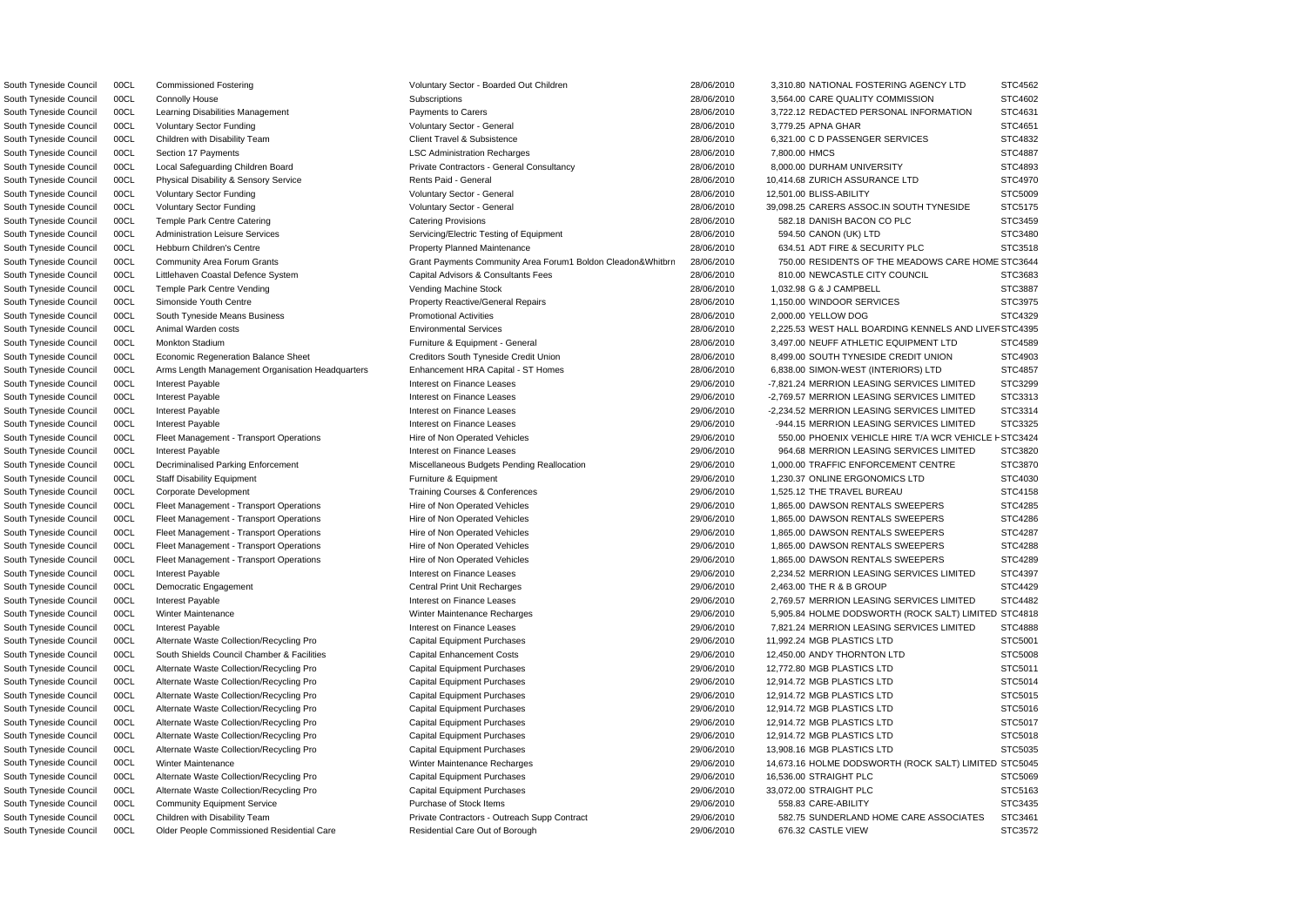| | | | | | | | |
|---|---|---|---|---|---|---|---|
| South Tyneside Council | 00CL | Commissioned Fostering | Voluntary Sector - Boarded Out Children | 28/06/2010 | 3,310.80 | NATIONAL FOSTERING AGENCY LTD | STC4562 |
| South Tyneside Council | 00CL | Connolly House | Subscriptions | 28/06/2010 | 3,564.00 | CARE QUALITY COMMISSION | STC4602 |
| South Tyneside Council | 00CL | Learning Disabilities Management | Payments to Carers | 28/06/2010 | 3,722.12 | REDACTED PERSONAL INFORMATION | STC4631 |
| South Tyneside Council | 00CL | Voluntary Sector Funding | Voluntary Sector - General | 28/06/2010 | 3,779.25 | APNA GHAR | STC4651 |
| South Tyneside Council | 00CL | Children with Disability Team | Client Travel & Subsistence | 28/06/2010 | 6,321.00 | C D PASSENGER SERVICES | STC4832 |
| South Tyneside Council | 00CL | Section 17 Payments | LSC Administration Recharges | 28/06/2010 | 7,800.00 | HMCS | STC4887 |
| South Tyneside Council | 00CL | Local Safeguarding Children Board | Private Contractors - General Consultancy | 28/06/2010 | 8,000.00 | DURHAM UNIVERSITY | STC4893 |
| South Tyneside Council | 00CL | Physical Disability & Sensory Service | Rents Paid - General | 28/06/2010 | 10,414.68 | ZURICH ASSURANCE LTD | STC4970 |
| South Tyneside Council | 00CL | Voluntary Sector Funding | Voluntary Sector - General | 28/06/2010 | 12,501.00 | BLISS-ABILITY | STC5009 |
| South Tyneside Council | 00CL | Voluntary Sector Funding | Voluntary Sector - General | 28/06/2010 | 39,098.25 | CARERS ASSOC.IN SOUTH TYNESIDE | STC5175 |
| South Tyneside Council | 00CL | Temple Park Centre Catering | Catering Provisions | 28/06/2010 | 582.18 | DANISH BACON CO PLC | STC3459 |
| South Tyneside Council | 00CL | Administration Leisure Services | Servicing/Electric Testing of Equipment | 28/06/2010 | 594.50 | CANON (UK) LTD | STC3480 |
| South Tyneside Council | 00CL | Hebburn Children's Centre | Property Planned Maintenance | 28/06/2010 | 634.51 | ADT FIRE & SECURITY PLC | STC3518 |
| South Tyneside Council | 00CL | Community Area Forum Grants | Grant Payments Community Area Forum1 Boldon Cleadon&Whitbrn | 28/06/2010 | 750.00 | RESIDENTS OF THE MEADOWS CARE HOME | STC3644 |
| South Tyneside Council | 00CL | Littlehaven Coastal Defence System | Capital Advisors & Consultants Fees | 28/06/2010 | 810.00 | NEWCASTLE CITY COUNCIL | STC3683 |
| South Tyneside Council | 00CL | Temple Park Centre Vending | Vending Machine Stock | 28/06/2010 | 1,032.98 | G & J CAMPBELL | STC3887 |
| South Tyneside Council | 00CL | Simonside Youth Centre | Property Reactive/General Repairs | 28/06/2010 | 1,150.00 | WINDOOR SERVICES | STC3975 |
| South Tyneside Council | 00CL | South Tyneside Means Business | Promotional Activities | 28/06/2010 | 2,000.00 | YELLOW DOG | STC4329 |
| South Tyneside Council | 00CL | Animal Warden costs | Environmental Services | 28/06/2010 | 2,225.53 | WEST HALL BOARDING KENNELS AND LIVER | STC4395 |
| South Tyneside Council | 00CL | Monkton Stadium | Furniture & Equipment - General | 28/06/2010 | 3,497.00 | NEUFF ATHLETIC EQUIPMENT LTD | STC4589 |
| South Tyneside Council | 00CL | Economic Regeneration Balance Sheet | Creditors South Tyneside Credit Union | 28/06/2010 | 8,499.00 | SOUTH TYNESIDE CREDIT UNION | STC4903 |
| South Tyneside Council | 00CL | Arms Length Management Organisation Headquarters | Enhancement HRA Capital - ST Homes | 28/06/2010 | 6,838.00 | SIMON-WEST (INTERIORS) LTD | STC4857 |
| South Tyneside Council | 00CL | Interest Payable | Interest on Finance Leases | 29/06/2010 | -7,821.24 | MERRION LEASING SERVICES LIMITED | STC3299 |
| South Tyneside Council | 00CL | Interest Payable | Interest on Finance Leases | 29/06/2010 | -2,769.57 | MERRION LEASING SERVICES LIMITED | STC3313 |
| South Tyneside Council | 00CL | Interest Payable | Interest on Finance Leases | 29/06/2010 | -2,234.52 | MERRION LEASING SERVICES LIMITED | STC3314 |
| South Tyneside Council | 00CL | Interest Payable | Interest on Finance Leases | 29/06/2010 | -944.15 | MERRION LEASING SERVICES LIMITED | STC3325 |
| South Tyneside Council | 00CL | Fleet Management - Transport Operations | Hire of Non Operated Vehicles | 29/06/2010 | 550.00 | PHOENIX VEHICLE HIRE T/A WCR VEHICLE H | STC3424 |
| South Tyneside Council | 00CL | Interest Payable | Interest on Finance Leases | 29/06/2010 | 964.68 | MERRION LEASING SERVICES LIMITED | STC3820 |
| South Tyneside Council | 00CL | Decriminalised Parking Enforcement | Miscellaneous Budgets Pending Reallocation | 29/06/2010 | 1,000.00 | TRAFFIC ENFORCEMENT CENTRE | STC3870 |
| South Tyneside Council | 00CL | Staff Disability Equipment | Furniture & Equipment | 29/06/2010 | 1,230.37 | ONLINE ERGONOMICS LTD | STC4030 |
| South Tyneside Council | 00CL | Corporate Development | Training Courses & Conferences | 29/06/2010 | 1,525.12 | THE TRAVEL BUREAU | STC4158 |
| South Tyneside Council | 00CL | Fleet Management - Transport Operations | Hire of Non Operated Vehicles | 29/06/2010 | 1,865.00 | DAWSON RENTALS SWEEPERS | STC4285 |
| South Tyneside Council | 00CL | Fleet Management - Transport Operations | Hire of Non Operated Vehicles | 29/06/2010 | 1,865.00 | DAWSON RENTALS SWEEPERS | STC4286 |
| South Tyneside Council | 00CL | Fleet Management - Transport Operations | Hire of Non Operated Vehicles | 29/06/2010 | 1,865.00 | DAWSON RENTALS SWEEPERS | STC4287 |
| South Tyneside Council | 00CL | Fleet Management - Transport Operations | Hire of Non Operated Vehicles | 29/06/2010 | 1,865.00 | DAWSON RENTALS SWEEPERS | STC4288 |
| South Tyneside Council | 00CL | Fleet Management - Transport Operations | Hire of Non Operated Vehicles | 29/06/2010 | 1,865.00 | DAWSON RENTALS SWEEPERS | STC4289 |
| South Tyneside Council | 00CL | Interest Payable | Interest on Finance Leases | 29/06/2010 | 2,234.52 | MERRION LEASING SERVICES LIMITED | STC4397 |
| South Tyneside Council | 00CL | Democratic Engagement | Central Print Unit Recharges | 29/06/2010 | 2,463.00 | THE R & B GROUP | STC4429 |
| South Tyneside Council | 00CL | Interest Payable | Interest on Finance Leases | 29/06/2010 | 2,769.57 | MERRION LEASING SERVICES LIMITED | STC4482 |
| South Tyneside Council | 00CL | Winter Maintenance | Winter Maintenance Recharges | 29/06/2010 | 5,905.84 | HOLME DODSWORTH (ROCK SALT) LIMITED | STC4818 |
| South Tyneside Council | 00CL | Interest Payable | Interest on Finance Leases | 29/06/2010 | 7,821.24 | MERRION LEASING SERVICES LIMITED | STC4888 |
| South Tyneside Council | 00CL | Alternate Waste Collection/Recycling Pro | Capital Equipment Purchases | 29/06/2010 | 11,992.24 | MGB PLASTICS LTD | STC5001 |
| South Tyneside Council | 00CL | South Shields Council Chamber & Facilities | Capital Enhancement Costs | 29/06/2010 | 12,450.00 | ANDY THORNTON LTD | STC5008 |
| South Tyneside Council | 00CL | Alternate Waste Collection/Recycling Pro | Capital Equipment Purchases | 29/06/2010 | 12,772.80 | MGB PLASTICS LTD | STC5011 |
| South Tyneside Council | 00CL | Alternate Waste Collection/Recycling Pro | Capital Equipment Purchases | 29/06/2010 | 12,914.72 | MGB PLASTICS LTD | STC5014 |
| South Tyneside Council | 00CL | Alternate Waste Collection/Recycling Pro | Capital Equipment Purchases | 29/06/2010 | 12,914.72 | MGB PLASTICS LTD | STC5015 |
| South Tyneside Council | 00CL | Alternate Waste Collection/Recycling Pro | Capital Equipment Purchases | 29/06/2010 | 12,914.72 | MGB PLASTICS LTD | STC5016 |
| South Tyneside Council | 00CL | Alternate Waste Collection/Recycling Pro | Capital Equipment Purchases | 29/06/2010 | 12,914.72 | MGB PLASTICS LTD | STC5017 |
| South Tyneside Council | 00CL | Alternate Waste Collection/Recycling Pro | Capital Equipment Purchases | 29/06/2010 | 12,914.72 | MGB PLASTICS LTD | STC5018 |
| South Tyneside Council | 00CL | Alternate Waste Collection/Recycling Pro | Capital Equipment Purchases | 29/06/2010 | 13,908.16 | MGB PLASTICS LTD | STC5035 |
| South Tyneside Council | 00CL | Winter Maintenance | Winter Maintenance Recharges | 29/06/2010 | 14,673.16 | HOLME DODSWORTH (ROCK SALT) LIMITED | STC5045 |
| South Tyneside Council | 00CL | Alternate Waste Collection/Recycling Pro | Capital Equipment Purchases | 29/06/2010 | 16,536.00 | STRAIGHT PLC | STC5069 |
| South Tyneside Council | 00CL | Alternate Waste Collection/Recycling Pro | Capital Equipment Purchases | 29/06/2010 | 33,072.00 | STRAIGHT PLC | STC5163 |
| South Tyneside Council | 00CL | Community Equipment Service | Purchase of Stock Items | 29/06/2010 | 558.83 | CARE-ABILITY | STC3435 |
| South Tyneside Council | 00CL | Children with Disability Team | Private Contractors - Outreach Supp Contract | 29/06/2010 | 582.75 | SUNDERLAND HOME CARE ASSOCIATES | STC3461 |
| South Tyneside Council | 00CL | Older People Commissioned Residential Care | Residential Care Out of Borough | 29/06/2010 | 676.32 | CASTLE VIEW | STC3572 |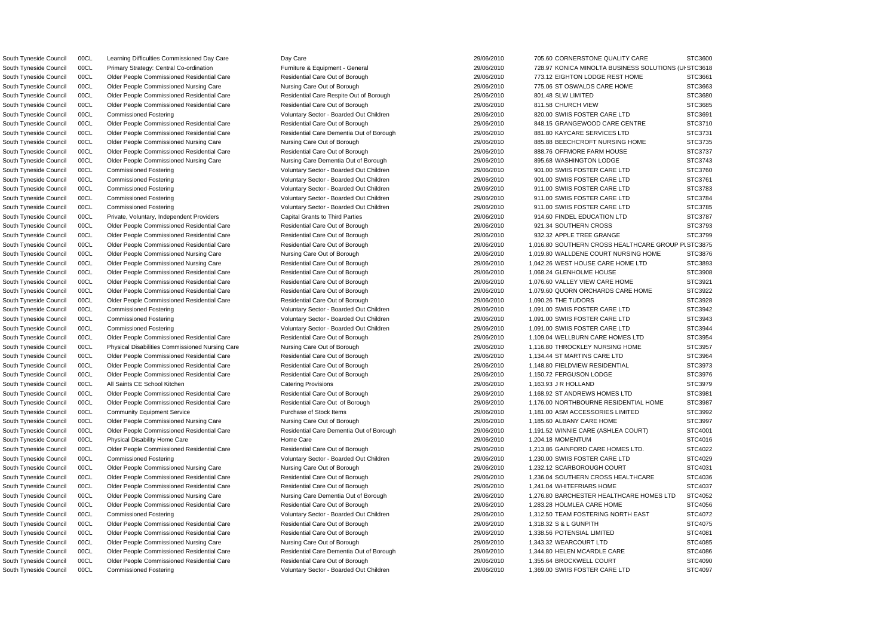| | | | | | | | |
|---|---|---|---|---|---|---|---|
| South Tyneside Council | 00CL | Learning Difficulties Commissioned Day Care | Day Care | 29/06/2010 | 705.60 | CORNERSTONE QUALITY CARE | STC3600 |
| South Tyneside Council | 00CL | Primary Strategy: Central Co-ordination | Furniture & Equipment - General | 29/06/2010 | 728.97 | KONICA MINOLTA BUSINESS SOLUTIONS (UK | STC3618 |
| South Tyneside Council | 00CL | Older People Commissioned Residential Care | Residential Care Out of Borough | 29/06/2010 | 773.12 | EIGHTON LODGE REST HOME | STC3661 |
| South Tyneside Council | 00CL | Older People Commissioned Nursing Care | Nursing Care Out of Borough | 29/06/2010 | 775.06 | ST OSWALDS CARE HOME | STC3663 |
| South Tyneside Council | 00CL | Older People Commissioned Residential Care | Residential Care Respite Out of Borough | 29/06/2010 | 801.48 | SLW LIMITED | STC3680 |
| South Tyneside Council | 00CL | Older People Commissioned Residential Care | Residential Care Out of Borough | 29/06/2010 | 811.58 | CHURCH VIEW | STC3685 |
| South Tyneside Council | 00CL | Commissioned Fostering | Voluntary Sector - Boarded Out Children | 29/06/2010 | 820.00 | SWIIS FOSTER CARE LTD | STC3691 |
| South Tyneside Council | 00CL | Older People Commissioned Residential Care | Residential Care Out of Borough | 29/06/2010 | 848.15 | GRANGEWOOD CARE CENTRE | STC3710 |
| South Tyneside Council | 00CL | Older People Commissioned Residential Care | Residential Care Dementia Out of Borough | 29/06/2010 | 881.80 | KAYCARE SERVICES LTD | STC3731 |
| South Tyneside Council | 00CL | Older People Commissioned Nursing Care | Nursing Care Out of Borough | 29/06/2010 | 885.88 | BEECHCROFT NURSING HOME | STC3735 |
| South Tyneside Council | 00CL | Older People Commissioned Residential Care | Residential Care Out of Borough | 29/06/2010 | 888.76 | OFFMORE FARM HOUSE | STC3737 |
| South Tyneside Council | 00CL | Older People Commissioned Nursing Care | Nursing Care Dementia Out of Borough | 29/06/2010 | 895.68 | WASHINGTON LODGE | STC3743 |
| South Tyneside Council | 00CL | Commissioned Fostering | Voluntary Sector - Boarded Out Children | 29/06/2010 | 901.00 | SWIIS FOSTER CARE LTD | STC3760 |
| South Tyneside Council | 00CL | Commissioned Fostering | Voluntary Sector - Boarded Out Children | 29/06/2010 | 901.00 | SWIIS FOSTER CARE LTD | STC3761 |
| South Tyneside Council | 00CL | Commissioned Fostering | Voluntary Sector - Boarded Out Children | 29/06/2010 | 911.00 | SWIIS FOSTER CARE LTD | STC3783 |
| South Tyneside Council | 00CL | Commissioned Fostering | Voluntary Sector - Boarded Out Children | 29/06/2010 | 911.00 | SWIIS FOSTER CARE LTD | STC3784 |
| South Tyneside Council | 00CL | Commissioned Fostering | Voluntary Sector - Boarded Out Children | 29/06/2010 | 911.00 | SWIIS FOSTER CARE LTD | STC3785 |
| South Tyneside Council | 00CL | Private, Voluntary, Independent Providers | Capital Grants to Third Parties | 29/06/2010 | 914.60 | FINDEL EDUCATION LTD | STC3787 |
| South Tyneside Council | 00CL | Older People Commissioned Residential Care | Residential Care Out of Borough | 29/06/2010 | 921.34 | SOUTHERN CROSS | STC3793 |
| South Tyneside Council | 00CL | Older People Commissioned Residential Care | Residential Care Out of Borough | 29/06/2010 | 932.32 | APPLE TREE GRANGE | STC3799 |
| South Tyneside Council | 00CL | Older People Commissioned Residential Care | Residential Care Out of Borough | 29/06/2010 | 1,016.80 | SOUTHERN CROSS HEALTHCARE GROUP PL | STC3875 |
| South Tyneside Council | 00CL | Older People Commissioned Nursing Care | Nursing Care Out of Borough | 29/06/2010 | 1,019.80 | WALLDENE COURT NURSING HOME | STC3876 |
| South Tyneside Council | 00CL | Older People Commissioned Nursing Care | Residential Care Out of Borough | 29/06/2010 | 1,042.26 | WEST HOUSE CARE HOME LTD | STC3893 |
| South Tyneside Council | 00CL | Older People Commissioned Residential Care | Residential Care Out of Borough | 29/06/2010 | 1,068.24 | GLENHOLME HOUSE | STC3908 |
| South Tyneside Council | 00CL | Older People Commissioned Residential Care | Residential Care Out of Borough | 29/06/2010 | 1,076.60 | VALLEY VIEW CARE HOME | STC3921 |
| South Tyneside Council | 00CL | Older People Commissioned Residential Care | Residential Care Out of Borough | 29/06/2010 | 1,079.60 | QUORN ORCHARDS CARE HOME | STC3922 |
| South Tyneside Council | 00CL | Older People Commissioned Residential Care | Residential Care Out of Borough | 29/06/2010 | 1,090.26 | THE TUDORS | STC3928 |
| South Tyneside Council | 00CL | Commissioned Fostering | Voluntary Sector - Boarded Out Children | 29/06/2010 | 1,091.00 | SWIIS FOSTER CARE LTD | STC3942 |
| South Tyneside Council | 00CL | Commissioned Fostering | Voluntary Sector - Boarded Out Children | 29/06/2010 | 1,091.00 | SWIIS FOSTER CARE LTD | STC3943 |
| South Tyneside Council | 00CL | Commissioned Fostering | Voluntary Sector - Boarded Out Children | 29/06/2010 | 1,091.00 | SWIIS FOSTER CARE LTD | STC3944 |
| South Tyneside Council | 00CL | Older People Commissioned Residential Care | Residential Care Out of Borough | 29/06/2010 | 1,109.04 | WELLBURN CARE HOMES LTD | STC3954 |
| South Tyneside Council | 00CL | Physical Disabilities Commissioned Nursing Care | Nursing Care Out of Borough | 29/06/2010 | 1,116.80 | THROCKLEY NURSING HOME | STC3957 |
| South Tyneside Council | 00CL | Older People Commissioned Residential Care | Residential Care Out of Borough | 29/06/2010 | 1,134.44 | ST MARTINS CARE LTD | STC3964 |
| South Tyneside Council | 00CL | Older People Commissioned Residential Care | Residential Care Out of Borough | 29/06/2010 | 1,148.80 | FIELDVIEW RESIDENTIAL | STC3973 |
| South Tyneside Council | 00CL | Older People Commissioned Residential Care | Residential Care Out of Borough | 29/06/2010 | 1,150.72 | FERGUSON LODGE | STC3976 |
| South Tyneside Council | 00CL | All Saints CE School Kitchen | Catering Provisions | 29/06/2010 | 1,163.93 | J R HOLLAND | STC3979 |
| South Tyneside Council | 00CL | Older People Commissioned Residential Care | Residential Care Out of Borough | 29/06/2010 | 1,168.92 | ST ANDREWS HOMES LTD | STC3981 |
| South Tyneside Council | 00CL | Older People Commissioned Residential Care | Residential Care Out of Borough | 29/06/2010 | 1,176.00 | NORTHBOURNE RESIDENTIAL HOME | STC3987 |
| South Tyneside Council | 00CL | Community Equipment Service | Purchase of Stock Items | 29/06/2010 | 1,181.00 | ASM ACCESSORIES LIMITED | STC3992 |
| South Tyneside Council | 00CL | Older People Commissioned Nursing Care | Nursing Care Out of Borough | 29/06/2010 | 1,185.60 | ALBANY CARE HOME | STC3997 |
| South Tyneside Council | 00CL | Older People Commissioned Residential Care | Residential Care Dementia Out of Borough | 29/06/2010 | 1,191.52 | WINNIE CARE (ASHLEA COURT) | STC4001 |
| South Tyneside Council | 00CL | Physical Disability Home Care | Home Care | 29/06/2010 | 1,204.18 | MOMENTUM | STC4016 |
| South Tyneside Council | 00CL | Older People Commissioned Residential Care | Residential Care Out of Borough | 29/06/2010 | 1,213.86 | GAINFORD CARE HOMES LTD. | STC4022 |
| South Tyneside Council | 00CL | Commissioned Fostering | Voluntary Sector - Boarded Out Children | 29/06/2010 | 1,230.00 | SWIIS FOSTER CARE LTD | STC4029 |
| South Tyneside Council | 00CL | Older People Commissioned Nursing Care | Nursing Care Out of Borough | 29/06/2010 | 1,232.12 | SCARBOROUGH COURT | STC4031 |
| South Tyneside Council | 00CL | Older People Commissioned Residential Care | Residential Care Out of Borough | 29/06/2010 | 1,236.04 | SOUTHERN CROSS HEALTHCARE | STC4036 |
| South Tyneside Council | 00CL | Older People Commissioned Residential Care | Residential Care Out of Borough | 29/06/2010 | 1,241.04 | WHITEFRIARS HOME | STC4037 |
| South Tyneside Council | 00CL | Older People Commissioned Nursing Care | Nursing Care Dementia Out of Borough | 29/06/2010 | 1,276.80 | BARCHESTER HEALTHCARE HOMES LTD | STC4052 |
| South Tyneside Council | 00CL | Older People Commissioned Residential Care | Residential Care Out of Borough | 29/06/2010 | 1,283.28 | HOLMLEA CARE HOME | STC4056 |
| South Tyneside Council | 00CL | Commissioned Fostering | Voluntary Sector - Boarded Out Children | 29/06/2010 | 1,312.50 | TEAM FOSTERING NORTH EAST | STC4072 |
| South Tyneside Council | 00CL | Older People Commissioned Residential Care | Residential Care Out of Borough | 29/06/2010 | 1,318.32 | S & L GUNPITH | STC4075 |
| South Tyneside Council | 00CL | Older People Commissioned Residential Care | Residential Care Out of Borough | 29/06/2010 | 1,338.56 | POTENSIAL LIMITED | STC4081 |
| South Tyneside Council | 00CL | Older People Commissioned Nursing Care | Nursing Care Out of Borough | 29/06/2010 | 1,343.32 | WEARCOURT LTD | STC4085 |
| South Tyneside Council | 00CL | Older People Commissioned Residential Care | Residential Care Dementia Out of Borough | 29/06/2010 | 1,344.80 | HELEN MCARDLE CARE | STC4086 |
| South Tyneside Council | 00CL | Older People Commissioned Residential Care | Residential Care Out of Borough | 29/06/2010 | 1,355.64 | BROCKWELL COURT | STC4090 |
| South Tyneside Council | 00CL | Commissioned Fostering | Voluntary Sector - Boarded Out Children | 29/06/2010 | 1,369.00 | SWIIS FOSTER CARE LTD | STC4097 |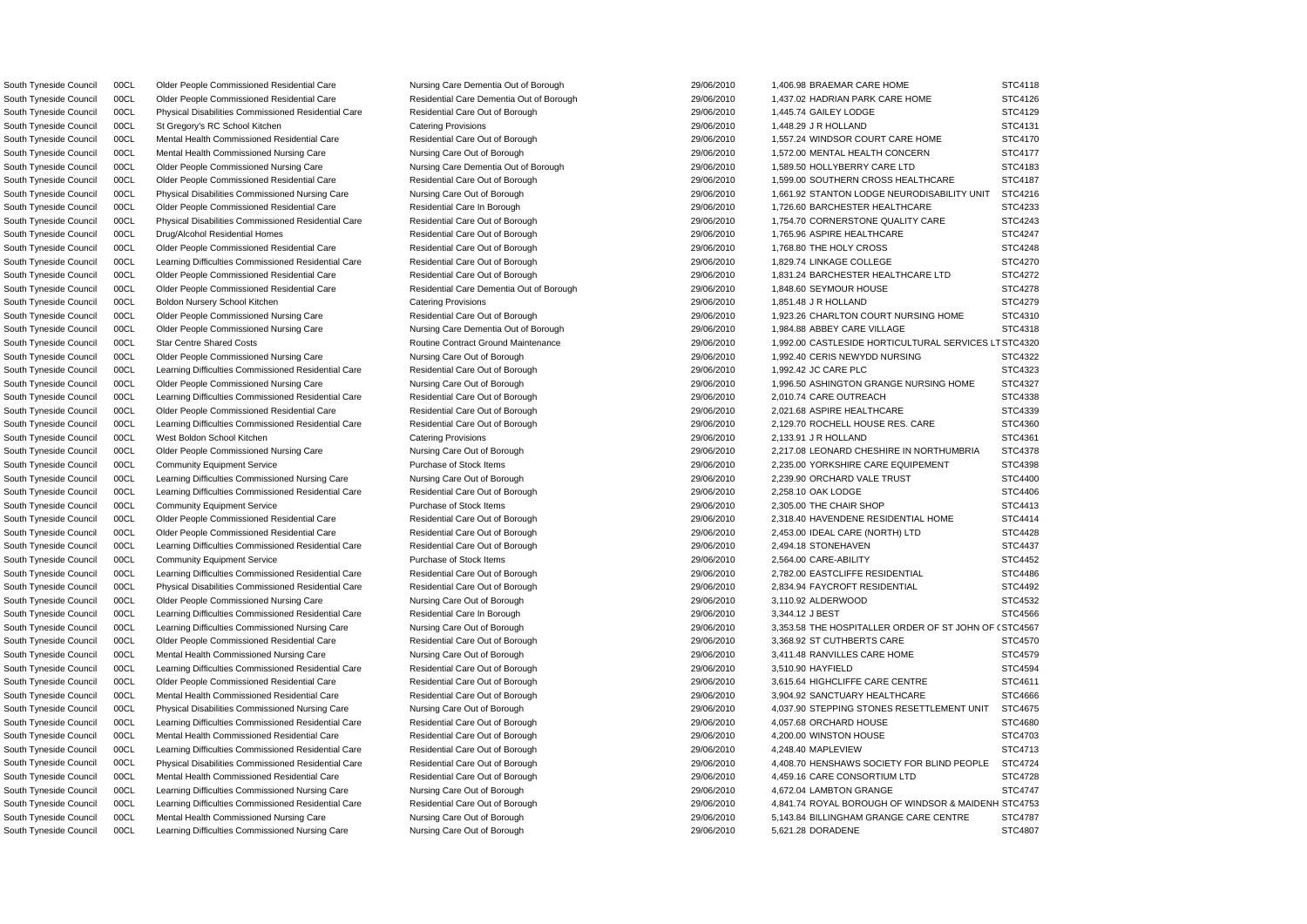| | | | | | | | |
|---|---|---|---|---|---|---|---|
| South Tyneside Council | 00CL | Older People Commissioned Residential Care | Nursing Care Dementia Out of Borough | 29/06/2010 | 1,406.98 | BRAEMAR CARE HOME | STC4118 |
| South Tyneside Council | 00CL | Older People Commissioned Residential Care | Residential Care Dementia Out of Borough | 29/06/2010 | 1,437.02 | HADRIAN PARK CARE HOME | STC4126 |
| South Tyneside Council | 00CL | Physical Disabilities Commissioned Residential Care | Residential Care Out of Borough | 29/06/2010 | 1,445.74 | GAILEY LODGE | STC4129 |
| South Tyneside Council | 00CL | St Gregory's RC School Kitchen | Catering Provisions | 29/06/2010 | 1,448.29 | J R HOLLAND | STC4131 |
| South Tyneside Council | 00CL | Mental Health Commissioned Residential Care | Residential Care Out of Borough | 29/06/2010 | 1,557.24 | WINDSOR COURT CARE HOME | STC4170 |
| South Tyneside Council | 00CL | Mental Health Commissioned Nursing Care | Nursing Care Out of Borough | 29/06/2010 | 1,572.00 | MENTAL HEALTH CONCERN | STC4177 |
| South Tyneside Council | 00CL | Older People Commissioned Nursing Care | Nursing Care Dementia Out of Borough | 29/06/2010 | 1,589.50 | HOLLYBERRY CARE LTD | STC4183 |
| South Tyneside Council | 00CL | Older People Commissioned Residential Care | Residential Care Out of Borough | 29/06/2010 | 1,599.00 | SOUTHERN CROSS HEALTHCARE | STC4187 |
| South Tyneside Council | 00CL | Physical Disabilities Commissioned Nursing Care | Nursing Care Out of Borough | 29/06/2010 | 1,661.92 | STANTON LODGE NEURODISABILITY UNIT | STC4216 |
| South Tyneside Council | 00CL | Older People Commissioned Residential Care | Residential Care In Borough | 29/06/2010 | 1,726.60 | BARCHESTER HEALTHCARE | STC4233 |
| South Tyneside Council | 00CL | Physical Disabilities Commissioned Residential Care | Residential Care Out of Borough | 29/06/2010 | 1,754.70 | CORNERSTONE QUALITY CARE | STC4243 |
| South Tyneside Council | 00CL | Drug/Alcohol Residential Homes | Residential Care Out of Borough | 29/06/2010 | 1,765.96 | ASPIRE HEALTHCARE | STC4247 |
| South Tyneside Council | 00CL | Older People Commissioned Residential Care | Residential Care Out of Borough | 29/06/2010 | 1,768.80 | THE HOLY CROSS | STC4248 |
| South Tyneside Council | 00CL | Learning Difficulties Commissioned Residential Care | Residential Care Out of Borough | 29/06/2010 | 1,829.74 | LINKAGE COLLEGE | STC4270 |
| South Tyneside Council | 00CL | Older People Commissioned Residential Care | Residential Care Out of Borough | 29/06/2010 | 1,831.24 | BARCHESTER HEALTHCARE LTD | STC4272 |
| South Tyneside Council | 00CL | Older People Commissioned Residential Care | Residential Care Dementia Out of Borough | 29/06/2010 | 1,848.60 | SEYMOUR HOUSE | STC4278 |
| South Tyneside Council | 00CL | Boldon Nursery School Kitchen | Catering Provisions | 29/06/2010 | 1,851.48 | J R HOLLAND | STC4279 |
| South Tyneside Council | 00CL | Older People Commissioned Nursing Care | Residential Care Out of Borough | 29/06/2010 | 1,923.26 | CHARLTON COURT NURSING HOME | STC4310 |
| South Tyneside Council | 00CL | Older People Commissioned Nursing Care | Nursing Care Dementia Out of Borough | 29/06/2010 | 1,984.88 | ABBEY CARE VILLAGE | STC4318 |
| South Tyneside Council | 00CL | Star Centre Shared Costs | Routine Contract Ground Maintenance | 29/06/2010 | 1,992.00 | CASTLESIDE HORTICULTURAL SERVICES LT | STC4320 |
| South Tyneside Council | 00CL | Older People Commissioned Nursing Care | Nursing Care Out of Borough | 29/06/2010 | 1,992.40 | CERIS NEWYDD NURSING | STC4322 |
| South Tyneside Council | 00CL | Learning Difficulties Commissioned Residential Care | Residential Care Out of Borough | 29/06/2010 | 1,992.42 | JC CARE PLC | STC4323 |
| South Tyneside Council | 00CL | Older People Commissioned Nursing Care | Nursing Care Out of Borough | 29/06/2010 | 1,996.50 | ASHINGTON GRANGE NURSING HOME | STC4327 |
| South Tyneside Council | 00CL | Learning Difficulties Commissioned Residential Care | Residential Care Out of Borough | 29/06/2010 | 2,010.74 | CARE OUTREACH | STC4338 |
| South Tyneside Council | 00CL | Older People Commissioned Residential Care | Residential Care Out of Borough | 29/06/2010 | 2,021.68 | ASPIRE HEALTHCARE | STC4339 |
| South Tyneside Council | 00CL | Learning Difficulties Commissioned Residential Care | Residential Care Out of Borough | 29/06/2010 | 2,129.70 | ROCHELL HOUSE RES. CARE | STC4360 |
| South Tyneside Council | 00CL | West Boldon School Kitchen | Catering Provisions | 29/06/2010 | 2,133.91 | J R HOLLAND | STC4361 |
| South Tyneside Council | 00CL | Older People Commissioned Nursing Care | Nursing Care Out of Borough | 29/06/2010 | 2,217.08 | LEONARD CHESHIRE IN NORTHUMBRIA | STC4378 |
| South Tyneside Council | 00CL | Community Equipment Service | Purchase of Stock Items | 29/06/2010 | 2,235.00 | YORKSHIRE CARE EQUIPEMENT | STC4398 |
| South Tyneside Council | 00CL | Learning Difficulties Commissioned Nursing Care | Nursing Care Out of Borough | 29/06/2010 | 2,239.90 | ORCHARD VALE TRUST | STC4400 |
| South Tyneside Council | 00CL | Learning Difficulties Commissioned Residential Care | Residential Care Out of Borough | 29/06/2010 | 2,258.10 | OAK LODGE | STC4406 |
| South Tyneside Council | 00CL | Community Equipment Service | Purchase of Stock Items | 29/06/2010 | 2,305.00 | THE CHAIR SHOP | STC4413 |
| South Tyneside Council | 00CL | Older People Commissioned Residential Care | Residential Care Out of Borough | 29/06/2010 | 2,318.40 | HAVENDENE RESIDENTIAL HOME | STC4414 |
| South Tyneside Council | 00CL | Older People Commissioned Residential Care | Residential Care Out of Borough | 29/06/2010 | 2,453.00 | IDEAL CARE (NORTH) LTD | STC4428 |
| South Tyneside Council | 00CL | Learning Difficulties Commissioned Residential Care | Residential Care Out of Borough | 29/06/2010 | 2,494.18 | STONEHAVEN | STC4437 |
| South Tyneside Council | 00CL | Community Equipment Service | Purchase of Stock Items | 29/06/2010 | 2,564.00 | CARE-ABILITY | STC4452 |
| South Tyneside Council | 00CL | Learning Difficulties Commissioned Residential Care | Residential Care Out of Borough | 29/06/2010 | 2,782.00 | EASTCLIFFE RESIDENTIAL | STC4486 |
| South Tyneside Council | 00CL | Physical Disabilities Commissioned Residential Care | Residential Care Out of Borough | 29/06/2010 | 2,834.94 | FAYCROFT RESIDENTIAL | STC4492 |
| South Tyneside Council | 00CL | Older People Commissioned Nursing Care | Nursing Care Out of Borough | 29/06/2010 | 3,110.92 | ALDERWOOD | STC4532 |
| South Tyneside Council | 00CL | Learning Difficulties Commissioned Residential Care | Residential Care In Borough | 29/06/2010 | 3,344.12 | J BEST | STC4566 |
| South Tyneside Council | 00CL | Learning Difficulties Commissioned Nursing Care | Nursing Care Out of Borough | 29/06/2010 | 3,353.58 | THE HOSPITALLER ORDER OF ST JOHN OF ( | STC4567 |
| South Tyneside Council | 00CL | Older People Commissioned Residential Care | Residential Care Out of Borough | 29/06/2010 | 3,368.92 | ST CUTHBERTS CARE | STC4570 |
| South Tyneside Council | 00CL | Mental Health Commissioned Nursing Care | Nursing Care Out of Borough | 29/06/2010 | 3,411.48 | RANVILLES CARE HOME | STC4579 |
| South Tyneside Council | 00CL | Learning Difficulties Commissioned Residential Care | Residential Care Out of Borough | 29/06/2010 | 3,510.90 | HAYFIELD | STC4594 |
| South Tyneside Council | 00CL | Older People Commissioned Residential Care | Residential Care Out of Borough | 29/06/2010 | 3,615.64 | HIGHCLIFFE CARE CENTRE | STC4611 |
| South Tyneside Council | 00CL | Mental Health Commissioned Residential Care | Residential Care Out of Borough | 29/06/2010 | 3,904.92 | SANCTUARY HEALTHCARE | STC4666 |
| South Tyneside Council | 00CL | Physical Disabilities Commissioned Nursing Care | Nursing Care Out of Borough | 29/06/2010 | 4,037.90 | STEPPING STONES RESETTLEMENT UNIT | STC4675 |
| South Tyneside Council | 00CL | Learning Difficulties Commissioned Residential Care | Residential Care Out of Borough | 29/06/2010 | 4,057.68 | ORCHARD HOUSE | STC4680 |
| South Tyneside Council | 00CL | Mental Health Commissioned Residential Care | Residential Care Out of Borough | 29/06/2010 | 4,200.00 | WINSTON HOUSE | STC4703 |
| South Tyneside Council | 00CL | Learning Difficulties Commissioned Residential Care | Residential Care Out of Borough | 29/06/2010 | 4,248.40 | MAPLEVIEW | STC4713 |
| South Tyneside Council | 00CL | Physical Disabilities Commissioned Residential Care | Residential Care Out of Borough | 29/06/2010 | 4,408.70 | HENSHAWS SOCIETY FOR BLIND PEOPLE | STC4724 |
| South Tyneside Council | 00CL | Mental Health Commissioned Residential Care | Residential Care Out of Borough | 29/06/2010 | 4,459.16 | CARE CONSORTIUM LTD | STC4728 |
| South Tyneside Council | 00CL | Learning Difficulties Commissioned Nursing Care | Nursing Care Out of Borough | 29/06/2010 | 4,672.04 | LAMBTON GRANGE | STC4747 |
| South Tyneside Council | 00CL | Learning Difficulties Commissioned Residential Care | Residential Care Out of Borough | 29/06/2010 | 4,841.74 | ROYAL BOROUGH OF WINDSOR & MAIDENH | STC4753 |
| South Tyneside Council | 00CL | Mental Health Commissioned Nursing Care | Nursing Care Out of Borough | 29/06/2010 | 5,143.84 | BILLINGHAM GRANGE CARE CENTRE | STC4787 |
| South Tyneside Council | 00CL | Learning Difficulties Commissioned Nursing Care | Nursing Care Out of Borough | 29/06/2010 | 5,621.28 | DORADENE | STC4807 |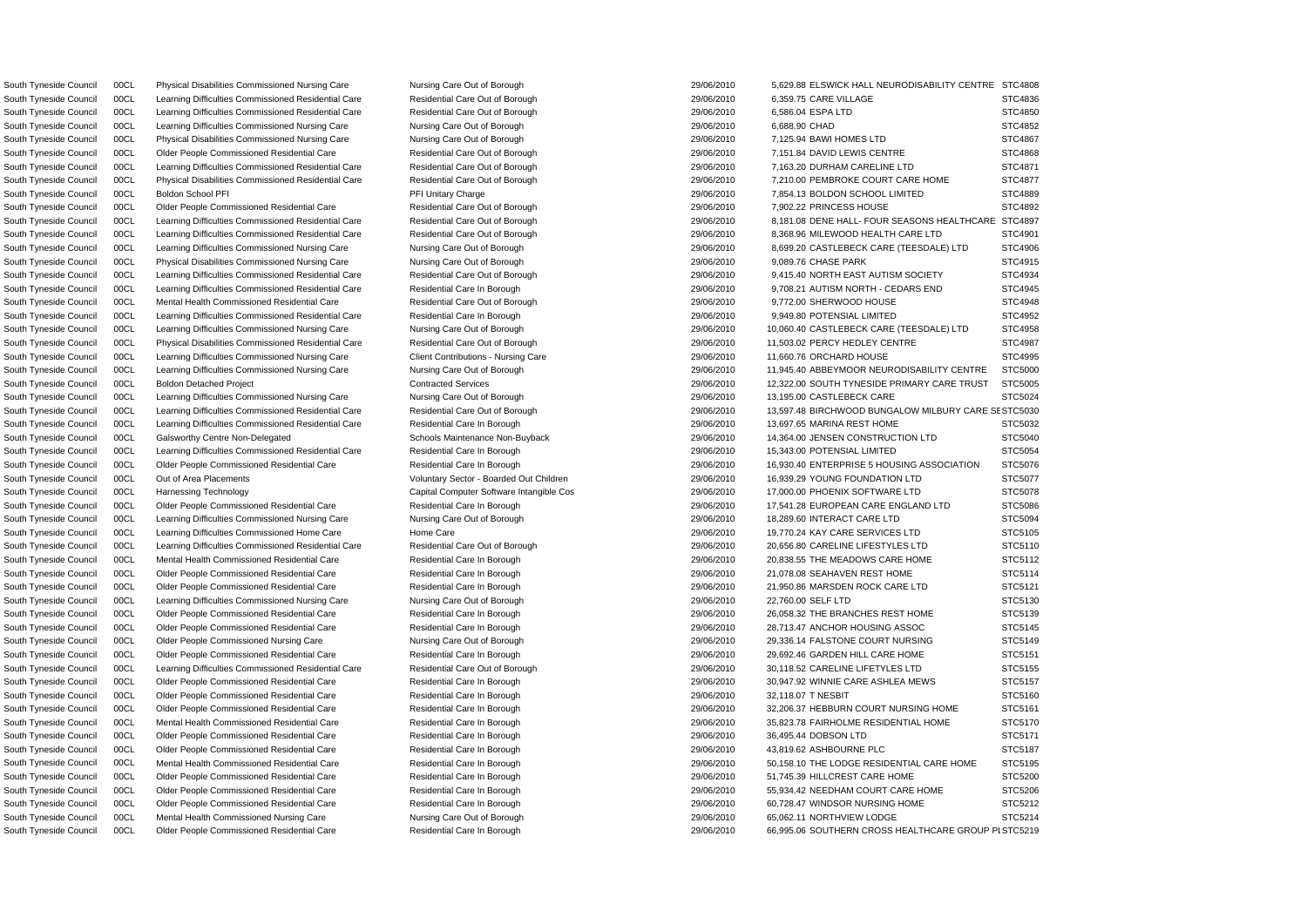| | | | | | | | |
|---|---|---|---|---|---|---|---|
| South Tyneside Council | 00CL | Physical Disabilities Commissioned Nursing Care | Nursing Care Out of Borough | 29/06/2010 | 5,629.88 | ELSWICK HALL NEURODISABILITY CENTRE | STC4808 |
| South Tyneside Council | 00CL | Learning Difficulties Commissioned Residential Care | Residential Care Out of Borough | 29/06/2010 | 6,359.75 | CARE VILLAGE | STC4836 |
| South Tyneside Council | 00CL | Learning Difficulties Commissioned Residential Care | Residential Care Out of Borough | 29/06/2010 | 6,586.04 | ESPA LTD | STC4850 |
| South Tyneside Council | 00CL | Learning Difficulties Commissioned Nursing Care | Nursing Care Out of Borough | 29/06/2010 | 6,688.90 | CHAD | STC4852 |
| South Tyneside Council | 00CL | Physical Disabilities Commissioned Nursing Care | Nursing Care Out of Borough | 29/06/2010 | 7,125.94 | BAWI HOMES LTD | STC4867 |
| South Tyneside Council | 00CL | Older People Commissioned Residential Care | Residential Care Out of Borough | 29/06/2010 | 7,151.84 | DAVID LEWIS CENTRE | STC4868 |
| South Tyneside Council | 00CL | Learning Difficulties Commissioned Residential Care | Residential Care Out of Borough | 29/06/2010 | 7,163.20 | DURHAM CARELINE LTD | STC4871 |
| South Tyneside Council | 00CL | Physical Disabilities Commissioned Residential Care | Residential Care Out of Borough | 29/06/2010 | 7,210.00 | PEMBROKE COURT CARE HOME | STC4877 |
| South Tyneside Council | 00CL | Boldon School PFI | PFI Unitary Charge | 29/06/2010 | 7,854.13 | BOLDON SCHOOL LIMITED | STC4889 |
| South Tyneside Council | 00CL | Older People Commissioned Residential Care | Residential Care Out of Borough | 29/06/2010 | 7,902.22 | PRINCESS HOUSE | STC4892 |
| South Tyneside Council | 00CL | Learning Difficulties Commissioned Residential Care | Residential Care Out of Borough | 29/06/2010 | 8,181.08 | DENE HALL- FOUR SEASONS HEALTHCARE | STC4897 |
| South Tyneside Council | 00CL | Learning Difficulties Commissioned Residential Care | Residential Care Out of Borough | 29/06/2010 | 8,368.96 | MILEWOOD HEALTH CARE LTD | STC4901 |
| South Tyneside Council | 00CL | Learning Difficulties Commissioned Nursing Care | Nursing Care Out of Borough | 29/06/2010 | 8,699.20 | CASTLEBECK CARE (TEESDALE) LTD | STC4906 |
| South Tyneside Council | 00CL | Physical Disabilities Commissioned Nursing Care | Nursing Care Out of Borough | 29/06/2010 | 9,089.76 | CHASE PARK | STC4915 |
| South Tyneside Council | 00CL | Learning Difficulties Commissioned Residential Care | Residential Care Out of Borough | 29/06/2010 | 9,415.40 | NORTH EAST AUTISM SOCIETY | STC4934 |
| South Tyneside Council | 00CL | Learning Difficulties Commissioned Residential Care | Residential Care In Borough | 29/06/2010 | 9,708.21 | AUTISM NORTH - CEDARS END | STC4945 |
| South Tyneside Council | 00CL | Mental Health Commissioned Residential Care | Residential Care Out of Borough | 29/06/2010 | 9,772.00 | SHERWOOD HOUSE | STC4948 |
| South Tyneside Council | 00CL | Learning Difficulties Commissioned Residential Care | Residential Care In Borough | 29/06/2010 | 9,949.80 | POTENSIAL LIMITED | STC4952 |
| South Tyneside Council | 00CL | Learning Difficulties Commissioned Nursing Care | Nursing Care Out of Borough | 29/06/2010 | 10,060.40 | CASTLEBECK CARE (TEESDALE) LTD | STC4958 |
| South Tyneside Council | 00CL | Physical Disabilities Commissioned Residential Care | Residential Care Out of Borough | 29/06/2010 | 11,503.02 | PERCY HEDLEY CENTRE | STC4987 |
| South Tyneside Council | 00CL | Learning Difficulties Commissioned Nursing Care | Client Contributions - Nursing Care | 29/06/2010 | 11,660.76 | ORCHARD HOUSE | STC4995 |
| South Tyneside Council | 00CL | Learning Difficulties Commissioned Nursing Care | Nursing Care Out of Borough | 29/06/2010 | 11,945.40 | ABBEYMOOR NEURODISABILITY CENTRE | STC5000 |
| South Tyneside Council | 00CL | Boldon Detached Project | Contracted Services | 29/06/2010 | 12,322.00 | SOUTH TYNESIDE PRIMARY CARE TRUST | STC5005 |
| South Tyneside Council | 00CL | Learning Difficulties Commissioned Nursing Care | Nursing Care Out of Borough | 29/06/2010 | 13,195.00 | CASTLEBECK CARE | STC5024 |
| South Tyneside Council | 00CL | Learning Difficulties Commissioned Residential Care | Residential Care Out of Borough | 29/06/2010 | 13,597.48 | BIRCHWOOD BUNGALOW MILBURY CARE SE | STC5030 |
| South Tyneside Council | 00CL | Learning Difficulties Commissioned Residential Care | Residential Care In Borough | 29/06/2010 | 13,697.65 | MARINA REST HOME | STC5032 |
| South Tyneside Council | 00CL | Galsworthy Centre Non-Delegated | Schools Maintenance Non-Buyback | 29/06/2010 | 14,364.00 | JENSEN CONSTRUCTION LTD | STC5040 |
| South Tyneside Council | 00CL | Learning Difficulties Commissioned Residential Care | Residential Care In Borough | 29/06/2010 | 15,343.00 | POTENSIAL LIMITED | STC5054 |
| South Tyneside Council | 00CL | Older People Commissioned Residential Care | Residential Care In Borough | 29/06/2010 | 16,930.40 | ENTERPRISE 5 HOUSING ASSOCIATION | STC5076 |
| South Tyneside Council | 00CL | Out of Area Placements | Voluntary Sector - Boarded Out Children | 29/06/2010 | 16,939.29 | YOUNG FOUNDATION LTD | STC5077 |
| South Tyneside Council | 00CL | Harnessing Technology | Capital Computer Software Intangible Cos | 29/06/2010 | 17,000.00 | PHOENIX SOFTWARE LTD | STC5078 |
| South Tyneside Council | 00CL | Older People Commissioned Residential Care | Residential Care In Borough | 29/06/2010 | 17,541.28 | EUROPEAN CARE ENGLAND LTD | STC5086 |
| South Tyneside Council | 00CL | Learning Difficulties Commissioned Nursing Care | Nursing Care Out of Borough | 29/06/2010 | 18,289.60 | INTERACT CARE LTD | STC5094 |
| South Tyneside Council | 00CL | Learning Difficulties Commissioned Home Care | Home Care | 29/06/2010 | 19,770.24 | KAY CARE SERVICES LTD | STC5105 |
| South Tyneside Council | 00CL | Learning Difficulties Commissioned Residential Care | Residential Care Out of Borough | 29/06/2010 | 20,656.80 | CARELINE LIFESTYLES LTD | STC5110 |
| South Tyneside Council | 00CL | Mental Health Commissioned Residential Care | Residential Care In Borough | 29/06/2010 | 20,838.55 | THE MEADOWS CARE HOME | STC5112 |
| South Tyneside Council | 00CL | Older People Commissioned Residential Care | Residential Care In Borough | 29/06/2010 | 21,078.08 | SEAHAVEN REST HOME | STC5114 |
| South Tyneside Council | 00CL | Older People Commissioned Residential Care | Residential Care In Borough | 29/06/2010 | 21,950.86 | MARSDEN ROCK CARE LTD | STC5121 |
| South Tyneside Council | 00CL | Learning Difficulties Commissioned Nursing Care | Nursing Care Out of Borough | 29/06/2010 | 22,760.00 | SELF LTD | STC5130 |
| South Tyneside Council | 00CL | Older People Commissioned Residential Care | Residential Care In Borough | 29/06/2010 | 26,058.32 | THE BRANCHES REST HOME | STC5139 |
| South Tyneside Council | 00CL | Older People Commissioned Residential Care | Residential Care In Borough | 29/06/2010 | 28,713.47 | ANCHOR HOUSING ASSOC | STC5145 |
| South Tyneside Council | 00CL | Older People Commissioned Nursing Care | Nursing Care Out of Borough | 29/06/2010 | 29,336.14 | FALSTONE COURT NURSING | STC5149 |
| South Tyneside Council | 00CL | Older People Commissioned Residential Care | Residential Care In Borough | 29/06/2010 | 29,692.46 | GARDEN HILL CARE HOME | STC5151 |
| South Tyneside Council | 00CL | Learning Difficulties Commissioned Residential Care | Residential Care Out of Borough | 29/06/2010 | 30,118.52 | CARELINE LIFETYLES LTD | STC5155 |
| South Tyneside Council | 00CL | Older People Commissioned Residential Care | Residential Care In Borough | 29/06/2010 | 30,947.92 | WINNIE CARE ASHLEA MEWS | STC5157 |
| South Tyneside Council | 00CL | Older People Commissioned Residential Care | Residential Care In Borough | 29/06/2010 | 32,118.07 | T NESBIT | STC5160 |
| South Tyneside Council | 00CL | Older People Commissioned Residential Care | Residential Care In Borough | 29/06/2010 | 32,206.37 | HEBBURN COURT NURSING HOME | STC5161 |
| South Tyneside Council | 00CL | Mental Health Commissioned Residential Care | Residential Care In Borough | 29/06/2010 | 35,823.78 | FAIRHOLME RESIDENTIAL HOME | STC5170 |
| South Tyneside Council | 00CL | Older People Commissioned Residential Care | Residential Care In Borough | 29/06/2010 | 36,495.44 | DOBSON LTD | STC5171 |
| South Tyneside Council | 00CL | Older People Commissioned Residential Care | Residential Care In Borough | 29/06/2010 | 43,819.62 | ASHBOURNE PLC | STC5187 |
| South Tyneside Council | 00CL | Mental Health Commissioned Residential Care | Residential Care In Borough | 29/06/2010 | 50,158.10 | THE LODGE RESIDENTIAL CARE HOME | STC5195 |
| South Tyneside Council | 00CL | Older People Commissioned Residential Care | Residential Care In Borough | 29/06/2010 | 51,745.39 | HILLCREST CARE HOME | STC5200 |
| South Tyneside Council | 00CL | Older People Commissioned Residential Care | Residential Care In Borough | 29/06/2010 | 55,934.42 | NEEDHAM COURT CARE HOME | STC5206 |
| South Tyneside Council | 00CL | Older People Commissioned Residential Care | Residential Care In Borough | 29/06/2010 | 60,728.47 | WINDSOR NURSING HOME | STC5212 |
| South Tyneside Council | 00CL | Mental Health Commissioned Nursing Care | Nursing Care Out of Borough | 29/06/2010 | 65,062.11 | NORTHVIEW LODGE | STC5214 |
| South Tyneside Council | 00CL | Older People Commissioned Residential Care | Residential Care In Borough | 29/06/2010 | 66,995.06 | SOUTHERN CROSS HEALTHCARE GROUP PL | STC5219 |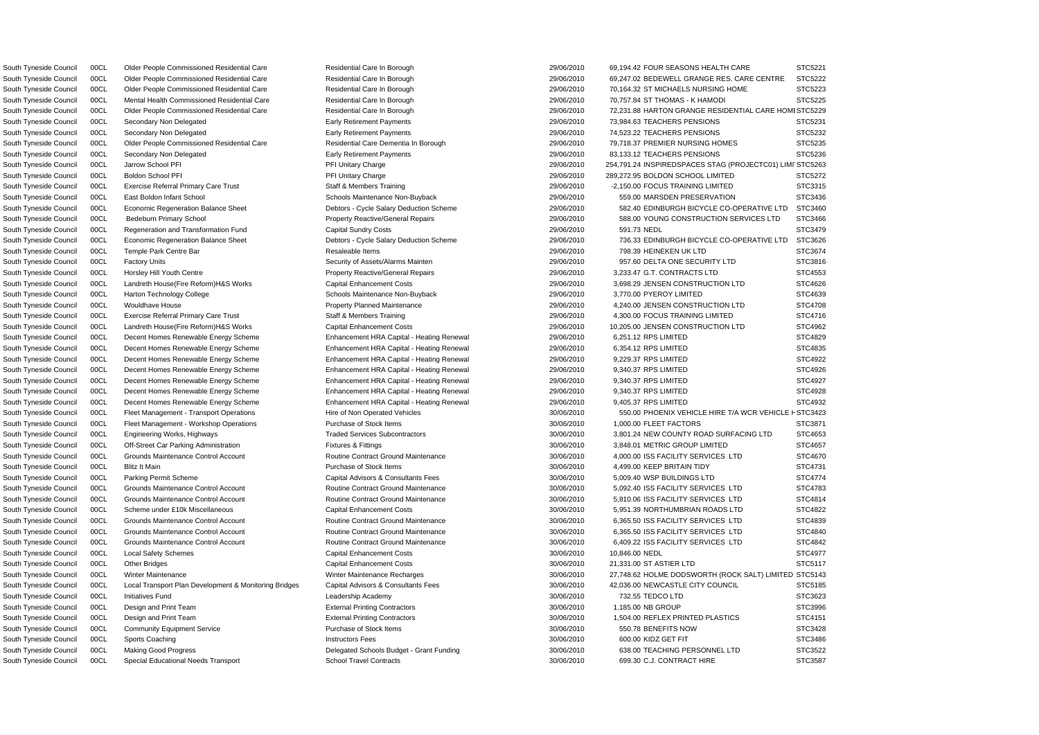| | | | | | | | |
|---|---|---|---|---|---|---|---|
| South Tyneside Council | 00CL | Older People Commissioned Residential Care | Residential Care In Borough | 29/06/2010 | 69,194.42 | FOUR SEASONS HEALTH CARE | STC5221 |
| South Tyneside Council | 00CL | Older People Commissioned Residential Care | Residential Care In Borough | 29/06/2010 | 69,247.02 | BEDEWELL GRANGE RES. CARE CENTRE | STC5222 |
| South Tyneside Council | 00CL | Older People Commissioned Residential Care | Residential Care In Borough | 29/06/2010 | 70,164.32 | ST MICHAELS NURSING HOME | STC5223 |
| South Tyneside Council | 00CL | Mental Health Commissioned Residential Care | Residential Care In Borough | 29/06/2010 | 70,757.84 | ST THOMAS - K HAMODI | STC5225 |
| South Tyneside Council | 00CL | Older People Commissioned Residential Care | Residential Care In Borough | 29/06/2010 | 72,231.88 | HARTON GRANGE RESIDENTIAL CARE HOMI | STC5229 |
| South Tyneside Council | 00CL | Secondary Non Delegated | Early Retirement Payments | 29/06/2010 | 73,984.63 | TEACHERS PENSIONS | STC5231 |
| South Tyneside Council | 00CL | Secondary Non Delegated | Early Retirement Payments | 29/06/2010 | 74,523.22 | TEACHERS PENSIONS | STC5232 |
| South Tyneside Council | 00CL | Older People Commissioned Residential Care | Residential Care Dementia In Borough | 29/06/2010 | 79,718.37 | PREMIER NURSING HOMES | STC5235 |
| South Tyneside Council | 00CL | Secondary Non Delegated | Early Retirement Payments | 29/06/2010 | 83,133.12 | TEACHERS PENSIONS | STC5236 |
| South Tyneside Council | 00CL | Jarrow School PFI | PFI Unitary Charge | 29/06/2010 | 254,791.24 | INSPIREDSPACES STAG (PROJECTC01) LIMI | STC5263 |
| South Tyneside Council | 00CL | Boldon School PFI | PFI Unitary Charge | 29/06/2010 | 289,272.95 | BOLDON SCHOOL LIMITED | STC5272 |
| South Tyneside Council | 00CL | Exercise Referral Primary Care Trust | Staff & Members Training | 29/06/2010 | -2,150.00 | FOCUS TRAINING LIMITED | STC3315 |
| South Tyneside Council | 00CL | East Boldon Infant School | Schools Maintenance Non-Buyback | 29/06/2010 | 559.00 | MARSDEN PRESERVATION | STC3436 |
| South Tyneside Council | 00CL | Economic Regeneration Balance Sheet | Debtors - Cycle Salary Deduction Scheme | 29/06/2010 | 582.40 | EDINBURGH BICYCLE CO-OPERATIVE LTD | STC3460 |
| South Tyneside Council | 00CL | Bedeburn Primary School | Property Reactive/General Repairs | 29/06/2010 | 588.00 | YOUNG CONSTRUCTION SERVICES LTD | STC3466 |
| South Tyneside Council | 00CL | Regeneration and Transformation Fund | Capital Sundry Costs | 29/06/2010 | 591.73 | NEDL | STC3479 |
| South Tyneside Council | 00CL | Economic Regeneration Balance Sheet | Debtors - Cycle Salary Deduction Scheme | 29/06/2010 | 736.33 | EDINBURGH BICYCLE CO-OPERATIVE LTD | STC3626 |
| South Tyneside Council | 00CL | Temple Park Centre Bar | Resaleable Items | 29/06/2010 | 798.39 | HEINEKEN UK LTD | STC3674 |
| South Tyneside Council | 00CL | Factory Units | Security of Assets/Alarms Mainten | 29/06/2010 | 957.60 | DELTA ONE SECURITY LTD | STC3816 |
| South Tyneside Council | 00CL | Horsley Hill Youth Centre | Property Reactive/General Repairs | 29/06/2010 | 3,233.47 | G.T. CONTRACTS LTD | STC4553 |
| South Tyneside Council | 00CL | Landreth House(Fire Reform)H&S Works | Capital Enhancement Costs | 29/06/2010 | 3,698.29 | JENSEN CONSTRUCTION LTD | STC4626 |
| South Tyneside Council | 00CL | Harton Technology College | Schools Maintenance Non-Buyback | 29/06/2010 | 3,770.00 | PYEROY LIMITED | STC4639 |
| South Tyneside Council | 00CL | Wouldhave House | Property Planned Maintenance | 29/06/2010 | 4,240.00 | JENSEN CONSTRUCTION LTD | STC4708 |
| South Tyneside Council | 00CL | Exercise Referral Primary Care Trust | Staff & Members Training | 29/06/2010 | 4,300.00 | FOCUS TRAINING LIMITED | STC4716 |
| South Tyneside Council | 00CL | Landreth House(Fire Reform)H&S Works | Capital Enhancement Costs | 29/06/2010 | 10,205.00 | JENSEN CONSTRUCTION LTD | STC4962 |
| South Tyneside Council | 00CL | Decent Homes Renewable Energy Scheme | Enhancement HRA Capital - Heating Renewal | 29/06/2010 | 6,251.12 | RPS LIMITED | STC4829 |
| South Tyneside Council | 00CL | Decent Homes Renewable Energy Scheme | Enhancement HRA Capital - Heating Renewal | 29/06/2010 | 6,354.12 | RPS LIMITED | STC4835 |
| South Tyneside Council | 00CL | Decent Homes Renewable Energy Scheme | Enhancement HRA Capital - Heating Renewal | 29/06/2010 | 9,229.37 | RPS LIMITED | STC4922 |
| South Tyneside Council | 00CL | Decent Homes Renewable Energy Scheme | Enhancement HRA Capital - Heating Renewal | 29/06/2010 | 9,340.37 | RPS LIMITED | STC4926 |
| South Tyneside Council | 00CL | Decent Homes Renewable Energy Scheme | Enhancement HRA Capital - Heating Renewal | 29/06/2010 | 9,340.37 | RPS LIMITED | STC4927 |
| South Tyneside Council | 00CL | Decent Homes Renewable Energy Scheme | Enhancement HRA Capital - Heating Renewal | 29/06/2010 | 9,340.37 | RPS LIMITED | STC4928 |
| South Tyneside Council | 00CL | Decent Homes Renewable Energy Scheme | Enhancement HRA Capital - Heating Renewal | 29/06/2010 | 9,405.37 | RPS LIMITED | STC4932 |
| South Tyneside Council | 00CL | Fleet Management - Transport Operations | Hire of Non Operated Vehicles | 30/06/2010 | 550.00 | PHOENIX VEHICLE HIRE T/A WCR VEHICLE H | STC3423 |
| South Tyneside Council | 00CL | Fleet Management - Workshop Operations | Purchase of Stock Items | 30/06/2010 | 1,000.00 | FLEET FACTORS | STC3871 |
| South Tyneside Council | 00CL | Engineering Works, Highways | Traded Services Subcontractors | 30/06/2010 | 3,801.24 | NEW COUNTY ROAD SURFACING LTD | STC4653 |
| South Tyneside Council | 00CL | Off-Street Car Parking Administration | Fixtures & Fittings | 30/06/2010 | 3,848.01 | METRIC GROUP LIMITED | STC4657 |
| South Tyneside Council | 00CL | Grounds Maintenance Control Account | Routine Contract Ground Maintenance | 30/06/2010 | 4,000.00 | ISS FACILITY SERVICES LTD | STC4670 |
| South Tyneside Council | 00CL | Blitz It Main | Purchase of Stock Items | 30/06/2010 | 4,499.00 | KEEP BRITAIN TIDY | STC4731 |
| South Tyneside Council | 00CL | Parking Permit Scheme | Capital Advisors & Consultants Fees | 30/06/2010 | 5,009.40 | WSP BUILDINGS LTD | STC4774 |
| South Tyneside Council | 00CL | Grounds Maintenance Control Account | Routine Contract Ground Maintenance | 30/06/2010 | 5,092.40 | ISS FACILITY SERVICES LTD | STC4783 |
| South Tyneside Council | 00CL | Grounds Maintenance Control Account | Routine Contract Ground Maintenance | 30/06/2010 | 5,810.06 | ISS FACILITY SERVICES LTD | STC4814 |
| South Tyneside Council | 00CL | Scheme under £10k Miscellaneous | Capital Enhancement Costs | 30/06/2010 | 5,951.39 | NORTHUMBRIAN ROADS LTD | STC4822 |
| South Tyneside Council | 00CL | Grounds Maintenance Control Account | Routine Contract Ground Maintenance | 30/06/2010 | 6,365.50 | ISS FACILITY SERVICES LTD | STC4839 |
| South Tyneside Council | 00CL | Grounds Maintenance Control Account | Routine Contract Ground Maintenance | 30/06/2010 | 6,365.50 | ISS FACILITY SERVICES LTD | STC4840 |
| South Tyneside Council | 00CL | Grounds Maintenance Control Account | Routine Contract Ground Maintenance | 30/06/2010 | 6,409.22 | ISS FACILITY SERVICES LTD | STC4842 |
| South Tyneside Council | 00CL | Local Safety Schemes | Capital Enhancement Costs | 30/06/2010 | 10,846.00 | NEDL | STC4977 |
| South Tyneside Council | 00CL | Other Bridges | Capital Enhancement Costs | 30/06/2010 | 21,331.00 | ST ASTIER LTD | STC5117 |
| South Tyneside Council | 00CL | Winter Maintenance | Winter Maintenance Recharges | 30/06/2010 | 27,748.62 | HOLME DODSWORTH (ROCK SALT) LIMITED | STC5143 |
| South Tyneside Council | 00CL | Local Transport Plan Development & Monitoring Bridges | Capital Advisors & Consultants Fees | 30/06/2010 | 42,036.00 | NEWCASTLE CITY COUNCIL | STC5185 |
| South Tyneside Council | 00CL | Initiatives Fund | Leadership Academy | 30/06/2010 | 732.55 | TEDCO LTD | STC3623 |
| South Tyneside Council | 00CL | Design and Print Team | External Printing Contractors | 30/06/2010 | 1,185.00 | NB GROUP | STC3996 |
| South Tyneside Council | 00CL | Design and Print Team | External Printing Contractors | 30/06/2010 | 1,504.00 | REFLEX PRINTED PLASTICS | STC4151 |
| South Tyneside Council | 00CL | Community Equipment Service | Purchase of Stock Items | 30/06/2010 | 550.78 | BENEFITS NOW | STC3428 |
| South Tyneside Council | 00CL | Sports Coaching | Instructors Fees | 30/06/2010 | 600.00 | KIDZ GET FIT | STC3486 |
| South Tyneside Council | 00CL | Making Good Progress | Delegated Schools Budget - Grant Funding | 30/06/2010 | 638.00 | TEACHING PERSONNEL LTD | STC3522 |
| South Tyneside Council | 00CL | Special Educational Needs Transport | School Travel Contracts | 30/06/2010 | 699.30 | C.J. CONTRACT HIRE | STC3587 |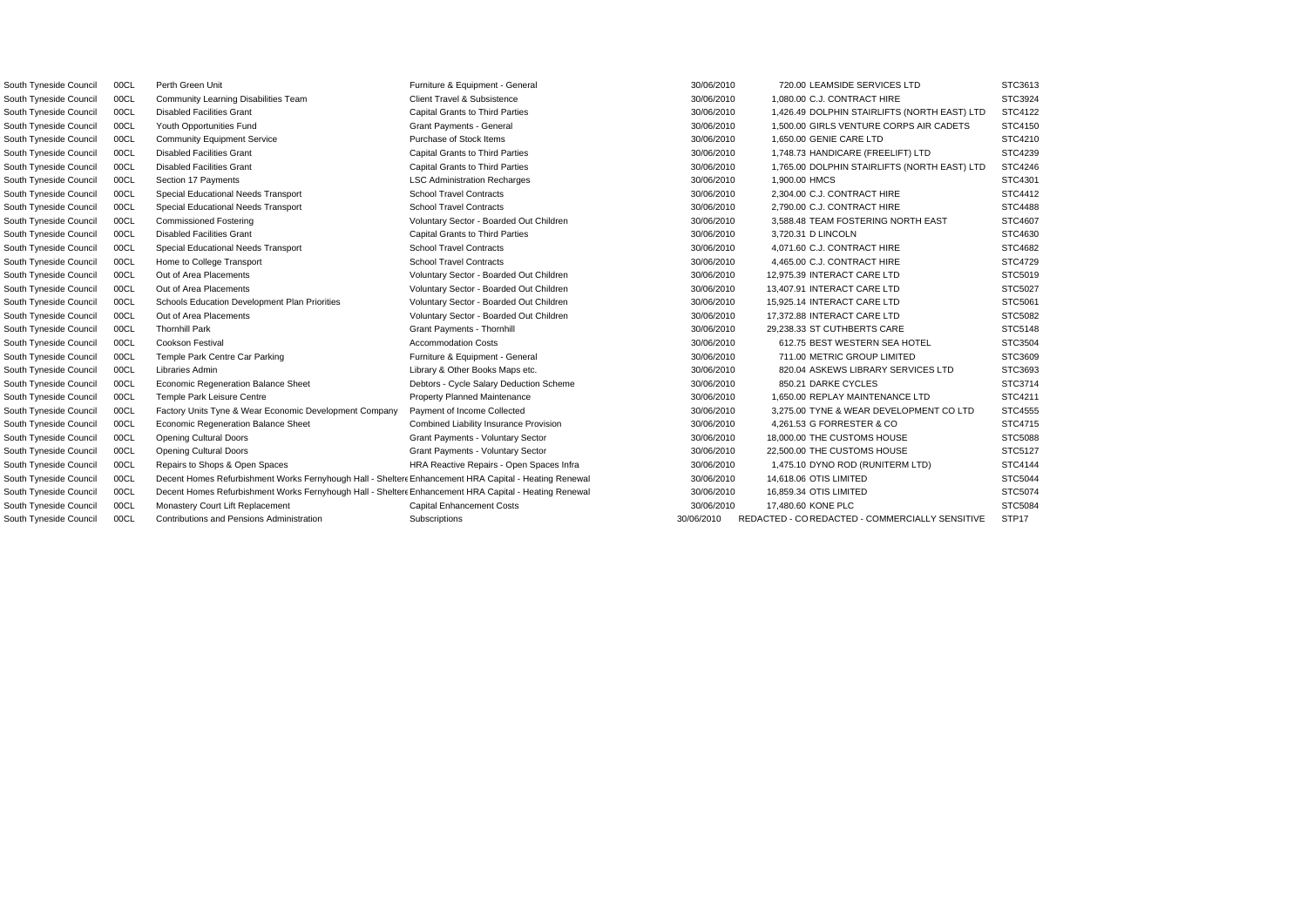| | | | | | | | |
|---|---|---|---|---|---|---|---|
| South Tyneside Council | 00CL | Perth Green Unit | Furniture & Equipment - General | 30/06/2010 | 720.00 | LEAMSIDE SERVICES LTD | STC3613 |
| South Tyneside Council | 00CL | Community Learning Disabilities Team | Client Travel & Subsistence | 30/06/2010 | 1,080.00 | C.J. CONTRACT HIRE | STC3924 |
| South Tyneside Council | 00CL | Disabled Facilities Grant | Capital Grants to Third Parties | 30/06/2010 | 1,426.49 | DOLPHIN STAIRLIFTS (NORTH EAST) LTD | STC4122 |
| South Tyneside Council | 00CL | Youth Opportunities Fund | Grant Payments - General | 30/06/2010 | 1,500.00 | GIRLS VENTURE CORPS AIR CADETS | STC4150 |
| South Tyneside Council | 00CL | Community Equipment Service | Purchase of Stock Items | 30/06/2010 | 1,650.00 | GENIE CARE LTD | STC4210 |
| South Tyneside Council | 00CL | Disabled Facilities Grant | Capital Grants to Third Parties | 30/06/2010 | 1,748.73 | HANDICARE (FREELIFT) LTD | STC4239 |
| South Tyneside Council | 00CL | Disabled Facilities Grant | Capital Grants to Third Parties | 30/06/2010 | 1,765.00 | DOLPHIN STAIRLIFTS (NORTH EAST) LTD | STC4246 |
| South Tyneside Council | 00CL | Section 17 Payments | LSC Administration Recharges | 30/06/2010 | 1,900.00 | HMCS | STC4301 |
| South Tyneside Council | 00CL | Special Educational Needs Transport | School Travel Contracts | 30/06/2010 | 2,304.00 | C.J. CONTRACT HIRE | STC4412 |
| South Tyneside Council | 00CL | Special Educational Needs Transport | School Travel Contracts | 30/06/2010 | 2,790.00 | C.J. CONTRACT HIRE | STC4488 |
| South Tyneside Council | 00CL | Commissioned Fostering | Voluntary Sector - Boarded Out Children | 30/06/2010 | 3,588.48 | TEAM FOSTERING NORTH EAST | STC4607 |
| South Tyneside Council | 00CL | Disabled Facilities Grant | Capital Grants to Third Parties | 30/06/2010 | 3,720.31 | D LINCOLN | STC4630 |
| South Tyneside Council | 00CL | Special Educational Needs Transport | School Travel Contracts | 30/06/2010 | 4,071.60 | C.J. CONTRACT HIRE | STC4682 |
| South Tyneside Council | 00CL | Home to College Transport | School Travel Contracts | 30/06/2010 | 4,465.00 | C.J. CONTRACT HIRE | STC4729 |
| South Tyneside Council | 00CL | Out of Area Placements | Voluntary Sector - Boarded Out Children | 30/06/2010 | 12,975.39 | INTERACT CARE LTD | STC5019 |
| South Tyneside Council | 00CL | Out of Area Placements | Voluntary Sector - Boarded Out Children | 30/06/2010 | 13,407.91 | INTERACT CARE LTD | STC5027 |
| South Tyneside Council | 00CL | Schools Education Development Plan Priorities | Voluntary Sector - Boarded Out Children | 30/06/2010 | 15,925.14 | INTERACT CARE LTD | STC5061 |
| South Tyneside Council | 00CL | Out of Area Placements | Voluntary Sector - Boarded Out Children | 30/06/2010 | 17,372.88 | INTERACT CARE LTD | STC5082 |
| South Tyneside Council | 00CL | Thornhill Park | Grant Payments - Thornhill | 30/06/2010 | 29,238.33 | ST CUTHBERTS CARE | STC5148 |
| South Tyneside Council | 00CL | Cookson Festival | Accommodation Costs | 30/06/2010 | 612.75 | BEST WESTERN SEA HOTEL | STC3504 |
| South Tyneside Council | 00CL | Temple Park Centre Car Parking | Furniture & Equipment - General | 30/06/2010 | 711.00 | METRIC GROUP LIMITED | STC3609 |
| South Tyneside Council | 00CL | Libraries Admin | Library & Other Books Maps etc. | 30/06/2010 | 820.04 | ASKEWS LIBRARY SERVICES LTD | STC3693 |
| South Tyneside Council | 00CL | Economic Regeneration Balance Sheet | Debtors - Cycle Salary Deduction Scheme | 30/06/2010 | 850.21 | DARKE CYCLES | STC3714 |
| South Tyneside Council | 00CL | Temple Park Leisure Centre | Property Planned Maintenance | 30/06/2010 | 1,650.00 | REPLAY MAINTENANCE LTD | STC4211 |
| South Tyneside Council | 00CL | Factory Units Tyne & Wear Economic Development Company | Payment of Income Collected | 30/06/2010 | 3,275.00 | TYNE & WEAR DEVELOPMENT CO LTD | STC4555 |
| South Tyneside Council | 00CL | Economic Regeneration Balance Sheet | Combined Liability Insurance Provision | 30/06/2010 | 4,261.53 | G FORRESTER & CO | STC4715 |
| South Tyneside Council | 00CL | Opening Cultural Doors | Grant Payments - Voluntary Sector | 30/06/2010 | 18,000.00 | THE CUSTOMS HOUSE | STC5088 |
| South Tyneside Council | 00CL | Opening Cultural Doors | Grant Payments - Voluntary Sector | 30/06/2010 | 22,500.00 | THE CUSTOMS HOUSE | STC5127 |
| South Tyneside Council | 00CL | Repairs to Shops & Open Spaces | HRA Reactive Repairs - Open Spaces Infra | 30/06/2010 | 1,475.10 | DYNO ROD (RUNITERM LTD) | STC4144 |
| South Tyneside Council | 00CL | Decent Homes Refurbishment Works Fernyhough Hall - Sheltere | Enhancement HRA Capital - Heating Renewal | 30/06/2010 | 14,618.06 | OTIS LIMITED | STC5044 |
| South Tyneside Council | 00CL | Decent Homes Refurbishment Works Fernyhough Hall - Sheltere | Enhancement HRA Capital - Heating Renewal | 30/06/2010 | 16,859.34 | OTIS LIMITED | STC5074 |
| South Tyneside Council | 00CL | Monastery Court Lift Replacement | Capital Enhancement Costs | 30/06/2010 | 17,480.60 | KONE PLC | STC5084 |
| South Tyneside Council | 00CL | Contributions and Pensions Administration | Subscriptions | 30/06/2010 | REDACTED - CO | REDACTED - COMMERCIALLY SENSITIVE | STP17 |